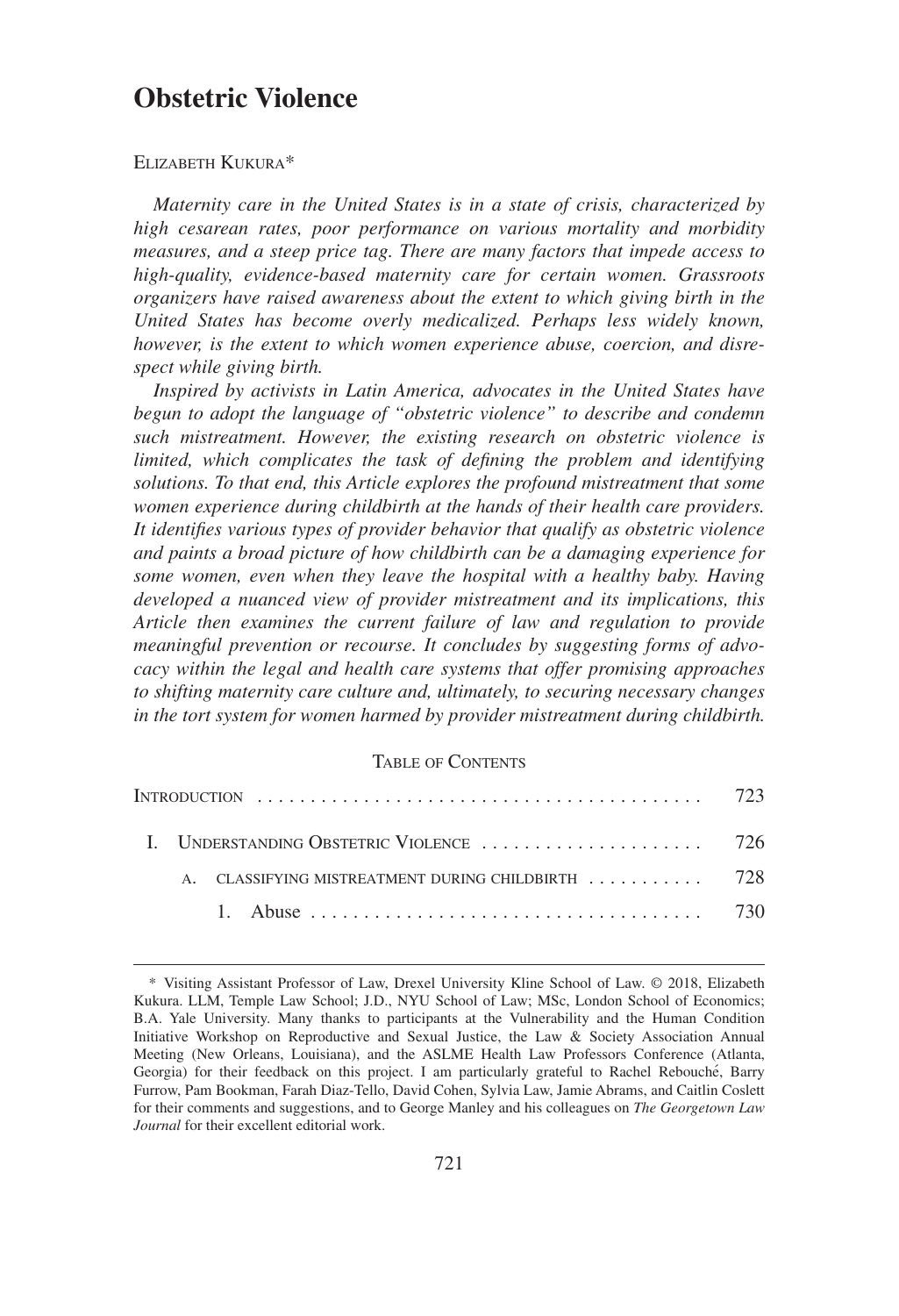# Obstetric Violence

ELIZABETH KUKURA*

*Maternity care in the United States is in a state of crisis, characterized by high cesarean rates, poor performance on various mortality and morbidity measures, and a steep price tag. There are many factors that impede access to high-quality, evidence-based maternity care for certain women. Grassroots organizers have raised awareness about the extent to which giving birth in the United States has become overly medicalized. Perhaps less widely known, however, is the extent to which women experience abuse, coercion, and disrespect while giving birth.*

*Inspired by activists in Latin America, advocates in the United States have begun to adopt the language of "obstetric violence" to describe and condemn such mistreatment. However, the existing research on obstetric violence is limited, which complicates the task of defining the problem and identifying solutions. To that end, this Article explores the profound mistreatment that some women experience during childbirth at the hands of their health care providers. It identifies various types of provider behavior that qualify as obstetric violence and paints a broad picture of how childbirth can be a damaging experience for some women, even when they leave the hospital with a healthy baby. Having developed a nuanced view of provider mistreatment and its implications, this Article then examines the current failure of law and regulation to provide meaningful prevention or recourse. It concludes by suggesting forms of advocacy within the legal and health care systems that offer promising approaches to shifting maternity care culture and, ultimately, to securing necessary changes in the tort system for women harmed by provider mistreatment during childbirth.*

TABLE OF CONTENTS

| | |
|---|---|
| INTRODUCTION | 723 |
| I. UNDERSTANDING OBSTETRIC VIOLENCE | 726 |
| A. CLASSIFYING MISTREATMENT DURING CHILDBIRTH | 728 |
| 1. Abuse | 730 |

---

\* Visiting Assistant Professor of Law, Drexel University Kline School of Law. © 2018, Elizabeth Kukura. LLM, Temple Law School; J.D., NYU School of Law; MSc, London School of Economics; B.A. Yale University. Many thanks to participants at the Vulnerability and the Human Condition Initiative Workshop on Reproductive and Sexual Justice, the Law & Society Association Annual Meeting (New Orleans, Louisiana), and the ASLME Health Law Professors Conference (Atlanta, Georgia) for their feedback on this project. I am particularly grateful to Rachel Rebouché, Barry Furrow, Pam Bookman, Farah Diaz-Tello, David Cohen, Sylvia Law, Jamie Abrams, and Caitlin Coslett for their comments and suggestions, and to George Manley and his colleagues on *The Georgetown Law Journal* for their excellent editorial work.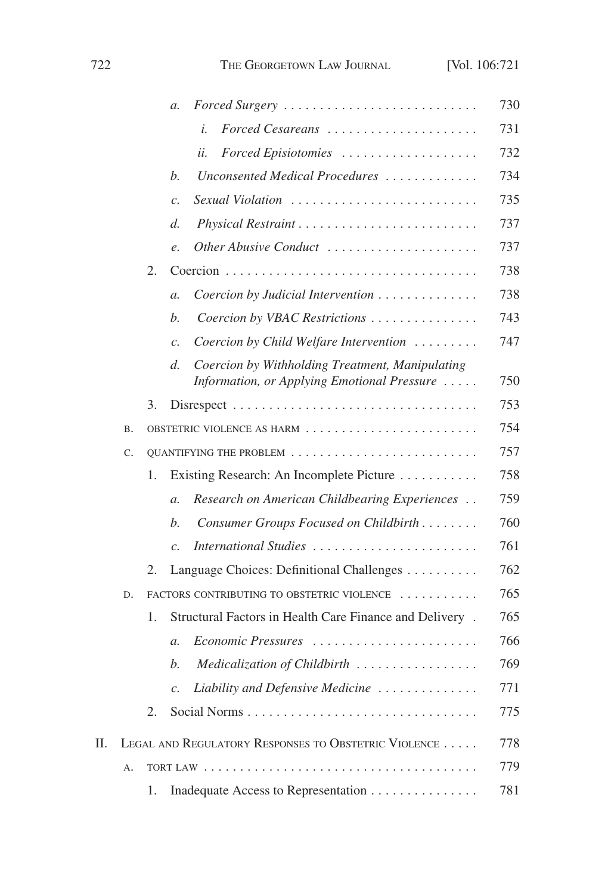- *a. Forced Surgery* . . . . . . . . . . . . . . . . . . . . . . . . . . . 730
  - *i. Forced Cesareans* . . . . . . . . . . . . . . . . . . . . . 731
  - *ii. Forced Episiotomies* . . . . . . . . . . . . . . . . . . . 732
- *b. Unconsented Medical Procedures* . . . . . . . . . . . . . 734
- *c. Sexual Violation* . . . . . . . . . . . . . . . . . . . . . . . . . . 735
- *d. Physical Restraint* . . . . . . . . . . . . . . . . . . . . . . . . . 737
- *e. Other Abusive Conduct* . . . . . . . . . . . . . . . . . . . . . 737

2. Coercion . . . . . . . . . . . . . . . . . . . . . . . . . . . . . . . . . . 738
   - *a. Coercion by Judicial Intervention* . . . . . . . . . . . . . . 738
   - *b. Coercion by VBAC Restrictions* . . . . . . . . . . . . . . . 743
   - *c. Coercion by Child Welfare Intervention* . . . . . . . . . 747
   - *d. Coercion by Withholding Treatment, Manipulating Information, or Applying Emotional Pressure* . . . . . 750
3. Disrespect . . . . . . . . . . . . . . . . . . . . . . . . . . . . . . . . . 753

B. OBSTETRIC VIOLENCE AS HARM . . . . . . . . . . . . . . . . . . . . . . . . 754

C. QUANTIFYING THE PROBLEM . . . . . . . . . . . . . . . . . . . . . . . . . . 757

1. Existing Research: An Incomplete Picture . . . . . . . . . . . 758
   - *a. Research on American Childbearing Experiences* . . 759
   - *b. Consumer Groups Focused on Childbirth* . . . . . . . . 760
   - *c. International Studies* . . . . . . . . . . . . . . . . . . . . . . . 761
2. Language Choices: Definitional Challenges . . . . . . . . . . 762

D. FACTORS CONTRIBUTING TO OBSTETRIC VIOLENCE . . . . . . . . . . . 765

1. Structural Factors in Health Care Finance and Delivery . 765
   - *a. Economic Pressures* . . . . . . . . . . . . . . . . . . . . . . . 766
   - *b. Medicalization of Childbirth* . . . . . . . . . . . . . . . . . 769
   - *c. Liability and Defensive Medicine* . . . . . . . . . . . . . . 771
2. Social Norms . . . . . . . . . . . . . . . . . . . . . . . . . . . . . . . . 775

II. LEGAL AND REGULATORY RESPONSES TO OBSTETRIC VIOLENCE . . . . . 778

A. TORT LAW . . . . . . . . . . . . . . . . . . . . . . . . . . . . . . . . . . . . . . 779

1. Inadequate Access to Representation . . . . . . . . . . . . . . . 781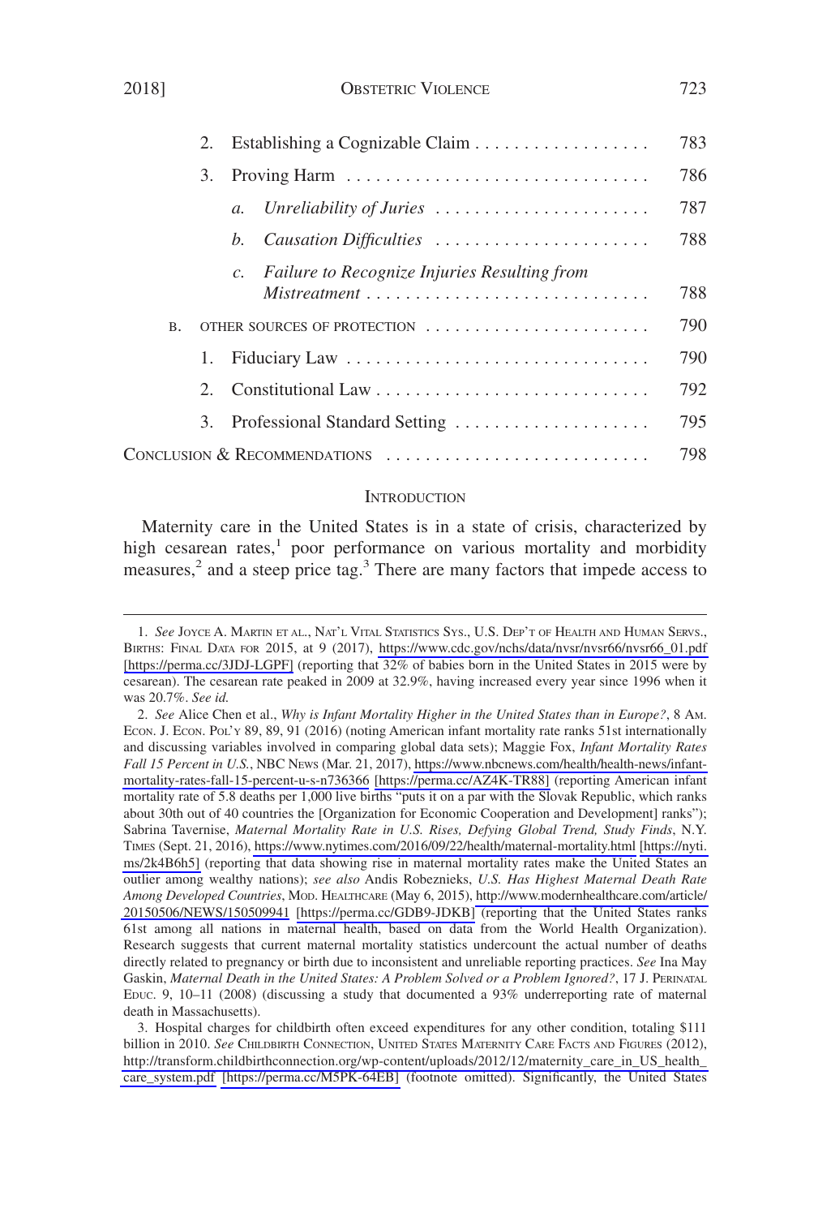2. Establishing a Cognizable Claim . . . . . . . . . . . . . . . . . . 783

3. Proving Harm . . . . . . . . . . . . . . . . . . . . . . . . . . . . . . 786

*a. Unreliability of Juries* . . . . . . . . . . . . . . . . . . . . . . 787

*b. Causation Difficulties* . . . . . . . . . . . . . . . . . . . . . . 788

*c. Failure to Recognize Injuries Resulting from Mistreatment* . . . . . . . . . . . . . . . . . . . . . . . . . . . . . 788

B. OTHER SOURCES OF PROTECTION . . . . . . . . . . . . . . . . . . . . . . . 790

1. Fiduciary Law . . . . . . . . . . . . . . . . . . . . . . . . . . . . . . 790

2. Constitutional Law . . . . . . . . . . . . . . . . . . . . . . . . . . . 792

3. Professional Standard Setting . . . . . . . . . . . . . . . . . . . . 795

CONCLUSION & RECOMMENDATIONS . . . . . . . . . . . . . . . . . . . . . . . . . . 798

## INTRODUCTION

Maternity care in the United States is in a state of crisis, characterized by high cesarean rates,[1] poor performance on various mortality and morbidity measures,[2] and a steep price tag.[3] There are many factors that impede access to

---

1. *See* JOYCE A. MARTIN ET AL., NAT'L VITAL STATISTICS SYS., U.S. DEP'T OF HEALTH AND HUMAN SERVS., BIRTHS: FINAL DATA FOR 2015, at 9 (2017), https://www.cdc.gov/nchs/data/nvsr/nvsr66/nvsr66_01.pdf [https://perma.cc/3JDJ-LGPF] (reporting that 32% of babies born in the United States in 2015 were by cesarean). The cesarean rate peaked in 2009 at 32.9%, having increased every year since 1996 when it was 20.7%. *See id.*

2. *See* Alice Chen et al., *Why is Infant Mortality Higher in the United States than in Europe?*, 8 AM. ECON. J. ECON. POL'Y 89, 89, 91 (2016) (noting American infant mortality rate ranks 51st internationally and discussing variables involved in comparing global data sets); Maggie Fox, *Infant Mortality Rates Fall 15 Percent in U.S.*, NBC NEWS (Mar. 21, 2017), https://www.nbcnews.com/health/health-news/infant-mortality-rates-fall-15-percent-u-s-n736366 [https://perma.cc/AZ4K-TR88] (reporting American infant mortality rate of 5.8 deaths per 1,000 live births "puts it on a par with the Slovak Republic, which ranks about 30th out of 40 countries the [Organization for Economic Cooperation and Development] ranks"); Sabrina Tavernise, *Maternal Mortality Rate in U.S. Rises, Defying Global Trend, Study Finds*, N.Y. TIMES (Sept. 21, 2016), https://www.nytimes.com/2016/09/22/health/maternal-mortality.html [https://nyti.ms/2k4B6h5] (reporting that data showing rise in maternal mortality rates make the United States an outlier among wealthy nations); *see also* Andis Robeznieks, *U.S. Has Highest Maternal Death Rate Among Developed Countries*, MOD. HEALTHCARE (May 6, 2015), http://www.modernhealthcare.com/article/20150506/NEWS/150509941 [https://perma.cc/GDB9-JDKB] (reporting that the United States ranks 61st among all nations in maternal health, based on data from the World Health Organization). Research suggests that current maternal mortality statistics undercount the actual number of deaths directly related to pregnancy or birth due to inconsistent and unreliable reporting practices. *See* Ina May Gaskin, *Maternal Death in the United States: A Problem Solved or a Problem Ignored?*, 17 J. PERINATAL EDUC. 9, 10–11 (2008) (discussing a study that documented a 93% underreporting rate of maternal death in Massachusetts).

3. Hospital charges for childbirth often exceed expenditures for any other condition, totaling $111 billion in 2010. *See* CHILDBIRTH CONNECTION, UNITED STATES MATERNITY CARE FACTS AND FIGURES (2012), http://transform.childbirthconnection.org/wp-content/uploads/2012/12/maternity_care_in_US_health_care_system.pdf [https://perma.cc/M5PK-64EB] (footnote omitted). Significantly, the United States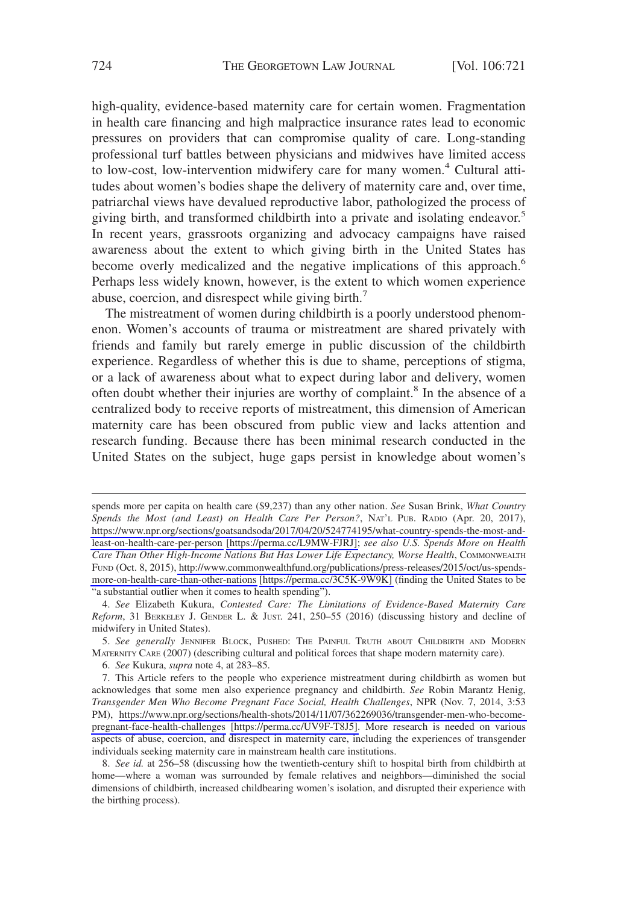high-quality, evidence-based maternity care for certain women. Fragmentation in health care financing and high malpractice insurance rates lead to economic pressures on providers that can compromise quality of care. Long-standing professional turf battles between physicians and midwives have limited access to low-cost, low-intervention midwifery care for many women.[4] Cultural attitudes about women's bodies shape the delivery of maternity care and, over time, patriarchal views have devalued reproductive labor, pathologized the process of giving birth, and transformed childbirth into a private and isolating endeavor.[5] In recent years, grassroots organizing and advocacy campaigns have raised awareness about the extent to which giving birth in the United States has become overly medicalized and the negative implications of this approach.[6] Perhaps less widely known, however, is the extent to which women experience abuse, coercion, and disrespect while giving birth.[7]

The mistreatment of women during childbirth is a poorly understood phenomenon. Women's accounts of trauma or mistreatment are shared privately with friends and family but rarely emerge in public discussion of the childbirth experience. Regardless of whether this is due to shame, perceptions of stigma, or a lack of awareness about what to expect during labor and delivery, women often doubt whether their injuries are worthy of complaint.[8] In the absence of a centralized body to receive reports of mistreatment, this dimension of American maternity care has been obscured from public view and lacks attention and research funding. Because there has been minimal research conducted in the United States on the subject, huge gaps persist in knowledge about women's

---

spends more per capita on health care ($9,237) than any other nation. *See* Susan Brink, *What Country Spends the Most (and Least) on Health Care Per Person?*, NAT'L PUB. RADIO (Apr. 20, 2017), https://www.npr.org/sections/goatsandsoda/2017/04/20/524774195/what-country-spends-the-most-and-least-on-health-care-per-person [https://perma.cc/L9MW-FJRJ]; *see also U.S. Spends More on Health Care Than Other High-Income Nations But Has Lower Life Expectancy, Worse Health*, COMMONWEALTH FUND (Oct. 8, 2015), http://www.commonwealthfund.org/publications/press-releases/2015/oct/us-spends-more-on-health-care-than-other-nations [https://perma.cc/3C5K-9W9K] (finding the United States to be "a substantial outlier when it comes to health spending").

4. *See* Elizabeth Kukura, *Contested Care: The Limitations of Evidence-Based Maternity Care Reform*, 31 BERKELEY J. GENDER L. & JUST. 241, 250–55 (2016) (discussing history and decline of midwifery in United States).

5. *See generally* JENNIFER BLOCK, PUSHED: THE PAINFUL TRUTH ABOUT CHILDBIRTH AND MODERN MATERNITY CARE (2007) (describing cultural and political forces that shape modern maternity care).

6. *See* Kukura, *supra* note 4, at 283–85.

7. This Article refers to the people who experience mistreatment during childbirth as women but acknowledges that some men also experience pregnancy and childbirth. *See* Robin Marantz Henig, *Transgender Men Who Become Pregnant Face Social, Health Challenges*, NPR (Nov. 7, 2014, 3:53 PM), https://www.npr.org/sections/health-shots/2014/11/07/362269036/transgender-men-who-become-pregnant-face-health-challenges [https://perma.cc/UV9F-T8J5]. More research is needed on various aspects of abuse, coercion, and disrespect in maternity care, including the experiences of transgender individuals seeking maternity care in mainstream health care institutions.

8. *See id.* at 256–58 (discussing how the twentieth-century shift to hospital birth from childbirth at home—where a woman was surrounded by female relatives and neighbors—diminished the social dimensions of childbirth, increased childbearing women's isolation, and disrupted their experience with the birthing process).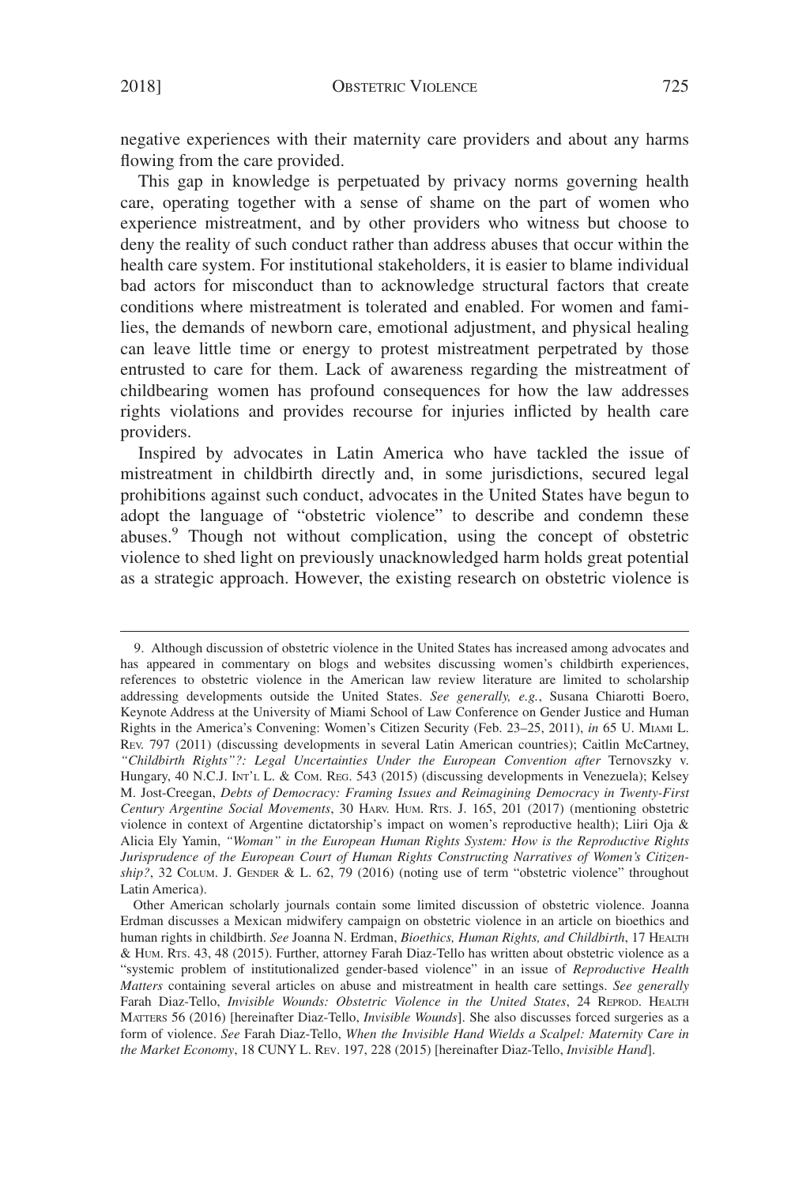negative experiences with their maternity care providers and about any harms flowing from the care provided.

This gap in knowledge is perpetuated by privacy norms governing health care, operating together with a sense of shame on the part of women who experience mistreatment, and by other providers who witness but choose to deny the reality of such conduct rather than address abuses that occur within the health care system. For institutional stakeholders, it is easier to blame individual bad actors for misconduct than to acknowledge structural factors that create conditions where mistreatment is tolerated and enabled. For women and families, the demands of newborn care, emotional adjustment, and physical healing can leave little time or energy to protest mistreatment perpetrated by those entrusted to care for them. Lack of awareness regarding the mistreatment of childbearing women has profound consequences for how the law addresses rights violations and provides recourse for injuries inflicted by health care providers.

Inspired by advocates in Latin America who have tackled the issue of mistreatment in childbirth directly and, in some jurisdictions, secured legal prohibitions against such conduct, advocates in the United States have begun to adopt the language of "obstetric violence" to describe and condemn these abuses.[9] Though not without complication, using the concept of obstetric violence to shed light on previously unacknowledged harm holds great potential as a strategic approach. However, the existing research on obstetric violence is

---

9. Although discussion of obstetric violence in the United States has increased among advocates and has appeared in commentary on blogs and websites discussing women's childbirth experiences, references to obstetric violence in the American law review literature are limited to scholarship addressing developments outside the United States. *See generally, e.g.*, Susana Chiarotti Boero, Keynote Address at the University of Miami School of Law Conference on Gender Justice and Human Rights in the America's Convening: Women's Citizen Security (Feb. 23–25, 2011), *in* 65 U. MIAMI L. REV. 797 (2011) (discussing developments in several Latin American countries); Caitlin McCartney, *"Childbirth Rights"?: Legal Uncertainties Under the European Convention after* Ternovszky v. Hungary, 40 N.C.J. INT'L L. & COM. REG. 543 (2015) (discussing developments in Venezuela); Kelsey M. Jost-Creegan, *Debts of Democracy: Framing Issues and Reimagining Democracy in Twenty-First Century Argentine Social Movements*, 30 HARV. HUM. RTS. J. 165, 201 (2017) (mentioning obstetric violence in context of Argentine dictatorship's impact on women's reproductive health); Liiri Oja & Alicia Ely Yamin, *"Woman" in the European Human Rights System: How is the Reproductive Rights Jurisprudence of the European Court of Human Rights Constructing Narratives of Women's Citizenship?*, 32 COLUM. J. GENDER & L. 62, 79 (2016) (noting use of term "obstetric violence" throughout Latin America).

Other American scholarly journals contain some limited discussion of obstetric violence. Joanna Erdman discusses a Mexican midwifery campaign on obstetric violence in an article on bioethics and human rights in childbirth. *See* Joanna N. Erdman, *Bioethics, Human Rights, and Childbirth*, 17 HEALTH & HUM. RTS. 43, 48 (2015). Further, attorney Farah Diaz-Tello has written about obstetric violence as a "systemic problem of institutionalized gender-based violence" in an issue of *Reproductive Health Matters* containing several articles on abuse and mistreatment in health care settings. *See generally* Farah Diaz-Tello, *Invisible Wounds: Obstetric Violence in the United States*, 24 REPROD. HEALTH MATTERS 56 (2016) [hereinafter Diaz-Tello, *Invisible Wounds*]. She also discusses forced surgeries as a form of violence. *See* Farah Diaz-Tello, *When the Invisible Hand Wields a Scalpel: Maternity Care in the Market Economy*, 18 CUNY L. REV. 197, 228 (2015) [hereinafter Diaz-Tello, *Invisible Hand*].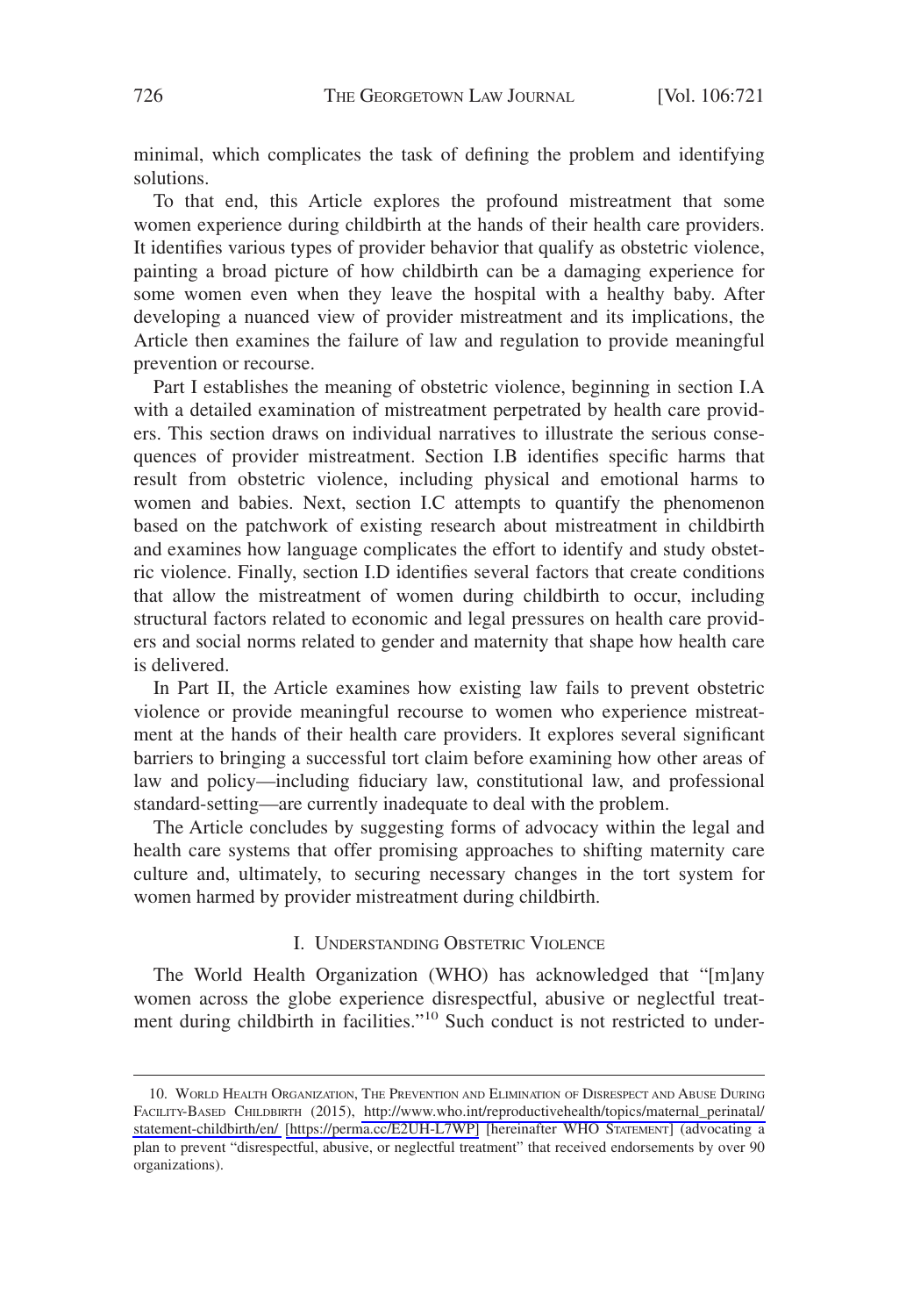minimal, which complicates the task of defining the problem and identifying solutions.

To that end, this Article explores the profound mistreatment that some women experience during childbirth at the hands of their health care providers. It identifies various types of provider behavior that qualify as obstetric violence, painting a broad picture of how childbirth can be a damaging experience for some women even when they leave the hospital with a healthy baby. After developing a nuanced view of provider mistreatment and its implications, the Article then examines the failure of law and regulation to provide meaningful prevention or recourse.

Part I establishes the meaning of obstetric violence, beginning in section I.A with a detailed examination of mistreatment perpetrated by health care providers. This section draws on individual narratives to illustrate the serious consequences of provider mistreatment. Section I.B identifies specific harms that result from obstetric violence, including physical and emotional harms to women and babies. Next, section I.C attempts to quantify the phenomenon based on the patchwork of existing research about mistreatment in childbirth and examines how language complicates the effort to identify and study obstetric violence. Finally, section I.D identifies several factors that create conditions that allow the mistreatment of women during childbirth to occur, including structural factors related to economic and legal pressures on health care providers and social norms related to gender and maternity that shape how health care is delivered.

In Part II, the Article examines how existing law fails to prevent obstetric violence or provide meaningful recourse to women who experience mistreatment at the hands of their health care providers. It explores several significant barriers to bringing a successful tort claim before examining how other areas of law and policy—including fiduciary law, constitutional law, and professional standard-setting—are currently inadequate to deal with the problem.

The Article concludes by suggesting forms of advocacy within the legal and health care systems that offer promising approaches to shifting maternity care culture and, ultimately, to securing necessary changes in the tort system for women harmed by provider mistreatment during childbirth.

## I. UNDERSTANDING OBSTETRIC VIOLENCE

The World Health Organization (WHO) has acknowledged that "[m]any women across the globe experience disrespectful, abusive or neglectful treatment during childbirth in facilities."[10] Such conduct is not restricted to under-

---

10. WORLD HEALTH ORGANIZATION, THE PREVENTION AND ELIMINATION OF DISRESPECT AND ABUSE DURING FACILITY-BASED CHILDBIRTH (2015), http://www.who.int/reproductivehealth/topics/maternal_perinatal/statement-childbirth/en/ [https://perma.cc/E2UH-L7WP] [hereinafter WHO STATEMENT] (advocating a plan to prevent "disrespectful, abusive, or neglectful treatment" that received endorsements by over 90 organizations).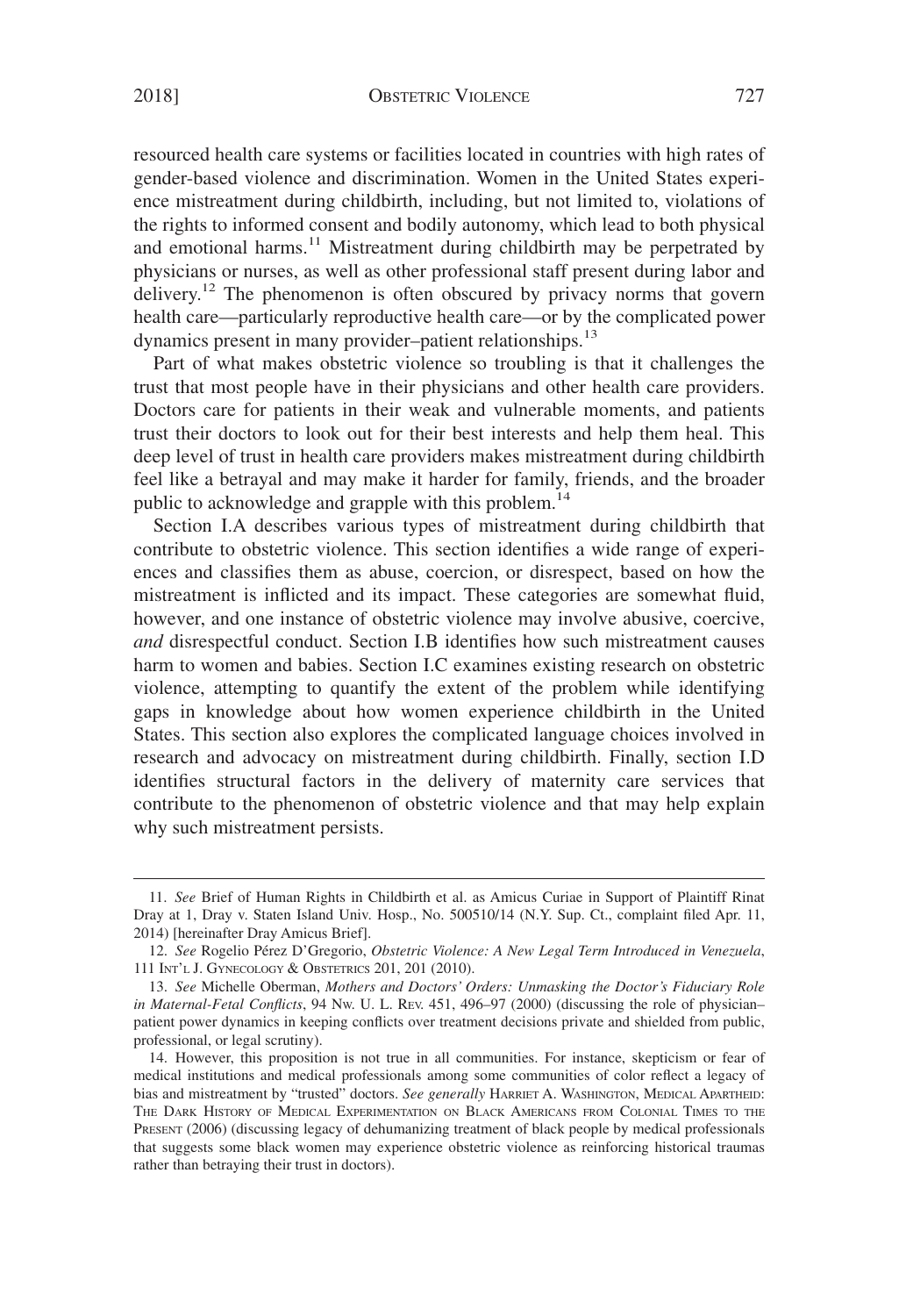resourced health care systems or facilities located in countries with high rates of gender-based violence and discrimination. Women in the United States experience mistreatment during childbirth, including, but not limited to, violations of the rights to informed consent and bodily autonomy, which lead to both physical and emotional harms.[11] Mistreatment during childbirth may be perpetrated by physicians or nurses, as well as other professional staff present during labor and delivery.[12] The phenomenon is often obscured by privacy norms that govern health care—particularly reproductive health care—or by the complicated power dynamics present in many provider–patient relationships.[13]

Part of what makes obstetric violence so troubling is that it challenges the trust that most people have in their physicians and other health care providers. Doctors care for patients in their weak and vulnerable moments, and patients trust their doctors to look out for their best interests and help them heal. This deep level of trust in health care providers makes mistreatment during childbirth feel like a betrayal and may make it harder for family, friends, and the broader public to acknowledge and grapple with this problem.[14]

Section I.A describes various types of mistreatment during childbirth that contribute to obstetric violence. This section identifies a wide range of experiences and classifies them as abuse, coercion, or disrespect, based on how the mistreatment is inflicted and its impact. These categories are somewhat fluid, however, and one instance of obstetric violence may involve abusive, coercive, *and* disrespectful conduct. Section I.B identifies how such mistreatment causes harm to women and babies. Section I.C examines existing research on obstetric violence, attempting to quantify the extent of the problem while identifying gaps in knowledge about how women experience childbirth in the United States. This section also explores the complicated language choices involved in research and advocacy on mistreatment during childbirth. Finally, section I.D identifies structural factors in the delivery of maternity care services that contribute to the phenomenon of obstetric violence and that may help explain why such mistreatment persists.

---

11. *See* Brief of Human Rights in Childbirth et al. as Amicus Curiae in Support of Plaintiff Rinat Dray at 1, Dray v. Staten Island Univ. Hosp., No. 500510/14 (N.Y. Sup. Ct., complaint filed Apr. 11, 2014) [hereinafter Dray Amicus Brief].

12. *See* Rogelio Pérez D'Gregorio, *Obstetric Violence: A New Legal Term Introduced in Venezuela*, 111 INT'L J. GYNECOLOGY & OBSTETRICS 201, 201 (2010).

13. *See* Michelle Oberman, *Mothers and Doctors' Orders: Unmasking the Doctor's Fiduciary Role in Maternal-Fetal Conflicts*, 94 NW. U. L. REV. 451, 496–97 (2000) (discussing the role of physician–patient power dynamics in keeping conflicts over treatment decisions private and shielded from public, professional, or legal scrutiny).

14. However, this proposition is not true in all communities. For instance, skepticism or fear of medical institutions and medical professionals among some communities of color reflect a legacy of bias and mistreatment by "trusted" doctors. *See generally* HARRIET A. WASHINGTON, MEDICAL APARTHEID: THE DARK HISTORY OF MEDICAL EXPERIMENTATION ON BLACK AMERICANS FROM COLONIAL TIMES TO THE PRESENT (2006) (discussing legacy of dehumanizing treatment of black people by medical professionals that suggests some black women may experience obstetric violence as reinforcing historical traumas rather than betraying their trust in doctors).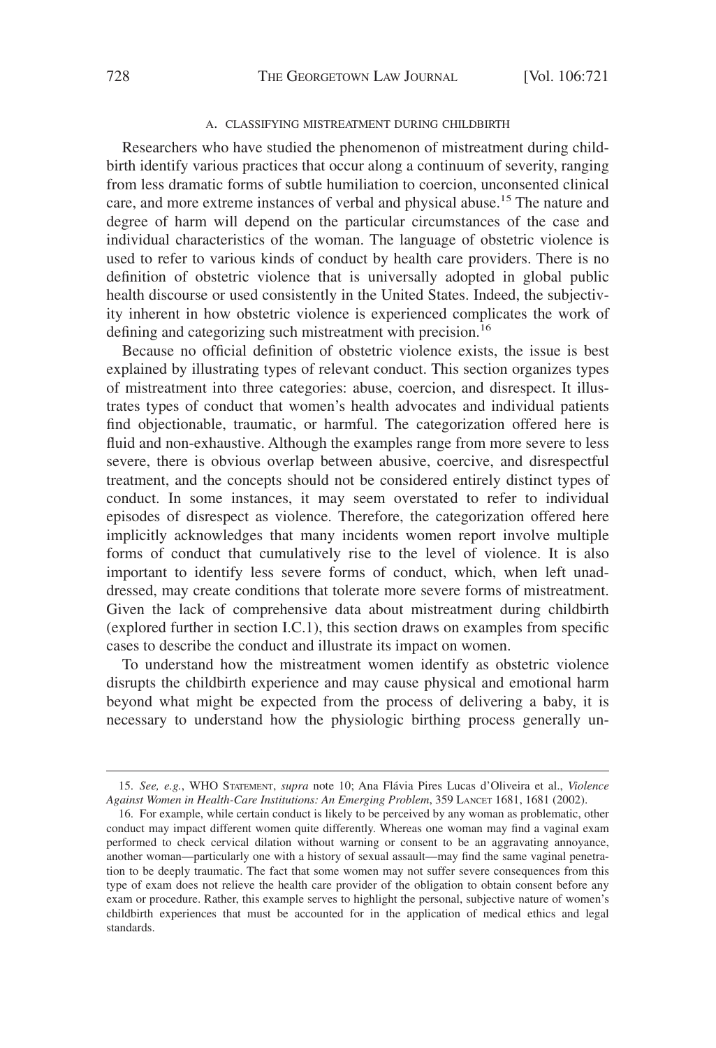### A. CLASSIFYING MISTREATMENT DURING CHILDBIRTH

Researchers who have studied the phenomenon of mistreatment during childbirth identify various practices that occur along a continuum of severity, ranging from less dramatic forms of subtle humiliation to coercion, unconsented clinical care, and more extreme instances of verbal and physical abuse.[15] The nature and degree of harm will depend on the particular circumstances of the case and individual characteristics of the woman. The language of obstetric violence is used to refer to various kinds of conduct by health care providers. There is no definition of obstetric violence that is universally adopted in global public health discourse or used consistently in the United States. Indeed, the subjectivity inherent in how obstetric violence is experienced complicates the work of defining and categorizing such mistreatment with precision.[16]

Because no official definition of obstetric violence exists, the issue is best explained by illustrating types of relevant conduct. This section organizes types of mistreatment into three categories: abuse, coercion, and disrespect. It illustrates types of conduct that women's health advocates and individual patients find objectionable, traumatic, or harmful. The categorization offered here is fluid and non-exhaustive. Although the examples range from more severe to less severe, there is obvious overlap between abusive, coercive, and disrespectful treatment, and the concepts should not be considered entirely distinct types of conduct. In some instances, it may seem overstated to refer to individual episodes of disrespect as violence. Therefore, the categorization offered here implicitly acknowledges that many incidents women report involve multiple forms of conduct that cumulatively rise to the level of violence. It is also important to identify less severe forms of conduct, which, when left unaddressed, may create conditions that tolerate more severe forms of mistreatment. Given the lack of comprehensive data about mistreatment during childbirth (explored further in section I.C.1), this section draws on examples from specific cases to describe the conduct and illustrate its impact on women.

To understand how the mistreatment women identify as obstetric violence disrupts the childbirth experience and may cause physical and emotional harm beyond what might be expected from the process of delivering a baby, it is necessary to understand how the physiologic birthing process generally un-

---

15. *See, e.g.*, WHO STATEMENT, *supra* note 10; Ana Flávia Pires Lucas d'Oliveira et al., *Violence Against Women in Health-Care Institutions: An Emerging Problem*, 359 LANCET 1681, 1681 (2002).

16. For example, while certain conduct is likely to be perceived by any woman as problematic, other conduct may impact different women quite differently. Whereas one woman may find a vaginal exam performed to check cervical dilation without warning or consent to be an aggravating annoyance, another woman—particularly one with a history of sexual assault—may find the same vaginal penetration to be deeply traumatic. The fact that some women may not suffer severe consequences from this type of exam does not relieve the health care provider of the obligation to obtain consent before any exam or procedure. Rather, this example serves to highlight the personal, subjective nature of women's childbirth experiences that must be accounted for in the application of medical ethics and legal standards.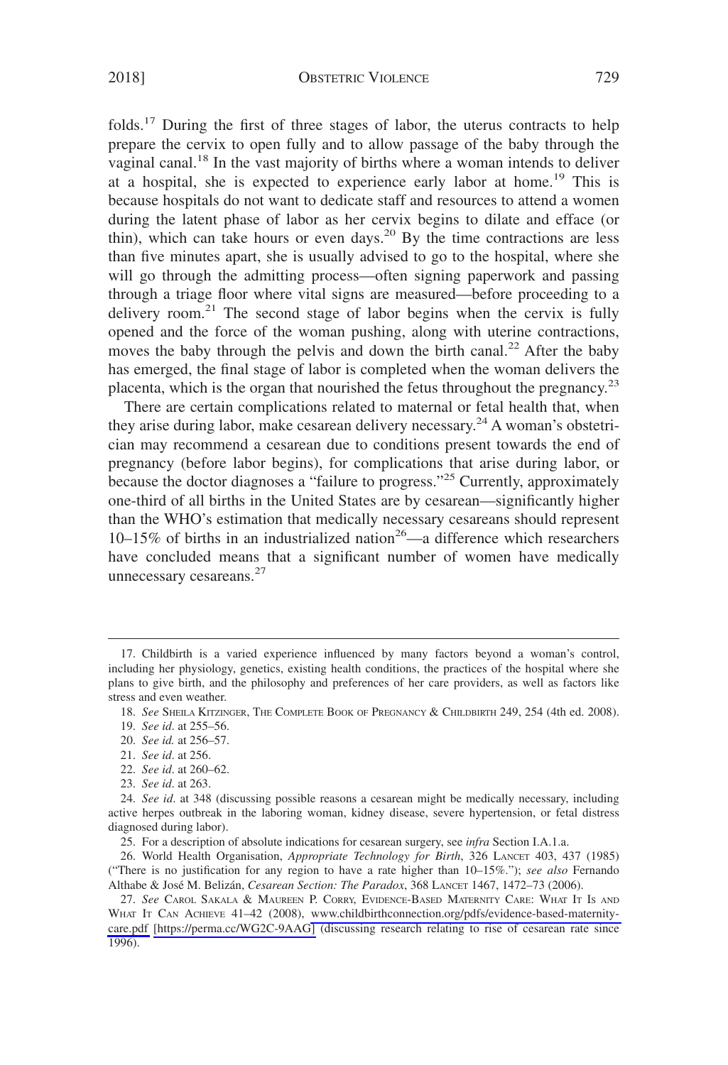folds.[17] During the first of three stages of labor, the uterus contracts to help prepare the cervix to open fully and to allow passage of the baby through the vaginal canal.[18] In the vast majority of births where a woman intends to deliver at a hospital, she is expected to experience early labor at home.[19] This is because hospitals do not want to dedicate staff and resources to attend a women during the latent phase of labor as her cervix begins to dilate and efface (or thin), which can take hours or even days.[20] By the time contractions are less than five minutes apart, she is usually advised to go to the hospital, where she will go through the admitting process—often signing paperwork and passing through a triage floor where vital signs are measured—before proceeding to a delivery room.[21] The second stage of labor begins when the cervix is fully opened and the force of the woman pushing, along with uterine contractions, moves the baby through the pelvis and down the birth canal.[22] After the baby has emerged, the final stage of labor is completed when the woman delivers the placenta, which is the organ that nourished the fetus throughout the pregnancy.[23]

There are certain complications related to maternal or fetal health that, when they arise during labor, make cesarean delivery necessary.[24] A woman's obstetrician may recommend a cesarean due to conditions present towards the end of pregnancy (before labor begins), for complications that arise during labor, or because the doctor diagnoses a "failure to progress."[25] Currently, approximately one-third of all births in the United States are by cesarean—significantly higher than the WHO's estimation that medically necessary cesareans should represent 10–15% of births in an industrialized nation[26]—a difference which researchers have concluded means that a significant number of women have medically unnecessary cesareans.[27]

---

17. Childbirth is a varied experience influenced by many factors beyond a woman's control, including her physiology, genetics, existing health conditions, the practices of the hospital where she plans to give birth, and the philosophy and preferences of her care providers, as well as factors like stress and even weather.

18. *See* SHEILA KITZINGER, THE COMPLETE BOOK OF PREGNANCY & CHILDBIRTH 249, 254 (4th ed. 2008).

19. *See id*. at 255–56.

20. *See id.* at 256–57.

21. *See id*. at 256.

22. *See id*. at 260–62.

23. *See id*. at 263.

24. *See id*. at 348 (discussing possible reasons a cesarean might be medically necessary, including active herpes outbreak in the laboring woman, kidney disease, severe hypertension, or fetal distress diagnosed during labor).

25. For a description of absolute indications for cesarean surgery, see *infra* Section I.A.1.a.

26. World Health Organisation, *Appropriate Technology for Birth*, 326 LANCET 403, 437 (1985) ("There is no justification for any region to have a rate higher than 10–15%."); *see also* Fernando Althabe & José M. Belizán, *Cesarean Section: The Paradox*, 368 LANCET 1467, 1472–73 (2006).

27. *See* CAROL SAKALA & MAUREEN P. CORRY, EVIDENCE-BASED MATERNITY CARE: WHAT IT IS AND WHAT IT CAN ACHIEVE 41–42 (2008), www.childbirthconnection.org/pdfs/evidence-based-maternity-care.pdf [https://perma.cc/WG2C-9AAG] (discussing research relating to rise of cesarean rate since 1996).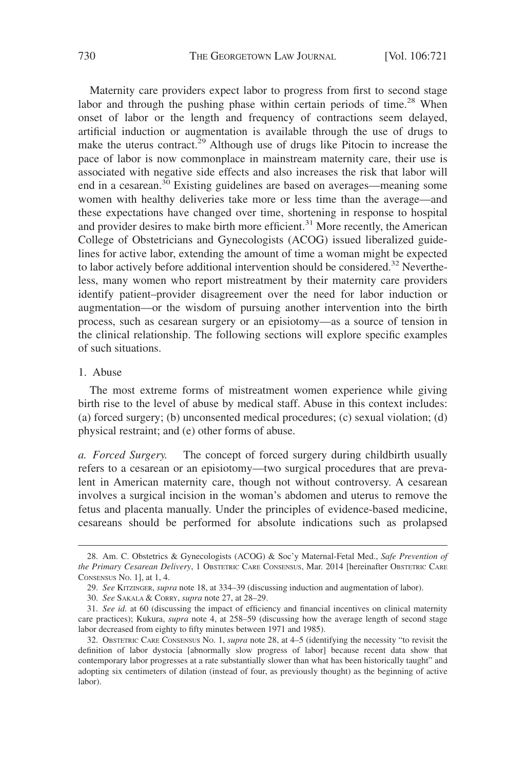Maternity care providers expect labor to progress from first to second stage labor and through the pushing phase within certain periods of time.[28] When onset of labor or the length and frequency of contractions seem delayed, artificial induction or augmentation is available through the use of drugs to make the uterus contract.[29] Although use of drugs like Pitocin to increase the pace of labor is now commonplace in mainstream maternity care, their use is associated with negative side effects and also increases the risk that labor will end in a cesarean.[30] Existing guidelines are based on averages—meaning some women with healthy deliveries take more or less time than the average—and these expectations have changed over time, shortening in response to hospital and provider desires to make birth more efficient.[31] More recently, the American College of Obstetricians and Gynecologists (ACOG) issued liberalized guidelines for active labor, extending the amount of time a woman might be expected to labor actively before additional intervention should be considered.[32] Nevertheless, many women who report mistreatment by their maternity care providers identify patient–provider disagreement over the need for labor induction or augmentation—or the wisdom of pursuing another intervention into the birth process, such as cesarean surgery or an episiotomy—as a source of tension in the clinical relationship. The following sections will explore specific examples of such situations.

### 1. Abuse

The most extreme forms of mistreatment women experience while giving birth rise to the level of abuse by medical staff. Abuse in this context includes: (a) forced surgery; (b) unconsented medical procedures; (c) sexual violation; (d) physical restraint; and (e) other forms of abuse.

*a. Forced Surgery.* The concept of forced surgery during childbirth usually refers to a cesarean or an episiotomy—two surgical procedures that are prevalent in American maternity care, though not without controversy. A cesarean involves a surgical incision in the woman's abdomen and uterus to remove the fetus and placenta manually. Under the principles of evidence-based medicine, cesareans should be performed for absolute indications such as prolapsed

---

28. Am. C. Obstetrics & Gynecologists (ACOG) & Soc'y Maternal-Fetal Med., *Safe Prevention of the Primary Cesarean Delivery*, 1 Obstetric Care Consensus, Mar. 2014 [hereinafter Obstetric Care Consensus No. 1], at 1, 4.

29. *See* Kitzinger, *supra* note 18, at 334–39 (discussing induction and augmentation of labor).

30. *See* Sakala & Corry, *supra* note 27, at 28–29.

31. *See id.* at 60 (discussing the impact of efficiency and financial incentives on clinical maternity care practices); Kukura, *supra* note 4, at 258–59 (discussing how the average length of second stage labor decreased from eighty to fifty minutes between 1971 and 1985).

32. Obstetric Care Consensus No. 1, *supra* note 28, at 4–5 (identifying the necessity "to revisit the definition of labor dystocia [abnormally slow progress of labor] because recent data show that contemporary labor progresses at a rate substantially slower than what has been historically taught" and adopting six centimeters of dilation (instead of four, as previously thought) as the beginning of active labor).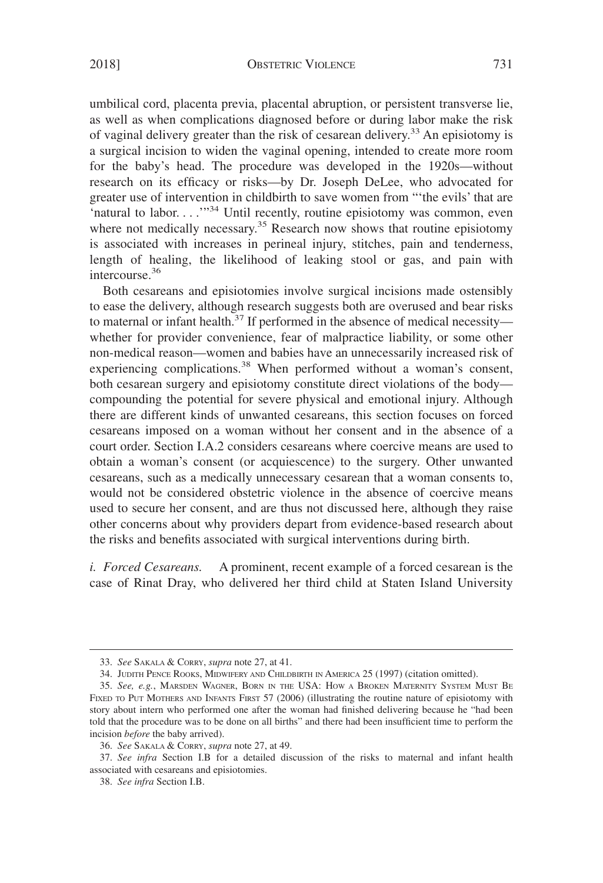umbilical cord, placenta previa, placental abruption, or persistent transverse lie, as well as when complications diagnosed before or during labor make the risk of vaginal delivery greater than the risk of cesarean delivery.[33] An episiotomy is a surgical incision to widen the vaginal opening, intended to create more room for the baby's head. The procedure was developed in the 1920s—without research on its efficacy or risks—by Dr. Joseph DeLee, who advocated for greater use of intervention in childbirth to save women from "'the evils' that are 'natural to labor. . . .'"[34] Until recently, routine episiotomy was common, even where not medically necessary.[35] Research now shows that routine episiotomy is associated with increases in perineal injury, stitches, pain and tenderness, length of healing, the likelihood of leaking stool or gas, and pain with intercourse.[36]

Both cesareans and episiotomies involve surgical incisions made ostensibly to ease the delivery, although research suggests both are overused and bear risks to maternal or infant health.[37] If performed in the absence of medical necessity—whether for provider convenience, fear of malpractice liability, or some other non-medical reason—women and babies have an unnecessarily increased risk of experiencing complications.[38] When performed without a woman's consent, both cesarean surgery and episiotomy constitute direct violations of the body—compounding the potential for severe physical and emotional injury. Although there are different kinds of unwanted cesareans, this section focuses on forced cesareans imposed on a woman without her consent and in the absence of a court order. Section I.A.2 considers cesareans where coercive means are used to obtain a woman's consent (or acquiescence) to the surgery. Other unwanted cesareans, such as a medically unnecessary cesarean that a woman consents to, would not be considered obstetric violence in the absence of coercive means used to secure her consent, and are thus not discussed here, although they raise other concerns about why providers depart from evidence-based research about the risks and benefits associated with surgical interventions during birth.

*i. Forced Cesareans.* A prominent, recent example of a forced cesarean is the case of Rinat Dray, who delivered her third child at Staten Island University

---

33. *See* SAKALA & CORRY, *supra* note 27, at 41.

34. JUDITH PENCE ROOKS, MIDWIFERY AND CHILDBIRTH IN AMERICA 25 (1997) (citation omitted).

35. *See, e.g.*, MARSDEN WAGNER, BORN IN THE USA: HOW A BROKEN MATERNITY SYSTEM MUST BE FIXED TO PUT MOTHERS AND INFANTS FIRST 57 (2006) (illustrating the routine nature of episiotomy with story about intern who performed one after the woman had finished delivering because he "had been told that the procedure was to be done on all births" and there had been insufficient time to perform the incision *before* the baby arrived).

36. *See* SAKALA & CORRY, *supra* note 27, at 49.

37. *See infra* Section I.B for a detailed discussion of the risks to maternal and infant health associated with cesareans and episiotomies.

38. *See infra* Section I.B.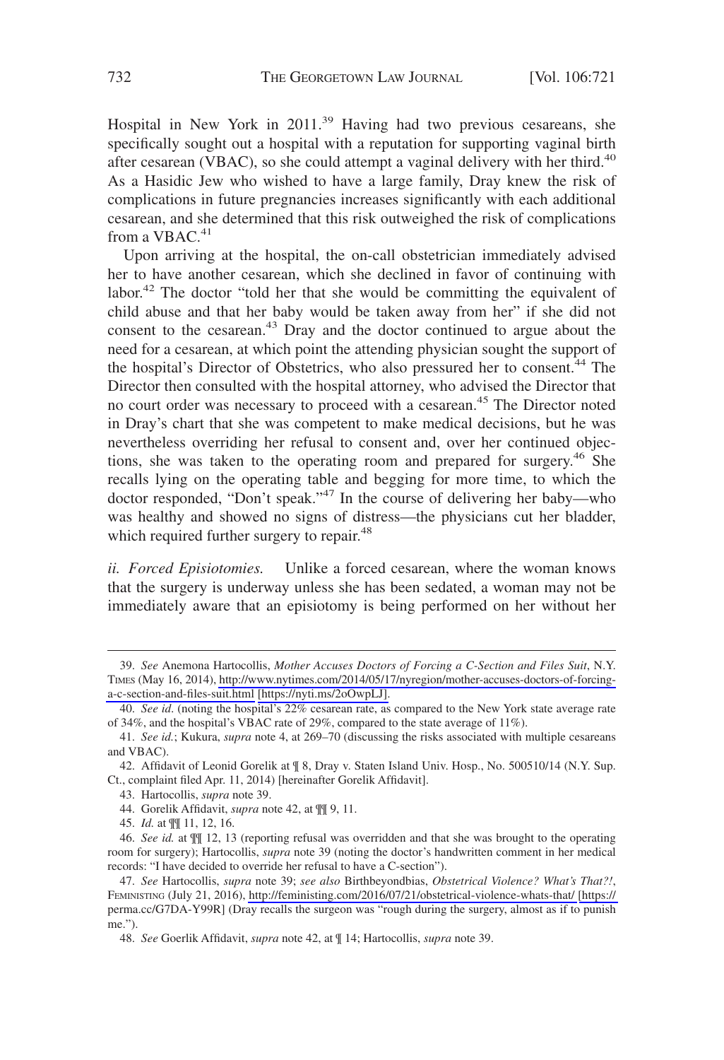Hospital in New York in 2011.[39] Having had two previous cesareans, she specifically sought out a hospital with a reputation for supporting vaginal birth after cesarean (VBAC), so she could attempt a vaginal delivery with her third.[40] As a Hasidic Jew who wished to have a large family, Dray knew the risk of complications in future pregnancies increases significantly with each additional cesarean, and she determined that this risk outweighed the risk of complications from a VBAC.[41]

Upon arriving at the hospital, the on-call obstetrician immediately advised her to have another cesarean, which she declined in favor of continuing with labor.[42] The doctor "told her that she would be committing the equivalent of child abuse and that her baby would be taken away from her" if she did not consent to the cesarean.[43] Dray and the doctor continued to argue about the need for a cesarean, at which point the attending physician sought the support of the hospital's Director of Obstetrics, who also pressured her to consent.[44] The Director then consulted with the hospital attorney, who advised the Director that no court order was necessary to proceed with a cesarean.[45] The Director noted in Dray's chart that she was competent to make medical decisions, but he was nevertheless overriding her refusal to consent and, over her continued objections, she was taken to the operating room and prepared for surgery.[46] She recalls lying on the operating table and begging for more time, to which the doctor responded, "Don't speak."[47] In the course of delivering her baby—who was healthy and showed no signs of distress—the physicians cut her bladder, which required further surgery to repair.[48]

*ii. Forced Episiotomies.* Unlike a forced cesarean, where the woman knows that the surgery is underway unless she has been sedated, a woman may not be immediately aware that an episiotomy is being performed on her without her

---

39. *See* Anemona Hartocollis, *Mother Accuses Doctors of Forcing a C-Section and Files Suit*, N.Y. TIMES (May 16, 2014), http://www.nytimes.com/2014/05/17/nyregion/mother-accuses-doctors-of-forcing-a-c-section-and-files-suit.html [https://nyti.ms/2oOwpLJ].

40. *See id*. (noting the hospital's 22% cesarean rate, as compared to the New York state average rate of 34%, and the hospital's VBAC rate of 29%, compared to the state average of 11%).

41. *See id.*; Kukura, *supra* note 4, at 269–70 (discussing the risks associated with multiple cesareans and VBAC).

42. Affidavit of Leonid Gorelik at ¶ 8, Dray v. Staten Island Univ. Hosp., No. 500510/14 (N.Y. Sup. Ct., complaint filed Apr. 11, 2014) [hereinafter Gorelik Affidavit].

43. Hartocollis, *supra* note 39.

44. Gorelik Affidavit, *supra* note 42, at ¶¶ 9, 11.

45. *Id.* at ¶¶ 11, 12, 16.

46. *See id.* at ¶¶ 12, 13 (reporting refusal was overridden and that she was brought to the operating room for surgery); Hartocollis, *supra* note 39 (noting the doctor's handwritten comment in her medical records: "I have decided to override her refusal to have a C-section").

47. *See* Hartocollis, *supra* note 39; *see also* Birthbeyondbias, *Obstetrical Violence? What's That?!*, FEMINISTING (July 21, 2016), http://feministing.com/2016/07/21/obstetrical-violence-whats-that/ [https://perma.cc/G7DA-Y99R] (Dray recalls the surgeon was "rough during the surgery, almost as if to punish me.").

48. *See* Goerlik Affidavit, *supra* note 42, at ¶ 14; Hartocollis, *supra* note 39.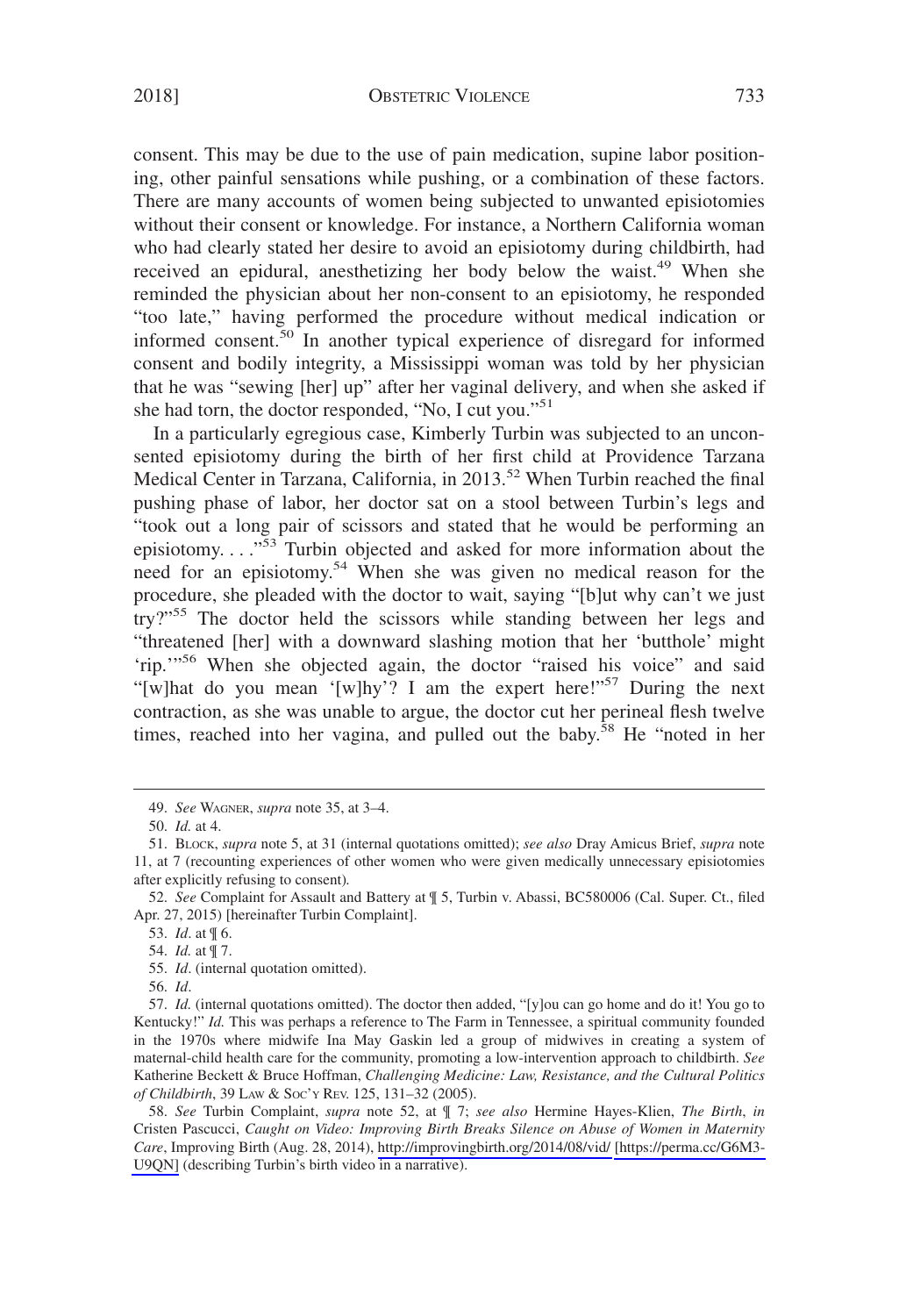consent. This may be due to the use of pain medication, supine labor positioning, other painful sensations while pushing, or a combination of these factors. There are many accounts of women being subjected to unwanted episiotomies without their consent or knowledge. For instance, a Northern California woman who had clearly stated her desire to avoid an episiotomy during childbirth, had received an epidural, anesthetizing her body below the waist.[49] When she reminded the physician about her non-consent to an episiotomy, he responded "too late," having performed the procedure without medical indication or informed consent.[50] In another typical experience of disregard for informed consent and bodily integrity, a Mississippi woman was told by her physician that he was "sewing [her] up" after her vaginal delivery, and when she asked if she had torn, the doctor responded, "No, I cut you."[51]

In a particularly egregious case, Kimberly Turbin was subjected to an unconsented episiotomy during the birth of her first child at Providence Tarzana Medical Center in Tarzana, California, in 2013.[52] When Turbin reached the final pushing phase of labor, her doctor sat on a stool between Turbin's legs and "took out a long pair of scissors and stated that he would be performing an episiotomy. . . ."[53] Turbin objected and asked for more information about the need for an episiotomy.[54] When she was given no medical reason for the procedure, she pleaded with the doctor to wait, saying "[b]ut why can't we just try?"[55] The doctor held the scissors while standing between her legs and "threatened [her] with a downward slashing motion that her 'butthole' might 'rip.'"[56] When she objected again, the doctor "raised his voice" and said "[w]hat do you mean '[w]hy'? I am the expert here!"[57] During the next contraction, as she was unable to argue, the doctor cut her perineal flesh twelve times, reached into her vagina, and pulled out the baby.[58] He "noted in her

---

49. *See* WAGNER, *supra* note 35, at 3–4.

50. *Id.* at 4.

51. BLOCK, *supra* note 5, at 31 (internal quotations omitted); *see also* Dray Amicus Brief, *supra* note 11, at 7 (recounting experiences of other women who were given medically unnecessary episiotomies after explicitly refusing to consent).

52. *See* Complaint for Assault and Battery at ¶ 5, Turbin v. Abassi, BC580006 (Cal. Super. Ct., filed Apr. 27, 2015) [hereinafter Turbin Complaint].

53. *Id*. at ¶ 6.

54. *Id.* at ¶ 7.

55. *Id*. (internal quotation omitted).

56. *Id*.

57. *Id.* (internal quotations omitted). The doctor then added, "[y]ou can go home and do it! You go to Kentucky!" *Id.* This was perhaps a reference to The Farm in Tennessee, a spiritual community founded in the 1970s where midwife Ina May Gaskin led a group of midwives in creating a system of maternal-child health care for the community, promoting a low-intervention approach to childbirth. *See* Katherine Beckett & Bruce Hoffman, *Challenging Medicine: Law, Resistance, and the Cultural Politics of Childbirth*, 39 LAW & SOC'Y REV. 125, 131–32 (2005).

58. *See* Turbin Complaint, *supra* note 52, at ¶ 7; *see also* Hermine Hayes-Klien, *The Birth*, *in* Cristen Pascucci, *Caught on Video: Improving Birth Breaks Silence on Abuse of Women in Maternity Care*, Improving Birth (Aug. 28, 2014), http://improvingbirth.org/2014/08/vid/ [https://perma.cc/G6M3-U9QN] (describing Turbin's birth video in a narrative).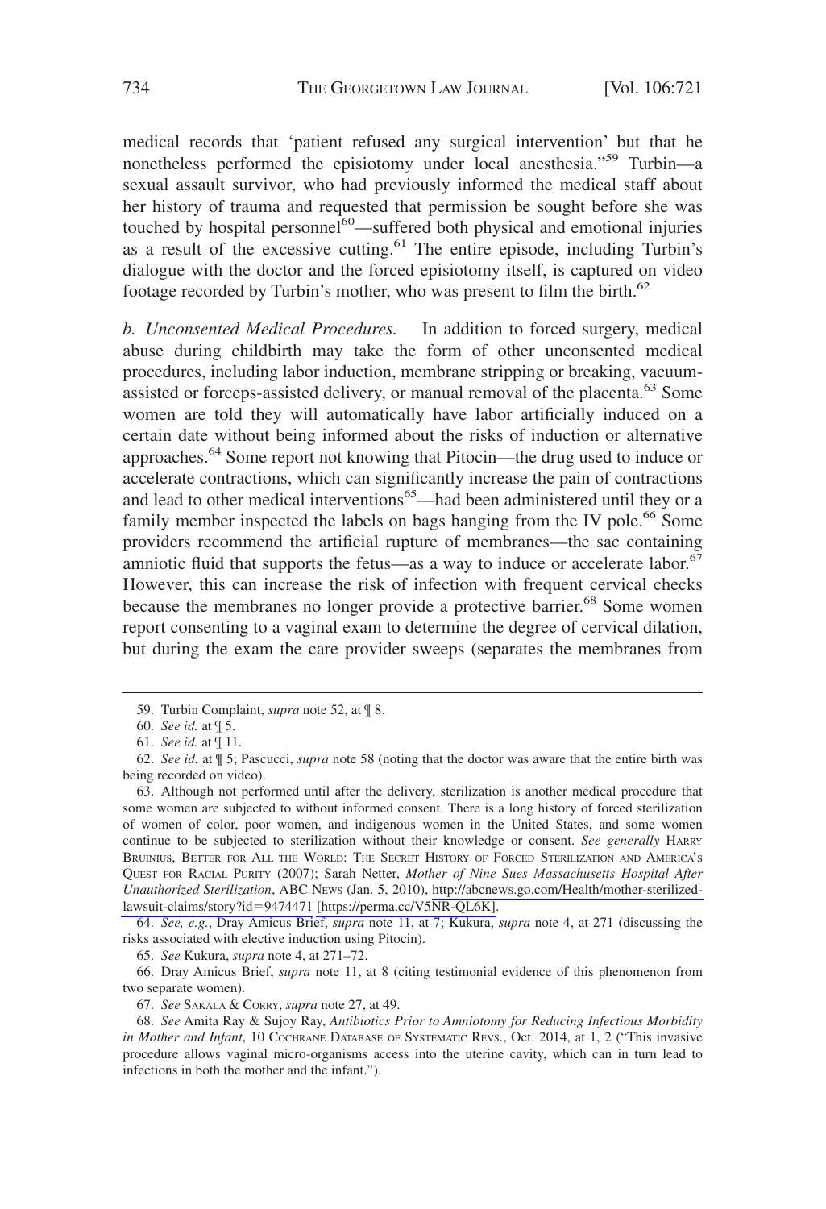medical records that 'patient refused any surgical intervention' but that he nonetheless performed the episiotomy under local anesthesia."[59] Turbin—a sexual assault survivor, who had previously informed the medical staff about her history of trauma and requested that permission be sought before she was touched by hospital personnel[60]—suffered both physical and emotional injuries as a result of the excessive cutting.[61] The entire episode, including Turbin's dialogue with the doctor and the forced episiotomy itself, is captured on video footage recorded by Turbin's mother, who was present to film the birth.[62]

*b. Unconsented Medical Procedures.* In addition to forced surgery, medical abuse during childbirth may take the form of other unconsented medical procedures, including labor induction, membrane stripping or breaking, vacuum-assisted or forceps-assisted delivery, or manual removal of the placenta.[63] Some women are told they will automatically have labor artificially induced on a certain date without being informed about the risks of induction or alternative approaches.[64] Some report not knowing that Pitocin—the drug used to induce or accelerate contractions, which can significantly increase the pain of contractions and lead to other medical interventions[65]—had been administered until they or a family member inspected the labels on bags hanging from the IV pole.[66] Some providers recommend the artificial rupture of membranes—the sac containing amniotic fluid that supports the fetus—as a way to induce or accelerate labor.[67] However, this can increase the risk of infection with frequent cervical checks because the membranes no longer provide a protective barrier.[68] Some women report consenting to a vaginal exam to determine the degree of cervical dilation, but during the exam the care provider sweeps (separates the membranes from

---

59. Turbin Complaint, *supra* note 52, at ¶ 8.

60. *See id.* at ¶ 5.

61. *See id.* at ¶ 11.

62. *See id.* at ¶ 5; Pascucci, *supra* note 58 (noting that the doctor was aware that the entire birth was being recorded on video).

63. Although not performed until after the delivery, sterilization is another medical procedure that some women are subjected to without informed consent. There is a long history of forced sterilization of women of color, poor women, and indigenous women in the United States, and some women continue to be subjected to sterilization without their knowledge or consent. *See generally* HARRY BRUINIUS, BETTER FOR ALL THE WORLD: THE SECRET HISTORY OF FORCED STERILIZATION AND AMERICA'S QUEST FOR RACIAL PURITY (2007); Sarah Netter, *Mother of Nine Sues Massachusetts Hospital After Unauthorized Sterilization*, ABC NEWS (Jan. 5, 2010), http://abcnews.go.com/Health/mother-sterilized-lawsuit-claims/story?id=9474471 [https://perma.cc/V5NR-QL6K].

64. *See, e.g.*, Dray Amicus Brief, *supra* note 11, at 7; Kukura, *supra* note 4, at 271 (discussing the risks associated with elective induction using Pitocin).

65. *See* Kukura, *supra* note 4, at 271–72.

66. Dray Amicus Brief, *supra* note 11, at 8 (citing testimonial evidence of this phenomenon from two separate women).

67. *See* SAKALA & CORRY, *supra* note 27, at 49.

68. *See* Amita Ray & Sujoy Ray, *Antibiotics Prior to Amniotomy for Reducing Infectious Morbidity in Mother and Infant*, 10 COCHRANE DATABASE OF SYSTEMATIC REVS., Oct. 2014, at 1, 2 ("This invasive procedure allows vaginal micro-organisms access into the uterine cavity, which can in turn lead to infections in both the mother and the infant.").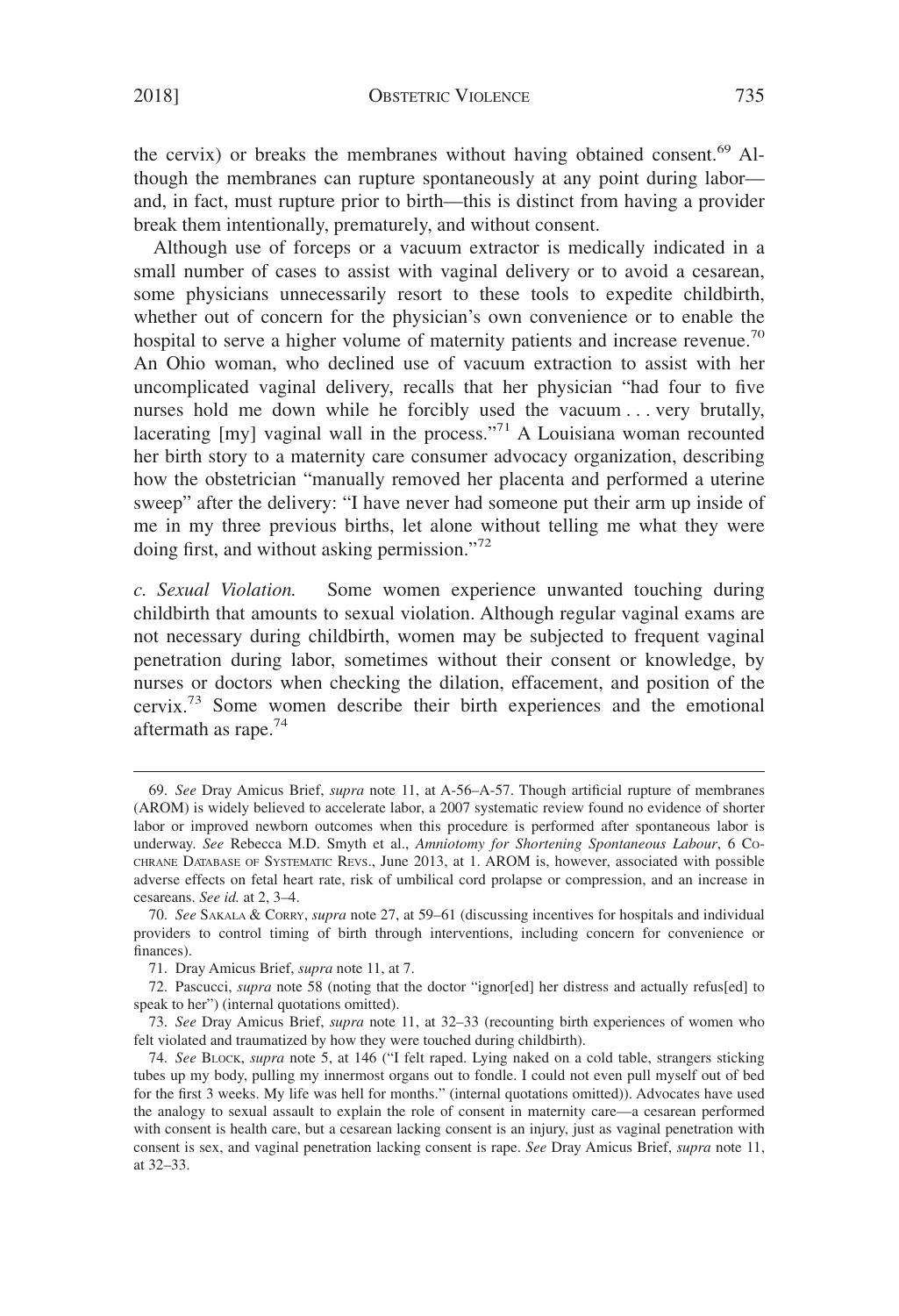the cervix) or breaks the membranes without having obtained consent.[69] Although the membranes can rupture spontaneously at any point during labor—and, in fact, must rupture prior to birth—this is distinct from having a provider break them intentionally, prematurely, and without consent.

Although use of forceps or a vacuum extractor is medically indicated in a small number of cases to assist with vaginal delivery or to avoid a cesarean, some physicians unnecessarily resort to these tools to expedite childbirth, whether out of concern for the physician's own convenience or to enable the hospital to serve a higher volume of maternity patients and increase revenue.[70] An Ohio woman, who declined use of vacuum extraction to assist with her uncomplicated vaginal delivery, recalls that her physician "had four to five nurses hold me down while he forcibly used the vacuum . . . very brutally, lacerating [my] vaginal wall in the process."[71] A Louisiana woman recounted her birth story to a maternity care consumer advocacy organization, describing how the obstetrician "manually removed her placenta and performed a uterine sweep" after the delivery: "I have never had someone put their arm up inside of me in my three previous births, let alone without telling me what they were doing first, and without asking permission."[72]

*c. Sexual Violation.* Some women experience unwanted touching during childbirth that amounts to sexual violation. Although regular vaginal exams are not necessary during childbirth, women may be subjected to frequent vaginal penetration during labor, sometimes without their consent or knowledge, by nurses or doctors when checking the dilation, effacement, and position of the cervix.[73] Some women describe their birth experiences and the emotional aftermath as rape.[74]

---

69. *See* Dray Amicus Brief, *supra* note 11, at A-56–A-57. Though artificial rupture of membranes (AROM) is widely believed to accelerate labor, a 2007 systematic review found no evidence of shorter labor or improved newborn outcomes when this procedure is performed after spontaneous labor is underway. *See* Rebecca M.D. Smyth et al., *Amniotomy for Shortening Spontaneous Labour*, 6 COCHRANE DATABASE OF SYSTEMATIC REVS., June 2013, at 1. AROM is, however, associated with possible adverse effects on fetal heart rate, risk of umbilical cord prolapse or compression, and an increase in cesareans. *See id.* at 2, 3–4.

70. *See* SAKALA & CORRY, *supra* note 27, at 59–61 (discussing incentives for hospitals and individual providers to control timing of birth through interventions, including concern for convenience or finances).

71. Dray Amicus Brief, *supra* note 11, at 7.

72. Pascucci, *supra* note 58 (noting that the doctor "ignor[ed] her distress and actually refus[ed] to speak to her") (internal quotations omitted).

73. *See* Dray Amicus Brief, *supra* note 11, at 32–33 (recounting birth experiences of women who felt violated and traumatized by how they were touched during childbirth).

74. *See* BLOCK, *supra* note 5, at 146 ("I felt raped. Lying naked on a cold table, strangers sticking tubes up my body, pulling my innermost organs out to fondle. I could not even pull myself out of bed for the first 3 weeks. My life was hell for months." (internal quotations omitted)). Advocates have used the analogy to sexual assault to explain the role of consent in maternity care—a cesarean performed with consent is health care, but a cesarean lacking consent is an injury, just as vaginal penetration with consent is sex, and vaginal penetration lacking consent is rape. *See* Dray Amicus Brief, *supra* note 11, at 32–33.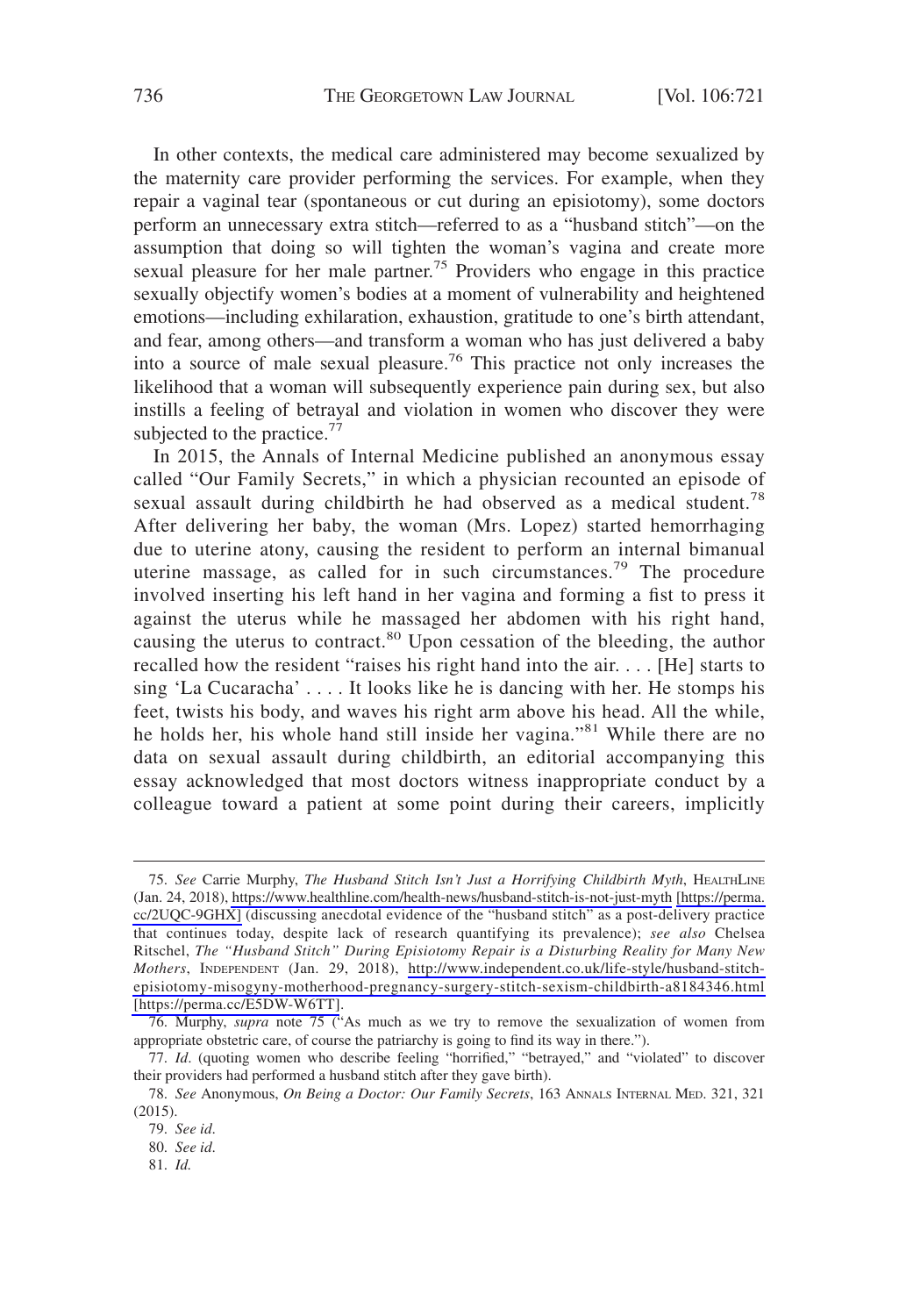In other contexts, the medical care administered may become sexualized by the maternity care provider performing the services. For example, when they repair a vaginal tear (spontaneous or cut during an episiotomy), some doctors perform an unnecessary extra stitch—referred to as a "husband stitch"—on the assumption that doing so will tighten the woman's vagina and create more sexual pleasure for her male partner.[75] Providers who engage in this practice sexually objectify women's bodies at a moment of vulnerability and heightened emotions—including exhilaration, exhaustion, gratitude to one's birth attendant, and fear, among others—and transform a woman who has just delivered a baby into a source of male sexual pleasure.[76] This practice not only increases the likelihood that a woman will subsequently experience pain during sex, but also instills a feeling of betrayal and violation in women who discover they were subjected to the practice.[77]

In 2015, the Annals of Internal Medicine published an anonymous essay called "Our Family Secrets," in which a physician recounted an episode of sexual assault during childbirth he had observed as a medical student.[78] After delivering her baby, the woman (Mrs. Lopez) started hemorrhaging due to uterine atony, causing the resident to perform an internal bimanual uterine massage, as called for in such circumstances.[79] The procedure involved inserting his left hand in her vagina and forming a fist to press it against the uterus while he massaged her abdomen with his right hand, causing the uterus to contract.[80] Upon cessation of the bleeding, the author recalled how the resident "raises his right hand into the air. . . . [He] starts to sing 'La Cucaracha' . . . . It looks like he is dancing with her. He stomps his feet, twists his body, and waves his right arm above his head. All the while, he holds her, his whole hand still inside her vagina."[81] While there are no data on sexual assault during childbirth, an editorial accompanying this essay acknowledged that most doctors witness inappropriate conduct by a colleague toward a patient at some point during their careers, implicitly

---

75. *See* Carrie Murphy, *The Husband Stitch Isn't Just a Horrifying Childbirth Myth*, HEALTHLINE (Jan. 24, 2018), https://www.healthline.com/health-news/husband-stitch-is-not-just-myth [https://perma.cc/2UQC-9GHX] (discussing anecdotal evidence of the "husband stitch" as a post-delivery practice that continues today, despite lack of research quantifying its prevalence); *see also* Chelsea Ritschel, *The "Husband Stitch" During Episiotomy Repair is a Disturbing Reality for Many New Mothers*, INDEPENDENT (Jan. 29, 2018), http://www.independent.co.uk/life-style/husband-stitch-episiotomy-misogyny-motherhood-pregnancy-surgery-stitch-sexism-childbirth-a8184346.html [https://perma.cc/E5DW-W6TT].

76. Murphy, *supra* note 75 ("As much as we try to remove the sexualization of women from appropriate obstetric care, of course the patriarchy is going to find its way in there.").

77. *Id*. (quoting women who describe feeling "horrified," "betrayed," and "violated" to discover their providers had performed a husband stitch after they gave birth).

78. *See* Anonymous, *On Being a Doctor: Our Family Secrets*, 163 ANNALS INTERNAL MED. 321, 321 (2015).

79. *See id*.

80. *See id*.

81. *Id.*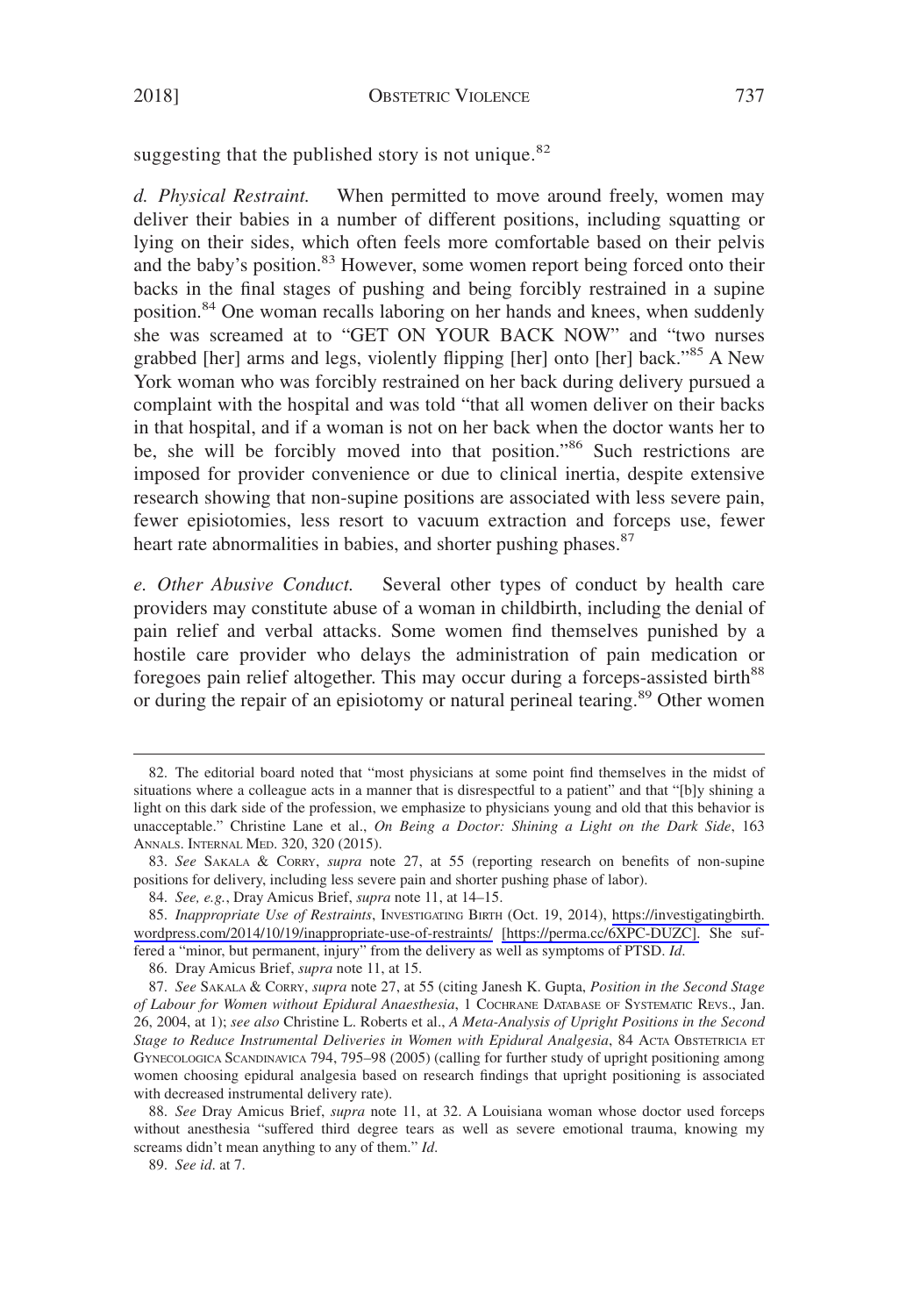suggesting that the published story is not unique.[82]

*d. Physical Restraint.* When permitted to move around freely, women may deliver their babies in a number of different positions, including squatting or lying on their sides, which often feels more comfortable based on their pelvis and the baby's position.[83] However, some women report being forced onto their backs in the final stages of pushing and being forcibly restrained in a supine position.[84] One woman recalls laboring on her hands and knees, when suddenly she was screamed at to "GET ON YOUR BACK NOW" and "two nurses grabbed [her] arms and legs, violently flipping [her] onto [her] back."[85] A New York woman who was forcibly restrained on her back during delivery pursued a complaint with the hospital and was told "that all women deliver on their backs in that hospital, and if a woman is not on her back when the doctor wants her to be, she will be forcibly moved into that position."[86] Such restrictions are imposed for provider convenience or due to clinical inertia, despite extensive research showing that non-supine positions are associated with less severe pain, fewer episiotomies, less resort to vacuum extraction and forceps use, fewer heart rate abnormalities in babies, and shorter pushing phases.[87]

*e. Other Abusive Conduct.* Several other types of conduct by health care providers may constitute abuse of a woman in childbirth, including the denial of pain relief and verbal attacks. Some women find themselves punished by a hostile care provider who delays the administration of pain medication or foregoes pain relief altogether. This may occur during a forceps-assisted birth[88] or during the repair of an episiotomy or natural perineal tearing.[89] Other women

---

82. The editorial board noted that "most physicians at some point find themselves in the midst of situations where a colleague acts in a manner that is disrespectful to a patient" and that "[b]y shining a light on this dark side of the profession, we emphasize to physicians young and old that this behavior is unacceptable." Christine Lane et al., *On Being a Doctor: Shining a Light on the Dark Side*, 163 ANNALS. INTERNAL MED. 320, 320 (2015).

83. *See* SAKALA & CORRY, *supra* note 27, at 55 (reporting research on benefits of non-supine positions for delivery, including less severe pain and shorter pushing phase of labor).

84. *See, e.g.*, Dray Amicus Brief, *supra* note 11, at 14–15.

85. *Inappropriate Use of Restraints*, INVESTIGATING BIRTH (Oct. 19, 2014), https://investigatingbirth.wordpress.com/2014/10/19/inappropriate-use-of-restraints/ [https://perma.cc/6XPC-DUZC]. She suffered a "minor, but permanent, injury" from the delivery as well as symptoms of PTSD. *Id.*

86. Dray Amicus Brief, *supra* note 11, at 15.

87. *See* SAKALA & CORRY, *supra* note 27, at 55 (citing Janesh K. Gupta, *Position in the Second Stage of Labour for Women without Epidural Anaesthesia*, 1 COCHRANE DATABASE OF SYSTEMATIC REVS., Jan. 26, 2004, at 1); *see also* Christine L. Roberts et al., *A Meta-Analysis of Upright Positions in the Second Stage to Reduce Instrumental Deliveries in Women with Epidural Analgesia*, 84 ACTA OBSTETRICIA ET GYNECOLOGICA SCANDINAVICA 794, 795–98 (2005) (calling for further study of upright positioning among women choosing epidural analgesia based on research findings that upright positioning is associated with decreased instrumental delivery rate).

88. *See* Dray Amicus Brief, *supra* note 11, at 32. A Louisiana woman whose doctor used forceps without anesthesia "suffered third degree tears as well as severe emotional trauma, knowing my screams didn't mean anything to any of them." *Id.*

89. *See id.* at 7.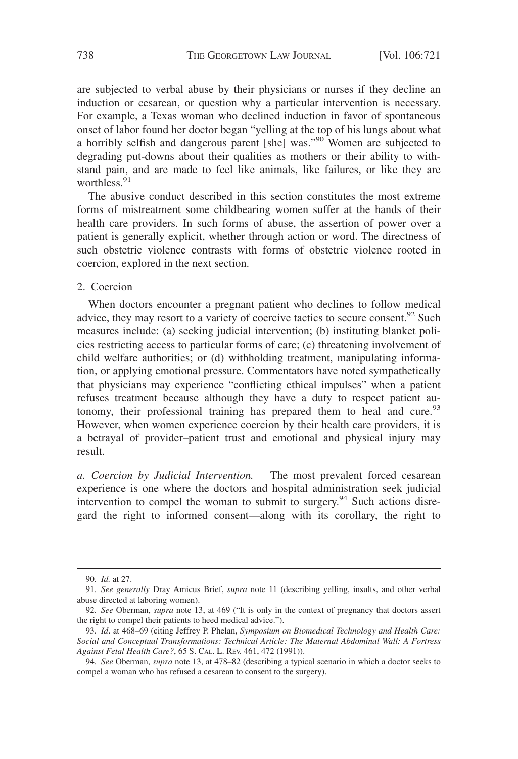are subjected to verbal abuse by their physicians or nurses if they decline an induction or cesarean, or question why a particular intervention is necessary. For example, a Texas woman who declined induction in favor of spontaneous onset of labor found her doctor began "yelling at the top of his lungs about what a horribly selfish and dangerous parent [she] was."[90] Women are subjected to degrading put-downs about their qualities as mothers or their ability to withstand pain, and are made to feel like animals, like failures, or like they are worthless.[91]

The abusive conduct described in this section constitutes the most extreme forms of mistreatment some childbearing women suffer at the hands of their health care providers. In such forms of abuse, the assertion of power over a patient is generally explicit, whether through action or word. The directness of such obstetric violence contrasts with forms of obstetric violence rooted in coercion, explored in the next section.

### 2. Coercion

When doctors encounter a pregnant patient who declines to follow medical advice, they may resort to a variety of coercive tactics to secure consent.[92] Such measures include: (a) seeking judicial intervention; (b) instituting blanket policies restricting access to particular forms of care; (c) threatening involvement of child welfare authorities; or (d) withholding treatment, manipulating information, or applying emotional pressure. Commentators have noted sympathetically that physicians may experience "conflicting ethical impulses" when a patient refuses treatment because although they have a duty to respect patient autonomy, their professional training has prepared them to heal and cure.[93] However, when women experience coercion by their health care providers, it is a betrayal of provider–patient trust and emotional and physical injury may result.

*a. Coercion by Judicial Intervention.* The most prevalent forced cesarean experience is one where the doctors and hospital administration seek judicial intervention to compel the woman to submit to surgery.[94] Such actions disregard the right to informed consent—along with its corollary, the right to

---

90. *Id.* at 27.

91. *See generally* Dray Amicus Brief, *supra* note 11 (describing yelling, insults, and other verbal abuse directed at laboring women).

92. *See* Oberman, *supra* note 13, at 469 ("It is only in the context of pregnancy that doctors assert the right to compel their patients to heed medical advice.").

93. *Id*. at 468–69 (citing Jeffrey P. Phelan, *Symposium on Biomedical Technology and Health Care: Social and Conceptual Transformations: Technical Article: The Maternal Abdominal Wall: A Fortress Against Fetal Health Care?*, 65 S. CAL. L. REV. 461, 472 (1991)).

94. *See* Oberman, *supra* note 13, at 478–82 (describing a typical scenario in which a doctor seeks to compel a woman who has refused a cesarean to consent to the surgery).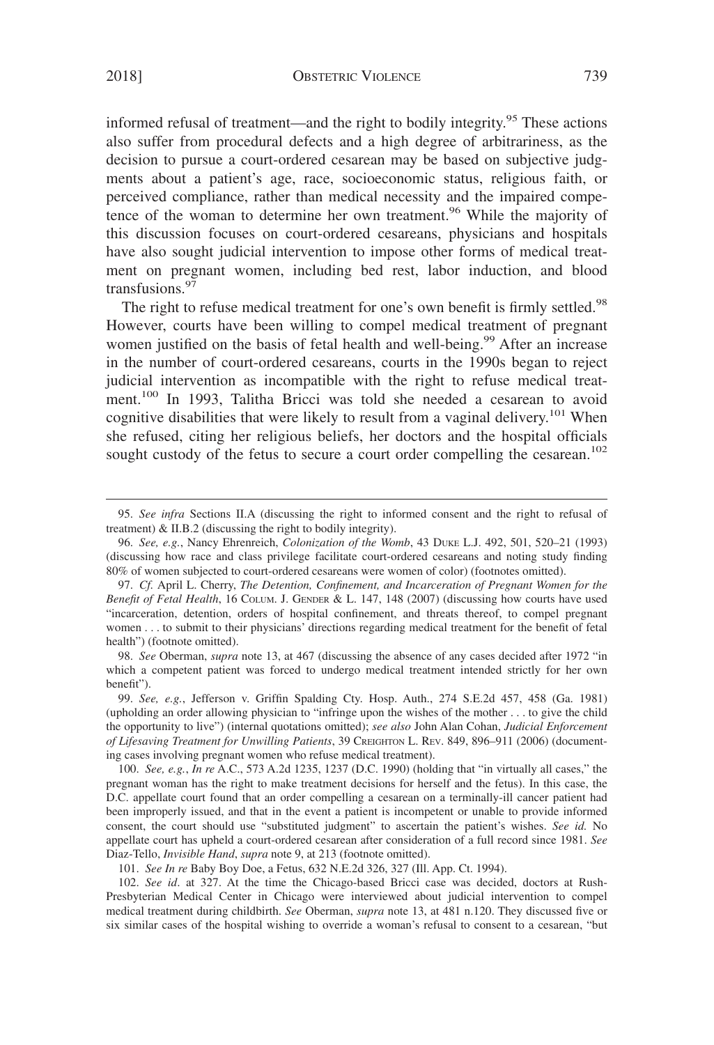informed refusal of treatment—and the right to bodily integrity.[95] These actions also suffer from procedural defects and a high degree of arbitrariness, as the decision to pursue a court-ordered cesarean may be based on subjective judgments about a patient's age, race, socioeconomic status, religious faith, or perceived compliance, rather than medical necessity and the impaired competence of the woman to determine her own treatment.[96] While the majority of this discussion focuses on court-ordered cesareans, physicians and hospitals have also sought judicial intervention to impose other forms of medical treatment on pregnant women, including bed rest, labor induction, and blood transfusions.[97]

The right to refuse medical treatment for one's own benefit is firmly settled.[98] However, courts have been willing to compel medical treatment of pregnant women justified on the basis of fetal health and well-being.[99] After an increase in the number of court-ordered cesareans, courts in the 1990s began to reject judicial intervention as incompatible with the right to refuse medical treatment.[100] In 1993, Talitha Bricci was told she needed a cesarean to avoid cognitive disabilities that were likely to result from a vaginal delivery.[101] When she refused, citing her religious beliefs, her doctors and the hospital officials sought custody of the fetus to secure a court order compelling the cesarean.[102]

---

95. *See infra* Sections II.A (discussing the right to informed consent and the right to refusal of treatment) & II.B.2 (discussing the right to bodily integrity).

96. *See, e.g.*, Nancy Ehrenreich, *Colonization of the Womb*, 43 DUKE L.J. 492, 501, 520–21 (1993) (discussing how race and class privilege facilitate court-ordered cesareans and noting study finding 80% of women subjected to court-ordered cesareans were women of color) (footnotes omitted).

97. *Cf.* April L. Cherry, *The Detention, Confinement, and Incarceration of Pregnant Women for the Benefit of Fetal Health*, 16 COLUM. J. GENDER & L. 147, 148 (2007) (discussing how courts have used "incarceration, detention, orders of hospital confinement, and threats thereof, to compel pregnant women . . . to submit to their physicians' directions regarding medical treatment for the benefit of fetal health") (footnote omitted).

98. *See* Oberman, *supra* note 13, at 467 (discussing the absence of any cases decided after 1972 "in which a competent patient was forced to undergo medical treatment intended strictly for her own benefit").

99. *See, e.g.*, Jefferson v. Griffin Spalding Cty. Hosp. Auth., 274 S.E.2d 457, 458 (Ga. 1981) (upholding an order allowing physician to "infringe upon the wishes of the mother . . . to give the child the opportunity to live") (internal quotations omitted); *see also* John Alan Cohan, *Judicial Enforcement of Lifesaving Treatment for Unwilling Patients*, 39 CREIGHTON L. REV. 849, 896–911 (2006) (documenting cases involving pregnant women who refuse medical treatment).

100. *See, e.g.*, *In re* A.C., 573 A.2d 1235, 1237 (D.C. 1990) (holding that "in virtually all cases," the pregnant woman has the right to make treatment decisions for herself and the fetus). In this case, the D.C. appellate court found that an order compelling a cesarean on a terminally-ill cancer patient had been improperly issued, and that in the event a patient is incompetent or unable to provide informed consent, the court should use "substituted judgment" to ascertain the patient's wishes. *See id.* No appellate court has upheld a court-ordered cesarean after consideration of a full record since 1981. *See* Diaz-Tello, *Invisible Hand*, *supra* note 9, at 213 (footnote omitted).

101. *See In re* Baby Boy Doe, a Fetus, 632 N.E.2d 326, 327 (Ill. App. Ct. 1994).

102. *See id*. at 327. At the time the Chicago-based Bricci case was decided, doctors at Rush-Presbyterian Medical Center in Chicago were interviewed about judicial intervention to compel medical treatment during childbirth. *See* Oberman, *supra* note 13, at 481 n.120. They discussed five or six similar cases of the hospital wishing to override a woman's refusal to consent to a cesarean, "but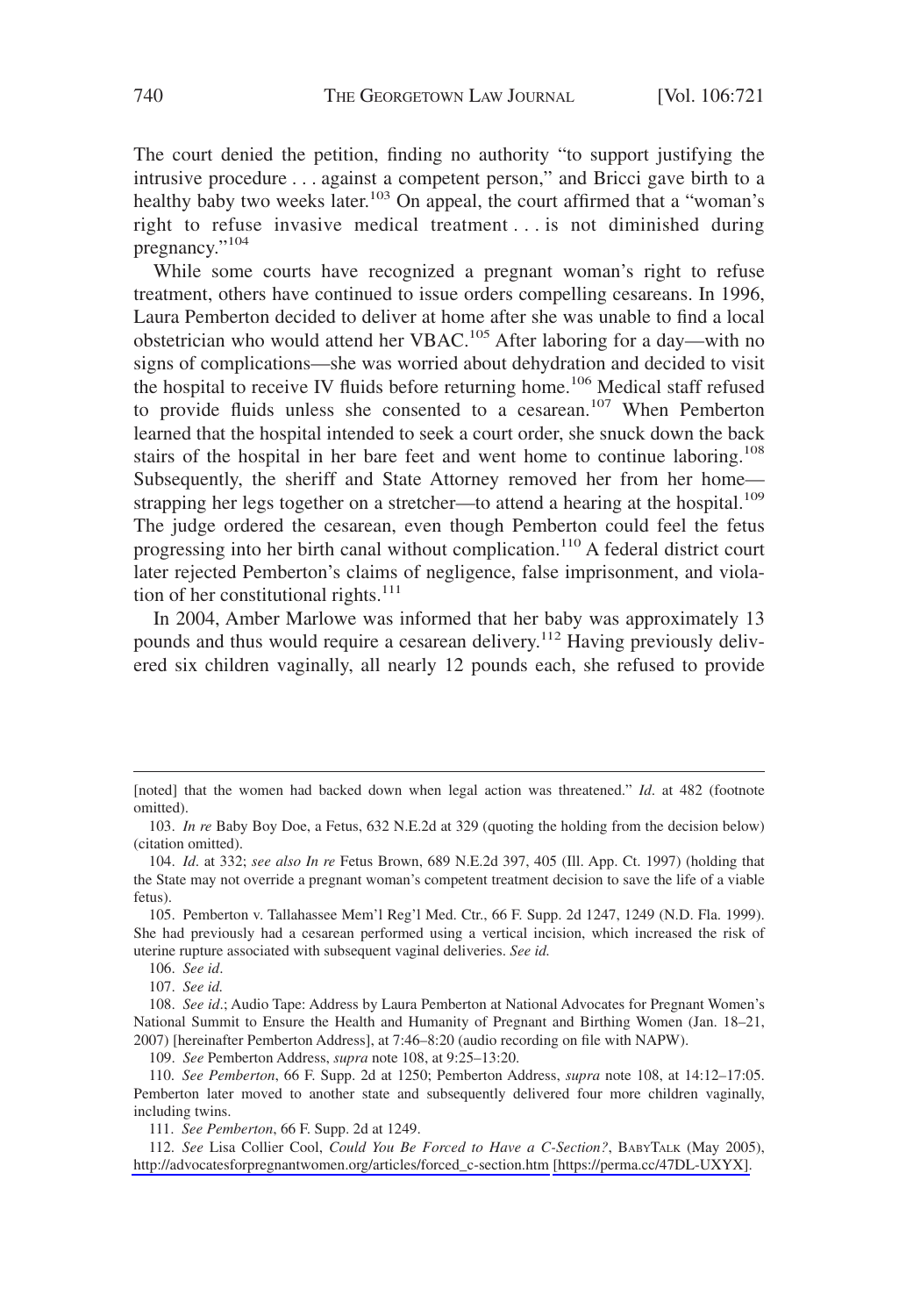The court denied the petition, finding no authority "to support justifying the intrusive procedure . . . against a competent person," and Bricci gave birth to a healthy baby two weeks later.[103] On appeal, the court affirmed that a "woman's right to refuse invasive medical treatment . . . is not diminished during pregnancy."[104]

While some courts have recognized a pregnant woman's right to refuse treatment, others have continued to issue orders compelling cesareans. In 1996, Laura Pemberton decided to deliver at home after she was unable to find a local obstetrician who would attend her VBAC.[105] After laboring for a day—with no signs of complications—she was worried about dehydration and decided to visit the hospital to receive IV fluids before returning home.[106] Medical staff refused to provide fluids unless she consented to a cesarean.[107] When Pemberton learned that the hospital intended to seek a court order, she snuck down the back stairs of the hospital in her bare feet and went home to continue laboring.[108] Subsequently, the sheriff and State Attorney removed her from her home—strapping her legs together on a stretcher—to attend a hearing at the hospital.[109] The judge ordered the cesarean, even though Pemberton could feel the fetus progressing into her birth canal without complication.[110] A federal district court later rejected Pemberton's claims of negligence, false imprisonment, and violation of her constitutional rights.[111]

In 2004, Amber Marlowe was informed that her baby was approximately 13 pounds and thus would require a cesarean delivery.[112] Having previously delivered six children vaginally, all nearly 12 pounds each, she refused to provide

---

[noted] that the women had backed down when legal action was threatened." *Id.* at 482 (footnote omitted).

103. *In re* Baby Boy Doe, a Fetus, 632 N.E.2d at 329 (quoting the holding from the decision below) (citation omitted).

104. *Id.* at 332; *see also In re* Fetus Brown, 689 N.E.2d 397, 405 (Ill. App. Ct. 1997) (holding that the State may not override a pregnant woman's competent treatment decision to save the life of a viable fetus).

105. Pemberton v. Tallahassee Mem'l Reg'l Med. Ctr., 66 F. Supp. 2d 1247, 1249 (N.D. Fla. 1999). She had previously had a cesarean performed using a vertical incision, which increased the risk of uterine rupture associated with subsequent vaginal deliveries. *See id.*

106. *See id.*

107. *See id.*

108. *See id.*; Audio Tape: Address by Laura Pemberton at National Advocates for Pregnant Women's National Summit to Ensure the Health and Humanity of Pregnant and Birthing Women (Jan. 18–21, 2007) [hereinafter Pemberton Address], at 7:46–8:20 (audio recording on file with NAPW).

109. *See* Pemberton Address, *supra* note 108, at 9:25–13:20.

110. *See Pemberton*, 66 F. Supp. 2d at 1250; Pemberton Address, *supra* note 108, at 14:12–17:05. Pemberton later moved to another state and subsequently delivered four more children vaginally, including twins.

111. *See Pemberton*, 66 F. Supp. 2d at 1249.

112. *See* Lisa Collier Cool, *Could You Be Forced to Have a C-Section?*, BABYTALK (May 2005), http://advocatesforpregnantwomen.org/articles/forced_c-section.htm [https://perma.cc/47DL-UXYX].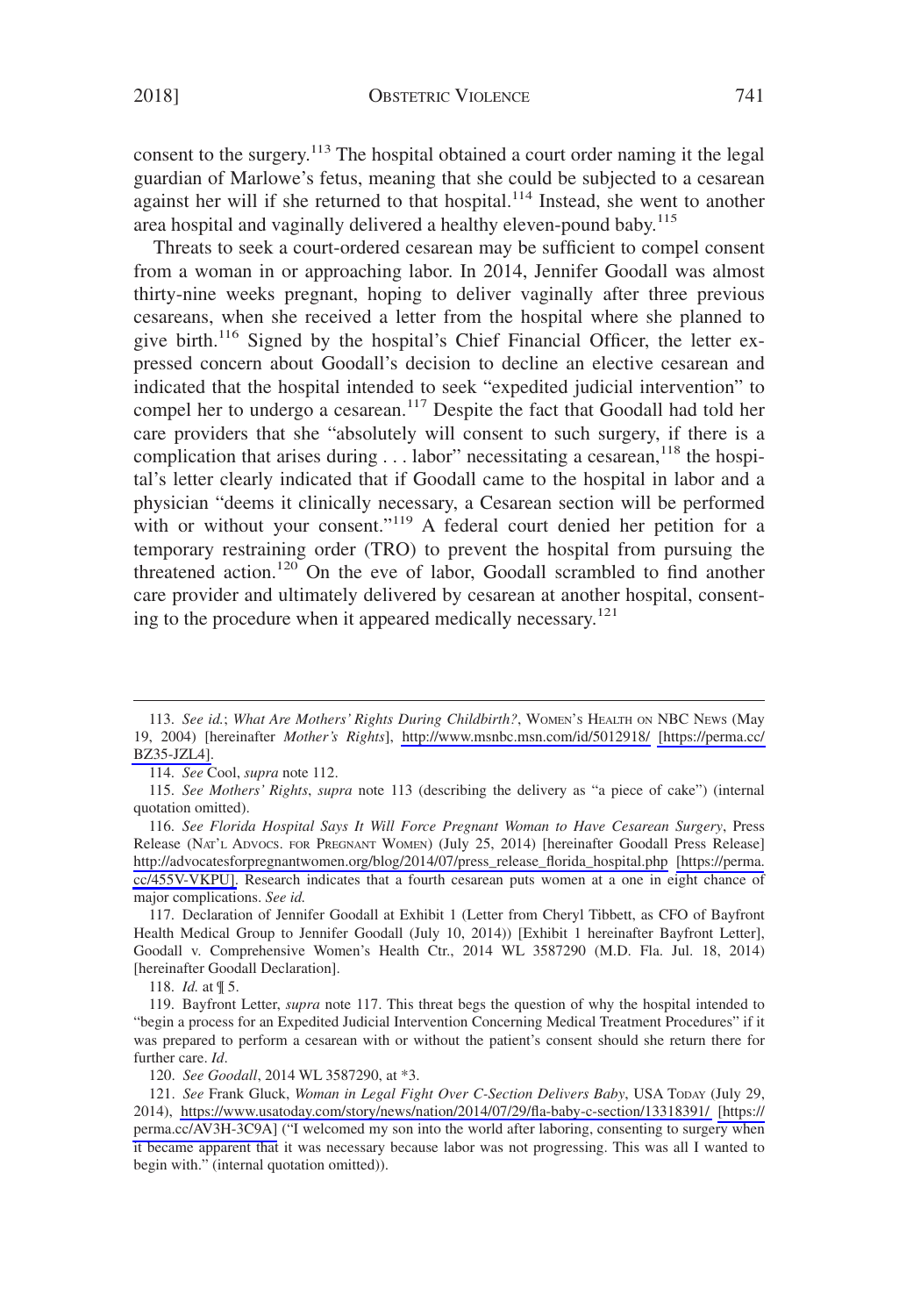consent to the surgery.[113] The hospital obtained a court order naming it the legal guardian of Marlowe's fetus, meaning that she could be subjected to a cesarean against her will if she returned to that hospital.[114] Instead, she went to another area hospital and vaginally delivered a healthy eleven-pound baby.[115]

Threats to seek a court-ordered cesarean may be sufficient to compel consent from a woman in or approaching labor. In 2014, Jennifer Goodall was almost thirty-nine weeks pregnant, hoping to deliver vaginally after three previous cesareans, when she received a letter from the hospital where she planned to give birth.[116] Signed by the hospital's Chief Financial Officer, the letter expressed concern about Goodall's decision to decline an elective cesarean and indicated that the hospital intended to seek "expedited judicial intervention" to compel her to undergo a cesarean.[117] Despite the fact that Goodall had told her care providers that she "absolutely will consent to such surgery, if there is a complication that arises during . . . labor" necessitating a cesarean,[118] the hospital's letter clearly indicated that if Goodall came to the hospital in labor and a physician "deems it clinically necessary, a Cesarean section will be performed with or without your consent."[119] A federal court denied her petition for a temporary restraining order (TRO) to prevent the hospital from pursuing the threatened action.[120] On the eve of labor, Goodall scrambled to find another care provider and ultimately delivered by cesarean at another hospital, consenting to the procedure when it appeared medically necessary.[121]

---

113. *See id.*; *What Are Mothers' Rights During Childbirth?*, WOMEN'S HEALTH ON NBC NEWS (May 19, 2004) [hereinafter *Mother's Rights*], http://www.msnbc.msn.com/id/5012918/ [https://perma.cc/BZ35-JZL4].

114. *See* Cool, *supra* note 112.

115. *See Mothers' Rights*, *supra* note 113 (describing the delivery as "a piece of cake") (internal quotation omitted).

116. *See Florida Hospital Says It Will Force Pregnant Woman to Have Cesarean Surgery*, Press Release (NAT'L ADVOCS. FOR PREGNANT WOMEN) (July 25, 2014) [hereinafter Goodall Press Release] http://advocatesforpregnantwomen.org/blog/2014/07/press_release_florida_hospital.php [https://perma.cc/455V-VKPU]. Research indicates that a fourth cesarean puts women at a one in eight chance of major complications. *See id.*

117. Declaration of Jennifer Goodall at Exhibit 1 (Letter from Cheryl Tibbett, as CFO of Bayfront Health Medical Group to Jennifer Goodall (July 10, 2014)) [Exhibit 1 hereinafter Bayfront Letter], Goodall v. Comprehensive Women's Health Ctr., 2014 WL 3587290 (M.D. Fla. Jul. 18, 2014) [hereinafter Goodall Declaration].

118. *Id.* at ¶ 5.

119. Bayfront Letter, *supra* note 117. This threat begs the question of why the hospital intended to "begin a process for an Expedited Judicial Intervention Concerning Medical Treatment Procedures" if it was prepared to perform a cesarean with or without the patient's consent should she return there for further care. *Id*.

120. *See Goodall*, 2014 WL 3587290, at *3.

121. *See* Frank Gluck, *Woman in Legal Fight Over C-Section Delivers Baby*, USA TODAY (July 29, 2014), https://www.usatoday.com/story/news/nation/2014/07/29/fla-baby-c-section/13318391/ [https://perma.cc/AV3H-3C9A] ("I welcomed my son into the world after laboring, consenting to surgery when it became apparent that it was necessary because labor was not progressing. This was all I wanted to begin with." (internal quotation omitted)).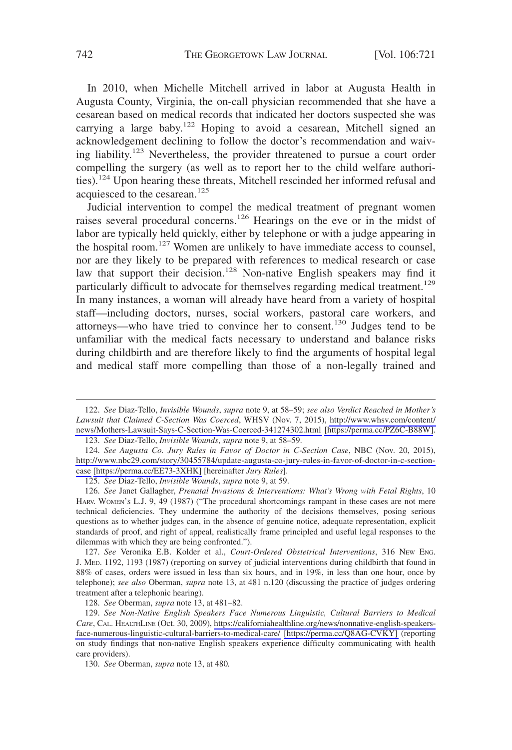In 2010, when Michelle Mitchell arrived in labor at Augusta Health in Augusta County, Virginia, the on-call physician recommended that she have a cesarean based on medical records that indicated her doctors suspected she was carrying a large baby.[122] Hoping to avoid a cesarean, Mitchell signed an acknowledgement declining to follow the doctor's recommendation and waiving liability.[123] Nevertheless, the provider threatened to pursue a court order compelling the surgery (as well as to report her to the child welfare authorities).[124] Upon hearing these threats, Mitchell rescinded her informed refusal and acquiesced to the cesarean.[125]

Judicial intervention to compel the medical treatment of pregnant women raises several procedural concerns.[126] Hearings on the eve or in the midst of labor are typically held quickly, either by telephone or with a judge appearing in the hospital room.[127] Women are unlikely to have immediate access to counsel, nor are they likely to be prepared with references to medical research or case law that support their decision.[128] Non-native English speakers may find it particularly difficult to advocate for themselves regarding medical treatment.[129] In many instances, a woman will already have heard from a variety of hospital staff—including doctors, nurses, social workers, pastoral care workers, and attorneys—who have tried to convince her to consent.[130] Judges tend to be unfamiliar with the medical facts necessary to understand and balance risks during childbirth and are therefore likely to find the arguments of hospital legal and medical staff more compelling than those of a non-legally trained and

---

122. *See* Diaz-Tello, *Invisible Wounds*, *supra* note 9, at 58–59; *see also Verdict Reached in Mother's Lawsuit that Claimed C-Section Was Coerced*, WHSV (Nov. 7, 2015), http://www.whsv.com/content/news/Mothers-Lawsuit-Says-C-Section-Was-Coerced-341274302.html [https://perma.cc/PZ6C-B88W].

123. *See* Diaz-Tello, *Invisible Wounds*, *supra* note 9, at 58–59.

124. *See Augusta Co. Jury Rules in Favor of Doctor in C-Section Case*, NBC (Nov. 20, 2015), http://www.nbc29.com/story/30455784/update-augusta-co-jury-rules-in-favor-of-doctor-in-c-section-case [https://perma.cc/EE73-3XHK] [hereinafter *Jury Rules*].

125. *See* Diaz-Tello, *Invisible Wounds*, *supra* note 9, at 59.

126. *See* Janet Gallagher, *Prenatal Invasions & Interventions: What's Wrong with Fetal Rights*, 10 HARV. WOMEN'S L.J. 9, 49 (1987) ("The procedural shortcomings rampant in these cases are not mere technical deficiencies. They undermine the authority of the decisions themselves, posing serious questions as to whether judges can, in the absence of genuine notice, adequate representation, explicit standards of proof, and right of appeal, realistically frame principled and useful legal responses to the dilemmas with which they are being confronted.").

127. *See* Veronika E.B. Kolder et al., *Court-Ordered Obstetrical Interventions*, 316 NEW ENG. J. MED. 1192, 1193 (1987) (reporting on survey of judicial interventions during childbirth that found in 88% of cases, orders were issued in less than six hours, and in 19%, in less than one hour, once by telephone); *see also* Oberman, *supra* note 13, at 481 n.120 (discussing the practice of judges ordering treatment after a telephonic hearing).

128. *See* Oberman, *supra* note 13, at 481–82.

129. *See Non-Native English Speakers Face Numerous Linguistic, Cultural Barriers to Medical Care*, CAL. HEALTHLINE (Oct. 30, 2009), https://californiahealthline.org/news/nonnative-english-speakers-face-numerous-linguistic-cultural-barriers-to-medical-care/ [https://perma.cc/Q8AG-CVKY] (reporting on study findings that non-native English speakers experience difficulty communicating with health care providers).

130. *See* Oberman, *supra* note 13, at 480.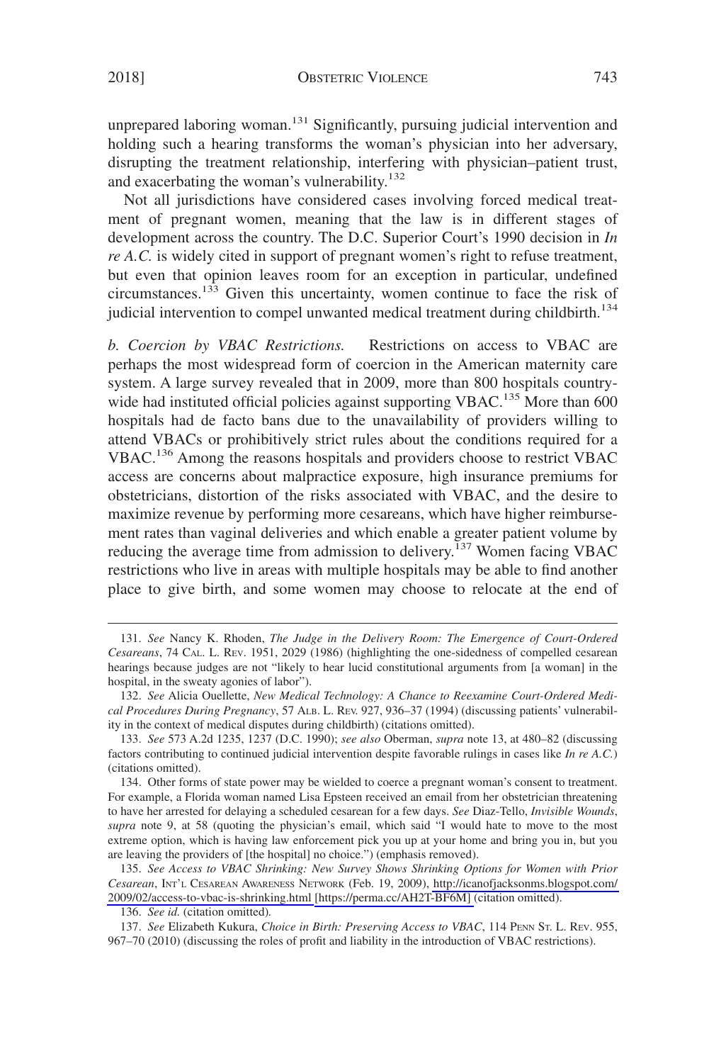unprepared laboring woman.[131] Significantly, pursuing judicial intervention and holding such a hearing transforms the woman's physician into her adversary, disrupting the treatment relationship, interfering with physician–patient trust, and exacerbating the woman's vulnerability.[132]

Not all jurisdictions have considered cases involving forced medical treatment of pregnant women, meaning that the law is in different stages of development across the country. The D.C. Superior Court's 1990 decision in *In re A.C.* is widely cited in support of pregnant women's right to refuse treatment, but even that opinion leaves room for an exception in particular, undefined circumstances.[133] Given this uncertainty, women continue to face the risk of judicial intervention to compel unwanted medical treatment during childbirth.[134]

*b. Coercion by VBAC Restrictions.* Restrictions on access to VBAC are perhaps the most widespread form of coercion in the American maternity care system. A large survey revealed that in 2009, more than 800 hospitals countrywide had instituted official policies against supporting VBAC.[135] More than 600 hospitals had de facto bans due to the unavailability of providers willing to attend VBACs or prohibitively strict rules about the conditions required for a VBAC.[136] Among the reasons hospitals and providers choose to restrict VBAC access are concerns about malpractice exposure, high insurance premiums for obstetricians, distortion of the risks associated with VBAC, and the desire to maximize revenue by performing more cesareans, which have higher reimbursement rates than vaginal deliveries and which enable a greater patient volume by reducing the average time from admission to delivery.[137] Women facing VBAC restrictions who live in areas with multiple hospitals may be able to find another place to give birth, and some women may choose to relocate at the end of

131. *See* Nancy K. Rhoden, *The Judge in the Delivery Room: The Emergence of Court-Ordered Cesareans*, 74 CAL. L. REV. 1951, 2029 (1986) (highlighting the one-sidedness of compelled cesarean hearings because judges are not "likely to hear lucid constitutional arguments from [a woman] in the hospital, in the sweaty agonies of labor").

132. *See* Alicia Ouellette, *New Medical Technology: A Chance to Reexamine Court-Ordered Medical Procedures During Pregnancy*, 57 ALB. L. REV. 927, 936–37 (1994) (discussing patients' vulnerability in the context of medical disputes during childbirth) (citations omitted).

133. *See* 573 A.2d 1235, 1237 (D.C. 1990); *see also* Oberman, *supra* note 13, at 480–82 (discussing factors contributing to continued judicial intervention despite favorable rulings in cases like *In re A.C.*) (citations omitted).

134. Other forms of state power may be wielded to coerce a pregnant woman's consent to treatment. For example, a Florida woman named Lisa Epsteen received an email from her obstetrician threatening to have her arrested for delaying a scheduled cesarean for a few days. *See* Diaz-Tello, *Invisible Wounds*, *supra* note 9, at 58 (quoting the physician's email, which said "I would hate to move to the most extreme option, which is having law enforcement pick you up at your home and bring you in, but you are leaving the providers of [the hospital] no choice.") (emphasis removed).

135. *See Access to VBAC Shrinking: New Survey Shows Shrinking Options for Women with Prior Cesarean*, INT'L CESAREAN AWARENESS NETWORK (Feb. 19, 2009), http://icanofjacksonms.blogspot.com/2009/02/access-to-vbac-is-shrinking.html [https://perma.cc/AH2T-BF6M] (citation omitted).

136. *See id.* (citation omitted).

137. *See* Elizabeth Kukura, *Choice in Birth: Preserving Access to VBAC*, 114 PENN ST. L. REV. 955, 967–70 (2010) (discussing the roles of profit and liability in the introduction of VBAC restrictions).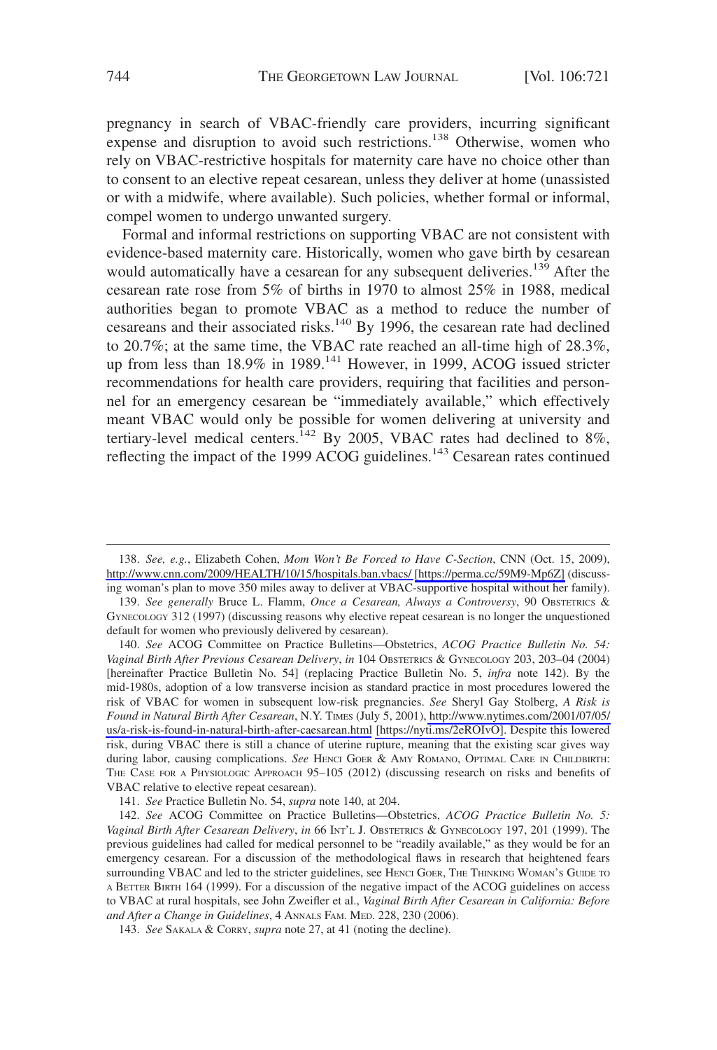pregnancy in search of VBAC-friendly care providers, incurring significant expense and disruption to avoid such restrictions.[138] Otherwise, women who rely on VBAC-restrictive hospitals for maternity care have no choice other than to consent to an elective repeat cesarean, unless they deliver at home (unassisted or with a midwife, where available). Such policies, whether formal or informal, compel women to undergo unwanted surgery.

Formal and informal restrictions on supporting VBAC are not consistent with evidence-based maternity care. Historically, women who gave birth by cesarean would automatically have a cesarean for any subsequent deliveries.[139] After the cesarean rate rose from 5% of births in 1970 to almost 25% in 1988, medical authorities began to promote VBAC as a method to reduce the number of cesareans and their associated risks.[140] By 1996, the cesarean rate had declined to 20.7%; at the same time, the VBAC rate reached an all-time high of 28.3%, up from less than 18.9% in 1989.[141] However, in 1999, ACOG issued stricter recommendations for health care providers, requiring that facilities and personnel for an emergency cesarean be "immediately available," which effectively meant VBAC would only be possible for women delivering at university and tertiary-level medical centers.[142] By 2005, VBAC rates had declined to 8%, reflecting the impact of the 1999 ACOG guidelines.[143] Cesarean rates continued

---

138. *See, e.g.*, Elizabeth Cohen, *Mom Won't Be Forced to Have C-Section*, CNN (Oct. 15, 2009), http://www.cnn.com/2009/HEALTH/10/15/hospitals.ban.vbacs/ [https://perma.cc/59M9-Mp6Z] (discussing woman's plan to move 350 miles away to deliver at VBAC-supportive hospital without her family).

139. *See generally* Bruce L. Flamm, *Once a Cesarean, Always a Controversy*, 90 OBSTETRICS & GYNECOLOGY 312 (1997) (discussing reasons why elective repeat cesarean is no longer the unquestioned default for women who previously delivered by cesarean).

140. *See* ACOG Committee on Practice Bulletins—Obstetrics, *ACOG Practice Bulletin No. 54: Vaginal Birth After Previous Cesarean Delivery*, *in* 104 OBSTETRICS & GYNECOLOGY 203, 203–04 (2004) [hereinafter Practice Bulletin No. 54] (replacing Practice Bulletin No. 5, *infra* note 142). By the mid-1980s, adoption of a low transverse incision as standard practice in most procedures lowered the risk of VBAC for women in subsequent low-risk pregnancies. *See* Sheryl Gay Stolberg, *A Risk is Found in Natural Birth After Cesarean*, N.Y. TIMES (July 5, 2001), http://www.nytimes.com/2001/07/05/us/a-risk-is-found-in-natural-birth-after-caesarean.html [https://nyti.ms/2eROIvO]. Despite this lowered risk, during VBAC there is still a chance of uterine rupture, meaning that the existing scar gives way during labor, causing complications. *See* HENCI GOER & AMY ROMANO, OPTIMAL CARE IN CHILDBIRTH: THE CASE FOR A PHYSIOLOGIC APPROACH 95–105 (2012) (discussing research on risks and benefits of VBAC relative to elective repeat cesarean).

141. *See* Practice Bulletin No. 54, *supra* note 140, at 204.

142. *See* ACOG Committee on Practice Bulletins—Obstetrics, *ACOG Practice Bulletin No. 5: Vaginal Birth After Cesarean Delivery*, *in* 66 INT'L J. OBSTETRICS & GYNECOLOGY 197, 201 (1999). The previous guidelines had called for medical personnel to be "readily available," as they would be for an emergency cesarean. For a discussion of the methodological flaws in research that heightened fears surrounding VBAC and led to the stricter guidelines, see HENCI GOER, THE THINKING WOMAN'S GUIDE TO A BETTER BIRTH 164 (1999). For a discussion of the negative impact of the ACOG guidelines on access to VBAC at rural hospitals, see John Zweifler et al., *Vaginal Birth After Cesarean in California: Before and After a Change in Guidelines*, 4 ANNALS FAM. MED. 228, 230 (2006).

143. *See* SAKALA & CORRY, *supra* note 27, at 41 (noting the decline).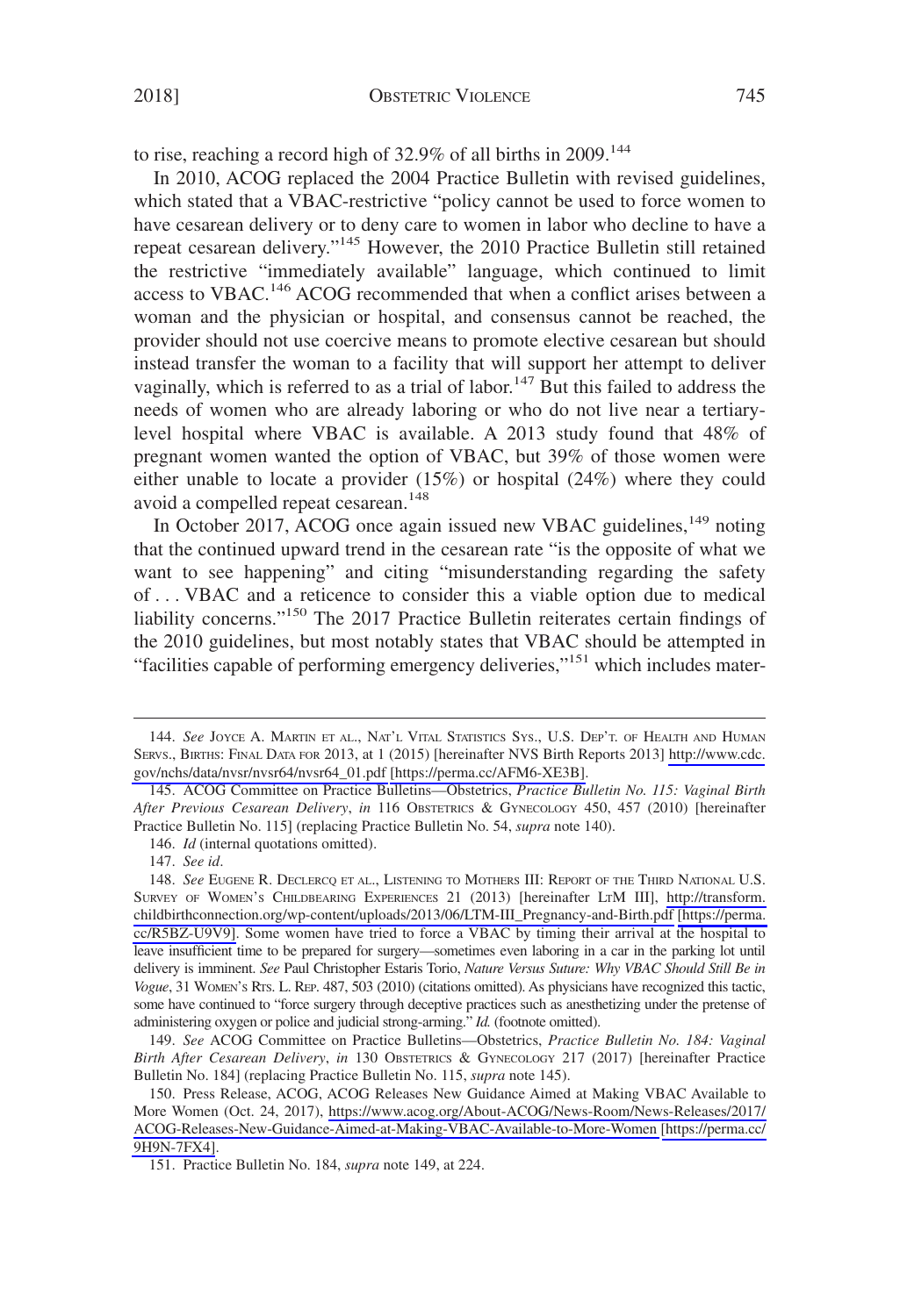to rise, reaching a record high of 32.9% of all births in 2009.[144]

In 2010, ACOG replaced the 2004 Practice Bulletin with revised guidelines, which stated that a VBAC-restrictive "policy cannot be used to force women to have cesarean delivery or to deny care to women in labor who decline to have a repeat cesarean delivery."[145] However, the 2010 Practice Bulletin still retained the restrictive "immediately available" language, which continued to limit access to VBAC.[146] ACOG recommended that when a conflict arises between a woman and the physician or hospital, and consensus cannot be reached, the provider should not use coercive means to promote elective cesarean but should instead transfer the woman to a facility that will support her attempt to deliver vaginally, which is referred to as a trial of labor.[147] But this failed to address the needs of women who are already laboring or who do not live near a tertiary-level hospital where VBAC is available. A 2013 study found that 48% of pregnant women wanted the option of VBAC, but 39% of those women were either unable to locate a provider (15%) or hospital (24%) where they could avoid a compelled repeat cesarean.[148]

In October 2017, ACOG once again issued new VBAC guidelines,[149] noting that the continued upward trend in the cesarean rate "is the opposite of what we want to see happening" and citing "misunderstanding regarding the safety of . . . VBAC and a reticence to consider this a viable option due to medical liability concerns."[150] The 2017 Practice Bulletin reiterates certain findings of the 2010 guidelines, but most notably states that VBAC should be attempted in "facilities capable of performing emergency deliveries,"[151] which includes mater-

---

144. *See* Joyce A. Martin et al., Nat'l Vital Statistics Sys., U.S. Dep't. of Health and Human Servs., Births: Final Data for 2013, at 1 (2015) [hereinafter NVS Birth Reports 2013] http://www.cdc.gov/nchs/data/nvsr/nvsr64/nvsr64_01.pdf [https://perma.cc/AFM6-XE3B].

145. ACOG Committee on Practice Bulletins—Obstetrics, *Practice Bulletin No. 115: Vaginal Birth After Previous Cesarean Delivery*, *in* 116 Obstetrics & Gynecology 450, 457 (2010) [hereinafter Practice Bulletin No. 115] (replacing Practice Bulletin No. 54, *supra* note 140).

146. *Id* (internal quotations omitted).

147. *See id*.

148. *See* Eugene R. Declercq et al., Listening to Mothers III: Report of the Third National U.S. Survey of Women's Childbearing Experiences 21 (2013) [hereinafter LtM III], http://transform.childbirthconnection.org/wp-content/uploads/2013/06/LTM-III_Pregnancy-and-Birth.pdf [https://perma.cc/R5BZ-U9V9]. Some women have tried to force a VBAC by timing their arrival at the hospital to leave insufficient time to be prepared for surgery—sometimes even laboring in a car in the parking lot until delivery is imminent. *See* Paul Christopher Estaris Torio, *Nature Versus Suture: Why VBAC Should Still Be in Vogue*, 31 Women's Rts. L. Rep. 487, 503 (2010) (citations omitted). As physicians have recognized this tactic, some have continued to "force surgery through deceptive practices such as anesthetizing under the pretense of administering oxygen or police and judicial strong-arming." *Id.* (footnote omitted).

149. *See* ACOG Committee on Practice Bulletins—Obstetrics, *Practice Bulletin No. 184: Vaginal Birth After Cesarean Delivery*, *in* 130 Obstetrics & Gynecology 217 (2017) [hereinafter Practice Bulletin No. 184] (replacing Practice Bulletin No. 115, *supra* note 145).

150. Press Release, ACOG, ACOG Releases New Guidance Aimed at Making VBAC Available to More Women (Oct. 24, 2017), https://www.acog.org/About-ACOG/News-Room/News-Releases/2017/ACOG-Releases-New-Guidance-Aimed-at-Making-VBAC-Available-to-More-Women [https://perma.cc/9H9N-7FX4].

151. Practice Bulletin No. 184, *supra* note 149, at 224.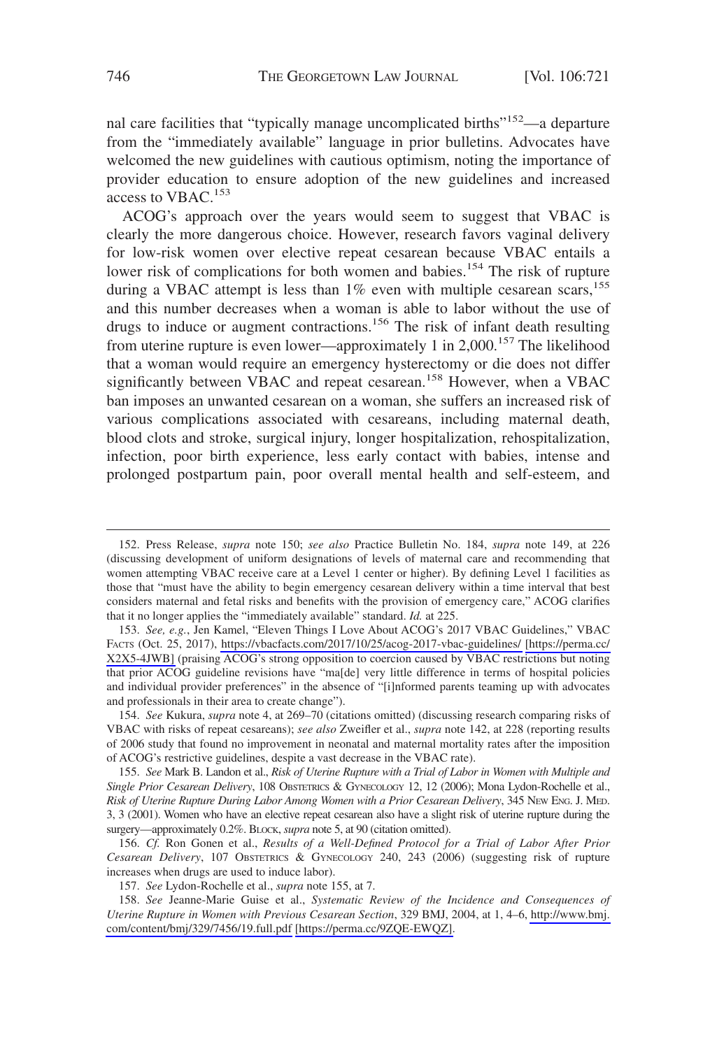nal care facilities that "typically manage uncomplicated births"[152]—a departure from the "immediately available" language in prior bulletins. Advocates have welcomed the new guidelines with cautious optimism, noting the importance of provider education to ensure adoption of the new guidelines and increased access to VBAC.[153]

ACOG's approach over the years would seem to suggest that VBAC is clearly the more dangerous choice. However, research favors vaginal delivery for low-risk women over elective repeat cesarean because VBAC entails a lower risk of complications for both women and babies.[154] The risk of rupture during a VBAC attempt is less than 1% even with multiple cesarean scars,[155] and this number decreases when a woman is able to labor without the use of drugs to induce or augment contractions.[156] The risk of infant death resulting from uterine rupture is even lower—approximately 1 in 2,000.[157] The likelihood that a woman would require an emergency hysterectomy or die does not differ significantly between VBAC and repeat cesarean.[158] However, when a VBAC ban imposes an unwanted cesarean on a woman, she suffers an increased risk of various complications associated with cesareans, including maternal death, blood clots and stroke, surgical injury, longer hospitalization, rehospitalization, infection, poor birth experience, less early contact with babies, intense and prolonged postpartum pain, poor overall mental health and self-esteem, and

---

152. Press Release, *supra* note 150; *see also* Practice Bulletin No. 184, *supra* note 149, at 226 (discussing development of uniform designations of levels of maternal care and recommending that women attempting VBAC receive care at a Level 1 center or higher). By defining Level 1 facilities as those that "must have the ability to begin emergency cesarean delivery within a time interval that best considers maternal and fetal risks and benefits with the provision of emergency care," ACOG clarifies that it no longer applies the "immediately available" standard. *Id.* at 225.

153. *See, e.g.*, Jen Kamel, "Eleven Things I Love About ACOG's 2017 VBAC Guidelines," VBAC FACTS (Oct. 25, 2017), https://vbacfacts.com/2017/10/25/acog-2017-vbac-guidelines/ [https://perma.cc/X2X5-4JWB] (praising ACOG's strong opposition to coercion caused by VBAC restrictions but noting that prior ACOG guideline revisions have "ma[de] very little difference in terms of hospital policies and individual provider preferences" in the absence of "[i]nformed parents teaming up with advocates and professionals in their area to create change").

154. *See* Kukura, *supra* note 4, at 269–70 (citations omitted) (discussing research comparing risks of VBAC with risks of repeat cesareans); *see also* Zweifler et al., *supra* note 142, at 228 (reporting results of 2006 study that found no improvement in neonatal and maternal mortality rates after the imposition of ACOG's restrictive guidelines, despite a vast decrease in the VBAC rate).

155. *See* Mark B. Landon et al., *Risk of Uterine Rupture with a Trial of Labor in Women with Multiple and Single Prior Cesarean Delivery*, 108 OBSTETRICS & GYNECOLOGY 12, 12 (2006); Mona Lydon-Rochelle et al., *Risk of Uterine Rupture During Labor Among Women with a Prior Cesarean Delivery*, 345 NEW ENG. J. MED. 3, 3 (2001). Women who have an elective repeat cesarean also have a slight risk of uterine rupture during the surgery—approximately 0.2%. BLOCK, *supra* note 5, at 90 (citation omitted).

156. *Cf.* Ron Gonen et al., *Results of a Well-Defined Protocol for a Trial of Labor After Prior Cesarean Delivery*, 107 OBSTETRICS & GYNECOLOGY 240, 243 (2006) (suggesting risk of rupture increases when drugs are used to induce labor).

157. *See* Lydon-Rochelle et al., *supra* note 155, at 7.

158. *See* Jeanne-Marie Guise et al., *Systematic Review of the Incidence and Consequences of Uterine Rupture in Women with Previous Cesarean Section*, 329 BMJ, 2004, at 1, 4–6, http://www.bmj.com/content/bmj/329/7456/19.full.pdf [https://perma.cc/9ZQE-EWQZ].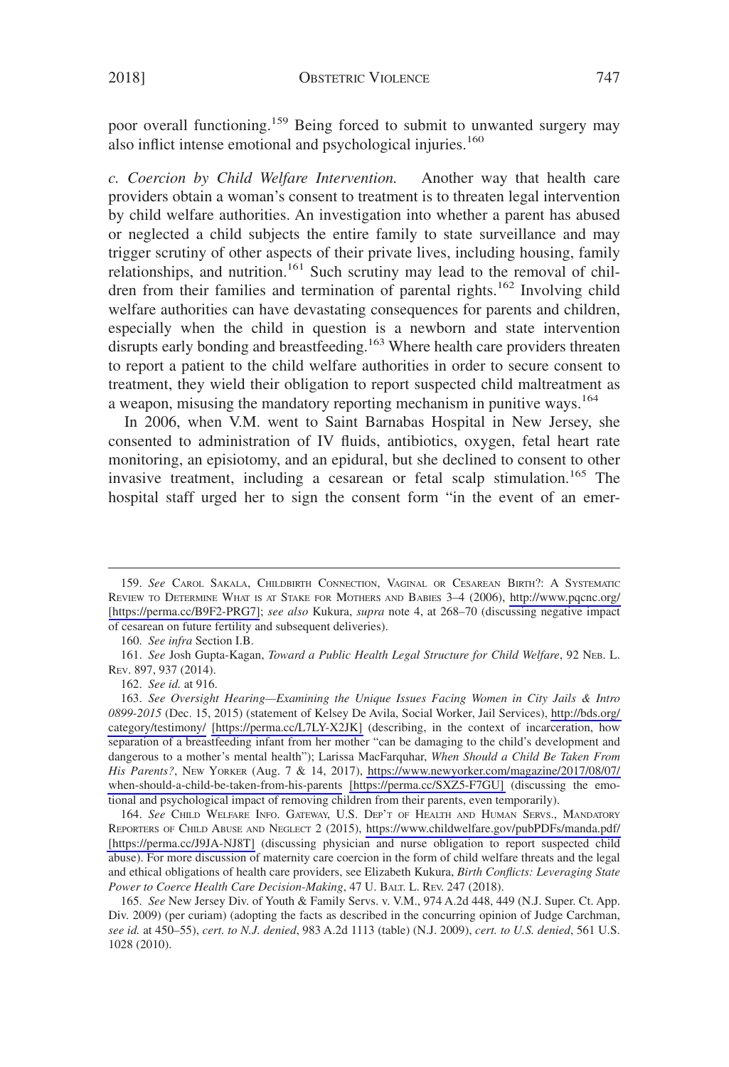poor overall functioning.[159] Being forced to submit to unwanted surgery may also inflict intense emotional and psychological injuries.[160]

*c. Coercion by Child Welfare Intervention.* Another way that health care providers obtain a woman's consent to treatment is to threaten legal intervention by child welfare authorities. An investigation into whether a parent has abused or neglected a child subjects the entire family to state surveillance and may trigger scrutiny of other aspects of their private lives, including housing, family relationships, and nutrition.[161] Such scrutiny may lead to the removal of children from their families and termination of parental rights.[162] Involving child welfare authorities can have devastating consequences for parents and children, especially when the child in question is a newborn and state intervention disrupts early bonding and breastfeeding.[163] Where health care providers threaten to report a patient to the child welfare authorities in order to secure consent to treatment, they wield their obligation to report suspected child maltreatment as a weapon, misusing the mandatory reporting mechanism in punitive ways.[164]

In 2006, when V.M. went to Saint Barnabas Hospital in New Jersey, she consented to administration of IV fluids, antibiotics, oxygen, fetal heart rate monitoring, an episiotomy, and an epidural, but she declined to consent to other invasive treatment, including a cesarean or fetal scalp stimulation.[165] The hospital staff urged her to sign the consent form "in the event of an emer-

---

159. *See* CAROL SAKALA, CHILDBIRTH CONNECTION, VAGINAL OR CESAREAN BIRTH?: A SYSTEMATIC REVIEW TO DETERMINE WHAT IS AT STAKE FOR MOTHERS AND BABIES 3–4 (2006), http://www.pqcnc.org/ [https://perma.cc/B9F2-PRG7]; *see also* Kukura, *supra* note 4, at 268–70 (discussing negative impact of cesarean on future fertility and subsequent deliveries).

160. *See infra* Section I.B.

161. *See* Josh Gupta-Kagan, *Toward a Public Health Legal Structure for Child Welfare*, 92 NEB. L. REV. 897, 937 (2014).

162. *See id.* at 916.

163. *See Oversight Hearing—Examining the Unique Issues Facing Women in City Jails & Intro 0899-2015* (Dec. 15, 2015) (statement of Kelsey De Avila, Social Worker, Jail Services), http://bds.org/category/testimony/ [https://perma.cc/L7LY-X2JK] (describing, in the context of incarceration, how separation of a breastfeeding infant from her mother "can be damaging to the child's development and dangerous to a mother's mental health"); Larissa MacFarquhar, *When Should a Child Be Taken From His Parents?*, NEW YORKER (Aug. 7 & 14, 2017), https://www.newyorker.com/magazine/2017/08/07/when-should-a-child-be-taken-from-his-parents [https://perma.cc/SXZ5-F7GU] (discussing the emotional and psychological impact of removing children from their parents, even temporarily).

164. *See* CHILD WELFARE INFO. GATEWAY, U.S. DEP'T OF HEALTH AND HUMAN SERVS., MANDATORY REPORTERS OF CHILD ABUSE AND NEGLECT 2 (2015), https://www.childwelfare.gov/pubPDFs/manda.pdf/ [https://perma.cc/J9JA-NJ8T] (discussing physician and nurse obligation to report suspected child abuse). For more discussion of maternity care coercion in the form of child welfare threats and the legal and ethical obligations of health care providers, see Elizabeth Kukura, *Birth Conflicts: Leveraging State Power to Coerce Health Care Decision-Making*, 47 U. BALT. L. REV. 247 (2018).

165. *See* New Jersey Div. of Youth & Family Servs. v. V.M., 974 A.2d 448, 449 (N.J. Super. Ct. App. Div. 2009) (per curiam) (adopting the facts as described in the concurring opinion of Judge Carchman, *see id.* at 450–55), *cert. to N.J. denied*, 983 A.2d 1113 (table) (N.J. 2009), *cert. to U.S. denied*, 561 U.S. 1028 (2010).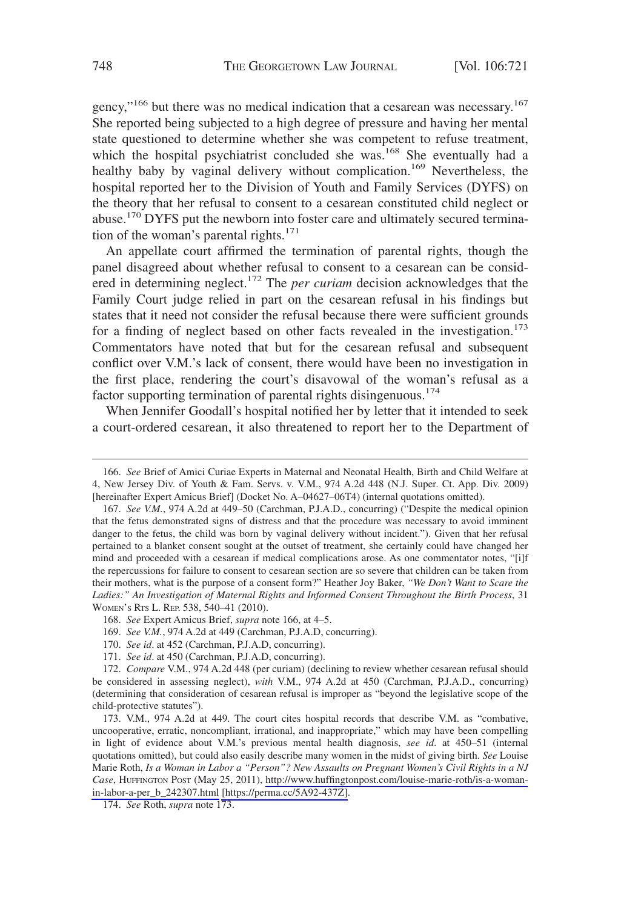gency,"[166] but there was no medical indication that a cesarean was necessary.[167] She reported being subjected to a high degree of pressure and having her mental state questioned to determine whether she was competent to refuse treatment, which the hospital psychiatrist concluded she was.[168] She eventually had a healthy baby by vaginal delivery without complication.[169] Nevertheless, the hospital reported her to the Division of Youth and Family Services (DYFS) on the theory that her refusal to consent to a cesarean constituted child neglect or abuse.[170] DYFS put the newborn into foster care and ultimately secured termination of the woman's parental rights.[171]

An appellate court affirmed the termination of parental rights, though the panel disagreed about whether refusal to consent to a cesarean can be considered in determining neglect.[172] The *per curiam* decision acknowledges that the Family Court judge relied in part on the cesarean refusal in his findings but states that it need not consider the refusal because there were sufficient grounds for a finding of neglect based on other facts revealed in the investigation.[173] Commentators have noted that but for the cesarean refusal and subsequent conflict over V.M.'s lack of consent, there would have been no investigation in the first place, rendering the court's disavowal of the woman's refusal as a factor supporting termination of parental rights disingenuous.[174]

When Jennifer Goodall's hospital notified her by letter that it intended to seek a court-ordered cesarean, it also threatened to report her to the Department of

---

166. *See* Brief of Amici Curiae Experts in Maternal and Neonatal Health, Birth and Child Welfare at 4, New Jersey Div. of Youth & Fam. Servs. v. V.M., 974 A.2d 448 (N.J. Super. Ct. App. Div. 2009) [hereinafter Expert Amicus Brief] (Docket No. A–04627–06T4) (internal quotations omitted).

167. *See V.M.*, 974 A.2d at 449–50 (Carchman, P.J.A.D., concurring) ("Despite the medical opinion that the fetus demonstrated signs of distress and that the procedure was necessary to avoid imminent danger to the fetus, the child was born by vaginal delivery without incident."). Given that her refusal pertained to a blanket consent sought at the outset of treatment, she certainly could have changed her mind and proceeded with a cesarean if medical complications arose. As one commentator notes, "[i]f the repercussions for failure to consent to cesarean section are so severe that children can be taken from their mothers, what is the purpose of a consent form?" Heather Joy Baker, *"We Don't Want to Scare the Ladies:" An Investigation of Maternal Rights and Informed Consent Throughout the Birth Process*, 31 WOMEN'S RTS L. REP. 538, 540–41 (2010).

168. *See* Expert Amicus Brief, *supra* note 166, at 4–5.

169. *See V.M.*, 974 A.2d at 449 (Carchman, P.J.A.D, concurring).

170. *See id*. at 452 (Carchman, P.J.A.D, concurring).

171. *See id*. at 450 (Carchman, P.J.A.D, concurring).

172. *Compare* V.M., 974 A.2d 448 (per curiam) (declining to review whether cesarean refusal should be considered in assessing neglect), *with* V.M., 974 A.2d at 450 (Carchman, P.J.A.D., concurring) (determining that consideration of cesarean refusal is improper as "beyond the legislative scope of the child-protective statutes").

173. V.M., 974 A.2d at 449. The court cites hospital records that describe V.M. as "combative, uncooperative, erratic, noncompliant, irrational, and inappropriate," which may have been compelling in light of evidence about V.M.'s previous mental health diagnosis, *see id*. at 450–51 (internal quotations omitted), but could also easily describe many women in the midst of giving birth. *See* Louise Marie Roth, *Is a Woman in Labor a "Person"? New Assaults on Pregnant Women's Civil Rights in a NJ Case*, HUFFINGTON POST (May 25, 2011), http://www.huffingtonpost.com/louise-marie-roth/is-a-woman-in-labor-a-per_b_242307.html [https://perma.cc/5A92-437Z].

174. *See* Roth, *supra* note 173.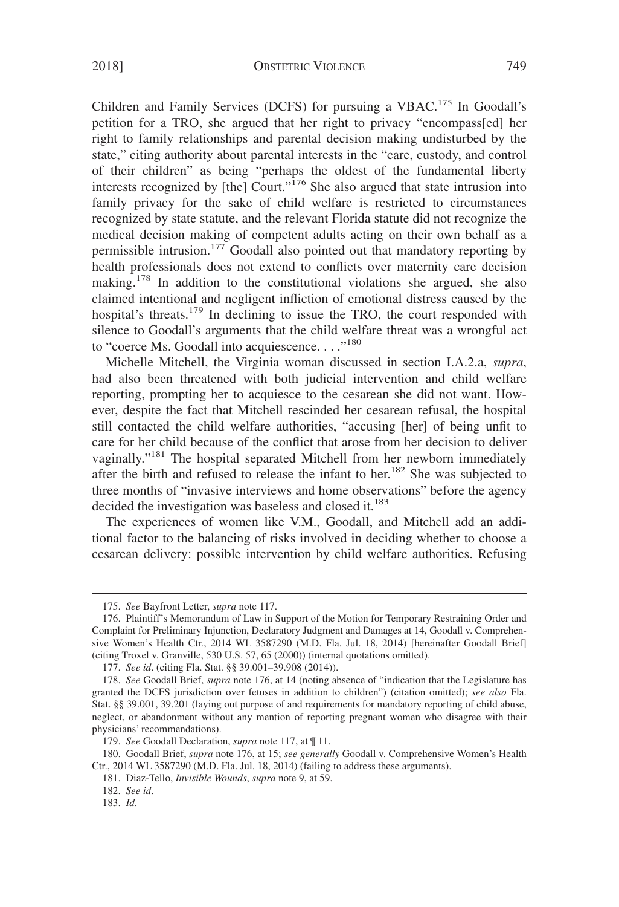Children and Family Services (DCFS) for pursuing a VBAC.[175] In Goodall's petition for a TRO, she argued that her right to privacy "encompass[ed] her right to family relationships and parental decision making undisturbed by the state," citing authority about parental interests in the "care, custody, and control of their children" as being "perhaps the oldest of the fundamental liberty interests recognized by [the] Court."[176] She also argued that state intrusion into family privacy for the sake of child welfare is restricted to circumstances recognized by state statute, and the relevant Florida statute did not recognize the medical decision making of competent adults acting on their own behalf as a permissible intrusion.[177] Goodall also pointed out that mandatory reporting by health professionals does not extend to conflicts over maternity care decision making.[178] In addition to the constitutional violations she argued, she also claimed intentional and negligent infliction of emotional distress caused by the hospital's threats.[179] In declining to issue the TRO, the court responded with silence to Goodall's arguments that the child welfare threat was a wrongful act to "coerce Ms. Goodall into acquiescence. . . ."[180]

Michelle Mitchell, the Virginia woman discussed in section I.A.2.a, *supra*, had also been threatened with both judicial intervention and child welfare reporting, prompting her to acquiesce to the cesarean she did not want. However, despite the fact that Mitchell rescinded her cesarean refusal, the hospital still contacted the child welfare authorities, "accusing [her] of being unfit to care for her child because of the conflict that arose from her decision to deliver vaginally."[181] The hospital separated Mitchell from her newborn immediately after the birth and refused to release the infant to her.[182] She was subjected to three months of "invasive interviews and home observations" before the agency decided the investigation was baseless and closed it.[183]

The experiences of women like V.M., Goodall, and Mitchell add an additional factor to the balancing of risks involved in deciding whether to choose a cesarean delivery: possible intervention by child welfare authorities. Refusing

---

175. *See* Bayfront Letter, *supra* note 117.

176. Plaintiff's Memorandum of Law in Support of the Motion for Temporary Restraining Order and Complaint for Preliminary Injunction, Declaratory Judgment and Damages at 14, Goodall v. Comprehensive Women's Health Ctr., 2014 WL 3587290 (M.D. Fla. Jul. 18, 2014) [hereinafter Goodall Brief] (citing Troxel v. Granville, 530 U.S. 57, 65 (2000)) (internal quotations omitted).

177. *See id*. (citing Fla. Stat. §§ 39.001–39.908 (2014)).

178. *See* Goodall Brief, *supra* note 176, at 14 (noting absence of "indication that the Legislature has granted the DCFS jurisdiction over fetuses in addition to children") (citation omitted); *see also* Fla. Stat. §§ 39.001, 39.201 (laying out purpose of and requirements for mandatory reporting of child abuse, neglect, or abandonment without any mention of reporting pregnant women who disagree with their physicians' recommendations).

179. *See* Goodall Declaration, *supra* note 117, at ¶ 11.

180. Goodall Brief, *supra* note 176, at 15; *see generally* Goodall v. Comprehensive Women's Health Ctr., 2014 WL 3587290 (M.D. Fla. Jul. 18, 2014) (failing to address these arguments).

181. Diaz-Tello, *Invisible Wounds*, *supra* note 9, at 59.

182. *See id*.

183. *Id*.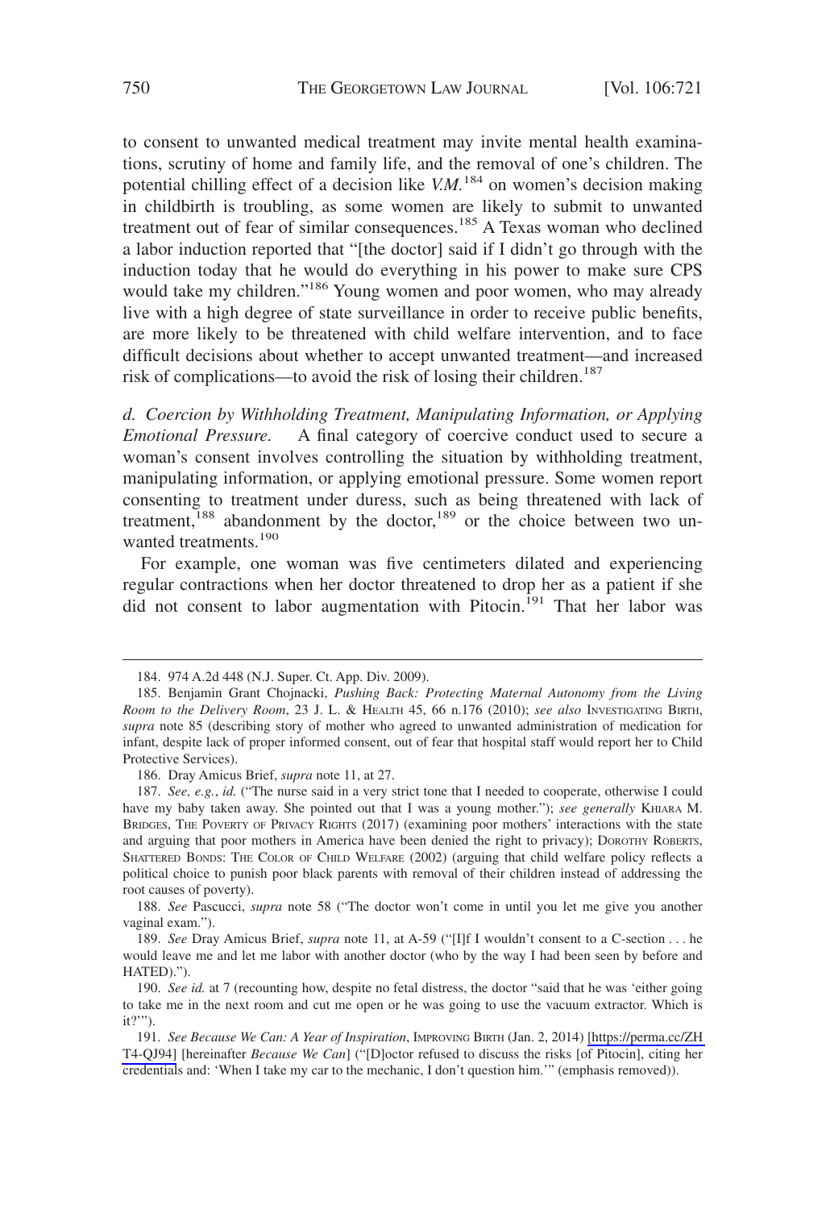to consent to unwanted medical treatment may invite mental health examinations, scrutiny of home and family life, and the removal of one's children. The potential chilling effect of a decision like *V.M.*[184] on women's decision making in childbirth is troubling, as some women are likely to submit to unwanted treatment out of fear of similar consequences.[185] A Texas woman who declined a labor induction reported that "[the doctor] said if I didn't go through with the induction today that he would do everything in his power to make sure CPS would take my children."[186] Young women and poor women, who may already live with a high degree of state surveillance in order to receive public benefits, are more likely to be threatened with child welfare intervention, and to face difficult decisions about whether to accept unwanted treatment—and increased risk of complications—to avoid the risk of losing their children.[187]

*d. Coercion by Withholding Treatment, Manipulating Information, or Applying Emotional Pressure.* A final category of coercive conduct used to secure a woman's consent involves controlling the situation by withholding treatment, manipulating information, or applying emotional pressure. Some women report consenting to treatment under duress, such as being threatened with lack of treatment,[188] abandonment by the doctor,[189] or the choice between two unwanted treatments.[190]

For example, one woman was five centimeters dilated and experiencing regular contractions when her doctor threatened to drop her as a patient if she did not consent to labor augmentation with Pitocin.[191] That her labor was

---

184. 974 A.2d 448 (N.J. Super. Ct. App. Div. 2009).

185. Benjamin Grant Chojnacki, *Pushing Back: Protecting Maternal Autonomy from the Living Room to the Delivery Room*, 23 J. L. & HEALTH 45, 66 n.176 (2010); *see also* INVESTIGATING BIRTH, *supra* note 85 (describing story of mother who agreed to unwanted administration of medication for infant, despite lack of proper informed consent, out of fear that hospital staff would report her to Child Protective Services).

186. Dray Amicus Brief, *supra* note 11, at 27.

187. *See, e.g.*, *id.* ("The nurse said in a very strict tone that I needed to cooperate, otherwise I could have my baby taken away. She pointed out that I was a young mother."); *see generally* KHIARA M. BRIDGES, THE POVERTY OF PRIVACY RIGHTS (2017) (examining poor mothers' interactions with the state and arguing that poor mothers in America have been denied the right to privacy); DOROTHY ROBERTS, SHATTERED BONDS: THE COLOR OF CHILD WELFARE (2002) (arguing that child welfare policy reflects a political choice to punish poor black parents with removal of their children instead of addressing the root causes of poverty).

188. *See* Pascucci, *supra* note 58 ("The doctor won't come in until you let me give you another vaginal exam.").

189. *See* Dray Amicus Brief, *supra* note 11, at A-59 ("[I]f I wouldn't consent to a C-section . . . he would leave me and let me labor with another doctor (who by the way I had been seen by before and HATED).").

190. *See id.* at 7 (recounting how, despite no fetal distress, the doctor "said that he was 'either going to take me in the next room and cut me open or he was going to use the vacuum extractor. Which is it?'").

191. *See Because We Can: A Year of Inspiration*, IMPROVING BIRTH (Jan. 2, 2014) [https://perma.cc/ZHT4-QJ94] [hereinafter *Because We Can*] ("[D]octor refused to discuss the risks [of Pitocin], citing her credentials and: 'When I take my car to the mechanic, I don't question him.'" (emphasis removed)).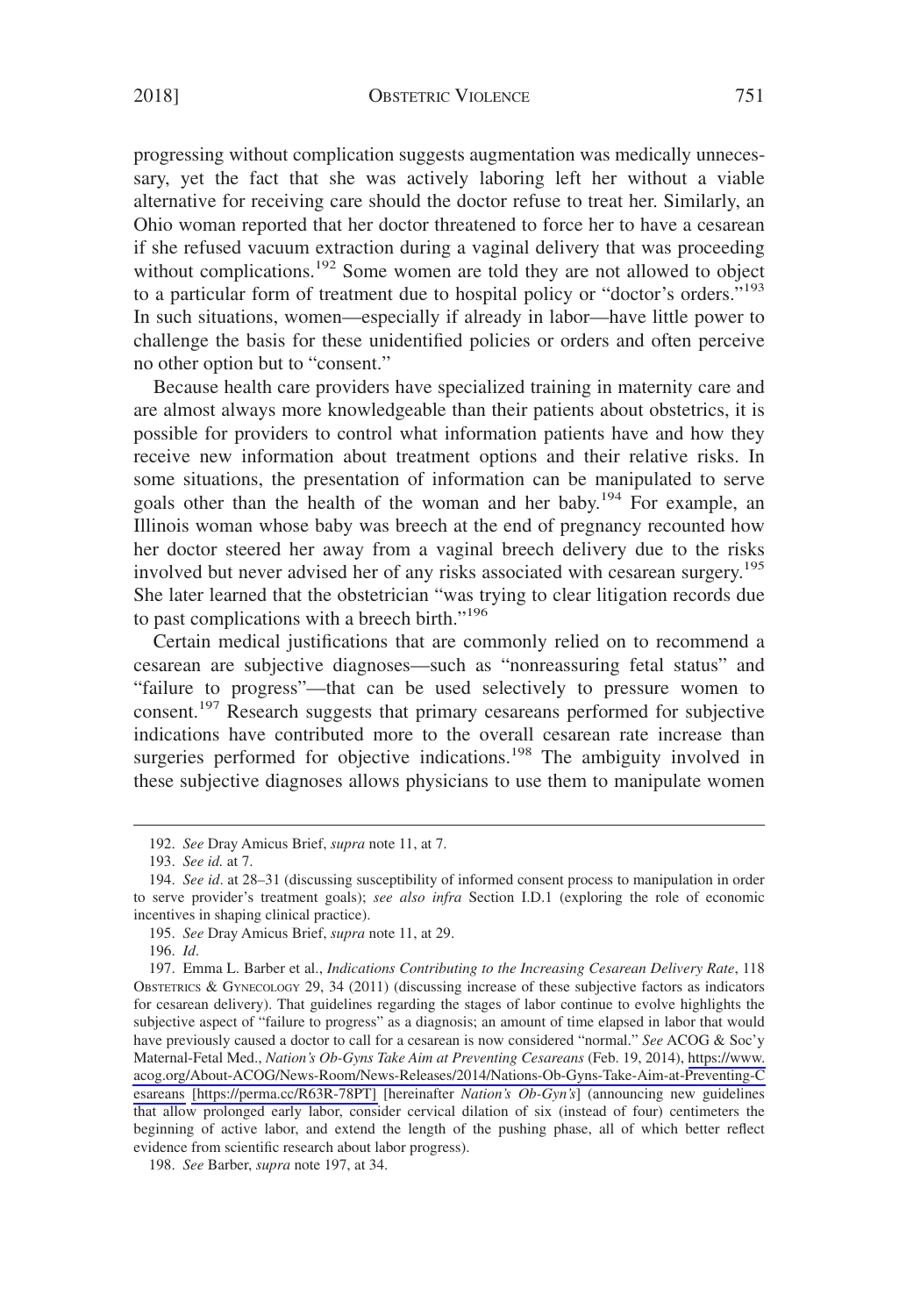progressing without complication suggests augmentation was medically unnecessary, yet the fact that she was actively laboring left her without a viable alternative for receiving care should the doctor refuse to treat her. Similarly, an Ohio woman reported that her doctor threatened to force her to have a cesarean if she refused vacuum extraction during a vaginal delivery that was proceeding without complications.[192] Some women are told they are not allowed to object to a particular form of treatment due to hospital policy or "doctor's orders."[193] In such situations, women—especially if already in labor—have little power to challenge the basis for these unidentified policies or orders and often perceive no other option but to "consent."

Because health care providers have specialized training in maternity care and are almost always more knowledgeable than their patients about obstetrics, it is possible for providers to control what information patients have and how they receive new information about treatment options and their relative risks. In some situations, the presentation of information can be manipulated to serve goals other than the health of the woman and her baby.[194] For example, an Illinois woman whose baby was breech at the end of pregnancy recounted how her doctor steered her away from a vaginal breech delivery due to the risks involved but never advised her of any risks associated with cesarean surgery.[195] She later learned that the obstetrician "was trying to clear litigation records due to past complications with a breech birth."[196]

Certain medical justifications that are commonly relied on to recommend a cesarean are subjective diagnoses—such as "nonreassuring fetal status" and "failure to progress"—that can be used selectively to pressure women to consent.[197] Research suggests that primary cesareans performed for subjective indications have contributed more to the overall cesarean rate increase than surgeries performed for objective indications.[198] The ambiguity involved in these subjective diagnoses allows physicians to use them to manipulate women

---

192. *See* Dray Amicus Brief, *supra* note 11, at 7.

193. *See id.* at 7.

194. *See id*. at 28–31 (discussing susceptibility of informed consent process to manipulation in order to serve provider's treatment goals); *see also infra* Section I.D.1 (exploring the role of economic incentives in shaping clinical practice).

195. *See* Dray Amicus Brief, *supra* note 11, at 29.

196. *Id*.

197. Emma L. Barber et al., *Indications Contributing to the Increasing Cesarean Delivery Rate*, 118 OBSTETRICS & GYNECOLOGY 29, 34 (2011) (discussing increase of these subjective factors as indicators for cesarean delivery). That guidelines regarding the stages of labor continue to evolve highlights the subjective aspect of "failure to progress" as a diagnosis; an amount of time elapsed in labor that would have previously caused a doctor to call for a cesarean is now considered "normal." *See* ACOG & Soc'y Maternal-Fetal Med., *Nation's Ob-Gyns Take Aim at Preventing Cesareans* (Feb. 19, 2014), https://www.acog.org/About-ACOG/News-Room/News-Releases/2014/Nations-Ob-Gyns-Take-Aim-at-Preventing-Cesareans [https://perma.cc/R63R-78PT] [hereinafter *Nation's Ob-Gyn's*] (announcing new guidelines that allow prolonged early labor, consider cervical dilation of six (instead of four) centimeters the beginning of active labor, and extend the length of the pushing phase, all of which better reflect evidence from scientific research about labor progress).

198. *See* Barber, *supra* note 197, at 34.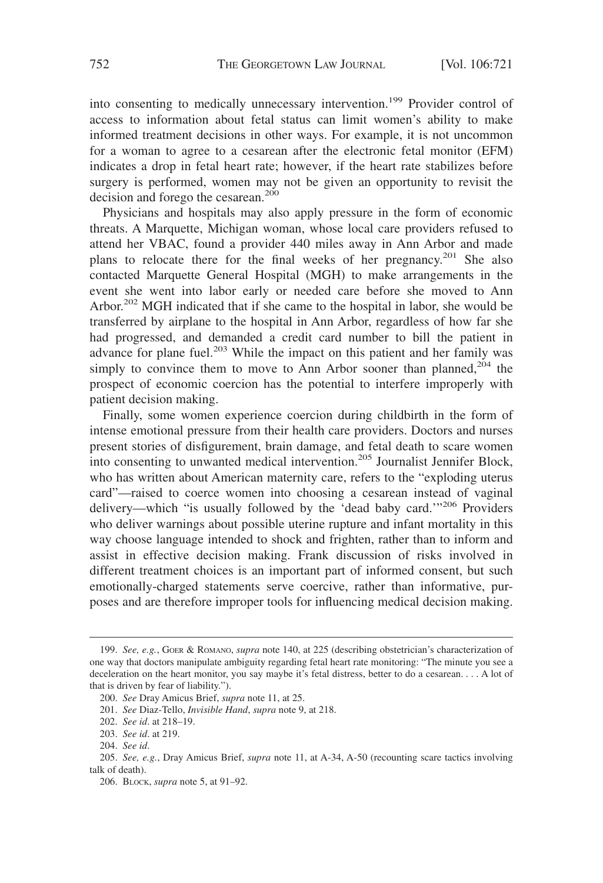into consenting to medically unnecessary intervention.[199] Provider control of access to information about fetal status can limit women's ability to make informed treatment decisions in other ways. For example, it is not uncommon for a woman to agree to a cesarean after the electronic fetal monitor (EFM) indicates a drop in fetal heart rate; however, if the heart rate stabilizes before surgery is performed, women may not be given an opportunity to revisit the decision and forego the cesarean.[200]

Physicians and hospitals may also apply pressure in the form of economic threats. A Marquette, Michigan woman, whose local care providers refused to attend her VBAC, found a provider 440 miles away in Ann Arbor and made plans to relocate there for the final weeks of her pregnancy.[201] She also contacted Marquette General Hospital (MGH) to make arrangements in the event she went into labor early or needed care before she moved to Ann Arbor.[202] MGH indicated that if she came to the hospital in labor, she would be transferred by airplane to the hospital in Ann Arbor, regardless of how far she had progressed, and demanded a credit card number to bill the patient in advance for plane fuel.[203] While the impact on this patient and her family was simply to convince them to move to Ann Arbor sooner than planned,[204] the prospect of economic coercion has the potential to interfere improperly with patient decision making.

Finally, some women experience coercion during childbirth in the form of intense emotional pressure from their health care providers. Doctors and nurses present stories of disfigurement, brain damage, and fetal death to scare women into consenting to unwanted medical intervention.[205] Journalist Jennifer Block, who has written about American maternity care, refers to the "exploding uterus card"—raised to coerce women into choosing a cesarean instead of vaginal delivery—which "is usually followed by the 'dead baby card.'"[206] Providers who deliver warnings about possible uterine rupture and infant mortality in this way choose language intended to shock and frighten, rather than to inform and assist in effective decision making. Frank discussion of risks involved in different treatment choices is an important part of informed consent, but such emotionally-charged statements serve coercive, rather than informative, purposes and are therefore improper tools for influencing medical decision making.

---

199. *See, e.g.*, GOER & ROMANO, *supra* note 140, at 225 (describing obstetrician's characterization of one way that doctors manipulate ambiguity regarding fetal heart rate monitoring: "The minute you see a deceleration on the heart monitor, you say maybe it's fetal distress, better to do a cesarean. . . . A lot of that is driven by fear of liability.").

200. *See* Dray Amicus Brief, *supra* note 11, at 25.

201. *See* Diaz-Tello, *Invisible Hand*, *supra* note 9, at 218.

202. *See id*. at 218–19.

203. *See id*. at 219.

204. *See id*.

205. *See, e.g.*, Dray Amicus Brief, *supra* note 11, at A-34, A-50 (recounting scare tactics involving talk of death).

206. BLOCK, *supra* note 5, at 91–92.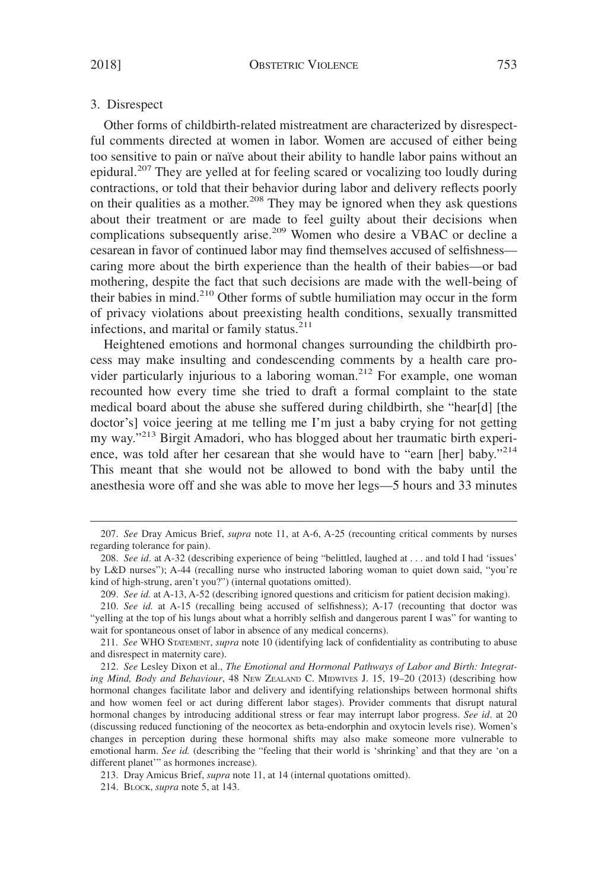### 3. Disrespect

Other forms of childbirth-related mistreatment are characterized by disrespectful comments directed at women in labor. Women are accused of either being too sensitive to pain or naïve about their ability to handle labor pains without an epidural.[207] They are yelled at for feeling scared or vocalizing too loudly during contractions, or told that their behavior during labor and delivery reflects poorly on their qualities as a mother.[208] They may be ignored when they ask questions about their treatment or are made to feel guilty about their decisions when complications subsequently arise.[209] Women who desire a VBAC or decline a cesarean in favor of continued labor may find themselves accused of selfishness—caring more about the birth experience than the health of their babies—or bad mothering, despite the fact that such decisions are made with the well-being of their babies in mind.[210] Other forms of subtle humiliation may occur in the form of privacy violations about preexisting health conditions, sexually transmitted infections, and marital or family status.[211]

Heightened emotions and hormonal changes surrounding the childbirth process may make insulting and condescending comments by a health care provider particularly injurious to a laboring woman.[212] For example, one woman recounted how every time she tried to draft a formal complaint to the state medical board about the abuse she suffered during childbirth, she "hear[d] [the doctor's] voice jeering at me telling me I'm just a baby crying for not getting my way."[213] Birgit Amadori, who has blogged about her traumatic birth experience, was told after her cesarean that she would have to "earn [her] baby."[214] This meant that she would not be allowed to bond with the baby until the anesthesia wore off and she was able to move her legs—5 hours and 33 minutes

---

207. *See* Dray Amicus Brief, *supra* note 11, at A-6, A-25 (recounting critical comments by nurses regarding tolerance for pain).

208. *See id*. at A-32 (describing experience of being "belittled, laughed at . . . and told I had 'issues' by L&D nurses"); A-44 (recalling nurse who instructed laboring woman to quiet down said, "you're kind of high-strung, aren't you?") (internal quotations omitted).

209. *See id.* at A-13, A-52 (describing ignored questions and criticism for patient decision making).

210. *See id.* at A-15 (recalling being accused of selfishness); A-17 (recounting that doctor was "yelling at the top of his lungs about what a horribly selfish and dangerous parent I was" for wanting to wait for spontaneous onset of labor in absence of any medical concerns).

211. *See* WHO STATEMENT, *supra* note 10 (identifying lack of confidentiality as contributing to abuse and disrespect in maternity care).

212. *See* Lesley Dixon et al., *The Emotional and Hormonal Pathways of Labor and Birth: Integrating Mind, Body and Behaviour*, 48 NEW ZEALAND C. MIDWIVES J. 15, 19–20 (2013) (describing how hormonal changes facilitate labor and delivery and identifying relationships between hormonal shifts and how women feel or act during different labor stages). Provider comments that disrupt natural hormonal changes by introducing additional stress or fear may interrupt labor progress. *See id*. at 20 (discussing reduced functioning of the neocortex as beta-endorphin and oxytocin levels rise). Women's changes in perception during these hormonal shifts may also make someone more vulnerable to emotional harm. *See id.* (describing the "feeling that their world is 'shrinking' and that they are 'on a different planet'" as hormones increase).

213. Dray Amicus Brief, *supra* note 11, at 14 (internal quotations omitted).

214. BLOCK, *supra* note 5, at 143.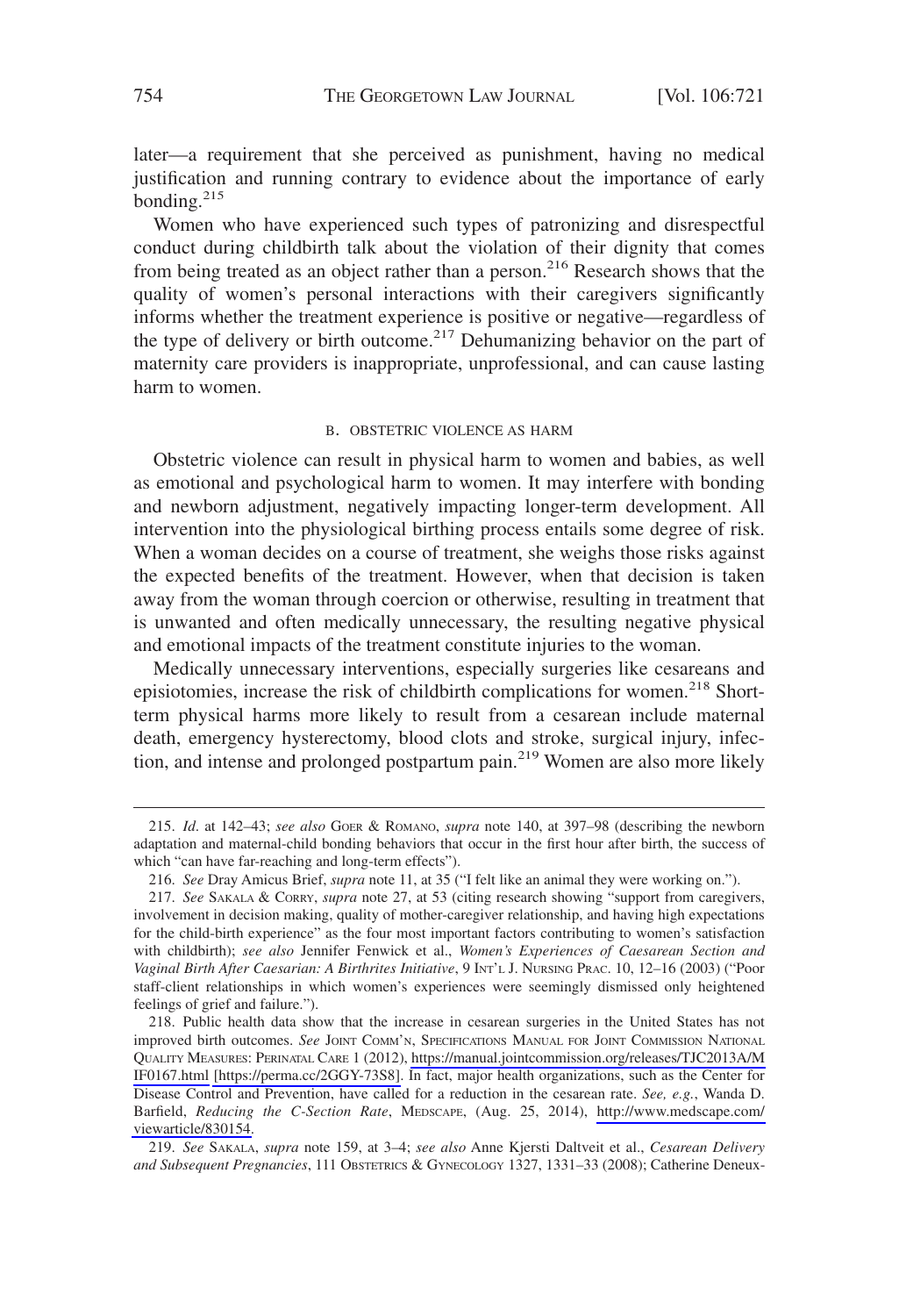later—a requirement that she perceived as punishment, having no medical justification and running contrary to evidence about the importance of early bonding.[215]

Women who have experienced such types of patronizing and disrespectful conduct during childbirth talk about the violation of their dignity that comes from being treated as an object rather than a person.[216] Research shows that the quality of women's personal interactions with their caregivers significantly informs whether the treatment experience is positive or negative—regardless of the type of delivery or birth outcome.[217] Dehumanizing behavior on the part of maternity care providers is inappropriate, unprofessional, and can cause lasting harm to women.

### B. OBSTETRIC VIOLENCE AS HARM

Obstetric violence can result in physical harm to women and babies, as well as emotional and psychological harm to women. It may interfere with bonding and newborn adjustment, negatively impacting longer-term development. All intervention into the physiological birthing process entails some degree of risk. When a woman decides on a course of treatment, she weighs those risks against the expected benefits of the treatment. However, when that decision is taken away from the woman through coercion or otherwise, resulting in treatment that is unwanted and often medically unnecessary, the resulting negative physical and emotional impacts of the treatment constitute injuries to the woman.

Medically unnecessary interventions, especially surgeries like cesareans and episiotomies, increase the risk of childbirth complications for women.[218] Short-term physical harms more likely to result from a cesarean include maternal death, emergency hysterectomy, blood clots and stroke, surgical injury, infection, and intense and prolonged postpartum pain.[219] Women are also more likely

---

215. *Id.* at 142–43; *see also* GOER & ROMANO, *supra* note 140, at 397–98 (describing the newborn adaptation and maternal-child bonding behaviors that occur in the first hour after birth, the success of which "can have far-reaching and long-term effects").

216. *See* Dray Amicus Brief, *supra* note 11, at 35 ("I felt like an animal they were working on.").

217. *See* SAKALA & CORRY, *supra* note 27, at 53 (citing research showing "support from caregivers, involvement in decision making, quality of mother-caregiver relationship, and having high expectations for the child-birth experience" as the four most important factors contributing to women's satisfaction with childbirth); *see also* Jennifer Fenwick et al., *Women's Experiences of Caesarean Section and Vaginal Birth After Caesarian: A Birthrites Initiative*, 9 INT'L J. NURSING PRAC. 10, 12–16 (2003) ("Poor staff-client relationships in which women's experiences were seemingly dismissed only heightened feelings of grief and failure.").

218. Public health data show that the increase in cesarean surgeries in the United States has not improved birth outcomes. *See* JOINT COMM'N, SPECIFICATIONS MANUAL FOR JOINT COMMISSION NATIONAL QUALITY MEASURES: PERINATAL CARE 1 (2012), https://manual.jointcommission.org/releases/TJC2013A/MIF0167.html [https://perma.cc/2GGY-73S8]. In fact, major health organizations, such as the Center for Disease Control and Prevention, have called for a reduction in the cesarean rate. *See, e.g.*, Wanda D. Barfield, *Reducing the C-Section Rate*, MEDSCAPE, (Aug. 25, 2014), http://www.medscape.com/viewarticle/830154.

219. *See* SAKALA, *supra* note 159, at 3–4; *see also* Anne Kjersti Daltveit et al., *Cesarean Delivery and Subsequent Pregnancies*, 111 OBSTETRICS & GYNECOLOGY 1327, 1331–33 (2008); Catherine Deneux-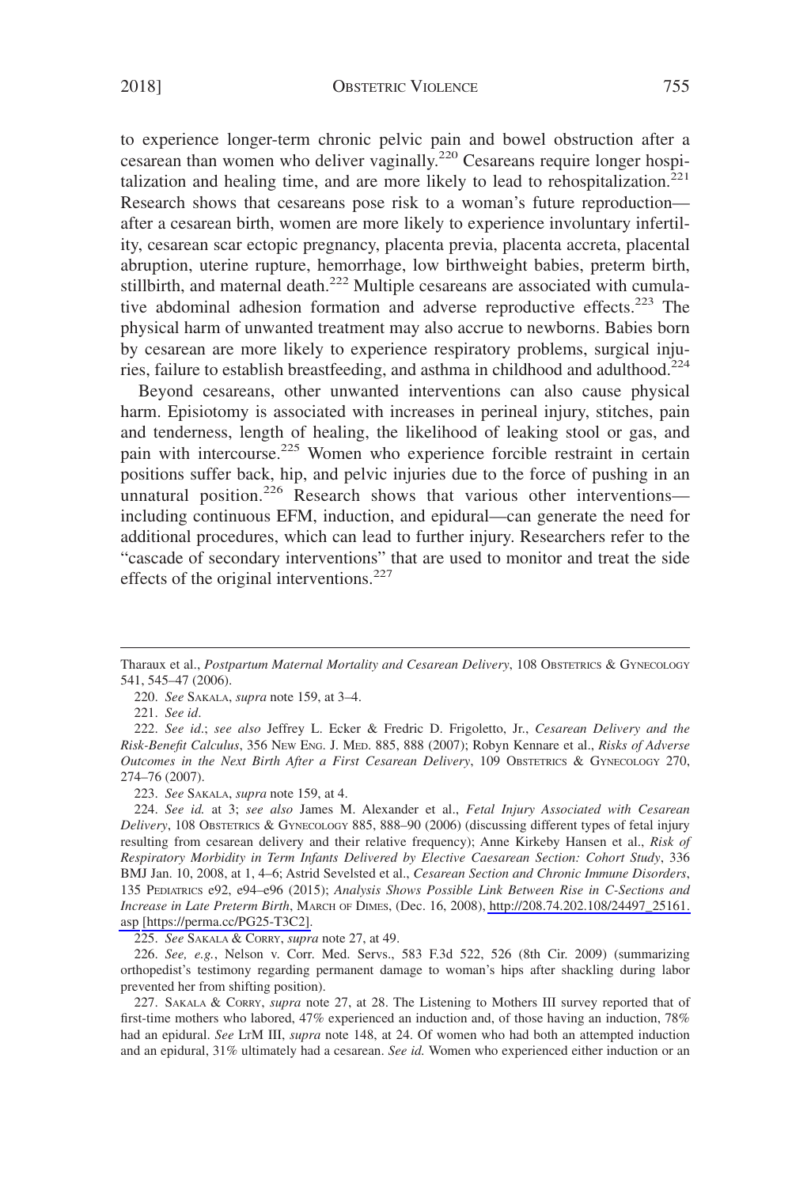to experience longer-term chronic pelvic pain and bowel obstruction after a cesarean than women who deliver vaginally.[220] Cesareans require longer hospitalization and healing time, and are more likely to lead to rehospitalization.[221] Research shows that cesareans pose risk to a woman's future reproduction—after a cesarean birth, women are more likely to experience involuntary infertility, cesarean scar ectopic pregnancy, placenta previa, placenta accreta, placental abruption, uterine rupture, hemorrhage, low birthweight babies, preterm birth, stillbirth, and maternal death.[222] Multiple cesareans are associated with cumulative abdominal adhesion formation and adverse reproductive effects.[223] The physical harm of unwanted treatment may also accrue to newborns. Babies born by cesarean are more likely to experience respiratory problems, surgical injuries, failure to establish breastfeeding, and asthma in childhood and adulthood.[224]

Beyond cesareans, other unwanted interventions can also cause physical harm. Episiotomy is associated with increases in perineal injury, stitches, pain and tenderness, length of healing, the likelihood of leaking stool or gas, and pain with intercourse.[225] Women who experience forcible restraint in certain positions suffer back, hip, and pelvic injuries due to the force of pushing in an unnatural position.[226] Research shows that various other interventions—including continuous EFM, induction, and epidural—can generate the need for additional procedures, which can lead to further injury. Researchers refer to the "cascade of secondary interventions" that are used to monitor and treat the side effects of the original interventions.[227]

---

Tharaux et al., *Postpartum Maternal Mortality and Cesarean Delivery*, 108 OBSTETRICS & GYNECOLOGY 541, 545–47 (2006).

220. *See* SAKALA, *supra* note 159, at 3–4.

221. *See id*.

222. *See id*.; *see also* Jeffrey L. Ecker & Fredric D. Frigoletto, Jr., *Cesarean Delivery and the Risk-Benefit Calculus*, 356 NEW ENG. J. MED. 885, 888 (2007); Robyn Kennare et al., *Risks of Adverse Outcomes in the Next Birth After a First Cesarean Delivery*, 109 OBSTETRICS & GYNECOLOGY 270, 274–76 (2007).

223. *See* SAKALA, *supra* note 159, at 4.

224. *See id.* at 3; *see also* James M. Alexander et al., *Fetal Injury Associated with Cesarean Delivery*, 108 OBSTETRICS & GYNECOLOGY 885, 888–90 (2006) (discussing different types of fetal injury resulting from cesarean delivery and their relative frequency); Anne Kirkeby Hansen et al., *Risk of Respiratory Morbidity in Term Infants Delivered by Elective Caesarean Section: Cohort Study*, 336 BMJ Jan. 10, 2008, at 1, 4–6; Astrid Sevelsted et al., *Cesarean Section and Chronic Immune Disorders*, 135 PEDIATRICS e92, e94–e96 (2015); *Analysis Shows Possible Link Between Rise in C-Sections and Increase in Late Preterm Birth*, MARCH OF DIMES, (Dec. 16, 2008), http://208.74.202.108/24497_25161.asp [https://perma.cc/PG25-T3C2].

225. *See* SAKALA & CORRY, *supra* note 27, at 49.

226. *See, e.g.*, Nelson v. Corr. Med. Servs., 583 F.3d 522, 526 (8th Cir. 2009) (summarizing orthopedist's testimony regarding permanent damage to woman's hips after shackling during labor prevented her from shifting position).

227. SAKALA & CORRY, *supra* note 27, at 28. The Listening to Mothers III survey reported that of first-time mothers who labored, 47% experienced an induction and, of those having an induction, 78% had an epidural. *See* LTM III, *supra* note 148, at 24. Of women who had both an attempted induction and an epidural, 31% ultimately had a cesarean. *See id.* Women who experienced either induction or an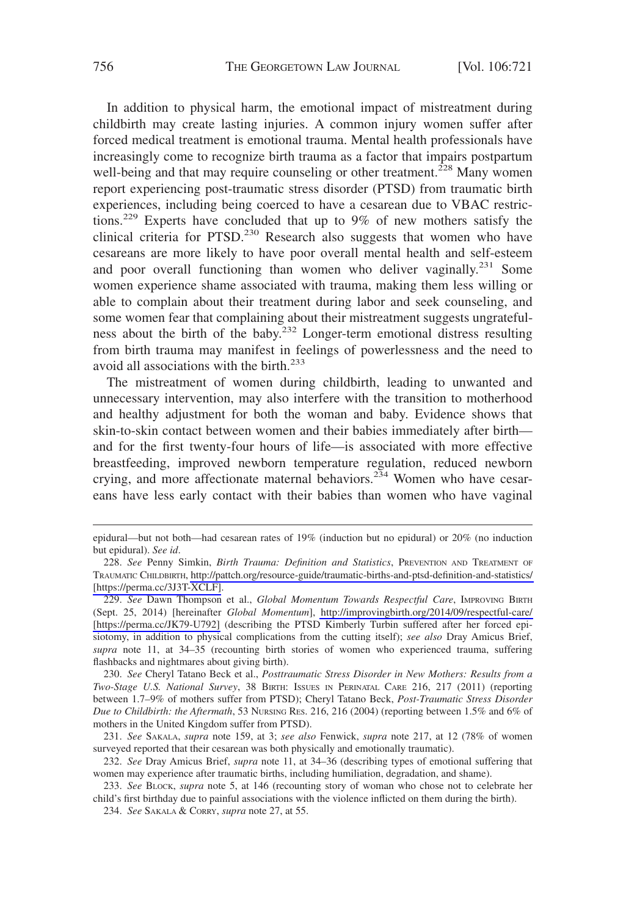In addition to physical harm, the emotional impact of mistreatment during childbirth may create lasting injuries. A common injury women suffer after forced medical treatment is emotional trauma. Mental health professionals have increasingly come to recognize birth trauma as a factor that impairs postpartum well-being and that may require counseling or other treatment.[228] Many women report experiencing post-traumatic stress disorder (PTSD) from traumatic birth experiences, including being coerced to have a cesarean due to VBAC restrictions.[229] Experts have concluded that up to 9% of new mothers satisfy the clinical criteria for PTSD.[230] Research also suggests that women who have cesareans are more likely to have poor overall mental health and self-esteem and poor overall functioning than women who deliver vaginally.[231] Some women experience shame associated with trauma, making them less willing or able to complain about their treatment during labor and seek counseling, and some women fear that complaining about their mistreatment suggests ungratefulness about the birth of the baby.[232] Longer-term emotional distress resulting from birth trauma may manifest in feelings of powerlessness and the need to avoid all associations with the birth.[233]

The mistreatment of women during childbirth, leading to unwanted and unnecessary intervention, may also interfere with the transition to motherhood and healthy adjustment for both the woman and baby. Evidence shows that skin-to-skin contact between women and their babies immediately after birth—and for the first twenty-four hours of life—is associated with more effective breastfeeding, improved newborn temperature regulation, reduced newborn crying, and more affectionate maternal behaviors.[234] Women who have cesareans have less early contact with their babies than women who have vaginal

---

epidural—but not both—had cesarean rates of 19% (induction but no epidural) or 20% (no induction but epidural). *See id*.

228. *See* Penny Simkin, *Birth Trauma: Definition and Statistics*, PREVENTION AND TREATMENT OF TRAUMATIC CHILDBIRTH, http://pattch.org/resource-guide/traumatic-births-and-ptsd-definition-and-statistics/ [https://perma.cc/3J3T-XCLF].

229. *See* Dawn Thompson et al., *Global Momentum Towards Respectful Care*, IMPROVING BIRTH (Sept. 25, 2014) [hereinafter *Global Momentum*], http://improvingbirth.org/2014/09/respectful-care/ [https://perma.cc/JK79-U792] (describing the PTSD Kimberly Turbin suffered after her forced episiotomy, in addition to physical complications from the cutting itself); *see also* Dray Amicus Brief, *supra* note 11, at 34–35 (recounting birth stories of women who experienced trauma, suffering flashbacks and nightmares about giving birth).

230. *See* Cheryl Tatano Beck et al., *Posttraumatic Stress Disorder in New Mothers: Results from a Two-Stage U.S. National Survey*, 38 BIRTH: ISSUES IN PERINATAL CARE 216, 217 (2011) (reporting between 1.7–9% of mothers suffer from PTSD); Cheryl Tatano Beck, *Post-Traumatic Stress Disorder Due to Childbirth: the Aftermath*, 53 NURSING RES. 216, 216 (2004) (reporting between 1.5% and 6% of mothers in the United Kingdom suffer from PTSD).

231. *See* SAKALA, *supra* note 159, at 3; *see also* Fenwick, *supra* note 217, at 12 (78% of women surveyed reported that their cesarean was both physically and emotionally traumatic).

232. *See* Dray Amicus Brief, *supra* note 11, at 34–36 (describing types of emotional suffering that women may experience after traumatic births, including humiliation, degradation, and shame).

233. *See* BLOCK, *supra* note 5, at 146 (recounting story of woman who chose not to celebrate her child's first birthday due to painful associations with the violence inflicted on them during the birth).

234. *See* SAKALA & CORRY, *supra* note 27, at 55.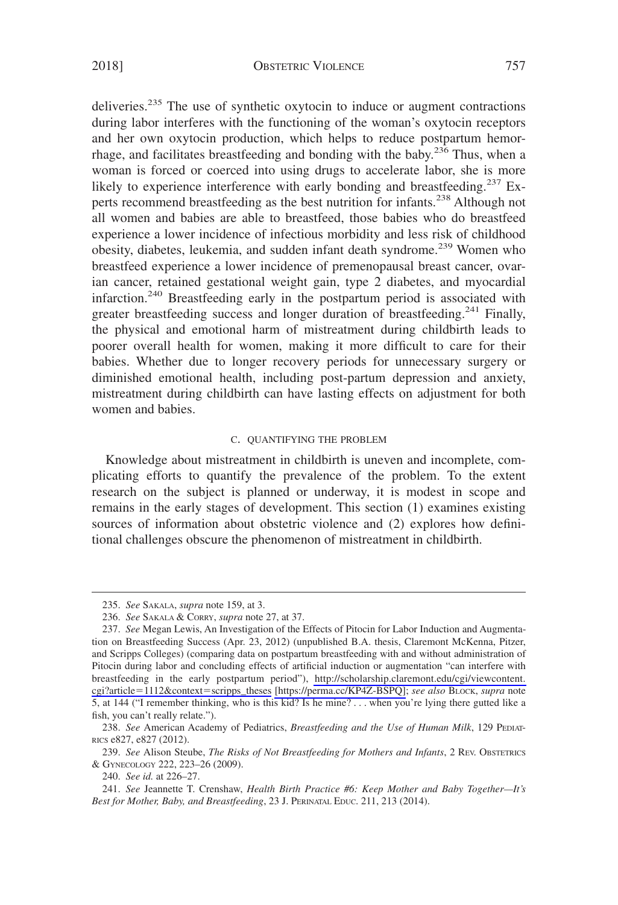deliveries.[235] The use of synthetic oxytocin to induce or augment contractions during labor interferes with the functioning of the woman's oxytocin receptors and her own oxytocin production, which helps to reduce postpartum hemorrhage, and facilitates breastfeeding and bonding with the baby.[236] Thus, when a woman is forced or coerced into using drugs to accelerate labor, she is more likely to experience interference with early bonding and breastfeeding.[237] Experts recommend breastfeeding as the best nutrition for infants.[238] Although not all women and babies are able to breastfeed, those babies who do breastfeed experience a lower incidence of infectious morbidity and less risk of childhood obesity, diabetes, leukemia, and sudden infant death syndrome.[239] Women who breastfeed experience a lower incidence of premenopausal breast cancer, ovarian cancer, retained gestational weight gain, type 2 diabetes, and myocardial infarction.[240] Breastfeeding early in the postpartum period is associated with greater breastfeeding success and longer duration of breastfeeding.[241] Finally, the physical and emotional harm of mistreatment during childbirth leads to poorer overall health for women, making it more difficult to care for their babies. Whether due to longer recovery periods for unnecessary surgery or diminished emotional health, including post-partum depression and anxiety, mistreatment during childbirth can have lasting effects on adjustment for both women and babies.

### C. QUANTIFYING THE PROBLEM

Knowledge about mistreatment in childbirth is uneven and incomplete, complicating efforts to quantify the prevalence of the problem. To the extent research on the subject is planned or underway, it is modest in scope and remains in the early stages of development. This section (1) examines existing sources of information about obstetric violence and (2) explores how definitional challenges obscure the phenomenon of mistreatment in childbirth.

---

235. *See* SAKALA, *supra* note 159, at 3.

236. *See* SAKALA & CORRY, *supra* note 27, at 37.

237. *See* Megan Lewis, An Investigation of the Effects of Pitocin for Labor Induction and Augmentation on Breastfeeding Success (Apr. 23, 2012) (unpublished B.A. thesis, Claremont McKenna, Pitzer, and Scripps Colleges) (comparing data on postpartum breastfeeding with and without administration of Pitocin during labor and concluding effects of artificial induction or augmentation "can interfere with breastfeeding in the early postpartum period"), http://scholarship.claremont.edu/cgi/viewcontent.cgi?article=1112&context=scripps_theses [https://perma.cc/KP4Z-BSPQ]; *see also* BLOCK, *supra* note 5, at 144 ("I remember thinking, who is this kid? Is he mine? . . . when you're lying there gutted like a fish, you can't really relate.").

238. *See* American Academy of Pediatrics, *Breastfeeding and the Use of Human Milk*, 129 PEDIATRICS e827, e827 (2012).

239. *See* Alison Steube, *The Risks of Not Breastfeeding for Mothers and Infants*, 2 REV. OBSTETRICS & GYNECOLOGY 222, 223–26 (2009).

240. *See id.* at 226–27.

241. *See* Jeannette T. Crenshaw, *Health Birth Practice #6: Keep Mother and Baby Together—It's Best for Mother, Baby, and Breastfeeding*, 23 J. PERINATAL EDUC. 211, 213 (2014).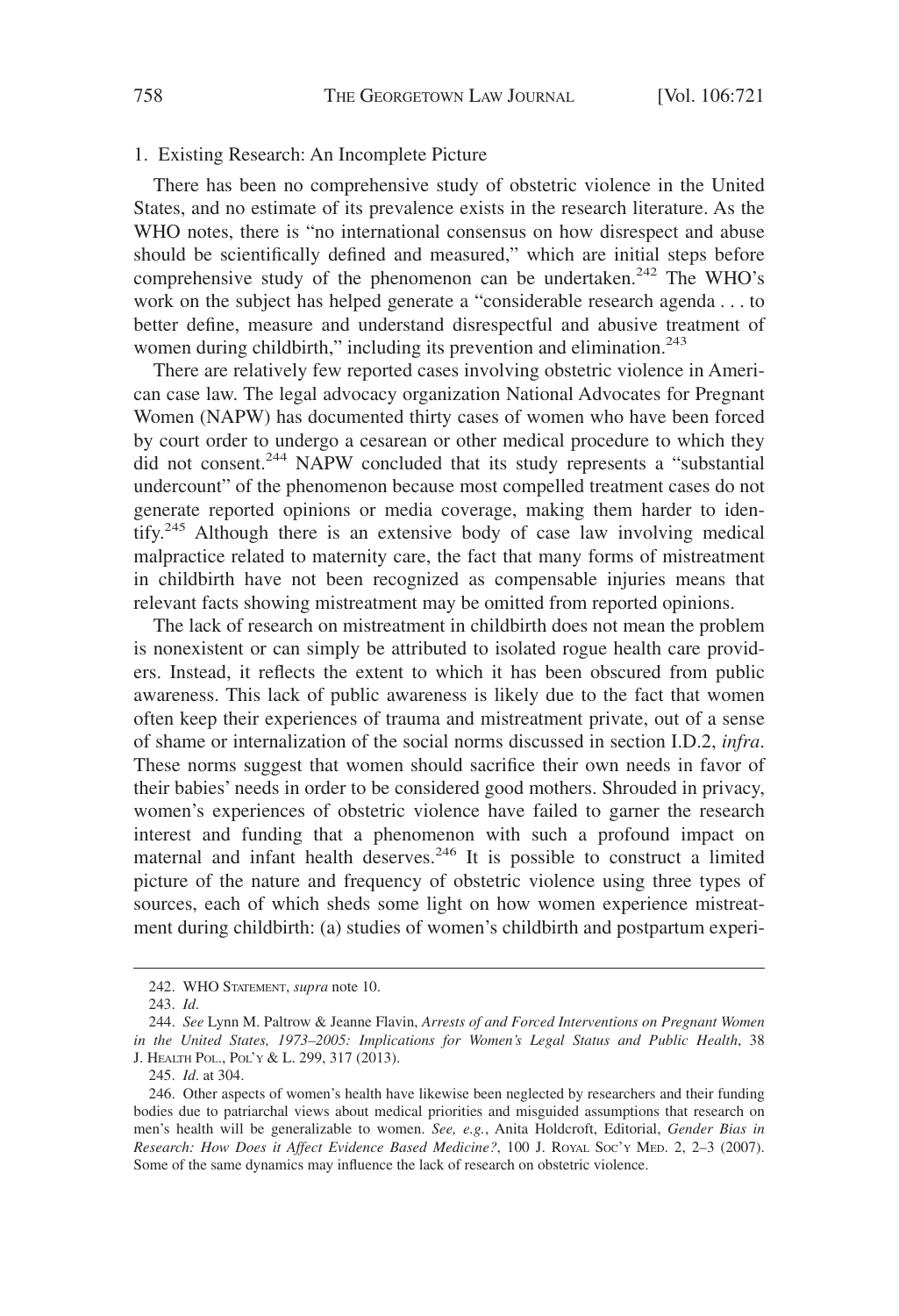### 1. Existing Research: An Incomplete Picture

There has been no comprehensive study of obstetric violence in the United States, and no estimate of its prevalence exists in the research literature. As the WHO notes, there is "no international consensus on how disrespect and abuse should be scientifically defined and measured," which are initial steps before comprehensive study of the phenomenon can be undertaken.[242] The WHO's work on the subject has helped generate a "considerable research agenda . . . to better define, measure and understand disrespectful and abusive treatment of women during childbirth," including its prevention and elimination.[243]

There are relatively few reported cases involving obstetric violence in American case law. The legal advocacy organization National Advocates for Pregnant Women (NAPW) has documented thirty cases of women who have been forced by court order to undergo a cesarean or other medical procedure to which they did not consent.[244] NAPW concluded that its study represents a "substantial undercount" of the phenomenon because most compelled treatment cases do not generate reported opinions or media coverage, making them harder to identify.[245] Although there is an extensive body of case law involving medical malpractice related to maternity care, the fact that many forms of mistreatment in childbirth have not been recognized as compensable injuries means that relevant facts showing mistreatment may be omitted from reported opinions.

The lack of research on mistreatment in childbirth does not mean the problem is nonexistent or can simply be attributed to isolated rogue health care providers. Instead, it reflects the extent to which it has been obscured from public awareness. This lack of public awareness is likely due to the fact that women often keep their experiences of trauma and mistreatment private, out of a sense of shame or internalization of the social norms discussed in section I.D.2, *infra*. These norms suggest that women should sacrifice their own needs in favor of their babies' needs in order to be considered good mothers. Shrouded in privacy, women's experiences of obstetric violence have failed to garner the research interest and funding that a phenomenon with such a profound impact on maternal and infant health deserves.[246] It is possible to construct a limited picture of the nature and frequency of obstetric violence using three types of sources, each of which sheds some light on how women experience mistreatment during childbirth: (a) studies of women's childbirth and postpartum experi-

---

242. WHO STATEMENT, *supra* note 10.

243. *Id*.

244. *See* Lynn M. Paltrow & Jeanne Flavin, *Arrests of and Forced Interventions on Pregnant Women in the United States, 1973–2005: Implications for Women's Legal Status and Public Health*, 38 J. HEALTH POL., POL'Y & L. 299, 317 (2013).

245. *Id*. at 304.

246. Other aspects of women's health have likewise been neglected by researchers and their funding bodies due to patriarchal views about medical priorities and misguided assumptions that research on men's health will be generalizable to women. *See, e.g.*, Anita Holdcroft, Editorial, *Gender Bias in Research: How Does it Affect Evidence Based Medicine?*, 100 J. ROYAL SOC'Y MED. 2, 2–3 (2007). Some of the same dynamics may influence the lack of research on obstetric violence.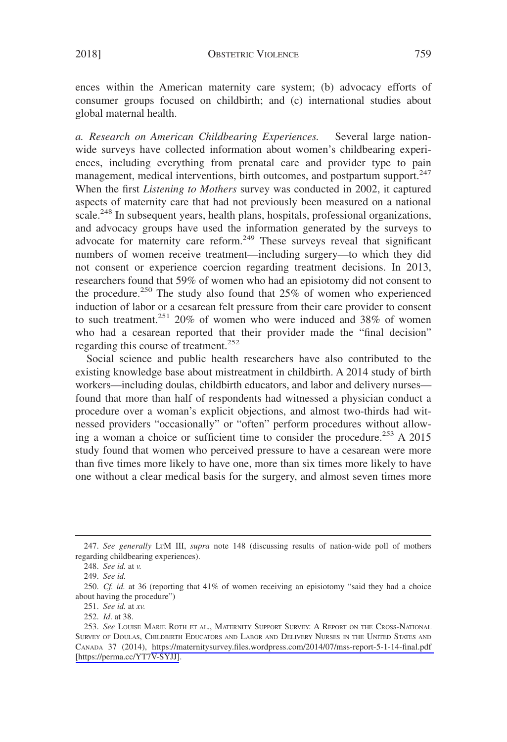ences within the American maternity care system; (b) advocacy efforts of consumer groups focused on childbirth; and (c) international studies about global maternal health.

*a. Research on American Childbearing Experiences.* Several large nation-wide surveys have collected information about women's childbearing experiences, including everything from prenatal care and provider type to pain management, medical interventions, birth outcomes, and postpartum support.[247] When the first *Listening to Mothers* survey was conducted in 2002, it captured aspects of maternity care that had not previously been measured on a national scale.[248] In subsequent years, health plans, hospitals, professional organizations, and advocacy groups have used the information generated by the surveys to advocate for maternity care reform.[249] These surveys reveal that significant numbers of women receive treatment—including surgery—to which they did not consent or experience coercion regarding treatment decisions. In 2013, researchers found that 59% of women who had an episiotomy did not consent to the procedure.[250] The study also found that 25% of women who experienced induction of labor or a cesarean felt pressure from their care provider to consent to such treatment.[251] 20% of women who were induced and 38% of women who had a cesarean reported that their provider made the "final decision" regarding this course of treatment.[252]

Social science and public health researchers have also contributed to the existing knowledge base about mistreatment in childbirth. A 2014 study of birth workers—including doulas, childbirth educators, and labor and delivery nurses—found that more than half of respondents had witnessed a physician conduct a procedure over a woman's explicit objections, and almost two-thirds had witnessed providers "occasionally" or "often" perform procedures without allowing a woman a choice or sufficient time to consider the procedure.[253] A 2015 study found that women who perceived pressure to have a cesarean were more than five times more likely to have one, more than six times more likely to have one without a clear medical basis for the surgery, and almost seven times more

---

247. *See generally* LTM III, *supra* note 148 (discussing results of nation-wide poll of mothers regarding childbearing experiences).

248. *See id.* at *v.*

249. *See id.*

250. *Cf. id.* at 36 (reporting that 41% of women receiving an episiotomy "said they had a choice about having the procedure")

251. *See id.* at *xv.*

252. *Id*. at 38.

253. *See* LOUISE MARIE ROTH ET AL., MATERNITY SUPPORT SURVEY: A REPORT ON THE CROSS-NATIONAL SURVEY OF DOULAS, CHILDBIRTH EDUCATORS AND LABOR AND DELIVERY NURSES IN THE UNITED STATES AND CANADA 37 (2014), https://maternitysurvey.files.wordpress.com/2014/07/mss-report-5-1-14-final.pdf [https://perma.cc/YT7V-SYJJ].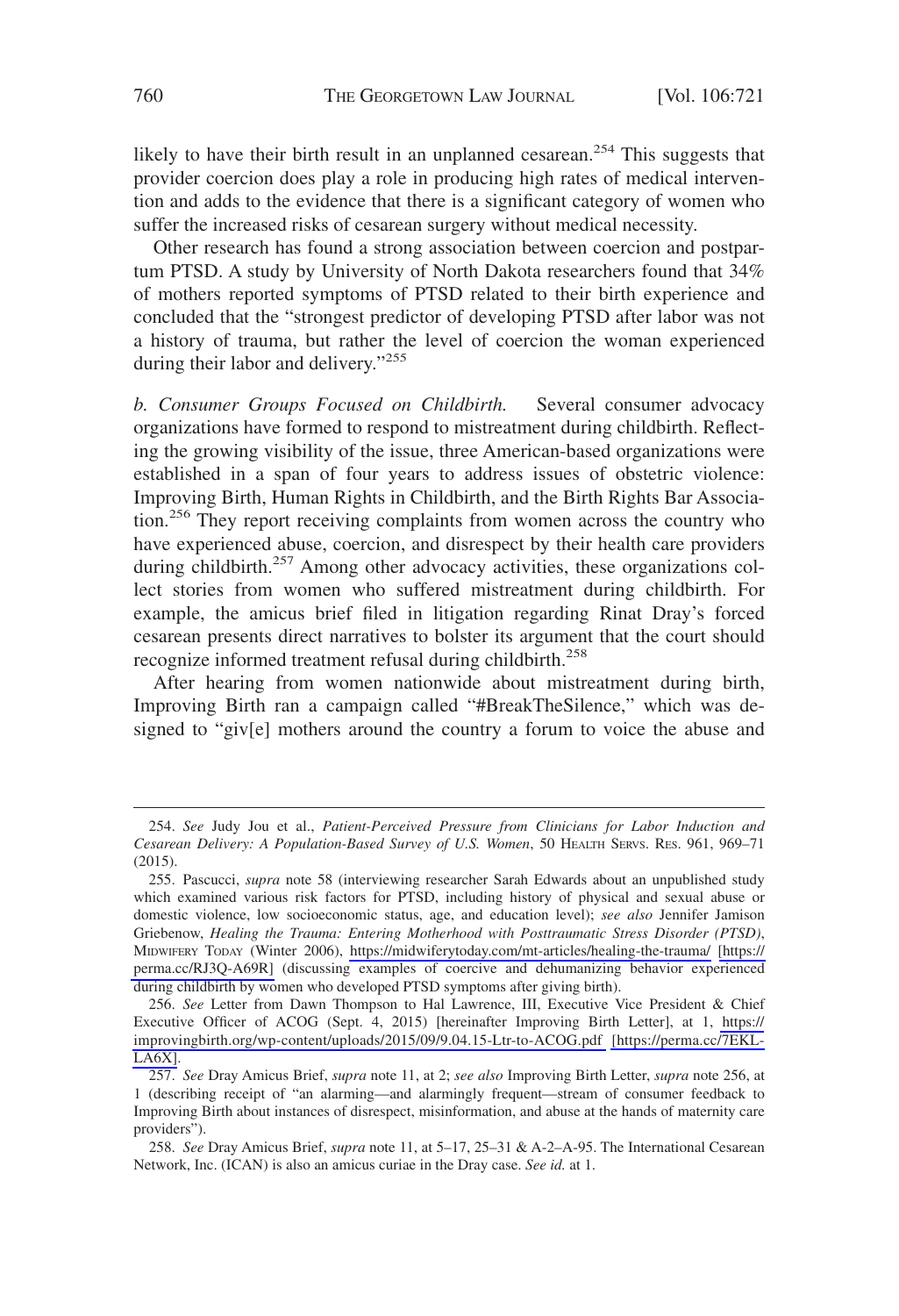likely to have their birth result in an unplanned cesarean.[254] This suggests that provider coercion does play a role in producing high rates of medical intervention and adds to the evidence that there is a significant category of women who suffer the increased risks of cesarean surgery without medical necessity.

Other research has found a strong association between coercion and postpartum PTSD. A study by University of North Dakota researchers found that 34% of mothers reported symptoms of PTSD related to their birth experience and concluded that the "strongest predictor of developing PTSD after labor was not a history of trauma, but rather the level of coercion the woman experienced during their labor and delivery."[255]

*b. Consumer Groups Focused on Childbirth.* Several consumer advocacy organizations have formed to respond to mistreatment during childbirth. Reflecting the growing visibility of the issue, three American-based organizations were established in a span of four years to address issues of obstetric violence: Improving Birth, Human Rights in Childbirth, and the Birth Rights Bar Association.[256] They report receiving complaints from women across the country who have experienced abuse, coercion, and disrespect by their health care providers during childbirth.[257] Among other advocacy activities, these organizations collect stories from women who suffered mistreatment during childbirth. For example, the amicus brief filed in litigation regarding Rinat Dray's forced cesarean presents direct narratives to bolster its argument that the court should recognize informed treatment refusal during childbirth.[258]

After hearing from women nationwide about mistreatment during birth, Improving Birth ran a campaign called "#BreakTheSilence," which was designed to "giv[e] mothers around the country a forum to voice the abuse and

---

254. *See* Judy Jou et al., *Patient-Perceived Pressure from Clinicians for Labor Induction and Cesarean Delivery: A Population-Based Survey of U.S. Women*, 50 HEALTH SERVS. RES. 961, 969–71 (2015).

255. Pascucci, *supra* note 58 (interviewing researcher Sarah Edwards about an unpublished study which examined various risk factors for PTSD, including history of physical and sexual abuse or domestic violence, low socioeconomic status, age, and education level); *see also* Jennifer Jamison Griebenow, *Healing the Trauma: Entering Motherhood with Posttraumatic Stress Disorder (PTSD)*, MIDWIFERY TODAY (Winter 2006), https://midwiferytoday.com/mt-articles/healing-the-trauma/ [https://perma.cc/RJ3Q-A69R] (discussing examples of coercive and dehumanizing behavior experienced during childbirth by women who developed PTSD symptoms after giving birth).

256. *See* Letter from Dawn Thompson to Hal Lawrence, III, Executive Vice President & Chief Executive Officer of ACOG (Sept. 4, 2015) [hereinafter Improving Birth Letter], at 1, https://improvingbirth.org/wp-content/uploads/2015/09/9.04.15-Ltr-to-ACOG.pdf [https://perma.cc/7EKL-LA6X].

257. *See* Dray Amicus Brief, *supra* note 11, at 2; *see also* Improving Birth Letter, *supra* note 256, at 1 (describing receipt of "an alarming—and alarmingly frequent—stream of consumer feedback to Improving Birth about instances of disrespect, misinformation, and abuse at the hands of maternity care providers").

258. *See* Dray Amicus Brief, *supra* note 11, at 5–17, 25–31 & A-2–A-95. The International Cesarean Network, Inc. (ICAN) is also an amicus curiae in the Dray case. *See id.* at 1.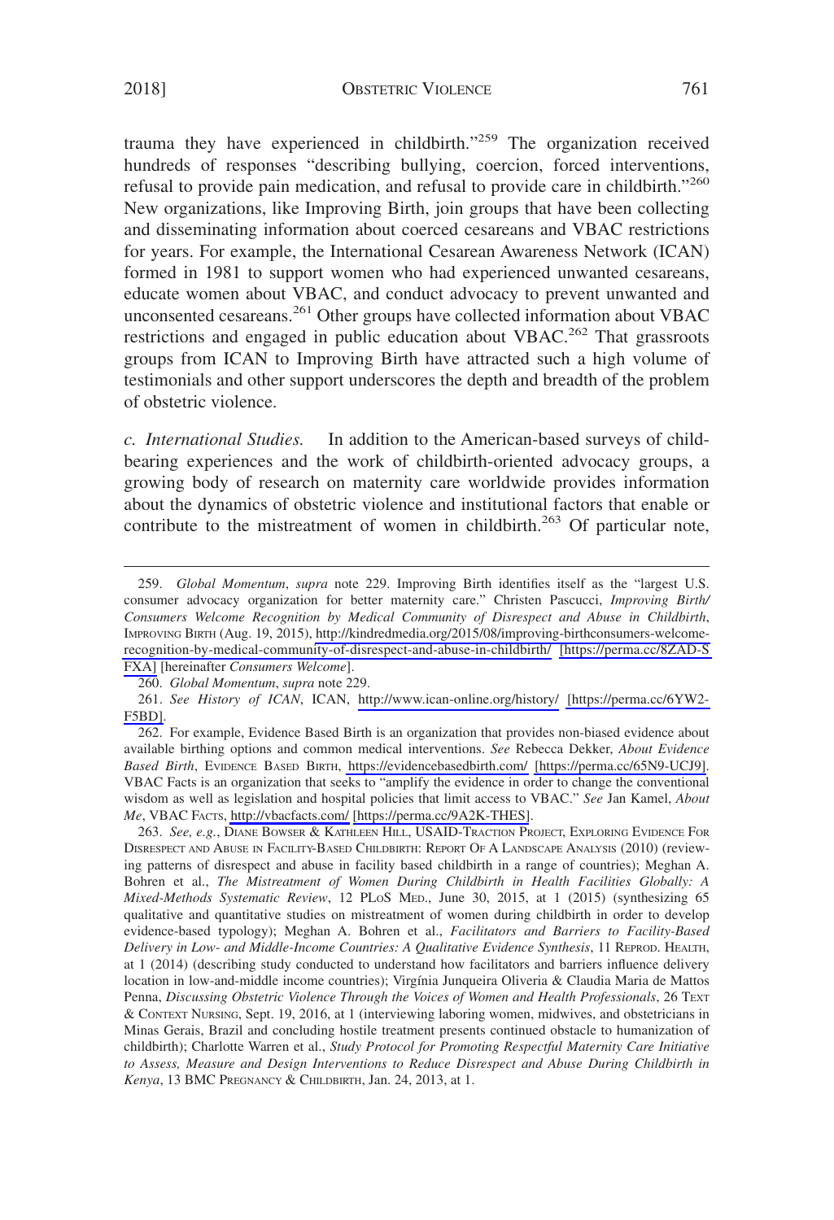trauma they have experienced in childbirth."[259] The organization received hundreds of responses "describing bullying, coercion, forced interventions, refusal to provide pain medication, and refusal to provide care in childbirth."[260] New organizations, like Improving Birth, join groups that have been collecting and disseminating information about coerced cesareans and VBAC restrictions for years. For example, the International Cesarean Awareness Network (ICAN) formed in 1981 to support women who had experienced unwanted cesareans, educate women about VBAC, and conduct advocacy to prevent unwanted and unconsented cesareans.[261] Other groups have collected information about VBAC restrictions and engaged in public education about VBAC.[262] That grassroots groups from ICAN to Improving Birth have attracted such a high volume of testimonials and other support underscores the depth and breadth of the problem of obstetric violence.

*c. International Studies.* In addition to the American-based surveys of childbearing experiences and the work of childbirth-oriented advocacy groups, a growing body of research on maternity care worldwide provides information about the dynamics of obstetric violence and institutional factors that enable or contribute to the mistreatment of women in childbirth.[263] Of particular note,

---

259. *Global Momentum*, *supra* note 229. Improving Birth identifies itself as the "largest U.S. consumer advocacy organization for better maternity care." Christen Pascucci, *Improving Birth/ Consumers Welcome Recognition by Medical Community of Disrespect and Abuse in Childbirth*, IMPROVING BIRTH (Aug. 19, 2015), http://kindredmedia.org/2015/08/improving-birthconsumers-welcome-recognition-by-medical-community-of-disrespect-and-abuse-in-childbirth/ [https://perma.cc/8ZAD-SFXA] [hereinafter *Consumers Welcome*].

260. *Global Momentum*, *supra* note 229.

261. *See History of ICAN*, ICAN, http://www.ican-online.org/history/ [https://perma.cc/6YW2-F5BD].

262. For example, Evidence Based Birth is an organization that provides non-biased evidence about available birthing options and common medical interventions. *See* Rebecca Dekker, *About Evidence Based Birth*, EVIDENCE BASED BIRTH, https://evidencebasedbirth.com/ [https://perma.cc/65N9-UCJ9]. VBAC Facts is an organization that seeks to "amplify the evidence in order to change the conventional wisdom as well as legislation and hospital policies that limit access to VBAC." *See* Jan Kamel, *About Me*, VBAC FACTS, http://vbacfacts.com/ [https://perma.cc/9A2K-THES].

263. *See, e.g.*, DIANE BOWSER & KATHLEEN HILL, USAID-TRACTION PROJECT, EXPLORING EVIDENCE FOR DISRESPECT AND ABUSE IN FACILITY-BASED CHILDBIRTH: REPORT OF A LANDSCAPE ANALYSIS (2010) (reviewing patterns of disrespect and abuse in facility based childbirth in a range of countries); Meghan A. Bohren et al., *The Mistreatment of Women During Childbirth in Health Facilities Globally: A Mixed-Methods Systematic Review*, 12 PLOS MED., June 30, 2015, at 1 (2015) (synthesizing 65 qualitative and quantitative studies on mistreatment of women during childbirth in order to develop evidence-based typology); Meghan A. Bohren et al., *Facilitators and Barriers to Facility-Based Delivery in Low- and Middle-Income Countries: A Qualitative Evidence Synthesis*, 11 REPROD. HEALTH, at 1 (2014) (describing study conducted to understand how facilitators and barriers influence delivery location in low-and-middle income countries); Virgínia Junqueira Oliveria & Claudia Maria de Mattos Penna, *Discussing Obstetric Violence Through the Voices of Women and Health Professionals*, 26 TEXT & CONTEXT NURSING, Sept. 19, 2016, at 1 (interviewing laboring women, midwives, and obstetricians in Minas Gerais, Brazil and concluding hostile treatment presents continued obstacle to humanization of childbirth); Charlotte Warren et al., *Study Protocol for Promoting Respectful Maternity Care Initiative to Assess, Measure and Design Interventions to Reduce Disrespect and Abuse During Childbirth in Kenya*, 13 BMC PREGNANCY & CHILDBIRTH, Jan. 24, 2013, at 1.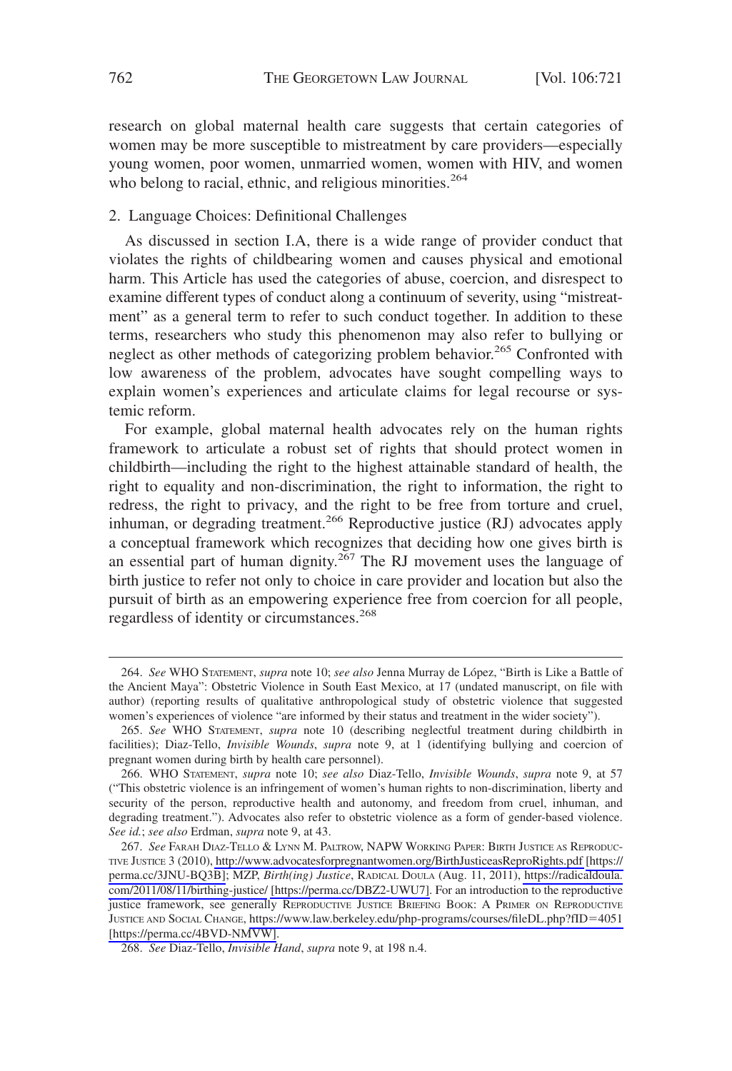research on global maternal health care suggests that certain categories of women may be more susceptible to mistreatment by care providers—especially young women, poor women, unmarried women, women with HIV, and women who belong to racial, ethnic, and religious minorities.[264]

2. Language Choices: Definitional Challenges

As discussed in section I.A, there is a wide range of provider conduct that violates the rights of childbearing women and causes physical and emotional harm. This Article has used the categories of abuse, coercion, and disrespect to examine different types of conduct along a continuum of severity, using "mistreatment" as a general term to refer to such conduct together. In addition to these terms, researchers who study this phenomenon may also refer to bullying or neglect as other methods of categorizing problem behavior.[265] Confronted with low awareness of the problem, advocates have sought compelling ways to explain women's experiences and articulate claims for legal recourse or systemic reform.

For example, global maternal health advocates rely on the human rights framework to articulate a robust set of rights that should protect women in childbirth—including the right to the highest attainable standard of health, the right to equality and non-discrimination, the right to information, the right to redress, the right to privacy, and the right to be free from torture and cruel, inhuman, or degrading treatment.[266] Reproductive justice (RJ) advocates apply a conceptual framework which recognizes that deciding how one gives birth is an essential part of human dignity.[267] The RJ movement uses the language of birth justice to refer not only to choice in care provider and location but also the pursuit of birth as an empowering experience free from coercion for all people, regardless of identity or circumstances.[268]

---

264. *See* WHO STATEMENT, *supra* note 10; *see also* Jenna Murray de López, "Birth is Like a Battle of the Ancient Maya": Obstetric Violence in South East Mexico, at 17 (undated manuscript, on file with author) (reporting results of qualitative anthropological study of obstetric violence that suggested women's experiences of violence "are informed by their status and treatment in the wider society").

265. *See* WHO STATEMENT, *supra* note 10 (describing neglectful treatment during childbirth in facilities); Diaz-Tello, *Invisible Wounds*, *supra* note 9, at 1 (identifying bullying and coercion of pregnant women during birth by health care personnel).

266. WHO STATEMENT, *supra* note 10; *see also* Diaz-Tello, *Invisible Wounds*, *supra* note 9, at 57 ("This obstetric violence is an infringement of women's human rights to non-discrimination, liberty and security of the person, reproductive health and autonomy, and freedom from cruel, inhuman, and degrading treatment."). Advocates also refer to obstetric violence as a form of gender-based violence. *See id.*; *see also* Erdman, *supra* note 9, at 43.

267. *See* FARAH DIAZ-TELLO & LYNN M. PALTROW, NAPW WORKING PAPER: BIRTH JUSTICE AS REPRODUCTIVE JUSTICE 3 (2010), http://www.advocatesforpregnantwomen.org/BirthJusticeasReproRights.pdf [https://perma.cc/3JNU-BQ3B]; MZP, *Birth(ing) Justice*, RADICAL DOULA (Aug. 11, 2011), https://radicaldoula.com/2011/08/11/birthing-justice/ [https://perma.cc/DBZ2-UWU7]. For an introduction to the reproductive justice framework, see generally REPRODUCTIVE JUSTICE BRIEFING BOOK: A PRIMER ON REPRODUCTIVE JUSTICE AND SOCIAL CHANGE, https://www.law.berkeley.edu/php-programs/courses/fileDL.php?fID=4051 [https://perma.cc/4BVD-NMVW].

268. *See* Diaz-Tello, *Invisible Hand*, *supra* note 9, at 198 n.4.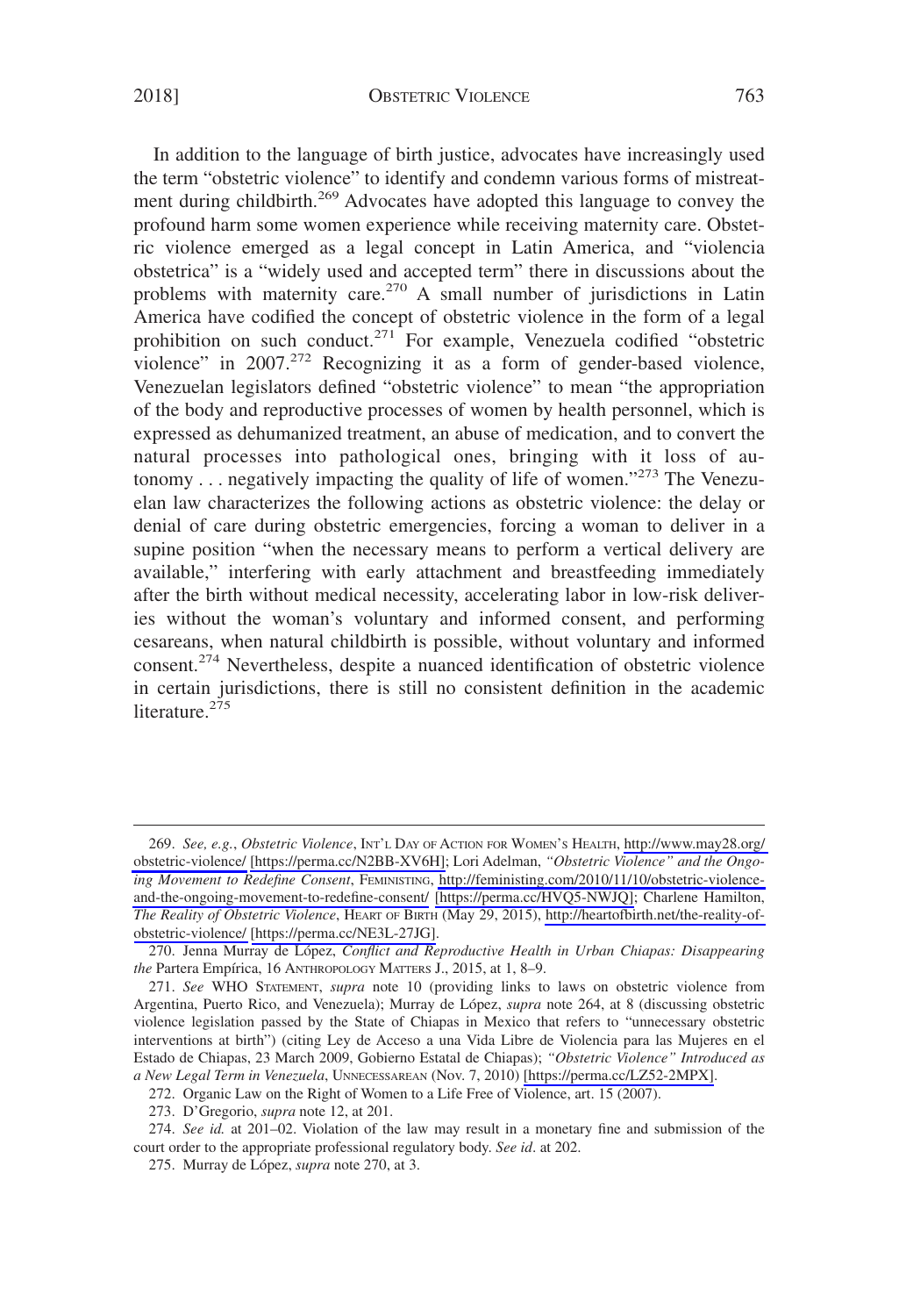In addition to the language of birth justice, advocates have increasingly used the term "obstetric violence" to identify and condemn various forms of mistreatment during childbirth.[269] Advocates have adopted this language to convey the profound harm some women experience while receiving maternity care. Obstetric violence emerged as a legal concept in Latin America, and "violencia obstetrica" is a "widely used and accepted term" there in discussions about the problems with maternity care.[270] A small number of jurisdictions in Latin America have codified the concept of obstetric violence in the form of a legal prohibition on such conduct.[271] For example, Venezuela codified "obstetric violence" in 2007.[272] Recognizing it as a form of gender-based violence, Venezuelan legislators defined "obstetric violence" to mean "the appropriation of the body and reproductive processes of women by health personnel, which is expressed as dehumanized treatment, an abuse of medication, and to convert the natural processes into pathological ones, bringing with it loss of autonomy . . . negatively impacting the quality of life of women."[273] The Venezuelan law characterizes the following actions as obstetric violence: the delay or denial of care during obstetric emergencies, forcing a woman to deliver in a supine position "when the necessary means to perform a vertical delivery are available," interfering with early attachment and breastfeeding immediately after the birth without medical necessity, accelerating labor in low-risk deliveries without the woman's voluntary and informed consent, and performing cesareans, when natural childbirth is possible, without voluntary and informed consent.[274] Nevertheless, despite a nuanced identification of obstetric violence in certain jurisdictions, there is still no consistent definition in the academic literature.[275]

---

269. *See, e.g.*, *Obstetric Violence*, INT'L DAY OF ACTION FOR WOMEN'S HEALTH, http://www.may28.org/obstetric-violence/ [https://perma.cc/N2BB-XV6H]; Lori Adelman, *"Obstetric Violence" and the Ongoing Movement to Redefine Consent*, FEMINISTING, http://feministing.com/2010/11/10/obstetric-violence-and-the-ongoing-movement-to-redefine-consent/ [https://perma.cc/HVQ5-NWJQ]; Charlene Hamilton, *The Reality of Obstetric Violence*, HEART OF BIRTH (May 29, 2015), http://heartofbirth.net/the-reality-of-obstetric-violence/ [https://perma.cc/NE3L-27JG].

270. Jenna Murray de López, *Conflict and Reproductive Health in Urban Chiapas: Disappearing the* Partera Empírica, 16 ANTHROPOLOGY MATTERS J., 2015, at 1, 8–9.

271. *See* WHO STATEMENT, *supra* note 10 (providing links to laws on obstetric violence from Argentina, Puerto Rico, and Venezuela); Murray de López, *supra* note 264, at 8 (discussing obstetric violence legislation passed by the State of Chiapas in Mexico that refers to "unnecessary obstetric interventions at birth") (citing Ley de Acceso a una Vida Libre de Violencia para las Mujeres en el Estado de Chiapas, 23 March 2009, Gobierno Estatal de Chiapas); *"Obstetric Violence" Introduced as a New Legal Term in Venezuela*, UNNECESSAREAN (Nov. 7, 2010) [https://perma.cc/LZ52-2MPX].

272. Organic Law on the Right of Women to a Life Free of Violence, art. 15 (2007).

273. D'Gregorio, *supra* note 12, at 201.

274. *See id.* at 201–02. Violation of the law may result in a monetary fine and submission of the court order to the appropriate professional regulatory body. *See id*. at 202.

275. Murray de López, *supra* note 270, at 3.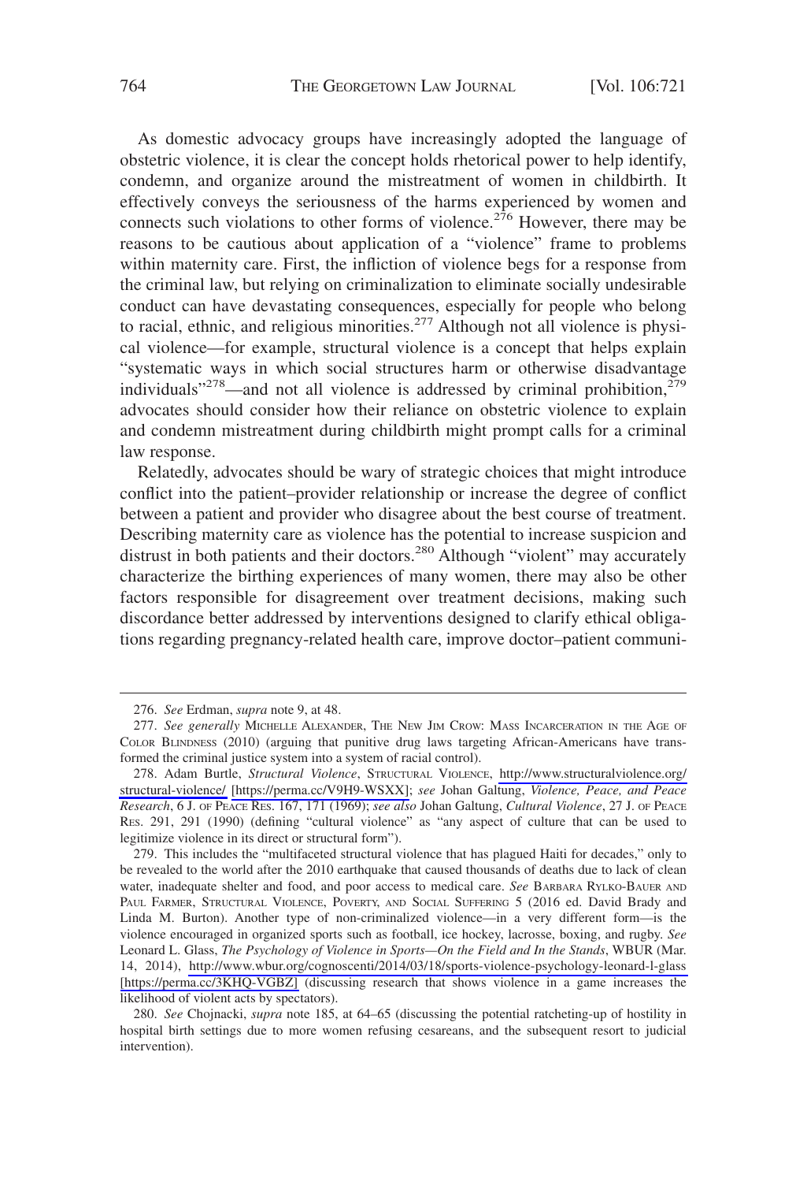As domestic advocacy groups have increasingly adopted the language of obstetric violence, it is clear the concept holds rhetorical power to help identify, condemn, and organize around the mistreatment of women in childbirth. It effectively conveys the seriousness of the harms experienced by women and connects such violations to other forms of violence.[276] However, there may be reasons to be cautious about application of a "violence" frame to problems within maternity care. First, the infliction of violence begs for a response from the criminal law, but relying on criminalization to eliminate socially undesirable conduct can have devastating consequences, especially for people who belong to racial, ethnic, and religious minorities.[277] Although not all violence is physical violence—for example, structural violence is a concept that helps explain "systematic ways in which social structures harm or otherwise disadvantage individuals"[278]—and not all violence is addressed by criminal prohibition,[279] advocates should consider how their reliance on obstetric violence to explain and condemn mistreatment during childbirth might prompt calls for a criminal law response.

Relatedly, advocates should be wary of strategic choices that might introduce conflict into the patient–provider relationship or increase the degree of conflict between a patient and provider who disagree about the best course of treatment. Describing maternity care as violence has the potential to increase suspicion and distrust in both patients and their doctors.[280] Although "violent" may accurately characterize the birthing experiences of many women, there may also be other factors responsible for disagreement over treatment decisions, making such discordance better addressed by interventions designed to clarify ethical obligations regarding pregnancy-related health care, improve doctor–patient communi-

---

276. *See* Erdman, *supra* note 9, at 48.

277. *See generally* MICHELLE ALEXANDER, THE NEW JIM CROW: MASS INCARCERATION IN THE AGE OF COLOR BLINDNESS (2010) (arguing that punitive drug laws targeting African-Americans have transformed the criminal justice system into a system of racial control).

278. Adam Burtle, *Structural Violence*, STRUCTURAL VIOLENCE, http://www.structuralviolence.org/structural-violence/ [https://perma.cc/V9H9-WSXX]; *see* Johan Galtung, *Violence, Peace, and Peace Research*, 6 J. OF PEACE RES. 167, 171 (1969); *see also* Johan Galtung, *Cultural Violence*, 27 J. OF PEACE RES. 291, 291 (1990) (defining "cultural violence" as "any aspect of culture that can be used to legitimize violence in its direct or structural form").

279. This includes the "multifaceted structural violence that has plagued Haiti for decades," only to be revealed to the world after the 2010 earthquake that caused thousands of deaths due to lack of clean water, inadequate shelter and food, and poor access to medical care. *See* BARBARA RYLKO-BAUER AND PAUL FARMER, STRUCTURAL VIOLENCE, POVERTY, AND SOCIAL SUFFERING 5 (2016 ed. David Brady and Linda M. Burton). Another type of non-criminalized violence—in a very different form—is the violence encouraged in organized sports such as football, ice hockey, lacrosse, boxing, and rugby. *See* Leonard L. Glass, *The Psychology of Violence in Sports—On the Field and In the Stands*, WBUR (Mar. 14, 2014), http://www.wbur.org/cognoscenti/2014/03/18/sports-violence-psychology-leonard-l-glass [https://perma.cc/3KHQ-VGBZ] (discussing research that shows violence in a game increases the likelihood of violent acts by spectators).

280. *See* Chojnacki, *supra* note 185, at 64–65 (discussing the potential ratcheting-up of hostility in hospital birth settings due to more women refusing cesareans, and the subsequent resort to judicial intervention).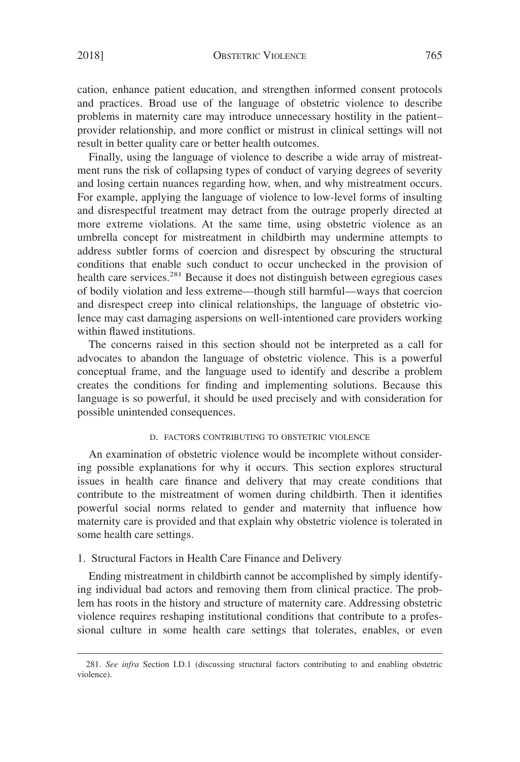cation, enhance patient education, and strengthen informed consent protocols and practices. Broad use of the language of obstetric violence to describe problems in maternity care may introduce unnecessary hostility in the patient–provider relationship, and more conflict or mistrust in clinical settings will not result in better quality care or better health outcomes.

Finally, using the language of violence to describe a wide array of mistreatment runs the risk of collapsing types of conduct of varying degrees of severity and losing certain nuances regarding how, when, and why mistreatment occurs. For example, applying the language of violence to low-level forms of insulting and disrespectful treatment may detract from the outrage properly directed at more extreme violations. At the same time, using obstetric violence as an umbrella concept for mistreatment in childbirth may undermine attempts to address subtler forms of coercion and disrespect by obscuring the structural conditions that enable such conduct to occur unchecked in the provision of health care services.[281] Because it does not distinguish between egregious cases of bodily violation and less extreme—though still harmful—ways that coercion and disrespect creep into clinical relationships, the language of obstetric violence may cast damaging aspersions on well-intentioned care providers working within flawed institutions.

The concerns raised in this section should not be interpreted as a call for advocates to abandon the language of obstetric violence. This is a powerful conceptual frame, and the language used to identify and describe a problem creates the conditions for finding and implementing solutions. Because this language is so powerful, it should be used precisely and with consideration for possible unintended consequences.

### D. Factors Contributing to Obstetric Violence

An examination of obstetric violence would be incomplete without considering possible explanations for why it occurs. This section explores structural issues in health care finance and delivery that may create conditions that contribute to the mistreatment of women during childbirth. Then it identifies powerful social norms related to gender and maternity that influence how maternity care is provided and that explain why obstetric violence is tolerated in some health care settings.

#### 1. Structural Factors in Health Care Finance and Delivery

Ending mistreatment in childbirth cannot be accomplished by simply identifying individual bad actors and removing them from clinical practice. The problem has roots in the history and structure of maternity care. Addressing obstetric violence requires reshaping institutional conditions that contribute to a professional culture in some health care settings that tolerates, enables, or even

281. *See infra* Section I.D.1 (discussing structural factors contributing to and enabling obstetric violence).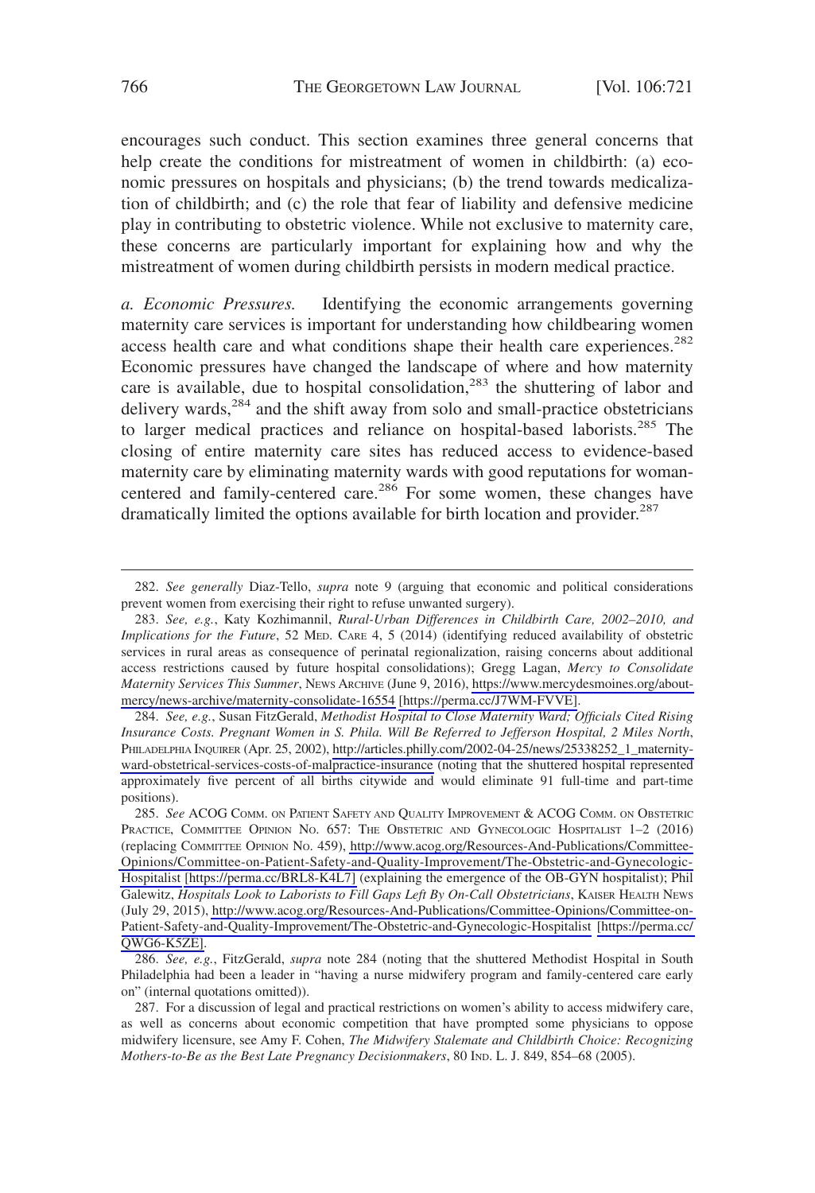encourages such conduct. This section examines three general concerns that help create the conditions for mistreatment of women in childbirth: (a) economic pressures on hospitals and physicians; (b) the trend towards medicalization of childbirth; and (c) the role that fear of liability and defensive medicine play in contributing to obstetric violence. While not exclusive to maternity care, these concerns are particularly important for explaining how and why the mistreatment of women during childbirth persists in modern medical practice.

*a. Economic Pressures.* Identifying the economic arrangements governing maternity care services is important for understanding how childbearing women access health care and what conditions shape their health care experiences.[282] Economic pressures have changed the landscape of where and how maternity care is available, due to hospital consolidation,[283] the shuttering of labor and delivery wards,[284] and the shift away from solo and small-practice obstetricians to larger medical practices and reliance on hospital-based laborists.[285] The closing of entire maternity care sites has reduced access to evidence-based maternity care by eliminating maternity wards with good reputations for woman-centered and family-centered care.[286] For some women, these changes have dramatically limited the options available for birth location and provider.[287]

---

282. *See generally* Diaz-Tello, *supra* note 9 (arguing that economic and political considerations prevent women from exercising their right to refuse unwanted surgery).

283. *See, e.g.*, Katy Kozhimannil, *Rural-Urban Differences in Childbirth Care, 2002–2010, and Implications for the Future*, 52 MED. CARE 4, 5 (2014) (identifying reduced availability of obstetric services in rural areas as consequence of perinatal regionalization, raising concerns about additional access restrictions caused by future hospital consolidations); Gregg Lagan, *Mercy to Consolidate Maternity Services This Summer*, NEWS ARCHIVE (June 9, 2016), https://www.mercydesmoines.org/about-mercy/news-archive/maternity-consolidate-16554 [https://perma.cc/J7WM-FVVE].

284. *See, e.g.*, Susan FitzGerald, *Methodist Hospital to Close Maternity Ward; Officials Cited Rising Insurance Costs. Pregnant Women in S. Phila. Will Be Referred to Jefferson Hospital, 2 Miles North*, PHILADELPHIA INQUIRER (Apr. 25, 2002), http://articles.philly.com/2002-04-25/news/25338252_1_maternity-ward-obstetrical-services-costs-of-malpractice-insurance (noting that the shuttered hospital represented approximately five percent of all births citywide and would eliminate 91 full-time and part-time positions).

285. *See* ACOG COMM. ON PATIENT SAFETY AND QUALITY IMPROVEMENT & ACOG COMM. ON OBSTETRIC PRACTICE, COMMITTEE OPINION NO. 657: THE OBSTETRIC AND GYNECOLOGIC HOSPITALIST 1–2 (2016) (replacing COMMITTEE OPINION NO. 459), http://www.acog.org/Resources-And-Publications/Committee-Opinions/Committee-on-Patient-Safety-and-Quality-Improvement/The-Obstetric-and-Gynecologic-Hospitalist [https://perma.cc/BRL8-K4L7] (explaining the emergence of the OB-GYN hospitalist); Phil Galewitz, *Hospitals Look to Laborists to Fill Gaps Left By On-Call Obstetricians*, KAISER HEALTH NEWS (July 29, 2015), http://www.acog.org/Resources-And-Publications/Committee-Opinions/Committee-on-Patient-Safety-and-Quality-Improvement/The-Obstetric-and-Gynecologic-Hospitalist [https://perma.cc/QWG6-K5ZE].

286. *See, e.g.*, FitzGerald, *supra* note 284 (noting that the shuttered Methodist Hospital in South Philadelphia had been a leader in "having a nurse midwifery program and family-centered care early on" (internal quotations omitted)).

287. For a discussion of legal and practical restrictions on women's ability to access midwifery care, as well as concerns about economic competition that have prompted some physicians to oppose midwifery licensure, see Amy F. Cohen, *The Midwifery Stalemate and Childbirth Choice: Recognizing Mothers-to-Be as the Best Late Pregnancy Decisionmakers*, 80 IND. L. J. 849, 854–68 (2005).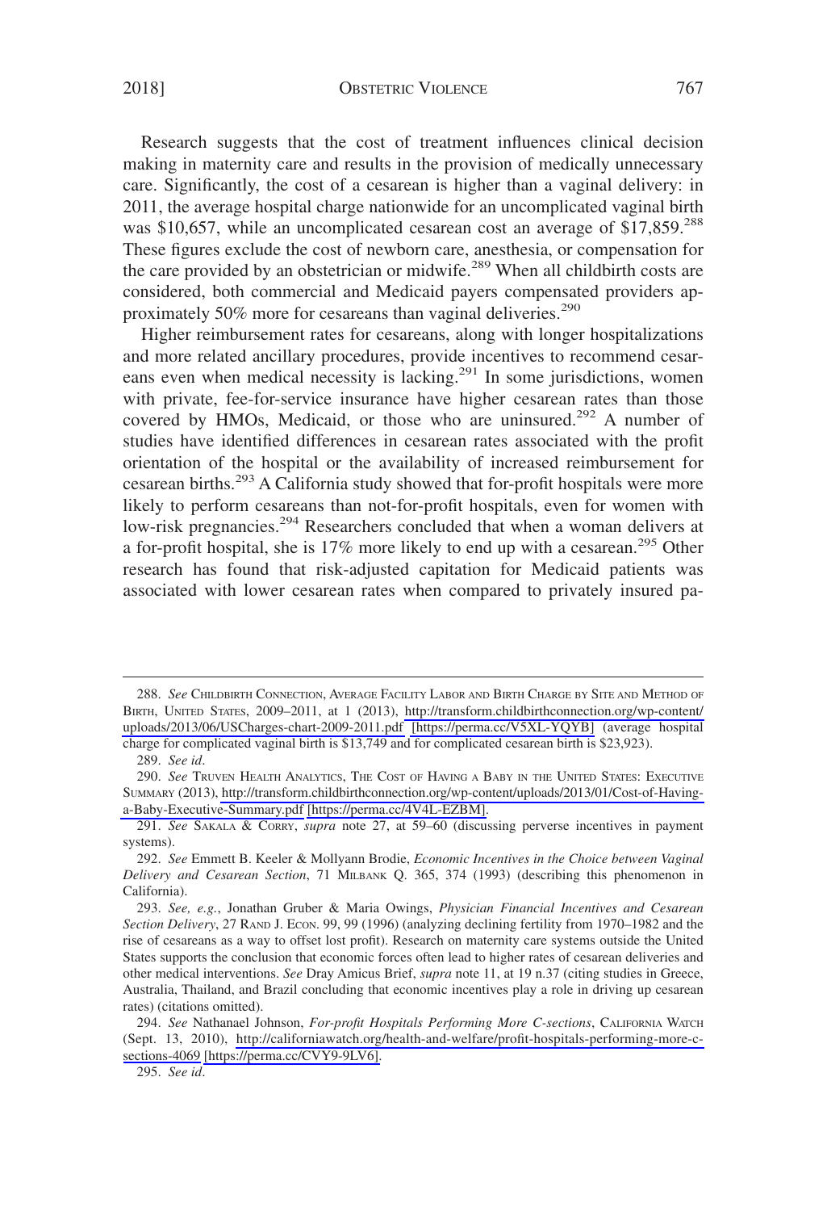Research suggests that the cost of treatment influences clinical decision making in maternity care and results in the provision of medically unnecessary care. Significantly, the cost of a cesarean is higher than a vaginal delivery: in 2011, the average hospital charge nationwide for an uncomplicated vaginal birth was $10,657, while an uncomplicated cesarean cost an average of $17,859.[288] These figures exclude the cost of newborn care, anesthesia, or compensation for the care provided by an obstetrician or midwife.[289] When all childbirth costs are considered, both commercial and Medicaid payers compensated providers approximately 50% more for cesareans than vaginal deliveries.[290]

Higher reimbursement rates for cesareans, along with longer hospitalizations and more related ancillary procedures, provide incentives to recommend cesareans even when medical necessity is lacking.[291] In some jurisdictions, women with private, fee-for-service insurance have higher cesarean rates than those covered by HMOs, Medicaid, or those who are uninsured.[292] A number of studies have identified differences in cesarean rates associated with the profit orientation of the hospital or the availability of increased reimbursement for cesarean births.[293] A California study showed that for-profit hospitals were more likely to perform cesareans than not-for-profit hospitals, even for women with low-risk pregnancies.[294] Researchers concluded that when a woman delivers at a for-profit hospital, she is 17% more likely to end up with a cesarean.[295] Other research has found that risk-adjusted capitation for Medicaid patients was associated with lower cesarean rates when compared to privately insured pa-

---

288. *See* CHILDBIRTH CONNECTION, AVERAGE FACILITY LABOR AND BIRTH CHARGE BY SITE AND METHOD OF BIRTH, UNITED STATES, 2009–2011, at 1 (2013), http://transform.childbirthconnection.org/wp-content/uploads/2013/06/USCharges-chart-2009-2011.pdf [https://perma.cc/V5XL-YQYB] (average hospital charge for complicated vaginal birth is $13,749 and for complicated cesarean birth is $23,923).

289. *See id*.

290. *See* TRUVEN HEALTH ANALYTICS, THE COST OF HAVING A BABY IN THE UNITED STATES: EXECUTIVE SUMMARY (2013), http://transform.childbirthconnection.org/wp-content/uploads/2013/01/Cost-of-Having-a-Baby-Executive-Summary.pdf [https://perma.cc/4V4L-EZBM].

291. *See* SAKALA & CORRY, *supra* note 27, at 59–60 (discussing perverse incentives in payment systems).

292. *See* Emmett B. Keeler & Mollyann Brodie, *Economic Incentives in the Choice between Vaginal Delivery and Cesarean Section*, 71 MILBANK Q. 365, 374 (1993) (describing this phenomenon in California).

293. *See, e.g.*, Jonathan Gruber & Maria Owings, *Physician Financial Incentives and Cesarean Section Delivery*, 27 RAND J. ECON. 99, 99 (1996) (analyzing declining fertility from 1970–1982 and the rise of cesareans as a way to offset lost profit). Research on maternity care systems outside the United States supports the conclusion that economic forces often lead to higher rates of cesarean deliveries and other medical interventions. *See* Dray Amicus Brief, *supra* note 11, at 19 n.37 (citing studies in Greece, Australia, Thailand, and Brazil concluding that economic incentives play a role in driving up cesarean rates) (citations omitted).

294. *See* Nathanael Johnson, *For-profit Hospitals Performing More C-sections*, CALIFORNIA WATCH (Sept. 13, 2010), http://californiawatch.org/health-and-welfare/profit-hospitals-performing-more-c-sections-4069 [https://perma.cc/CVY9-9LV6].

295. *See id*.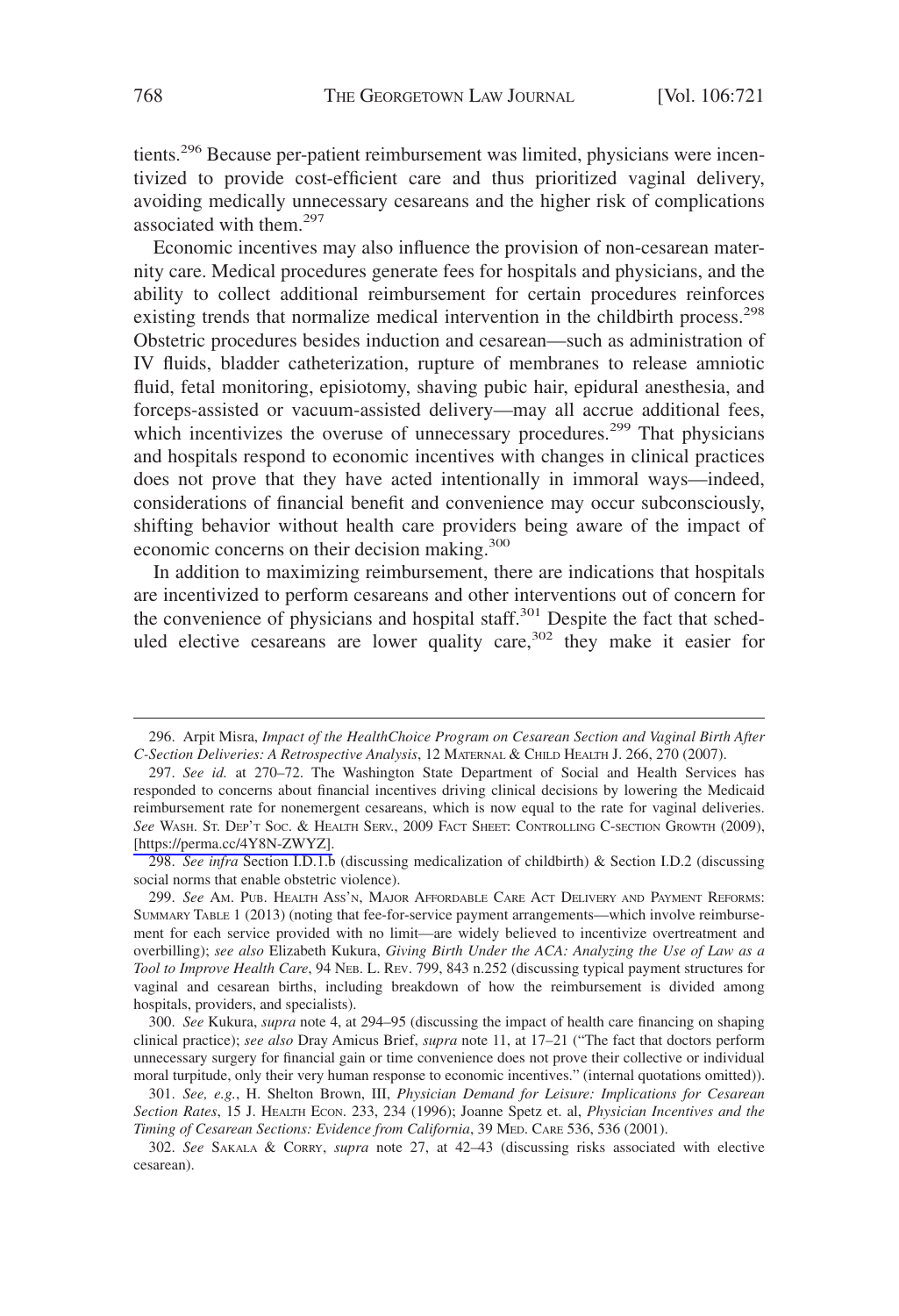tients.[296] Because per-patient reimbursement was limited, physicians were incentivized to provide cost-efficient care and thus prioritized vaginal delivery, avoiding medically unnecessary cesareans and the higher risk of complications associated with them.[297]

Economic incentives may also influence the provision of non-cesarean maternity care. Medical procedures generate fees for hospitals and physicians, and the ability to collect additional reimbursement for certain procedures reinforces existing trends that normalize medical intervention in the childbirth process.[298] Obstetric procedures besides induction and cesarean—such as administration of IV fluids, bladder catheterization, rupture of membranes to release amniotic fluid, fetal monitoring, episiotomy, shaving pubic hair, epidural anesthesia, and forceps-assisted or vacuum-assisted delivery—may all accrue additional fees, which incentivizes the overuse of unnecessary procedures.[299] That physicians and hospitals respond to economic incentives with changes in clinical practices does not prove that they have acted intentionally in immoral ways—indeed, considerations of financial benefit and convenience may occur subconsciously, shifting behavior without health care providers being aware of the impact of economic concerns on their decision making.[300]

In addition to maximizing reimbursement, there are indications that hospitals are incentivized to perform cesareans and other interventions out of concern for the convenience of physicians and hospital staff.[301] Despite the fact that scheduled elective cesareans are lower quality care,[302] they make it easier for

---

296. Arpit Misra, *Impact of the HealthChoice Program on Cesarean Section and Vaginal Birth After C-Section Deliveries: A Retrospective Analysis*, 12 MATERNAL & CHILD HEALTH J. 266, 270 (2007).

297. *See id.* at 270–72. The Washington State Department of Social and Health Services has responded to concerns about financial incentives driving clinical decisions by lowering the Medicaid reimbursement rate for nonemergent cesareans, which is now equal to the rate for vaginal deliveries. *See* WASH. ST. DEP'T SOC. & HEALTH SERV., 2009 FACT SHEET: CONTROLLING C-SECTION GROWTH (2009), [https://perma.cc/4Y8N-ZWYZ].

298. *See infra* Section I.D.1.b (discussing medicalization of childbirth) & Section I.D.2 (discussing social norms that enable obstetric violence).

299. *See* AM. PUB. HEALTH ASS'N, MAJOR AFFORDABLE CARE ACT DELIVERY AND PAYMENT REFORMS: SUMMARY TABLE 1 (2013) (noting that fee-for-service payment arrangements—which involve reimbursement for each service provided with no limit—are widely believed to incentivize overtreatment and overbilling); *see also* Elizabeth Kukura, *Giving Birth Under the ACA: Analyzing the Use of Law as a Tool to Improve Health Care*, 94 NEB. L. REV. 799, 843 n.252 (discussing typical payment structures for vaginal and cesarean births, including breakdown of how the reimbursement is divided among hospitals, providers, and specialists).

300. *See* Kukura, *supra* note 4, at 294–95 (discussing the impact of health care financing on shaping clinical practice); *see also* Dray Amicus Brief, *supra* note 11, at 17–21 ("The fact that doctors perform unnecessary surgery for financial gain or time convenience does not prove their collective or individual moral turpitude, only their very human response to economic incentives." (internal quotations omitted)).

301. *See, e.g.*, H. Shelton Brown, III, *Physician Demand for Leisure: Implications for Cesarean Section Rates*, 15 J. HEALTH ECON. 233, 234 (1996); Joanne Spetz et. al, *Physician Incentives and the Timing of Cesarean Sections: Evidence from California*, 39 MED. CARE 536, 536 (2001).

302. *See* SAKALA & CORRY, *supra* note 27, at 42–43 (discussing risks associated with elective cesarean).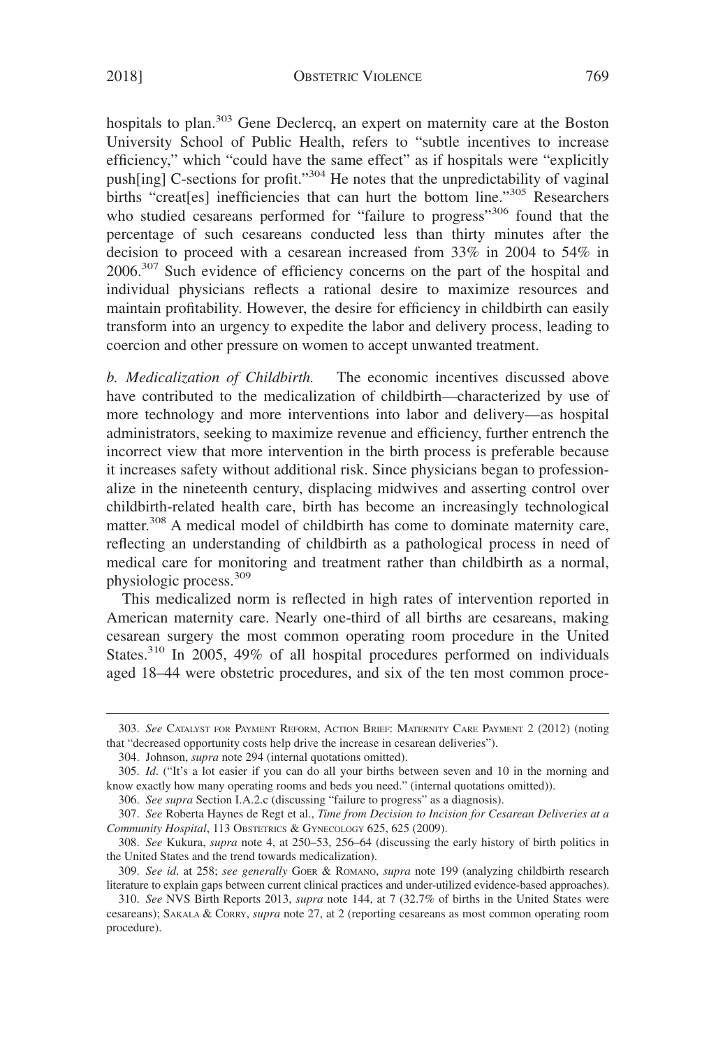hospitals to plan.[303] Gene Declercq, an expert on maternity care at the Boston University School of Public Health, refers to "subtle incentives to increase efficiency," which "could have the same effect" as if hospitals were "explicitly push[ing] C-sections for profit."[304] He notes that the unpredictability of vaginal births "creat[es] inefficiencies that can hurt the bottom line."[305] Researchers who studied cesareans performed for "failure to progress"[306] found that the percentage of such cesareans conducted less than thirty minutes after the decision to proceed with a cesarean increased from 33% in 2004 to 54% in 2006.[307] Such evidence of efficiency concerns on the part of the hospital and individual physicians reflects a rational desire to maximize resources and maintain profitability. However, the desire for efficiency in childbirth can easily transform into an urgency to expedite the labor and delivery process, leading to coercion and other pressure on women to accept unwanted treatment.

*b. Medicalization of Childbirth.* The economic incentives discussed above have contributed to the medicalization of childbirth—characterized by use of more technology and more interventions into labor and delivery—as hospital administrators, seeking to maximize revenue and efficiency, further entrench the incorrect view that more intervention in the birth process is preferable because it increases safety without additional risk. Since physicians began to professionalize in the nineteenth century, displacing midwives and asserting control over childbirth-related health care, birth has become an increasingly technological matter.[308] A medical model of childbirth has come to dominate maternity care, reflecting an understanding of childbirth as a pathological process in need of medical care for monitoring and treatment rather than childbirth as a normal, physiologic process.[309]

This medicalized norm is reflected in high rates of intervention reported in American maternity care. Nearly one-third of all births are cesareans, making cesarean surgery the most common operating room procedure in the United States.[310] In 2005, 49% of all hospital procedures performed on individuals aged 18–44 were obstetric procedures, and six of the ten most common proce-

---

303. *See* CATALYST FOR PAYMENT REFORM, ACTION BRIEF: MATERNITY CARE PAYMENT 2 (2012) (noting that "decreased opportunity costs help drive the increase in cesarean deliveries").

304. Johnson, *supra* note 294 (internal quotations omitted).

305. *Id*. ("It's a lot easier if you can do all your births between seven and 10 in the morning and know exactly how many operating rooms and beds you need." (internal quotations omitted)).

306. *See supra* Section I.A.2.c (discussing "failure to progress" as a diagnosis).

307. *See* Roberta Haynes de Regt et al., *Time from Decision to Incision for Cesarean Deliveries at a Community Hospital*, 113 OBSTETRICS & GYNECOLOGY 625, 625 (2009).

308. *See* Kukura, *supra* note 4, at 250–53, 256–64 (discussing the early history of birth politics in the United States and the trend towards medicalization).

309. *See id*. at 258; *see generally* GOER & ROMANO, *supra* note 199 (analyzing childbirth research literature to explain gaps between current clinical practices and under-utilized evidence-based approaches).

310. *See* NVS Birth Reports 2013, *supra* note 144, at 7 (32.7% of births in the United States were cesareans); SAKALA & CORRY, *supra* note 27, at 2 (reporting cesareans as most common operating room procedure).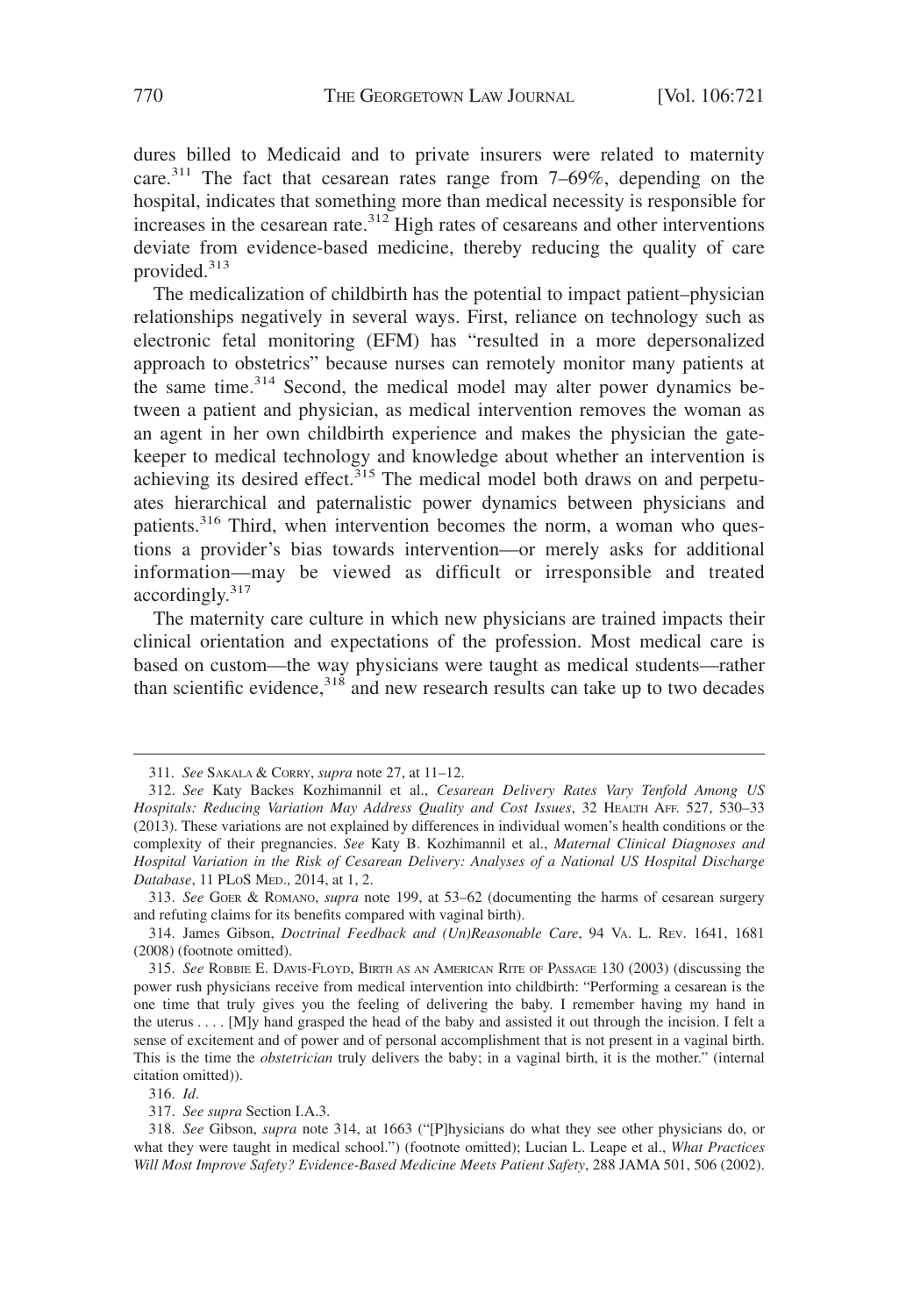dures billed to Medicaid and to private insurers were related to maternity care.[311] The fact that cesarean rates range from 7–69%, depending on the hospital, indicates that something more than medical necessity is responsible for increases in the cesarean rate.[312] High rates of cesareans and other interventions deviate from evidence-based medicine, thereby reducing the quality of care provided.[313]

The medicalization of childbirth has the potential to impact patient–physician relationships negatively in several ways. First, reliance on technology such as electronic fetal monitoring (EFM) has "resulted in a more depersonalized approach to obstetrics" because nurses can remotely monitor many patients at the same time.[314] Second, the medical model may alter power dynamics between a patient and physician, as medical intervention removes the woman as an agent in her own childbirth experience and makes the physician the gatekeeper to medical technology and knowledge about whether an intervention is achieving its desired effect.[315] The medical model both draws on and perpetuates hierarchical and paternalistic power dynamics between physicians and patients.[316] Third, when intervention becomes the norm, a woman who questions a provider's bias towards intervention—or merely asks for additional information—may be viewed as difficult or irresponsible and treated accordingly.[317]

The maternity care culture in which new physicians are trained impacts their clinical orientation and expectations of the profession. Most medical care is based on custom—the way physicians were taught as medical students—rather than scientific evidence,[318] and new research results can take up to two decades

---

311. *See* SAKALA & CORRY, *supra* note 27, at 11–12.

312. *See* Katy Backes Kozhimannil et al., *Cesarean Delivery Rates Vary Tenfold Among US Hospitals: Reducing Variation May Address Quality and Cost Issues*, 32 HEALTH AFF. 527, 530–33 (2013). These variations are not explained by differences in individual women's health conditions or the complexity of their pregnancies. *See* Katy B. Kozhimannil et al., *Maternal Clinical Diagnoses and Hospital Variation in the Risk of Cesarean Delivery: Analyses of a National US Hospital Discharge Database*, 11 PLOS MED., 2014, at 1, 2.

313. *See* GOER & ROMANO, *supra* note 199, at 53–62 (documenting the harms of cesarean surgery and refuting claims for its benefits compared with vaginal birth).

314. James Gibson, *Doctrinal Feedback and (Un)Reasonable Care*, 94 VA. L. REV. 1641, 1681 (2008) (footnote omitted).

315. *See* ROBBIE E. DAVIS-FLOYD, BIRTH AS AN AMERICAN RITE OF PASSAGE 130 (2003) (discussing the power rush physicians receive from medical intervention into childbirth: "Performing a cesarean is the one time that truly gives you the feeling of delivering the baby. I remember having my hand in the uterus . . . . [M]y hand grasped the head of the baby and assisted it out through the incision. I felt a sense of excitement and of power and of personal accomplishment that is not present in a vaginal birth. This is the time the *obstetrician* truly delivers the baby; in a vaginal birth, it is the mother." (internal citation omitted)).

316. *Id.*

317. *See supra* Section I.A.3.

318. *See* Gibson, *supra* note 314, at 1663 ("[P]hysicians do what they see other physicians do, or what they were taught in medical school.") (footnote omitted); Lucian L. Leape et al., *What Practices Will Most Improve Safety? Evidence-Based Medicine Meets Patient Safety*, 288 JAMA 501, 506 (2002).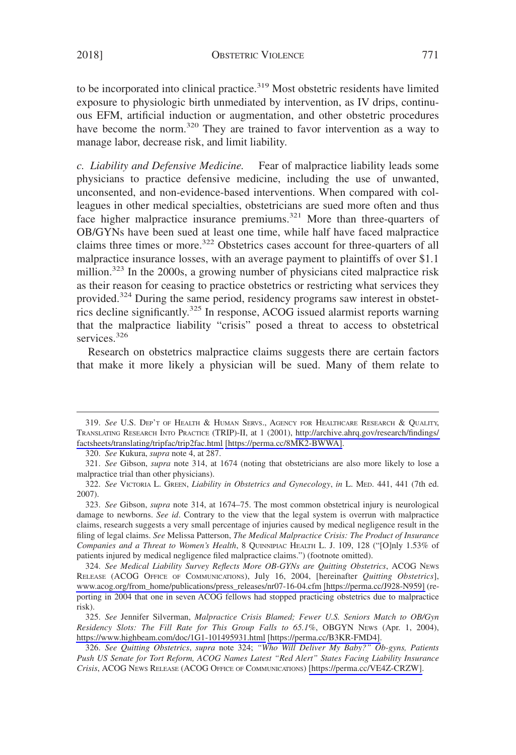to be incorporated into clinical practice.[319] Most obstetric residents have limited exposure to physiologic birth unmediated by intervention, as IV drips, continuous EFM, artificial induction or augmentation, and other obstetric procedures have become the norm.[320] They are trained to favor intervention as a way to manage labor, decrease risk, and limit liability.

*c. Liability and Defensive Medicine.* Fear of malpractice liability leads some physicians to practice defensive medicine, including the use of unwanted, unconsented, and non-evidence-based interventions. When compared with colleagues in other medical specialties, obstetricians are sued more often and thus face higher malpractice insurance premiums.[321] More than three-quarters of OB/GYNs have been sued at least one time, while half have faced malpractice claims three times or more.[322] Obstetrics cases account for three-quarters of all malpractice insurance losses, with an average payment to plaintiffs of over $1.1 million.[323] In the 2000s, a growing number of physicians cited malpractice risk as their reason for ceasing to practice obstetrics or restricting what services they provided.[324] During the same period, residency programs saw interest in obstetrics decline significantly.[325] In response, ACOG issued alarmist reports warning that the malpractice liability "crisis" posed a threat to access to obstetrical services.[326]

Research on obstetrics malpractice claims suggests there are certain factors that make it more likely a physician will be sued. Many of them relate to

---

319. *See* U.S. DEP'T OF HEALTH & HUMAN SERVS., AGENCY FOR HEALTHCARE RESEARCH & QUALITY, TRANSLATING RESEARCH INTO PRACTICE (TRIP)-II, at 1 (2001), http://archive.ahrq.gov/research/findings/factsheets/translating/tripfac/trip2fac.html [https://perma.cc/8MK2-BWWA].

320. *See* Kukura, *supra* note 4, at 287.

321. *See* Gibson, *supra* note 314, at 1674 (noting that obstetricians are also more likely to lose a malpractice trial than other physicians).

322. *See* VICTORIA L. GREEN, *Liability in Obstetrics and Gynecology*, *in* L. MED. 441, 441 (7th ed. 2007).

323. *See* Gibson, *supra* note 314, at 1674–75. The most common obstetrical injury is neurological damage to newborns. *See id*. Contrary to the view that the legal system is overrun with malpractice claims, research suggests a very small percentage of injuries caused by medical negligence result in the filing of legal claims. *See* Melissa Patterson, *The Medical Malpractice Crisis: The Product of Insurance Companies and a Threat to Women's Health*, 8 QUINNIPIAC HEALTH L. J. 109, 128 ("[O]nly 1.53% of patients injured by medical negligence filed malpractice claims.") (footnote omitted).

324. *See Medical Liability Survey Reflects More OB-GYNs are Quitting Obstetrics*, ACOG NEWS RELEASE (ACOG OFFICE OF COMMUNICATIONS), July 16, 2004, [hereinafter *Quitting Obstetrics*], www.acog.org/from_home/publications/press_releases/nr07-16-04.cfm [https://perma.cc/J928-N959] (reporting in 2004 that one in seven ACOG fellows had stopped practicing obstetrics due to malpractice risk).

325. *See* Jennifer Silverman, *Malpractice Crisis Blamed; Fewer U.S. Seniors Match to OB/Gyn Residency Slots: The Fill Rate for This Group Falls to 65.1%*, OBGYN NEWS (Apr. 1, 2004), https://www.highbeam.com/doc/1G1-101495931.html [https://perma.cc/B3KR-FMD4].

326. *See Quitting Obstetrics*, *supra* note 324; *"Who Will Deliver My Baby?" Ob-gyns, Patients Push US Senate for Tort Reform, ACOG Names Latest "Red Alert" States Facing Liability Insurance Crisis*, ACOG NEWS RELEASE (ACOG OFFICE OF COMMUNICATIONS) [https://perma.cc/VE4Z-CRZW].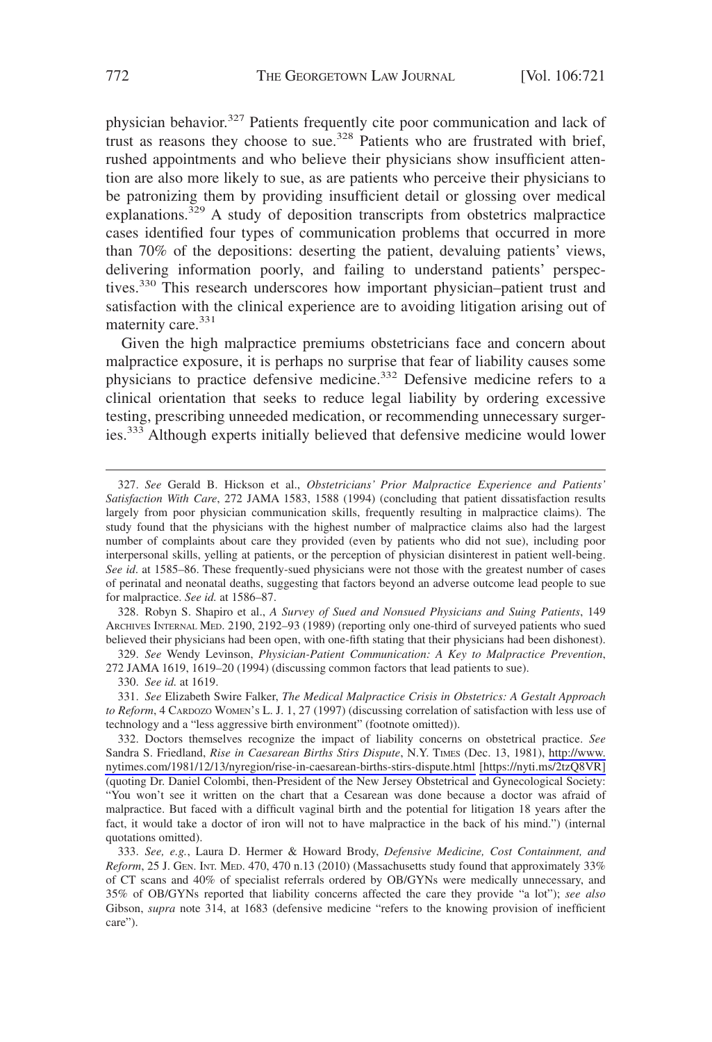physician behavior.[327] Patients frequently cite poor communication and lack of trust as reasons they choose to sue.[328] Patients who are frustrated with brief, rushed appointments and who believe their physicians show insufficient attention are also more likely to sue, as are patients who perceive their physicians to be patronizing them by providing insufficient detail or glossing over medical explanations.[329] A study of deposition transcripts from obstetrics malpractice cases identified four types of communication problems that occurred in more than 70% of the depositions: deserting the patient, devaluing patients' views, delivering information poorly, and failing to understand patients' perspectives.[330] This research underscores how important physician–patient trust and satisfaction with the clinical experience are to avoiding litigation arising out of maternity care.[331]

Given the high malpractice premiums obstetricians face and concern about malpractice exposure, it is perhaps no surprise that fear of liability causes some physicians to practice defensive medicine.[332] Defensive medicine refers to a clinical orientation that seeks to reduce legal liability by ordering excessive testing, prescribing unneeded medication, or recommending unnecessary surgeries.[333] Although experts initially believed that defensive medicine would lower

---

327. *See* Gerald B. Hickson et al., *Obstetricians' Prior Malpractice Experience and Patients' Satisfaction With Care*, 272 JAMA 1583, 1588 (1994) (concluding that patient dissatisfaction results largely from poor physician communication skills, frequently resulting in malpractice claims). The study found that the physicians with the highest number of malpractice claims also had the largest number of complaints about care they provided (even by patients who did not sue), including poor interpersonal skills, yelling at patients, or the perception of physician disinterest in patient well-being. *See id.* at 1585–86. These frequently-sued physicians were not those with the greatest number of cases of perinatal and neonatal deaths, suggesting that factors beyond an adverse outcome lead people to sue for malpractice. *See id.* at 1586–87.

328. Robyn S. Shapiro et al., *A Survey of Sued and Nonsued Physicians and Suing Patients*, 149 ARCHIVES INTERNAL MED. 2190, 2192–93 (1989) (reporting only one-third of surveyed patients who sued believed their physicians had been open, with one-fifth stating that their physicians had been dishonest).

329. *See* Wendy Levinson, *Physician-Patient Communication: A Key to Malpractice Prevention*, 272 JAMA 1619, 1619–20 (1994) (discussing common factors that lead patients to sue).

330. *See id.* at 1619.

331. *See* Elizabeth Swire Falker, *The Medical Malpractice Crisis in Obstetrics: A Gestalt Approach to Reform*, 4 CARDOZO WOMEN'S L. J. 1, 27 (1997) (discussing correlation of satisfaction with less use of technology and a "less aggressive birth environment" (footnote omitted)).

332. Doctors themselves recognize the impact of liability concerns on obstetrical practice. *See* Sandra S. Friedland, *Rise in Caesarean Births Stirs Dispute*, N.Y. TIMES (Dec. 13, 1981), http://www.nytimes.com/1981/12/13/nyregion/rise-in-caesarean-births-stirs-dispute.html [https://nyti.ms/2tzQ8VR] (quoting Dr. Daniel Colombi, then-President of the New Jersey Obstetrical and Gynecological Society: "You won't see it written on the chart that a Cesarean was done because a doctor was afraid of malpractice. But faced with a difficult vaginal birth and the potential for litigation 18 years after the fact, it would take a doctor of iron will not to have malpractice in the back of his mind.") (internal quotations omitted).

333. *See, e.g.*, Laura D. Hermer & Howard Brody, *Defensive Medicine, Cost Containment, and Reform*, 25 J. GEN. INT. MED. 470, 470 n.13 (2010) (Massachusetts study found that approximately 33% of CT scans and 40% of specialist referrals ordered by OB/GYNs were medically unnecessary, and 35% of OB/GYNs reported that liability concerns affected the care they provide "a lot"); *see also* Gibson, *supra* note 314, at 1683 (defensive medicine "refers to the knowing provision of inefficient care").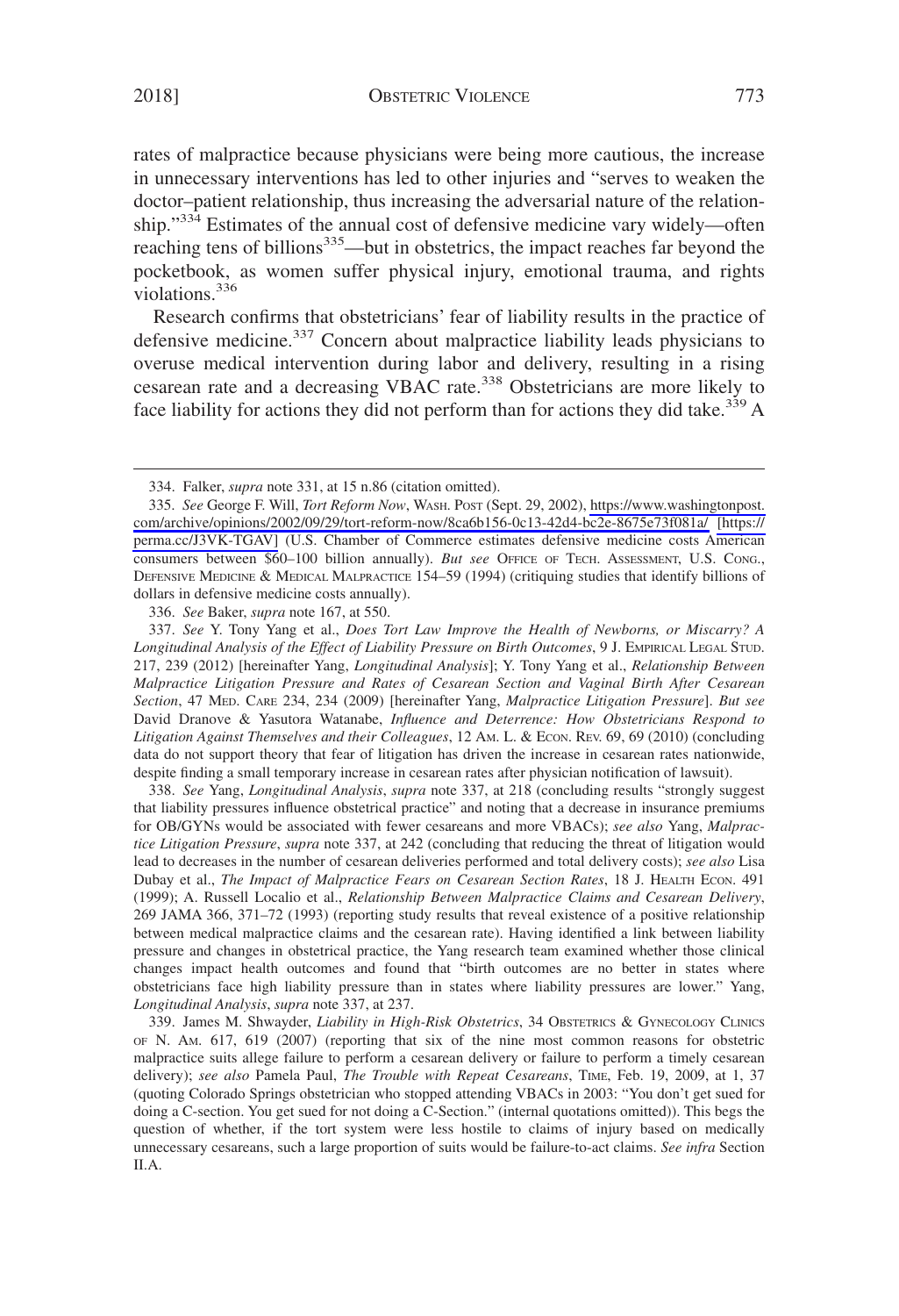rates of malpractice because physicians were being more cautious, the increase in unnecessary interventions has led to other injuries and "serves to weaken the doctor–patient relationship, thus increasing the adversarial nature of the relationship."[334] Estimates of the annual cost of defensive medicine vary widely—often reaching tens of billions[335]—but in obstetrics, the impact reaches far beyond the pocketbook, as women suffer physical injury, emotional trauma, and rights violations.[336]

Research confirms that obstetricians' fear of liability results in the practice of defensive medicine.[337] Concern about malpractice liability leads physicians to overuse medical intervention during labor and delivery, resulting in a rising cesarean rate and a decreasing VBAC rate.[338] Obstetricians are more likely to face liability for actions they did not perform than for actions they did take.[339] A

---

334. Falker, *supra* note 331, at 15 n.86 (citation omitted).

335. *See* George F. Will, *Tort Reform Now*, WASH. POST (Sept. 29, 2002), https://www.washingtonpost.com/archive/opinions/2002/09/29/tort-reform-now/8ca6b156-0c13-42d4-bc2e-8675e73f081a/ [https://perma.cc/J3VK-TGAV] (U.S. Chamber of Commerce estimates defensive medicine costs American consumers between $60–100 billion annually). *But see* OFFICE OF TECH. ASSESSMENT, U.S. CONG., DEFENSIVE MEDICINE & MEDICAL MALPRACTICE 154–59 (1994) (critiquing studies that identify billions of dollars in defensive medicine costs annually).

336. *See* Baker, *supra* note 167, at 550.

337. *See* Y. Tony Yang et al., *Does Tort Law Improve the Health of Newborns, or Miscarry? A Longitudinal Analysis of the Effect of Liability Pressure on Birth Outcomes*, 9 J. EMPIRICAL LEGAL STUD. 217, 239 (2012) [hereinafter Yang, *Longitudinal Analysis*]; Y. Tony Yang et al., *Relationship Between Malpractice Litigation Pressure and Rates of Cesarean Section and Vaginal Birth After Cesarean Section*, 47 MED. CARE 234, 234 (2009) [hereinafter Yang, *Malpractice Litigation Pressure*]. *But see* David Dranove & Yasutora Watanabe, *Influence and Deterrence: How Obstetricians Respond to Litigation Against Themselves and their Colleagues*, 12 AM. L. & ECON. REV. 69, 69 (2010) (concluding data do not support theory that fear of litigation has driven the increase in cesarean rates nationwide, despite finding a small temporary increase in cesarean rates after physician notification of lawsuit).

338. *See* Yang, *Longitudinal Analysis*, *supra* note 337, at 218 (concluding results "strongly suggest that liability pressures influence obstetrical practice" and noting that a decrease in insurance premiums for OB/GYNs would be associated with fewer cesareans and more VBACs); *see also* Yang, *Malpractice Litigation Pressure*, *supra* note 337, at 242 (concluding that reducing the threat of litigation would lead to decreases in the number of cesarean deliveries performed and total delivery costs); *see also* Lisa Dubay et al., *The Impact of Malpractice Fears on Cesarean Section Rates*, 18 J. HEALTH ECON. 491 (1999); A. Russell Localio et al., *Relationship Between Malpractice Claims and Cesarean Delivery*, 269 JAMA 366, 371–72 (1993) (reporting study results that reveal existence of a positive relationship between medical malpractice claims and the cesarean rate). Having identified a link between liability pressure and changes in obstetrical practice, the Yang research team examined whether those clinical changes impact health outcomes and found that "birth outcomes are no better in states where obstetricians face high liability pressure than in states where liability pressures are lower." Yang, *Longitudinal Analysis*, *supra* note 337, at 237.

339. James M. Shwayder, *Liability in High-Risk Obstetrics*, 34 OBSTETRICS & GYNECOLOGY CLINICS OF N. AM. 617, 619 (2007) (reporting that six of the nine most common reasons for obstetric malpractice suits allege failure to perform a cesarean delivery or failure to perform a timely cesarean delivery); *see also* Pamela Paul, *The Trouble with Repeat Cesareans*, TIME, Feb. 19, 2009, at 1, 37 (quoting Colorado Springs obstetrician who stopped attending VBACs in 2003: "You don't get sued for doing a C-section. You get sued for not doing a C-Section." (internal quotations omitted)). This begs the question of whether, if the tort system were less hostile to claims of injury based on medically unnecessary cesareans, such a large proportion of suits would be failure-to-act claims. *See infra* Section II.A.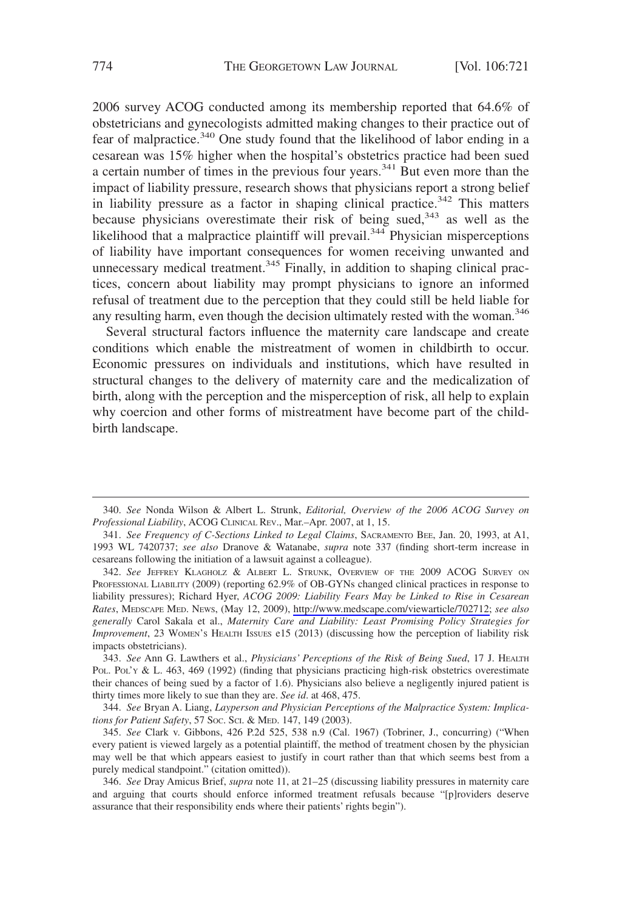2006 survey ACOG conducted among its membership reported that 64.6% of obstetricians and gynecologists admitted making changes to their practice out of fear of malpractice.[340] One study found that the likelihood of labor ending in a cesarean was 15% higher when the hospital's obstetrics practice had been sued a certain number of times in the previous four years.[341] But even more than the impact of liability pressure, research shows that physicians report a strong belief in liability pressure as a factor in shaping clinical practice.[342] This matters because physicians overestimate their risk of being sued,[343] as well as the likelihood that a malpractice plaintiff will prevail.[344] Physician misperceptions of liability have important consequences for women receiving unwanted and unnecessary medical treatment.[345] Finally, in addition to shaping clinical practices, concern about liability may prompt physicians to ignore an informed refusal of treatment due to the perception that they could still be held liable for any resulting harm, even though the decision ultimately rested with the woman.[346]

Several structural factors influence the maternity care landscape and create conditions which enable the mistreatment of women in childbirth to occur. Economic pressures on individuals and institutions, which have resulted in structural changes to the delivery of maternity care and the medicalization of birth, along with the perception and the misperception of risk, all help to explain why coercion and other forms of mistreatment have become part of the childbirth landscape.

---

340. *See* Nonda Wilson & Albert L. Strunk, *Editorial, Overview of the 2006 ACOG Survey on Professional Liability*, ACOG CLINICAL REV., Mar.–Apr. 2007, at 1, 15.

341. *See Frequency of C-Sections Linked to Legal Claims*, SACRAMENTO BEE, Jan. 20, 1993, at A1, 1993 WL 7420737; *see also* Dranove & Watanabe, *supra* note 337 (finding short-term increase in cesareans following the initiation of a lawsuit against a colleague).

342. *See* JEFFREY KLAGHOLZ & ALBERT L. STRUNK, OVERVIEW OF THE 2009 ACOG SURVEY ON PROFESSIONAL LIABILITY (2009) (reporting 62.9% of OB-GYNs changed clinical practices in response to liability pressures); Richard Hyer, *ACOG 2009: Liability Fears May be Linked to Rise in Cesarean Rates*, MEDSCAPE MED. NEWS, (May 12, 2009), http://www.medscape.com/viewarticle/702712; *see also generally* Carol Sakala et al., *Maternity Care and Liability: Least Promising Policy Strategies for Improvement*, 23 WOMEN'S HEALTH ISSUES e15 (2013) (discussing how the perception of liability risk impacts obstetricians).

343. *See* Ann G. Lawthers et al., *Physicians' Perceptions of the Risk of Being Sued*, 17 J. HEALTH POL. POL'Y & L. 463, 469 (1992) (finding that physicians practicing high-risk obstetrics overestimate their chances of being sued by a factor of 1.6). Physicians also believe a negligently injured patient is thirty times more likely to sue than they are. *See id*. at 468, 475.

344. *See* Bryan A. Liang, *Layperson and Physician Perceptions of the Malpractice System: Implications for Patient Safety*, 57 SOC. SCI. & MED. 147, 149 (2003).

345. *See* Clark v. Gibbons, 426 P.2d 525, 538 n.9 (Cal. 1967) (Tobriner, J., concurring) ("When every patient is viewed largely as a potential plaintiff, the method of treatment chosen by the physician may well be that which appears easiest to justify in court rather than that which seems best from a purely medical standpoint." (citation omitted)).

346. *See* Dray Amicus Brief, *supra* note 11, at 21–25 (discussing liability pressures in maternity care and arguing that courts should enforce informed treatment refusals because "[p]roviders deserve assurance that their responsibility ends where their patients' rights begin").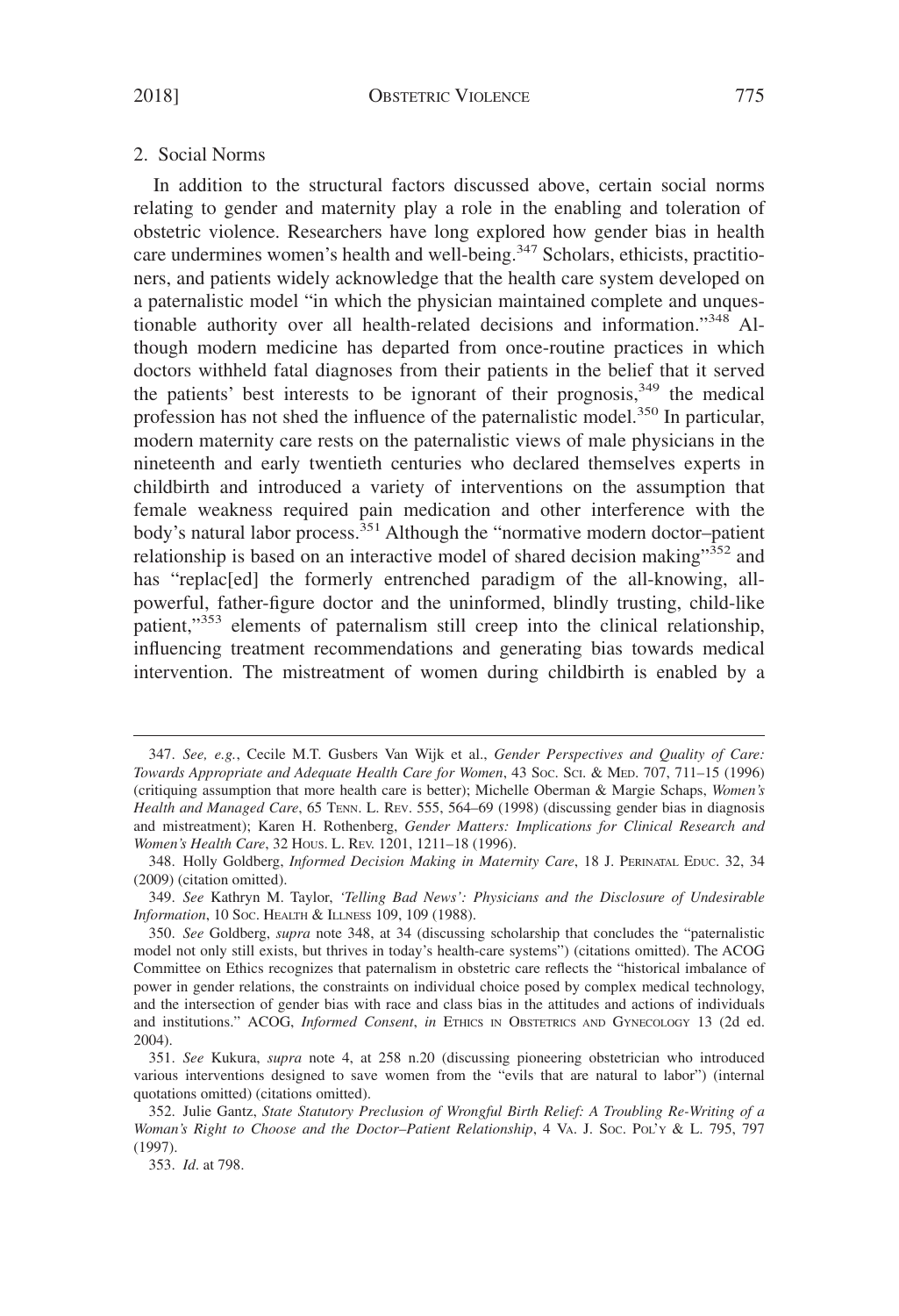### 2. Social Norms

In addition to the structural factors discussed above, certain social norms relating to gender and maternity play a role in the enabling and toleration of obstetric violence. Researchers have long explored how gender bias in health care undermines women's health and well-being.[347] Scholars, ethicists, practitioners, and patients widely acknowledge that the health care system developed on a paternalistic model "in which the physician maintained complete and unquestionable authority over all health-related decisions and information."[348] Although modern medicine has departed from once-routine practices in which doctors withheld fatal diagnoses from their patients in the belief that it served the patients' best interests to be ignorant of their prognosis,[349] the medical profession has not shed the influence of the paternalistic model.[350] In particular, modern maternity care rests on the paternalistic views of male physicians in the nineteenth and early twentieth centuries who declared themselves experts in childbirth and introduced a variety of interventions on the assumption that female weakness required pain medication and other interference with the body's natural labor process.[351] Although the "normative modern doctor–patient relationship is based on an interactive model of shared decision making"[352] and has "replac[ed] the formerly entrenched paradigm of the all-knowing, all-powerful, father-figure doctor and the uninformed, blindly trusting, child-like patient,"[353] elements of paternalism still creep into the clinical relationship, influencing treatment recommendations and generating bias towards medical intervention. The mistreatment of women during childbirth is enabled by a

---

347. *See, e.g.*, Cecile M.T. Gusbers Van Wijk et al., *Gender Perspectives and Quality of Care: Towards Appropriate and Adequate Health Care for Women*, 43 SOC. SCI. & MED. 707, 711–15 (1996) (critiquing assumption that more health care is better); Michelle Oberman & Margie Schaps, *Women's Health and Managed Care*, 65 TENN. L. REV. 555, 564–69 (1998) (discussing gender bias in diagnosis and mistreatment); Karen H. Rothenberg, *Gender Matters: Implications for Clinical Research and Women's Health Care*, 32 HOUS. L. REV. 1201, 1211–18 (1996).

348. Holly Goldberg, *Informed Decision Making in Maternity Care*, 18 J. PERINATAL EDUC. 32, 34 (2009) (citation omitted).

349. *See* Kathryn M. Taylor, *'Telling Bad News': Physicians and the Disclosure of Undesirable Information*, 10 SOC. HEALTH & ILLNESS 109, 109 (1988).

350. *See* Goldberg, *supra* note 348, at 34 (discussing scholarship that concludes the "paternalistic model not only still exists, but thrives in today's health-care systems") (citations omitted). The ACOG Committee on Ethics recognizes that paternalism in obstetric care reflects the "historical imbalance of power in gender relations, the constraints on individual choice posed by complex medical technology, and the intersection of gender bias with race and class bias in the attitudes and actions of individuals and institutions." ACOG, *Informed Consent*, *in* ETHICS IN OBSTETRICS AND GYNECOLOGY 13 (2d ed. 2004).

351. *See* Kukura, *supra* note 4, at 258 n.20 (discussing pioneering obstetrician who introduced various interventions designed to save women from the "evils that are natural to labor") (internal quotations omitted) (citations omitted).

352. Julie Gantz, *State Statutory Preclusion of Wrongful Birth Relief: A Troubling Re-Writing of a Woman's Right to Choose and the Doctor–Patient Relationship*, 4 VA. J. SOC. POL'Y & L. 795, 797 (1997).

353. *Id*. at 798.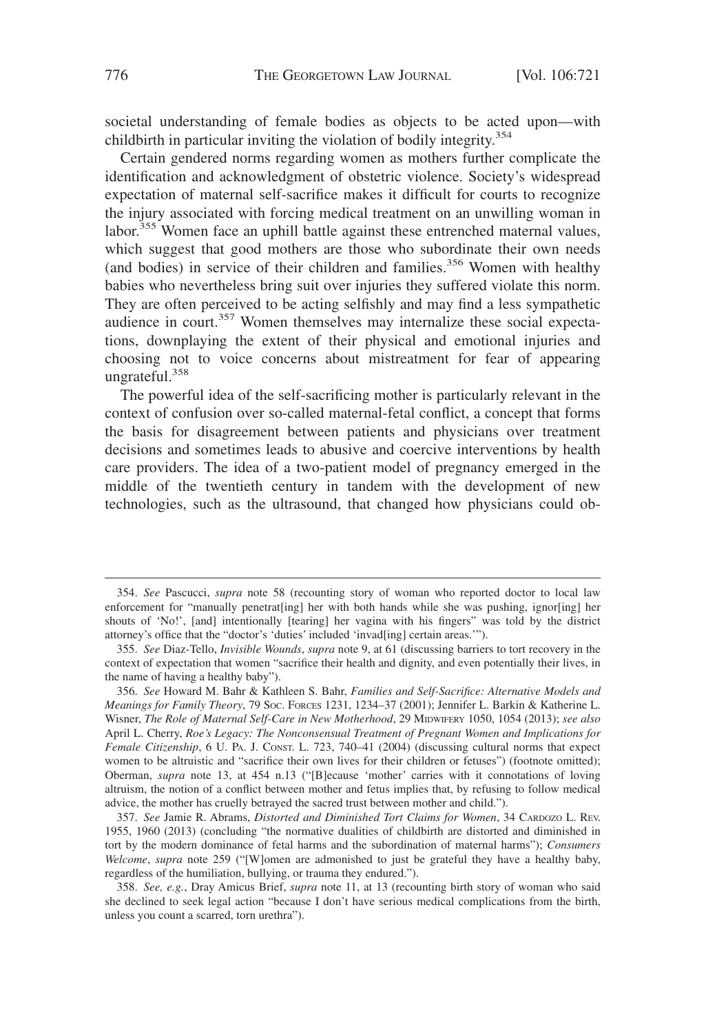societal understanding of female bodies as objects to be acted upon—with childbirth in particular inviting the violation of bodily integrity.[354]

Certain gendered norms regarding women as mothers further complicate the identification and acknowledgment of obstetric violence. Society's widespread expectation of maternal self-sacrifice makes it difficult for courts to recognize the injury associated with forcing medical treatment on an unwilling woman in labor.[355] Women face an uphill battle against these entrenched maternal values, which suggest that good mothers are those who subordinate their own needs (and bodies) in service of their children and families.[356] Women with healthy babies who nevertheless bring suit over injuries they suffered violate this norm. They are often perceived to be acting selfishly and may find a less sympathetic audience in court.[357] Women themselves may internalize these social expectations, downplaying the extent of their physical and emotional injuries and choosing not to voice concerns about mistreatment for fear of appearing ungrateful.[358]

The powerful idea of the self-sacrificing mother is particularly relevant in the context of confusion over so-called maternal-fetal conflict, a concept that forms the basis for disagreement between patients and physicians over treatment decisions and sometimes leads to abusive and coercive interventions by health care providers. The idea of a two-patient model of pregnancy emerged in the middle of the twentieth century in tandem with the development of new technologies, such as the ultrasound, that changed how physicians could ob-

---

354. *See* Pascucci, *supra* note 58 (recounting story of woman who reported doctor to local law enforcement for "manually penetrat[ing] her with both hands while she was pushing, ignor[ing] her shouts of 'No!', [and] intentionally [tearing] her vagina with his fingers" was told by the district attorney's office that the "doctor's 'duties' included 'invad[ing] certain areas.'").

355. *See* Diaz-Tello, *Invisible Wounds*, *supra* note 9, at 61 (discussing barriers to tort recovery in the context of expectation that women "sacrifice their health and dignity, and even potentially their lives, in the name of having a healthy baby").

356. *See* Howard M. Bahr & Kathleen S. Bahr, *Families and Self-Sacrifice: Alternative Models and Meanings for Family Theory*, 79 SOC. FORCES 1231, 1234–37 (2001); Jennifer L. Barkin & Katherine L. Wisner, *The Role of Maternal Self-Care in New Motherhood*, 29 MIDWIFERY 1050, 1054 (2013); *see also* April L. Cherry, *Roe's Legacy: The Nonconsensual Treatment of Pregnant Women and Implications for Female Citizenship*, 6 U. PA. J. CONST. L. 723, 740–41 (2004) (discussing cultural norms that expect women to be altruistic and "sacrifice their own lives for their children or fetuses") (footnote omitted); Oberman, *supra* note 13, at 454 n.13 ("[B]ecause 'mother' carries with it connotations of loving altruism, the notion of a conflict between mother and fetus implies that, by refusing to follow medical advice, the mother has cruelly betrayed the sacred trust between mother and child.").

357. *See* Jamie R. Abrams, *Distorted and Diminished Tort Claims for Women*, 34 CARDOZO L. REV. 1955, 1960 (2013) (concluding "the normative dualities of childbirth are distorted and diminished in tort by the modern dominance of fetal harms and the subordination of maternal harms"); *Consumers Welcome*, *supra* note 259 ("[W]omen are admonished to just be grateful they have a healthy baby, regardless of the humiliation, bullying, or trauma they endured.").

358. *See, e.g.*, Dray Amicus Brief, *supra* note 11, at 13 (recounting birth story of woman who said she declined to seek legal action "because I don't have serious medical complications from the birth, unless you count a scarred, torn urethra").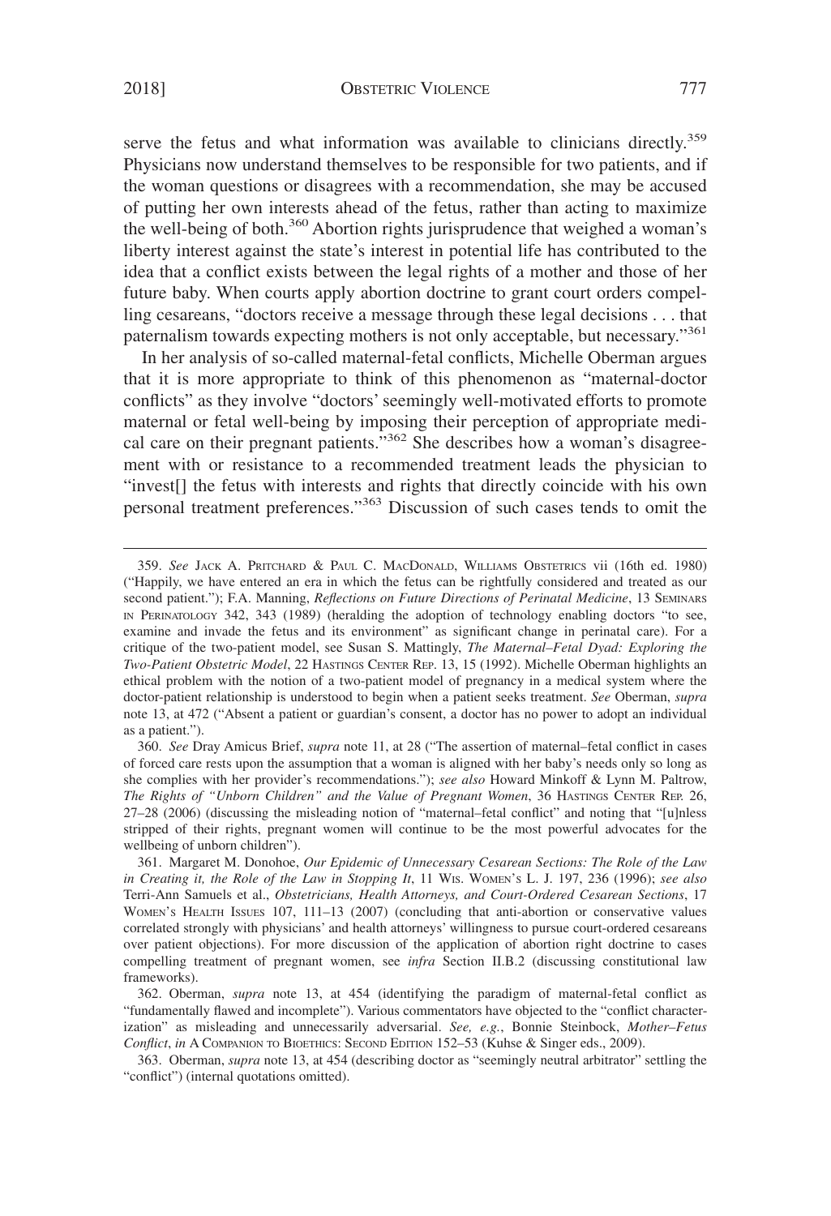serve the fetus and what information was available to clinicians directly.[359] Physicians now understand themselves to be responsible for two patients, and if the woman questions or disagrees with a recommendation, she may be accused of putting her own interests ahead of the fetus, rather than acting to maximize the well-being of both.[360] Abortion rights jurisprudence that weighed a woman's liberty interest against the state's interest in potential life has contributed to the idea that a conflict exists between the legal rights of a mother and those of her future baby. When courts apply abortion doctrine to grant court orders compelling cesareans, "doctors receive a message through these legal decisions . . . that paternalism towards expecting mothers is not only acceptable, but necessary."[361]

In her analysis of so-called maternal-fetal conflicts, Michelle Oberman argues that it is more appropriate to think of this phenomenon as "maternal-doctor conflicts" as they involve "doctors' seemingly well-motivated efforts to promote maternal or fetal well-being by imposing their perception of appropriate medical care on their pregnant patients."[362] She describes how a woman's disagreement with or resistance to a recommended treatment leads the physician to "invest[] the fetus with interests and rights that directly coincide with his own personal treatment preferences."[363] Discussion of such cases tends to omit the

---

359. *See* JACK A. PRITCHARD & PAUL C. MACDONALD, WILLIAMS OBSTETRICS vii (16th ed. 1980) ("Happily, we have entered an era in which the fetus can be rightfully considered and treated as our second patient."); F.A. Manning, *Reflections on Future Directions of Perinatal Medicine*, 13 SEMINARS IN PERINATOLOGY 342, 343 (1989) (heralding the adoption of technology enabling doctors "to see, examine and invade the fetus and its environment" as significant change in perinatal care). For a critique of the two-patient model, see Susan S. Mattingly, *The Maternal–Fetal Dyad: Exploring the Two-Patient Obstetric Model*, 22 HASTINGS CENTER REP. 13, 15 (1992). Michelle Oberman highlights an ethical problem with the notion of a two-patient model of pregnancy in a medical system where the doctor-patient relationship is understood to begin when a patient seeks treatment. *See* Oberman, *supra* note 13, at 472 ("Absent a patient or guardian's consent, a doctor has no power to adopt an individual as a patient.").

360. *See* Dray Amicus Brief, *supra* note 11, at 28 ("The assertion of maternal–fetal conflict in cases of forced care rests upon the assumption that a woman is aligned with her baby's needs only so long as she complies with her provider's recommendations."); *see also* Howard Minkoff & Lynn M. Paltrow, *The Rights of "Unborn Children" and the Value of Pregnant Women*, 36 HASTINGS CENTER REP. 26, 27–28 (2006) (discussing the misleading notion of "maternal–fetal conflict" and noting that "[u]nless stripped of their rights, pregnant women will continue to be the most powerful advocates for the wellbeing of unborn children").

361. Margaret M. Donohoe, *Our Epidemic of Unnecessary Cesarean Sections: The Role of the Law in Creating it, the Role of the Law in Stopping It*, 11 WIS. WOMEN'S L. J. 197, 236 (1996); *see also* Terri-Ann Samuels et al., *Obstetricians, Health Attorneys, and Court-Ordered Cesarean Sections*, 17 WOMEN'S HEALTH ISSUES 107, 111–13 (2007) (concluding that anti-abortion or conservative values correlated strongly with physicians' and health attorneys' willingness to pursue court-ordered cesareans over patient objections). For more discussion of the application of abortion right doctrine to cases compelling treatment of pregnant women, see *infra* Section II.B.2 (discussing constitutional law frameworks).

362. Oberman, *supra* note 13, at 454 (identifying the paradigm of maternal-fetal conflict as "fundamentally flawed and incomplete"). Various commentators have objected to the "conflict characterization" as misleading and unnecessarily adversarial. *See, e.g.*, Bonnie Steinbock, *Mother–Fetus Conflict*, *in* A COMPANION TO BIOETHICS: SECOND EDITION 152–53 (Kuhse & Singer eds., 2009).

363. Oberman, *supra* note 13, at 454 (describing doctor as "seemingly neutral arbitrator" settling the "conflict") (internal quotations omitted).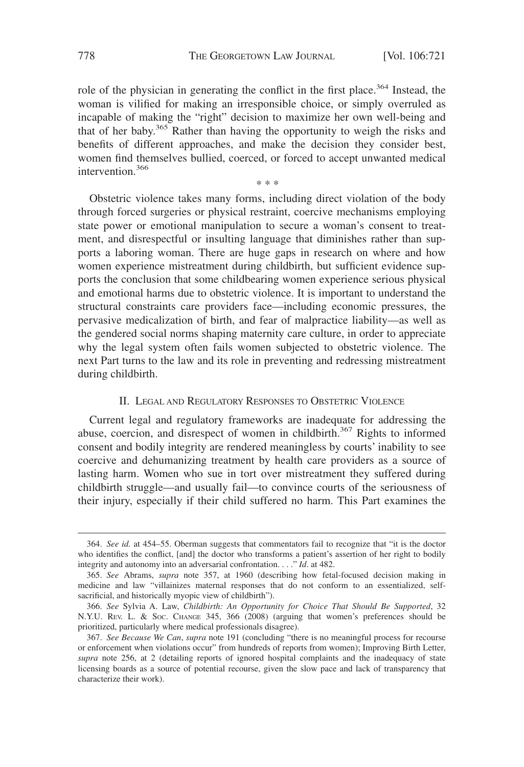role of the physician in generating the conflict in the first place.[364] Instead, the woman is vilified for making an irresponsible choice, or simply overruled as incapable of making the "right" decision to maximize her own well-being and that of her baby.[365] Rather than having the opportunity to weigh the risks and benefits of different approaches, and make the decision they consider best, women find themselves bullied, coerced, or forced to accept unwanted medical intervention.[366]

\* \* \*

Obstetric violence takes many forms, including direct violation of the body through forced surgeries or physical restraint, coercive mechanisms employing state power or emotional manipulation to secure a woman's consent to treatment, and disrespectful or insulting language that diminishes rather than supports a laboring woman. There are huge gaps in research on where and how women experience mistreatment during childbirth, but sufficient evidence supports the conclusion that some childbearing women experience serious physical and emotional harms due to obstetric violence. It is important to understand the structural constraints care providers face—including economic pressures, the pervasive medicalization of birth, and fear of malpractice liability—as well as the gendered social norms shaping maternity care culture, in order to appreciate why the legal system often fails women subjected to obstetric violence. The next Part turns to the law and its role in preventing and redressing mistreatment during childbirth.

## II. Legal and Regulatory Responses to Obstetric Violence

Current legal and regulatory frameworks are inadequate for addressing the abuse, coercion, and disrespect of women in childbirth.[367] Rights to informed consent and bodily integrity are rendered meaningless by courts' inability to see coercive and dehumanizing treatment by health care providers as a source of lasting harm. Women who sue in tort over mistreatment they suffered during childbirth struggle—and usually fail—to convince courts of the seriousness of their injury, especially if their child suffered no harm. This Part examines the

---

364. *See id.* at 454–55. Oberman suggests that commentators fail to recognize that "it is the doctor who identifies the conflict, [and] the doctor who transforms a patient's assertion of her right to bodily integrity and autonomy into an adversarial confrontation. . . ." *Id*. at 482.

365. *See* Abrams, *supra* note 357, at 1960 (describing how fetal-focused decision making in medicine and law "villainizes maternal responses that do not conform to an essentialized, self-sacrificial, and historically myopic view of childbirth").

366. *See* Sylvia A. Law, *Childbirth: An Opportunity for Choice That Should Be Supported*, 32 N.Y.U. Rev. L. & Soc. Change 345, 366 (2008) (arguing that women's preferences should be prioritized, particularly where medical professionals disagree).

367. *See Because We Can*, *supra* note 191 (concluding "there is no meaningful process for recourse or enforcement when violations occur" from hundreds of reports from women); Improving Birth Letter, *supra* note 256, at 2 (detailing reports of ignored hospital complaints and the inadequacy of state licensing boards as a source of potential recourse, given the slow pace and lack of transparency that characterize their work).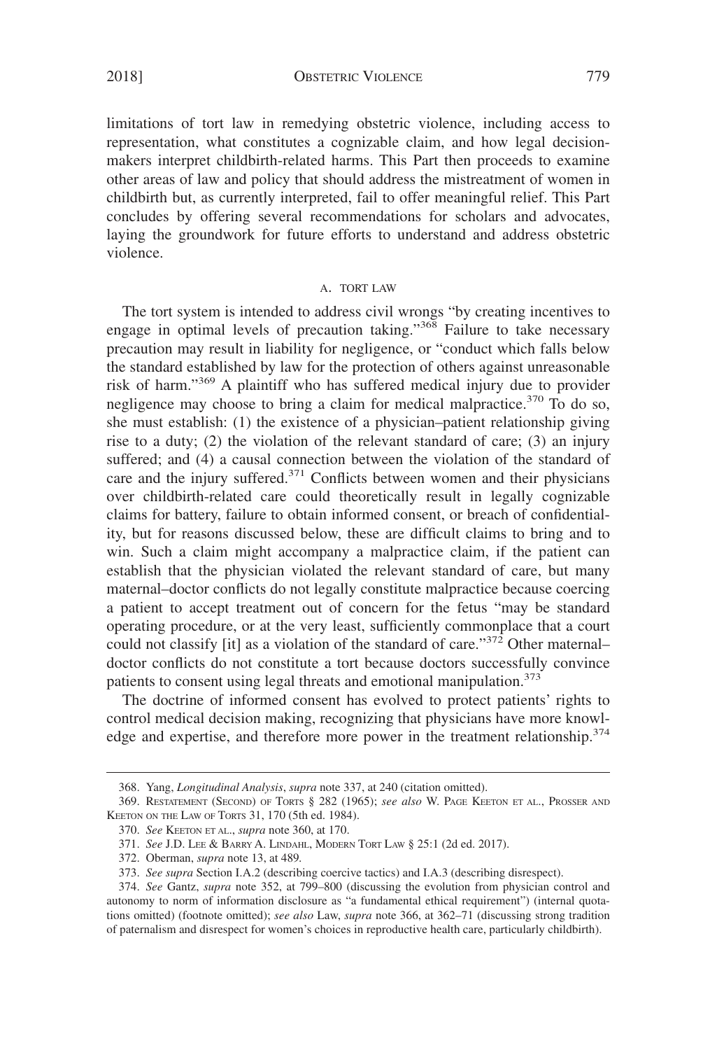limitations of tort law in remedying obstetric violence, including access to representation, what constitutes a cognizable claim, and how legal decision-makers interpret childbirth-related harms. This Part then proceeds to examine other areas of law and policy that should address the mistreatment of women in childbirth but, as currently interpreted, fail to offer meaningful relief. This Part concludes by offering several recommendations for scholars and advocates, laying the groundwork for future efforts to understand and address obstetric violence.

### A. TORT LAW

The tort system is intended to address civil wrongs "by creating incentives to engage in optimal levels of precaution taking."[368] Failure to take necessary precaution may result in liability for negligence, or "conduct which falls below the standard established by law for the protection of others against unreasonable risk of harm."[369] A plaintiff who has suffered medical injury due to provider negligence may choose to bring a claim for medical malpractice.[370] To do so, she must establish: (1) the existence of a physician–patient relationship giving rise to a duty; (2) the violation of the relevant standard of care; (3) an injury suffered; and (4) a causal connection between the violation of the standard of care and the injury suffered.[371] Conflicts between women and their physicians over childbirth-related care could theoretically result in legally cognizable claims for battery, failure to obtain informed consent, or breach of confidentiality, but for reasons discussed below, these are difficult claims to bring and to win. Such a claim might accompany a malpractice claim, if the patient can establish that the physician violated the relevant standard of care, but many maternal–doctor conflicts do not legally constitute malpractice because coercing a patient to accept treatment out of concern for the fetus "may be standard operating procedure, or at the very least, sufficiently commonplace that a court could not classify [it] as a violation of the standard of care."[372] Other maternal–doctor conflicts do not constitute a tort because doctors successfully convince patients to consent using legal threats and emotional manipulation.[373]

The doctrine of informed consent has evolved to protect patients' rights to control medical decision making, recognizing that physicians have more knowledge and expertise, and therefore more power in the treatment relationship.[374]

---

368. Yang, *Longitudinal Analysis*, *supra* note 337, at 240 (citation omitted).

369. RESTATEMENT (SECOND) OF TORTS § 282 (1965); *see also* W. PAGE KEETON ET AL., PROSSER AND KEETON ON THE LAW OF TORTS 31, 170 (5th ed. 1984).

370. *See* KEETON ET AL., *supra* note 360, at 170.

371. *See* J.D. LEE & BARRY A. LINDAHL, MODERN TORT LAW § 25:1 (2d ed. 2017).

372. Oberman, *supra* note 13, at 489.

373. *See supra* Section I.A.2 (describing coercive tactics) and I.A.3 (describing disrespect).

374. *See* Gantz, *supra* note 352, at 799–800 (discussing the evolution from physician control and autonomy to norm of information disclosure as "a fundamental ethical requirement") (internal quotations omitted) (footnote omitted); *see also* Law, *supra* note 366, at 362–71 (discussing strong tradition of paternalism and disrespect for women's choices in reproductive health care, particularly childbirth).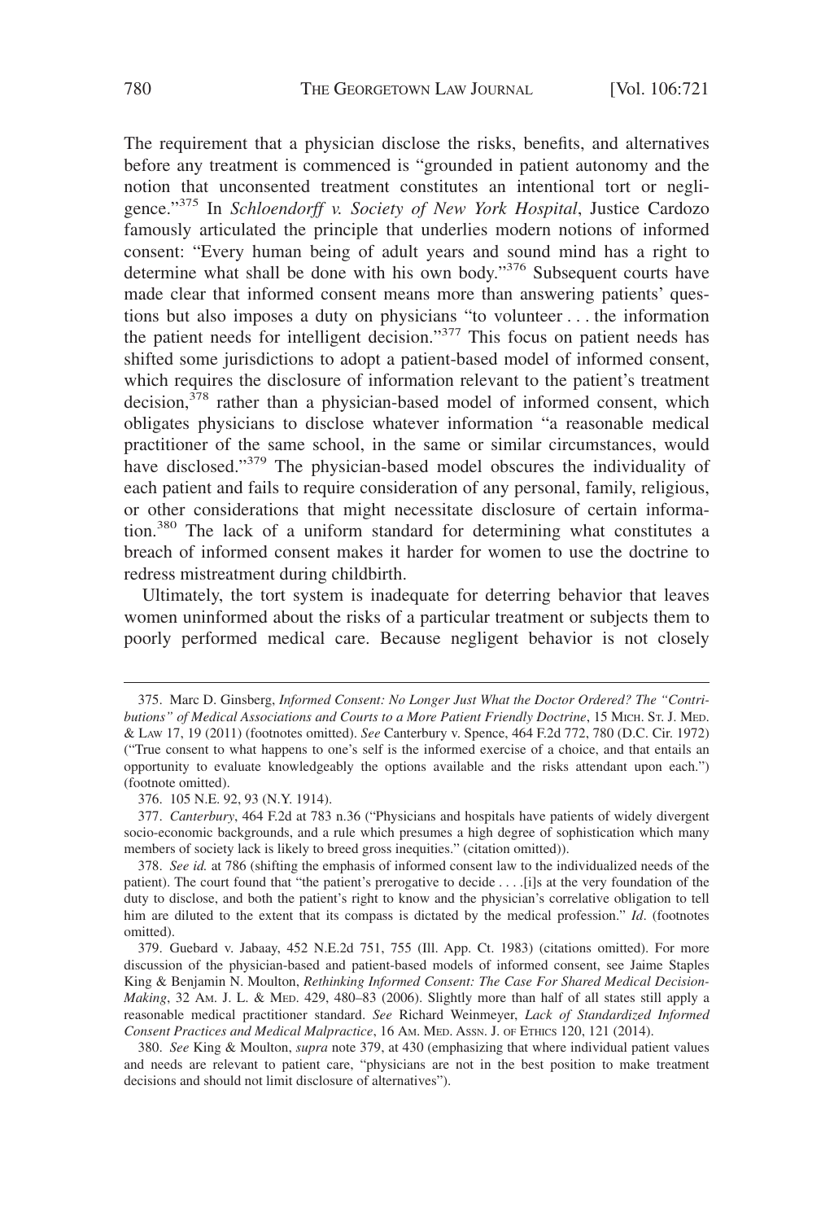The requirement that a physician disclose the risks, benefits, and alternatives before any treatment is commenced is "grounded in patient autonomy and the notion that unconsented treatment constitutes an intentional tort or negligence."[375] In *Schloendorff v. Society of New York Hospital*, Justice Cardozo famously articulated the principle that underlies modern notions of informed consent: "Every human being of adult years and sound mind has a right to determine what shall be done with his own body."[376] Subsequent courts have made clear that informed consent means more than answering patients' questions but also imposes a duty on physicians "to volunteer . . . the information the patient needs for intelligent decision."[377] This focus on patient needs has shifted some jurisdictions to adopt a patient-based model of informed consent, which requires the disclosure of information relevant to the patient's treatment decision,[378] rather than a physician-based model of informed consent, which obligates physicians to disclose whatever information "a reasonable medical practitioner of the same school, in the same or similar circumstances, would have disclosed."[379] The physician-based model obscures the individuality of each patient and fails to require consideration of any personal, family, religious, or other considerations that might necessitate disclosure of certain information.[380] The lack of a uniform standard for determining what constitutes a breach of informed consent makes it harder for women to use the doctrine to redress mistreatment during childbirth.

Ultimately, the tort system is inadequate for deterring behavior that leaves women uninformed about the risks of a particular treatment or subjects them to poorly performed medical care. Because negligent behavior is not closely

---

375. Marc D. Ginsberg, *Informed Consent: No Longer Just What the Doctor Ordered? The "Contributions" of Medical Associations and Courts to a More Patient Friendly Doctrine*, 15 MICH. ST. J. MED. & LAW 17, 19 (2011) (footnotes omitted). *See* Canterbury v. Spence, 464 F.2d 772, 780 (D.C. Cir. 1972) ("True consent to what happens to one's self is the informed exercise of a choice, and that entails an opportunity to evaluate knowledgeably the options available and the risks attendant upon each.") (footnote omitted).

376. 105 N.E. 92, 93 (N.Y. 1914).

377. *Canterbury*, 464 F.2d at 783 n.36 ("Physicians and hospitals have patients of widely divergent socio-economic backgrounds, and a rule which presumes a high degree of sophistication which many members of society lack is likely to breed gross inequities." (citation omitted)).

378. *See id.* at 786 (shifting the emphasis of informed consent law to the individualized needs of the patient). The court found that "the patient's prerogative to decide . . . .[i]s at the very foundation of the duty to disclose, and both the patient's right to know and the physician's correlative obligation to tell him are diluted to the extent that its compass is dictated by the medical profession." *Id*. (footnotes omitted).

379. Guebard v. Jabaay, 452 N.E.2d 751, 755 (Ill. App. Ct. 1983) (citations omitted). For more discussion of the physician-based and patient-based models of informed consent, see Jaime Staples King & Benjamin N. Moulton, *Rethinking Informed Consent: The Case For Shared Medical Decision-Making*, 32 AM. J. L. & MED. 429, 480–83 (2006). Slightly more than half of all states still apply a reasonable medical practitioner standard. *See* Richard Weinmeyer, *Lack of Standardized Informed Consent Practices and Medical Malpractice*, 16 AM. MED. ASSN. J. OF ETHICS 120, 121 (2014).

380. *See* King & Moulton, *supra* note 379, at 430 (emphasizing that where individual patient values and needs are relevant to patient care, "physicians are not in the best position to make treatment decisions and should not limit disclosure of alternatives").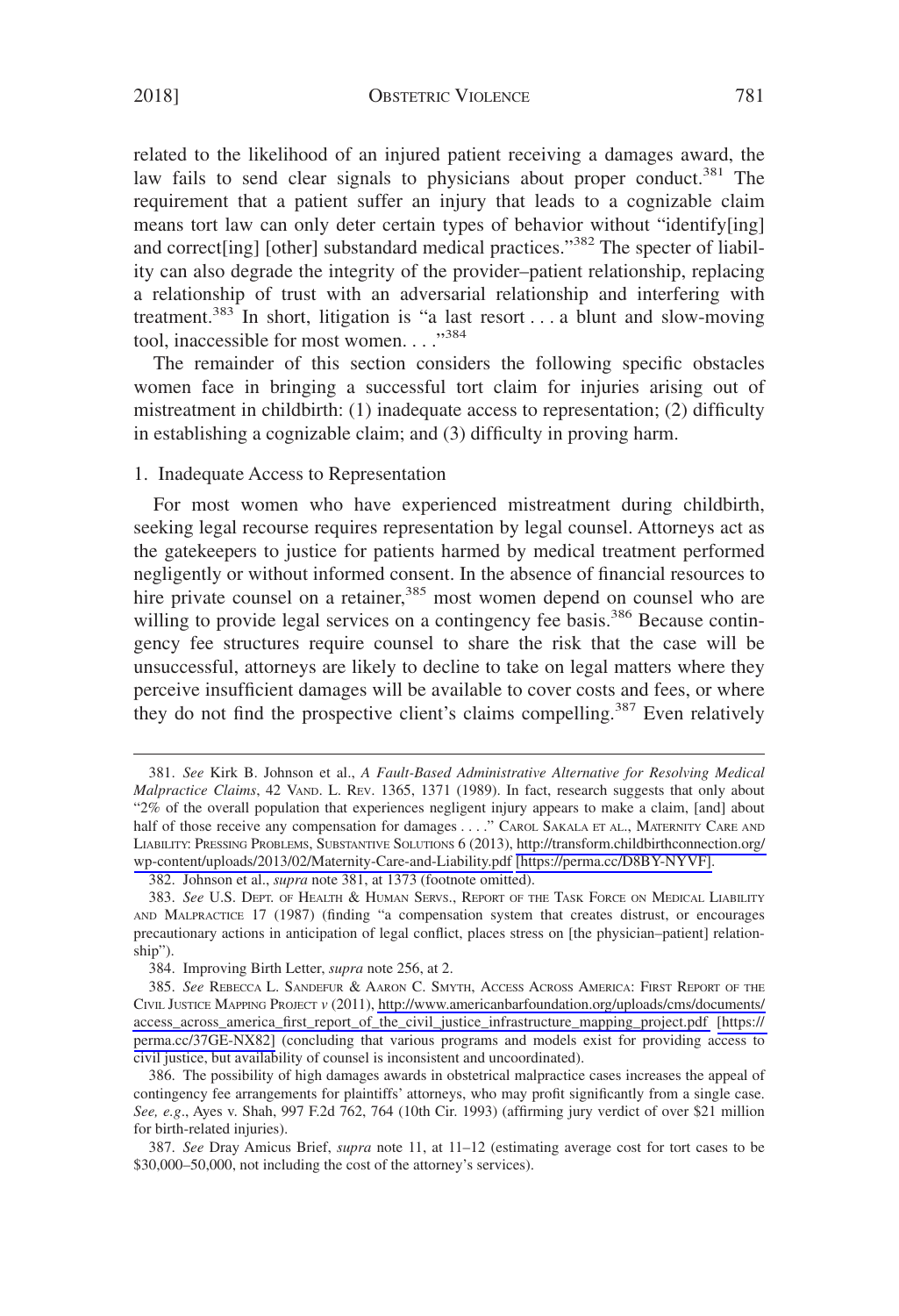related to the likelihood of an injured patient receiving a damages award, the law fails to send clear signals to physicians about proper conduct.[381] The requirement that a patient suffer an injury that leads to a cognizable claim means tort law can only deter certain types of behavior without "identify[ing] and correct[ing] [other] substandard medical practices."[382] The specter of liability can also degrade the integrity of the provider–patient relationship, replacing a relationship of trust with an adversarial relationship and interfering with treatment.[383] In short, litigation is "a last resort . . . a blunt and slow-moving tool, inaccessible for most women. . . ."[384]

The remainder of this section considers the following specific obstacles women face in bringing a successful tort claim for injuries arising out of mistreatment in childbirth: (1) inadequate access to representation; (2) difficulty in establishing a cognizable claim; and (3) difficulty in proving harm.

### 1. Inadequate Access to Representation

For most women who have experienced mistreatment during childbirth, seeking legal recourse requires representation by legal counsel. Attorneys act as the gatekeepers to justice for patients harmed by medical treatment performed negligently or without informed consent. In the absence of financial resources to hire private counsel on a retainer,[385] most women depend on counsel who are willing to provide legal services on a contingency fee basis.[386] Because contingency fee structures require counsel to share the risk that the case will be unsuccessful, attorneys are likely to decline to take on legal matters where they perceive insufficient damages will be available to cover costs and fees, or where they do not find the prospective client's claims compelling.[387] Even relatively

---

381. *See* Kirk B. Johnson et al., *A Fault-Based Administrative Alternative for Resolving Medical Malpractice Claims*, 42 VAND. L. REV. 1365, 1371 (1989). In fact, research suggests that only about "2% of the overall population that experiences negligent injury appears to make a claim, [and] about half of those receive any compensation for damages . . . ." CAROL SAKALA ET AL., MATERNITY CARE AND LIABILITY: PRESSING PROBLEMS, SUBSTANTIVE SOLUTIONS 6 (2013), http://transform.childbirthconnection.org/wp-content/uploads/2013/02/Maternity-Care-and-Liability.pdf [https://perma.cc/D8BY-NYVF].

382. Johnson et al., *supra* note 381, at 1373 (footnote omitted).

383. *See* U.S. DEPT. OF HEALTH & HUMAN SERVS., REPORT OF THE TASK FORCE ON MEDICAL LIABILITY AND MALPRACTICE 17 (1987) (finding "a compensation system that creates distrust, or encourages precautionary actions in anticipation of legal conflict, places stress on [the physician–patient] relationship").

384. Improving Birth Letter, *supra* note 256, at 2.

385. *See* REBECCA L. SANDEFUR & AARON C. SMYTH, ACCESS ACROSS AMERICA: FIRST REPORT OF THE CIVIL JUSTICE MAPPING PROJECT *v* (2011), http://www.americanbarfoundation.org/uploads/cms/documents/access_across_america_first_report_of_the_civil_justice_infrastructure_mapping_project.pdf [https://perma.cc/37GE-NX82] (concluding that various programs and models exist for providing access to civil justice, but availability of counsel is inconsistent and uncoordinated).

386. The possibility of high damages awards in obstetrical malpractice cases increases the appeal of contingency fee arrangements for plaintiffs' attorneys, who may profit significantly from a single case. *See, e.g.*, Ayes v. Shah, 997 F.2d 762, 764 (10th Cir. 1993) (affirming jury verdict of over $21 million for birth-related injuries).

387. *See* Dray Amicus Brief, *supra* note 11, at 11–12 (estimating average cost for tort cases to be $30,000–50,000, not including the cost of the attorney's services).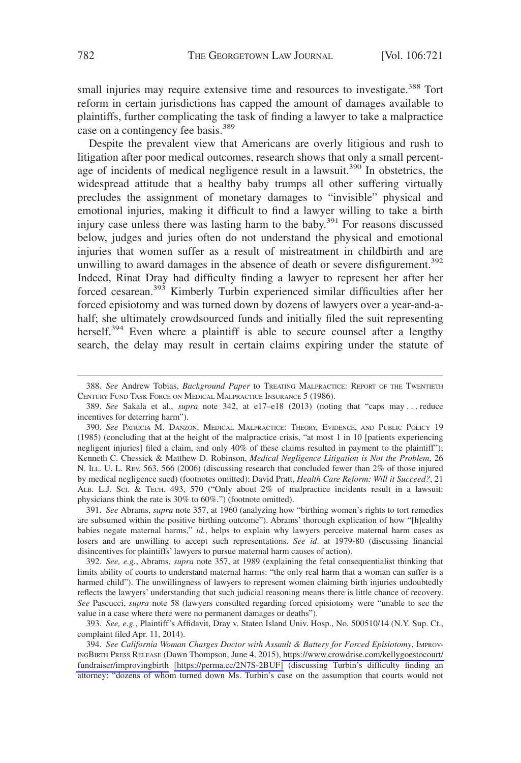small injuries may require extensive time and resources to investigate.[388] Tort reform in certain jurisdictions has capped the amount of damages available to plaintiffs, further complicating the task of finding a lawyer to take a malpractice case on a contingency fee basis.[389]

Despite the prevalent view that Americans are overly litigious and rush to litigation after poor medical outcomes, research shows that only a small percentage of incidents of medical negligence result in a lawsuit.[390] In obstetrics, the widespread attitude that a healthy baby trumps all other suffering virtually precludes the assignment of monetary damages to "invisible" physical and emotional injuries, making it difficult to find a lawyer willing to take a birth injury case unless there was lasting harm to the baby.[391] For reasons discussed below, judges and juries often do not understand the physical and emotional injuries that women suffer as a result of mistreatment in childbirth and are unwilling to award damages in the absence of death or severe disfigurement.[392] Indeed, Rinat Dray had difficulty finding a lawyer to represent her after her forced cesarean.[393] Kimberly Turbin experienced similar difficulties after her forced episiotomy and was turned down by dozens of lawyers over a year-and-a-half; she ultimately crowdsourced funds and initially filed the suit representing herself.[394] Even where a plaintiff is able to secure counsel after a lengthy search, the delay may result in certain claims expiring under the statute of

---

388. *See* Andrew Tobias, *Background Paper* to TREATING MALPRACTICE: REPORT OF THE TWENTIETH CENTURY FUND TASK FORCE ON MEDICAL MALPRACTICE INSURANCE 5 (1986).

389. *See* Sakala et al., *supra* note 342, at e17–e18 (2013) (noting that "caps may . . . reduce incentives for deterring harm").

390. *See* PATRICIA M. DANZON, MEDICAL MALPRACTICE: THEORY, EVIDENCE, AND PUBLIC POLICY 19 (1985) (concluding that at the height of the malpractice crisis, "at most 1 in 10 [patients experiencing negligent injuries] filed a claim, and only 40% of these claims resulted in payment to the plaintiff"); Kenneth C. Chessick & Matthew D. Robinson, *Medical Negligence Litigation is Not the Problem*, 26 N. ILL. U. L. REV. 563, 566 (2006) (discussing research that concluded fewer than 2% of those injured by medical negligence sued) (footnotes omitted); David Pratt, *Health Care Reform: Will it Succeed?*, 21 ALB. L.J. SCI. & TECH. 493, 570 ("Only about 2% of malpractice incidents result in a lawsuit: physicians think the rate is 30% to 60%.") (footnote omitted).

391. *See* Abrams, *supra* note 357, at 1960 (analyzing how "birthing women's rights to tort remedies are subsumed within the positive birthing outcome"). Abrams' thorough explication of how "[h]ealthy babies negate maternal harms," *id.*, helps to explain why lawyers perceive maternal harm cases as losers and are unwilling to accept such representations. *See id*. at 1979-80 (discussing financial disincentives for plaintiffs' lawyers to pursue maternal harm causes of action).

392. *See, e.g.*, Abrams, *supra* note 357, at 1989 (explaining the fetal consequentialist thinking that limits ability of courts to understand maternal harms: "the only real harm that a woman can suffer is a harmed child"). The unwillingness of lawyers to represent women claiming birth injuries undoubtedly reflects the lawyers' understanding that such judicial reasoning means there is little chance of recovery. *See* Pascucci, *supra* note 58 (lawyers consulted regarding forced episiotomy were "unable to see the value in a case where there were no permanent damages or deaths").

393. *See, e.g.*, Plaintiff's Affidavit, Dray v. Staten Island Univ. Hosp., No. 500510/14 (N.Y. Sup. Ct., complaint filed Apr. 11, 2014).

394. *See California Woman Charges Doctor with Assault & Battery for Forced Episiotomy*, IMPROVINGBIRTH PRESS RELEASE (Dawn Thompson, June 4, 2015), https://www.crowdrise.com/kellygoestocourt/fundraiser/improvingbirth [https://perma.cc/2N7S-2BUF] (discussing Turbin's difficulty finding an attorney: "dozens of whom turned down Ms. Turbin's case on the assumption that courts would not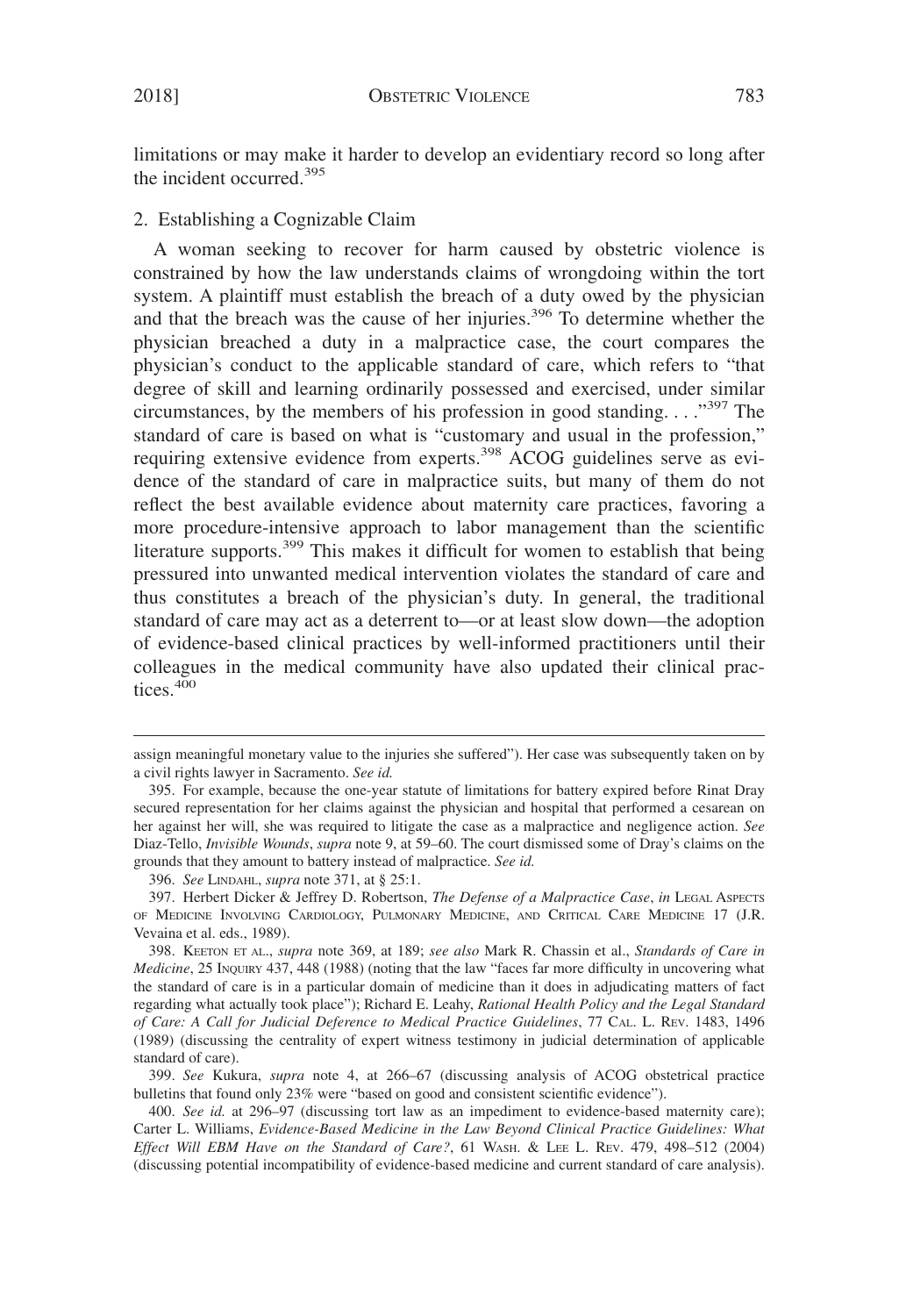limitations or may make it harder to develop an evidentiary record so long after the incident occurred.[395]

### 2. Establishing a Cognizable Claim

A woman seeking to recover for harm caused by obstetric violence is constrained by how the law understands claims of wrongdoing within the tort system. A plaintiff must establish the breach of a duty owed by the physician and that the breach was the cause of her injuries.[396] To determine whether the physician breached a duty in a malpractice case, the court compares the physician's conduct to the applicable standard of care, which refers to "that degree of skill and learning ordinarily possessed and exercised, under similar circumstances, by the members of his profession in good standing. . . ."[397] The standard of care is based on what is "customary and usual in the profession," requiring extensive evidence from experts.[398] ACOG guidelines serve as evidence of the standard of care in malpractice suits, but many of them do not reflect the best available evidence about maternity care practices, favoring a more procedure-intensive approach to labor management than the scientific literature supports.[399] This makes it difficult for women to establish that being pressured into unwanted medical intervention violates the standard of care and thus constitutes a breach of the physician's duty. In general, the traditional standard of care may act as a deterrent to—or at least slow down—the adoption of evidence-based clinical practices by well-informed practitioners until their colleagues in the medical community have also updated their clinical practices.[400]

---

assign meaningful monetary value to the injuries she suffered"). Her case was subsequently taken on by a civil rights lawyer in Sacramento. *See id.*

395. For example, because the one-year statute of limitations for battery expired before Rinat Dray secured representation for her claims against the physician and hospital that performed a cesarean on her against her will, she was required to litigate the case as a malpractice and negligence action. *See* Diaz-Tello, *Invisible Wounds*, *supra* note 9, at 59–60. The court dismissed some of Dray's claims on the grounds that they amount to battery instead of malpractice. *See id.*

396. *See* LINDAHL, *supra* note 371, at § 25:1.

397. Herbert Dicker & Jeffrey D. Robertson, *The Defense of a Malpractice Case*, *in* LEGAL ASPECTS OF MEDICINE INVOLVING CARDIOLOGY, PULMONARY MEDICINE, AND CRITICAL CARE MEDICINE 17 (J.R. Vevaina et al. eds., 1989).

398. KEETON ET AL., *supra* note 369, at 189; *see also* Mark R. Chassin et al., *Standards of Care in Medicine*, 25 INQUIRY 437, 448 (1988) (noting that the law "faces far more difficulty in uncovering what the standard of care is in a particular domain of medicine than it does in adjudicating matters of fact regarding what actually took place"); Richard E. Leahy, *Rational Health Policy and the Legal Standard of Care: A Call for Judicial Deference to Medical Practice Guidelines*, 77 CAL. L. REV. 1483, 1496 (1989) (discussing the centrality of expert witness testimony in judicial determination of applicable standard of care).

399. *See* Kukura, *supra* note 4, at 266–67 (discussing analysis of ACOG obstetrical practice bulletins that found only 23% were "based on good and consistent scientific evidence").

400. *See id.* at 296–97 (discussing tort law as an impediment to evidence-based maternity care); Carter L. Williams, *Evidence-Based Medicine in the Law Beyond Clinical Practice Guidelines: What Effect Will EBM Have on the Standard of Care?*, 61 WASH. & LEE L. REV. 479, 498–512 (2004) (discussing potential incompatibility of evidence-based medicine and current standard of care analysis).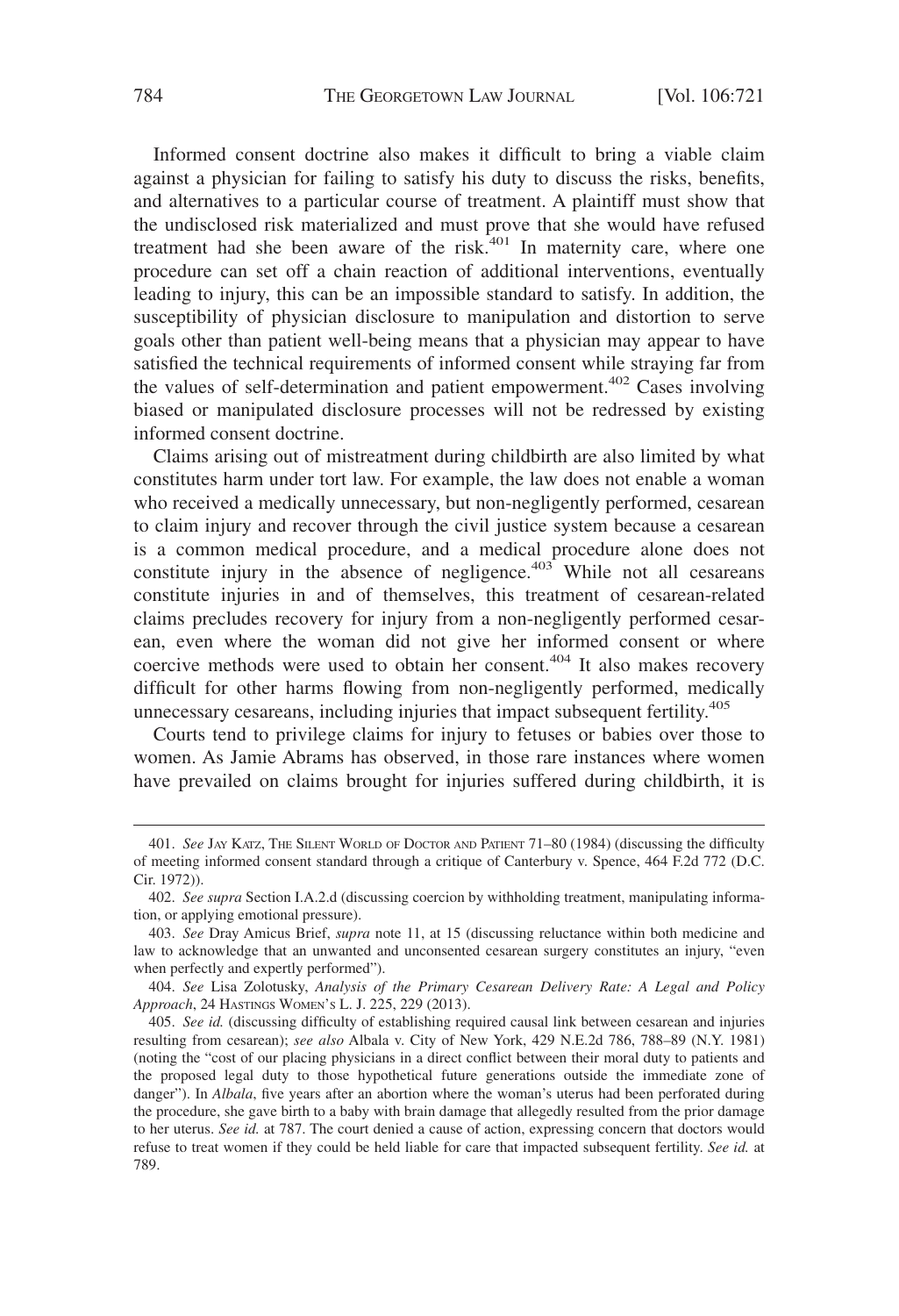Informed consent doctrine also makes it difficult to bring a viable claim against a physician for failing to satisfy his duty to discuss the risks, benefits, and alternatives to a particular course of treatment. A plaintiff must show that the undisclosed risk materialized and must prove that she would have refused treatment had she been aware of the risk.[401] In maternity care, where one procedure can set off a chain reaction of additional interventions, eventually leading to injury, this can be an impossible standard to satisfy. In addition, the susceptibility of physician disclosure to manipulation and distortion to serve goals other than patient well-being means that a physician may appear to have satisfied the technical requirements of informed consent while straying far from the values of self-determination and patient empowerment.[402] Cases involving biased or manipulated disclosure processes will not be redressed by existing informed consent doctrine.

Claims arising out of mistreatment during childbirth are also limited by what constitutes harm under tort law. For example, the law does not enable a woman who received a medically unnecessary, but non-negligently performed, cesarean to claim injury and recover through the civil justice system because a cesarean is a common medical procedure, and a medical procedure alone does not constitute injury in the absence of negligence.[403] While not all cesareans constitute injuries in and of themselves, this treatment of cesarean-related claims precludes recovery for injury from a non-negligently performed cesarean, even where the woman did not give her informed consent or where coercive methods were used to obtain her consent.[404] It also makes recovery difficult for other harms flowing from non-negligently performed, medically unnecessary cesareans, including injuries that impact subsequent fertility.[405]

Courts tend to privilege claims for injury to fetuses or babies over those to women. As Jamie Abrams has observed, in those rare instances where women have prevailed on claims brought for injuries suffered during childbirth, it is

---

401. *See* Jay Katz, The Silent World of Doctor and Patient 71–80 (1984) (discussing the difficulty of meeting informed consent standard through a critique of Canterbury v. Spence, 464 F.2d 772 (D.C. Cir. 1972)).

402. *See supra* Section I.A.2.d (discussing coercion by withholding treatment, manipulating information, or applying emotional pressure).

403. *See* Dray Amicus Brief, *supra* note 11, at 15 (discussing reluctance within both medicine and law to acknowledge that an unwanted and unconsented cesarean surgery constitutes an injury, "even when perfectly and expertly performed").

404. *See* Lisa Zolotusky, *Analysis of the Primary Cesarean Delivery Rate: A Legal and Policy Approach*, 24 Hastings Women's L. J. 225, 229 (2013).

405. *See id.* (discussing difficulty of establishing required causal link between cesarean and injuries resulting from cesarean); *see also* Albala v. City of New York, 429 N.E.2d 786, 788–89 (N.Y. 1981) (noting the "cost of our placing physicians in a direct conflict between their moral duty to patients and the proposed legal duty to those hypothetical future generations outside the immediate zone of danger"). In *Albala*, five years after an abortion where the woman's uterus had been perforated during the procedure, she gave birth to a baby with brain damage that allegedly resulted from the prior damage to her uterus. *See id.* at 787. The court denied a cause of action, expressing concern that doctors would refuse to treat women if they could be held liable for care that impacted subsequent fertility. *See id.* at 789.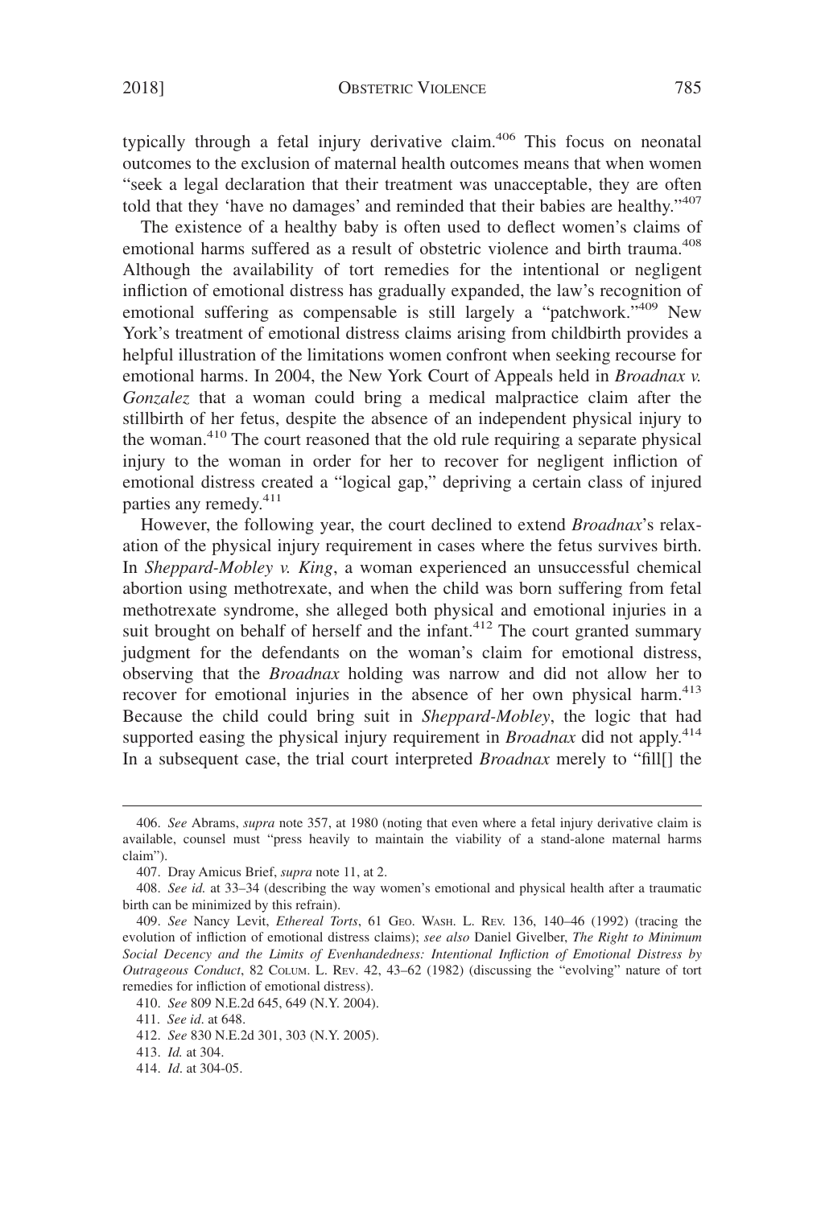typically through a fetal injury derivative claim.[406] This focus on neonatal outcomes to the exclusion of maternal health outcomes means that when women "seek a legal declaration that their treatment was unacceptable, they are often told that they 'have no damages' and reminded that their babies are healthy."[407]

The existence of a healthy baby is often used to deflect women's claims of emotional harms suffered as a result of obstetric violence and birth trauma.[408] Although the availability of tort remedies for the intentional or negligent infliction of emotional distress has gradually expanded, the law's recognition of emotional suffering as compensable is still largely a "patchwork."[409] New York's treatment of emotional distress claims arising from childbirth provides a helpful illustration of the limitations women confront when seeking recourse for emotional harms. In 2004, the New York Court of Appeals held in *Broadnax v. Gonzalez* that a woman could bring a medical malpractice claim after the stillbirth of her fetus, despite the absence of an independent physical injury to the woman.[410] The court reasoned that the old rule requiring a separate physical injury to the woman in order for her to recover for negligent infliction of emotional distress created a "logical gap," depriving a certain class of injured parties any remedy.[411]

However, the following year, the court declined to extend *Broadnax*'s relaxation of the physical injury requirement in cases where the fetus survives birth. In *Sheppard-Mobley v. King*, a woman experienced an unsuccessful chemical abortion using methotrexate, and when the child was born suffering from fetal methotrexate syndrome, she alleged both physical and emotional injuries in a suit brought on behalf of herself and the infant.[412] The court granted summary judgment for the defendants on the woman's claim for emotional distress, observing that the *Broadnax* holding was narrow and did not allow her to recover for emotional injuries in the absence of her own physical harm.[413] Because the child could bring suit in *Sheppard-Mobley*, the logic that had supported easing the physical injury requirement in *Broadnax* did not apply.[414] In a subsequent case, the trial court interpreted *Broadnax* merely to "fill[] the

---

406. *See* Abrams, *supra* note 357, at 1980 (noting that even where a fetal injury derivative claim is available, counsel must "press heavily to maintain the viability of a stand-alone maternal harms claim").

407. Dray Amicus Brief, *supra* note 11, at 2.

408. *See id.* at 33–34 (describing the way women's emotional and physical health after a traumatic birth can be minimized by this refrain).

409. *See* Nancy Levit, *Ethereal Torts*, 61 GEO. WASH. L. REV. 136, 140–46 (1992) (tracing the evolution of infliction of emotional distress claims); *see also* Daniel Givelber, *The Right to Minimum Social Decency and the Limits of Evenhandedness: Intentional Infliction of Emotional Distress by Outrageous Conduct*, 82 COLUM. L. REV. 42, 43–62 (1982) (discussing the "evolving" nature of tort remedies for infliction of emotional distress).

410. *See* 809 N.E.2d 645, 649 (N.Y. 2004).

411. *See id*. at 648.

412. *See* 830 N.E.2d 301, 303 (N.Y. 2005).

413. *Id.* at 304.

414. *Id*. at 304-05.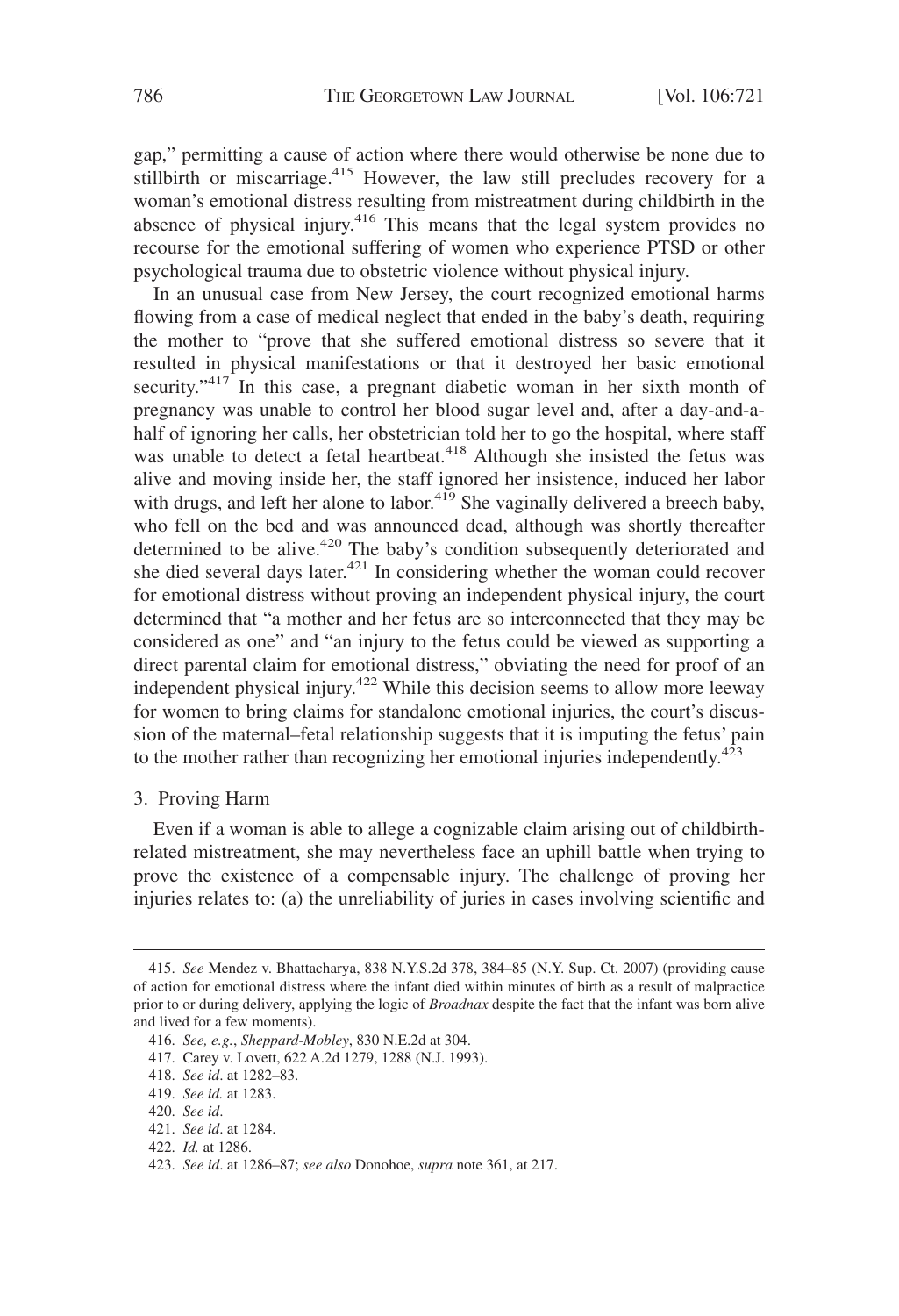gap," permitting a cause of action where there would otherwise be none due to stillbirth or miscarriage.[415] However, the law still precludes recovery for a woman's emotional distress resulting from mistreatment during childbirth in the absence of physical injury.[416] This means that the legal system provides no recourse for the emotional suffering of women who experience PTSD or other psychological trauma due to obstetric violence without physical injury.

In an unusual case from New Jersey, the court recognized emotional harms flowing from a case of medical neglect that ended in the baby's death, requiring the mother to "prove that she suffered emotional distress so severe that it resulted in physical manifestations or that it destroyed her basic emotional security."[417] In this case, a pregnant diabetic woman in her sixth month of pregnancy was unable to control her blood sugar level and, after a day-and-a-half of ignoring her calls, her obstetrician told her to go the hospital, where staff was unable to detect a fetal heartbeat.[418] Although she insisted the fetus was alive and moving inside her, the staff ignored her insistence, induced her labor with drugs, and left her alone to labor.[419] She vaginally delivered a breech baby, who fell on the bed and was announced dead, although was shortly thereafter determined to be alive.[420] The baby's condition subsequently deteriorated and she died several days later.[421] In considering whether the woman could recover for emotional distress without proving an independent physical injury, the court determined that "a mother and her fetus are so interconnected that they may be considered as one" and "an injury to the fetus could be viewed as supporting a direct parental claim for emotional distress," obviating the need for proof of an independent physical injury.[422] While this decision seems to allow more leeway for women to bring claims for standalone emotional injuries, the court's discussion of the maternal–fetal relationship suggests that it is imputing the fetus' pain to the mother rather than recognizing her emotional injuries independently.[423]

### 3. Proving Harm

Even if a woman is able to allege a cognizable claim arising out of childbirth-related mistreatment, she may nevertheless face an uphill battle when trying to prove the existence of a compensable injury. The challenge of proving her injuries relates to: (a) the unreliability of juries in cases involving scientific and

---

415. *See* Mendez v. Bhattacharya, 838 N.Y.S.2d 378, 384–85 (N.Y. Sup. Ct. 2007) (providing cause of action for emotional distress where the infant died within minutes of birth as a result of malpractice prior to or during delivery, applying the logic of *Broadnax* despite the fact that the infant was born alive and lived for a few moments).

416. *See, e.g.*, *Sheppard-Mobley*, 830 N.E.2d at 304.

417. Carey v. Lovett, 622 A.2d 1279, 1288 (N.J. 1993).

418. *See id*. at 1282–83.

419. *See id.* at 1283.

420. *See id*.

421. *See id*. at 1284.

422. *Id.* at 1286.

423. *See id*. at 1286–87; *see also* Donohoe, *supra* note 361, at 217.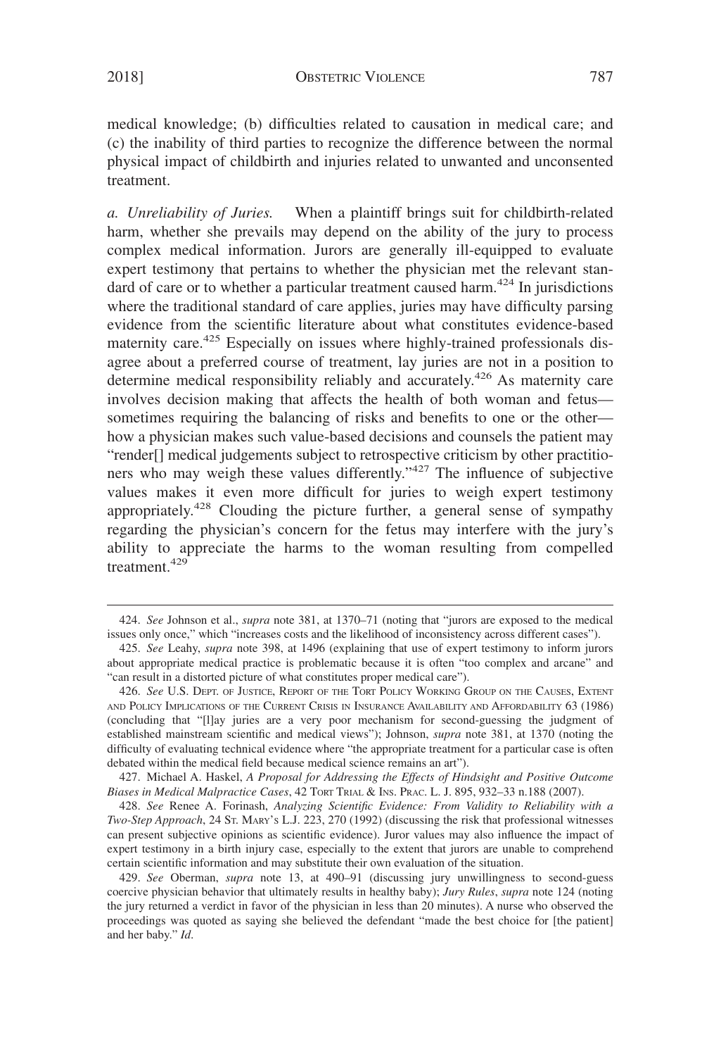medical knowledge; (b) difficulties related to causation in medical care; and (c) the inability of third parties to recognize the difference between the normal physical impact of childbirth and injuries related to unwanted and unconsented treatment.

*a. Unreliability of Juries.* When a plaintiff brings suit for childbirth-related harm, whether she prevails may depend on the ability of the jury to process complex medical information. Jurors are generally ill-equipped to evaluate expert testimony that pertains to whether the physician met the relevant standard of care or to whether a particular treatment caused harm.[424] In jurisdictions where the traditional standard of care applies, juries may have difficulty parsing evidence from the scientific literature about what constitutes evidence-based maternity care.[425] Especially on issues where highly-trained professionals disagree about a preferred course of treatment, lay juries are not in a position to determine medical responsibility reliably and accurately.[426] As maternity care involves decision making that affects the health of both woman and fetus—sometimes requiring the balancing of risks and benefits to one or the other—how a physician makes such value-based decisions and counsels the patient may "render[] medical judgements subject to retrospective criticism by other practitioners who may weigh these values differently."[427] The influence of subjective values makes it even more difficult for juries to weigh expert testimony appropriately.[428] Clouding the picture further, a general sense of sympathy regarding the physician's concern for the fetus may interfere with the jury's ability to appreciate the harms to the woman resulting from compelled treatment.[429]

---

424. *See* Johnson et al., *supra* note 381, at 1370–71 (noting that "jurors are exposed to the medical issues only once," which "increases costs and the likelihood of inconsistency across different cases").

425. *See* Leahy, *supra* note 398, at 1496 (explaining that use of expert testimony to inform jurors about appropriate medical practice is problematic because it is often "too complex and arcane" and "can result in a distorted picture of what constitutes proper medical care").

426. *See* U.S. DEPT. OF JUSTICE, REPORT OF THE TORT POLICY WORKING GROUP ON THE CAUSES, EXTENT AND POLICY IMPLICATIONS OF THE CURRENT CRISIS IN INSURANCE AVAILABILITY AND AFFORDABILITY 63 (1986) (concluding that "[l]ay juries are a very poor mechanism for second-guessing the judgment of established mainstream scientific and medical views"); Johnson, *supra* note 381, at 1370 (noting the difficulty of evaluating technical evidence where "the appropriate treatment for a particular case is often debated within the medical field because medical science remains an art").

427. Michael A. Haskel, *A Proposal for Addressing the Effects of Hindsight and Positive Outcome Biases in Medical Malpractice Cases*, 42 TORT TRIAL & INS. PRAC. L. J. 895, 932–33 n.188 (2007).

428. *See* Renee A. Forinash, *Analyzing Scientific Evidence: From Validity to Reliability with a Two-Step Approach*, 24 ST. MARY'S L.J. 223, 270 (1992) (discussing the risk that professional witnesses can present subjective opinions as scientific evidence). Juror values may also influence the impact of expert testimony in a birth injury case, especially to the extent that jurors are unable to comprehend certain scientific information and may substitute their own evaluation of the situation.

429. *See* Oberman, *supra* note 13, at 490–91 (discussing jury unwillingness to second-guess coercive physician behavior that ultimately results in healthy baby); *Jury Rules*, *supra* note 124 (noting the jury returned a verdict in favor of the physician in less than 20 minutes). A nurse who observed the proceedings was quoted as saying she believed the defendant "made the best choice for [the patient] and her baby." *Id*.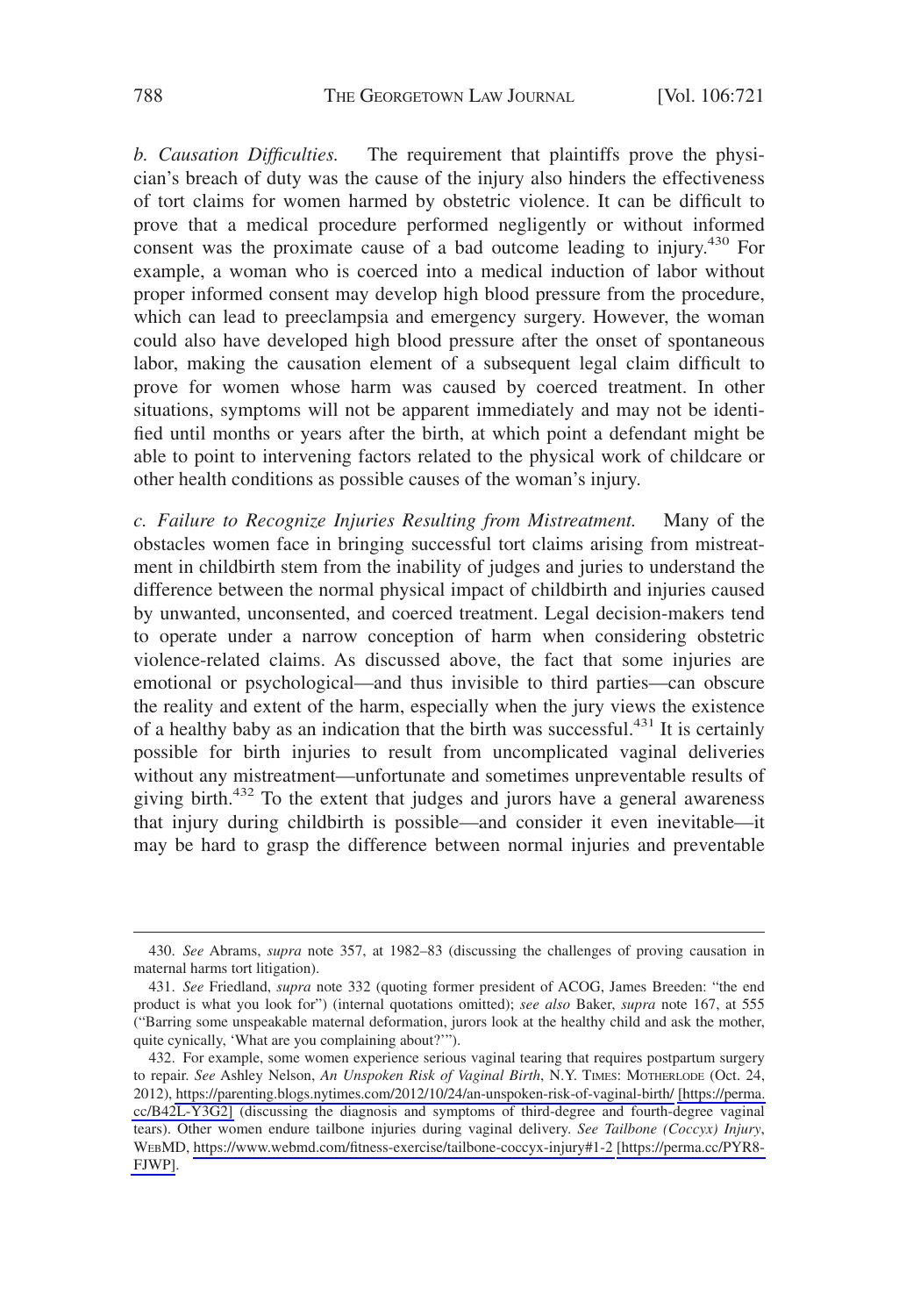*b. Causation Difficulties.* The requirement that plaintiffs prove the physician's breach of duty was the cause of the injury also hinders the effectiveness of tort claims for women harmed by obstetric violence. It can be difficult to prove that a medical procedure performed negligently or without informed consent was the proximate cause of a bad outcome leading to injury.[430] For example, a woman who is coerced into a medical induction of labor without proper informed consent may develop high blood pressure from the procedure, which can lead to preeclampsia and emergency surgery. However, the woman could also have developed high blood pressure after the onset of spontaneous labor, making the causation element of a subsequent legal claim difficult to prove for women whose harm was caused by coerced treatment. In other situations, symptoms will not be apparent immediately and may not be identified until months or years after the birth, at which point a defendant might be able to point to intervening factors related to the physical work of childcare or other health conditions as possible causes of the woman's injury.

*c. Failure to Recognize Injuries Resulting from Mistreatment.* Many of the obstacles women face in bringing successful tort claims arising from mistreatment in childbirth stem from the inability of judges and juries to understand the difference between the normal physical impact of childbirth and injuries caused by unwanted, unconsented, and coerced treatment. Legal decision-makers tend to operate under a narrow conception of harm when considering obstetric violence-related claims. As discussed above, the fact that some injuries are emotional or psychological—and thus invisible to third parties—can obscure the reality and extent of the harm, especially when the jury views the existence of a healthy baby as an indication that the birth was successful.[431] It is certainly possible for birth injuries to result from uncomplicated vaginal deliveries without any mistreatment—unfortunate and sometimes unpreventable results of giving birth.[432] To the extent that judges and jurors have a general awareness that injury during childbirth is possible—and consider it even inevitable—it may be hard to grasp the difference between normal injuries and preventable

---

430. *See* Abrams, *supra* note 357, at 1982–83 (discussing the challenges of proving causation in maternal harms tort litigation).

431. *See* Friedland, *supra* note 332 (quoting former president of ACOG, James Breeden: "the end product is what you look for") (internal quotations omitted); *see also* Baker, *supra* note 167, at 555 ("Barring some unspeakable maternal deformation, jurors look at the healthy child and ask the mother, quite cynically, 'What are you complaining about?'").

432. For example, some women experience serious vaginal tearing that requires postpartum surgery to repair. *See* Ashley Nelson, *An Unspoken Risk of Vaginal Birth*, N.Y. TIMES: MOTHERLODE (Oct. 24, 2012), https://parenting.blogs.nytimes.com/2012/10/24/an-unspoken-risk-of-vaginal-birth/ [https://perma.cc/B42L-Y3G2] (discussing the diagnosis and symptoms of third-degree and fourth-degree vaginal tears). Other women endure tailbone injuries during vaginal delivery. *See Tailbone (Coccyx) Injury*, WEBMD, https://www.webmd.com/fitness-exercise/tailbone-coccyx-injury#1-2 [https://perma.cc/PYR8-FJWP].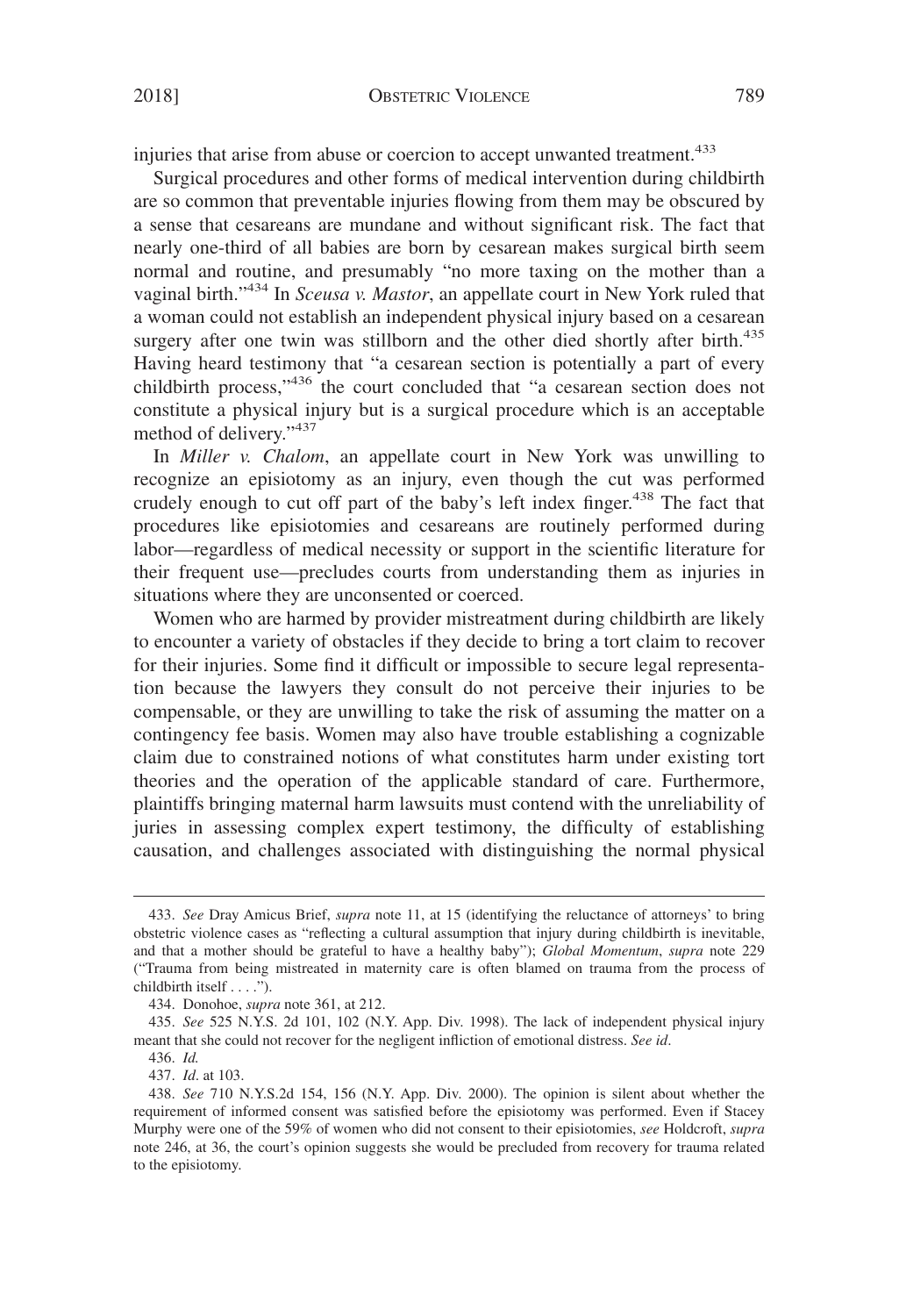injuries that arise from abuse or coercion to accept unwanted treatment.[433]

Surgical procedures and other forms of medical intervention during childbirth are so common that preventable injuries flowing from them may be obscured by a sense that cesareans are mundane and without significant risk. The fact that nearly one-third of all babies are born by cesarean makes surgical birth seem normal and routine, and presumably "no more taxing on the mother than a vaginal birth."[434] In *Sceusa v. Mastor*, an appellate court in New York ruled that a woman could not establish an independent physical injury based on a cesarean surgery after one twin was stillborn and the other died shortly after birth.[435] Having heard testimony that "a cesarean section is potentially a part of every childbirth process,"[436] the court concluded that "a cesarean section does not constitute a physical injury but is a surgical procedure which is an acceptable method of delivery."[437]

In *Miller v. Chalom*, an appellate court in New York was unwilling to recognize an episiotomy as an injury, even though the cut was performed crudely enough to cut off part of the baby's left index finger.[438] The fact that procedures like episiotomies and cesareans are routinely performed during labor—regardless of medical necessity or support in the scientific literature for their frequent use—precludes courts from understanding them as injuries in situations where they are unconsented or coerced.

Women who are harmed by provider mistreatment during childbirth are likely to encounter a variety of obstacles if they decide to bring a tort claim to recover for their injuries. Some find it difficult or impossible to secure legal representation because the lawyers they consult do not perceive their injuries to be compensable, or they are unwilling to take the risk of assuming the matter on a contingency fee basis. Women may also have trouble establishing a cognizable claim due to constrained notions of what constitutes harm under existing tort theories and the operation of the applicable standard of care. Furthermore, plaintiffs bringing maternal harm lawsuits must contend with the unreliability of juries in assessing complex expert testimony, the difficulty of establishing causation, and challenges associated with distinguishing the normal physical

---

433. *See* Dray Amicus Brief, *supra* note 11, at 15 (identifying the reluctance of attorneys' to bring obstetric violence cases as "reflecting a cultural assumption that injury during childbirth is inevitable, and that a mother should be grateful to have a healthy baby"); *Global Momentum*, *supra* note 229 ("Trauma from being mistreated in maternity care is often blamed on trauma from the process of childbirth itself . . . .").

434. Donohoe, *supra* note 361, at 212.

435. *See* 525 N.Y.S. 2d 101, 102 (N.Y. App. Div. 1998). The lack of independent physical injury meant that she could not recover for the negligent infliction of emotional distress. *See id*.

436. *Id.*

437. *Id*. at 103.

438. *See* 710 N.Y.S.2d 154, 156 (N.Y. App. Div. 2000). The opinion is silent about whether the requirement of informed consent was satisfied before the episiotomy was performed. Even if Stacey Murphy were one of the 59% of women who did not consent to their episiotomies, *see* Holdcroft, *supra* note 246, at 36, the court's opinion suggests she would be precluded from recovery for trauma related to the episiotomy.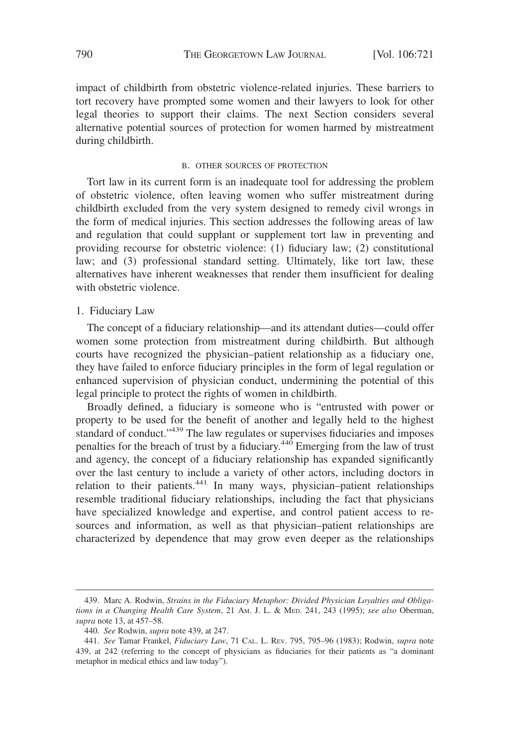impact of childbirth from obstetric violence-related injuries. These barriers to tort recovery have prompted some women and their lawyers to look for other legal theories to support their claims. The next Section considers several alternative potential sources of protection for women harmed by mistreatment during childbirth.

### B. OTHER SOURCES OF PROTECTION

Tort law in its current form is an inadequate tool for addressing the problem of obstetric violence, often leaving women who suffer mistreatment during childbirth excluded from the very system designed to remedy civil wrongs in the form of medical injuries. This section addresses the following areas of law and regulation that could supplant or supplement tort law in preventing and providing recourse for obstetric violence: (1) fiduciary law; (2) constitutional law; and (3) professional standard setting. Ultimately, like tort law, these alternatives have inherent weaknesses that render them insufficient for dealing with obstetric violence.

#### 1. Fiduciary Law

The concept of a fiduciary relationship—and its attendant duties—could offer women some protection from mistreatment during childbirth. But although courts have recognized the physician–patient relationship as a fiduciary one, they have failed to enforce fiduciary principles in the form of legal regulation or enhanced supervision of physician conduct, undermining the potential of this legal principle to protect the rights of women in childbirth.

Broadly defined, a fiduciary is someone who is "entrusted with power or property to be used for the benefit of another and legally held to the highest standard of conduct."[439] The law regulates or supervises fiduciaries and imposes penalties for the breach of trust by a fiduciary.[440] Emerging from the law of trust and agency, the concept of a fiduciary relationship has expanded significantly over the last century to include a variety of other actors, including doctors in relation to their patients.[441] In many ways, physician–patient relationships resemble traditional fiduciary relationships, including the fact that physicians have specialized knowledge and expertise, and control patient access to resources and information, as well as that physician–patient relationships are characterized by dependence that may grow even deeper as the relationships

---

439. Marc A. Rodwin, *Strains in the Fiduciary Metaphor: Divided Physician Loyalties and Obligations in a Changing Health Care System*, 21 AM. J. L. & MED. 241, 243 (1995); *see also* Oberman, *supra* note 13, at 457–58.

440. *See* Rodwin, *supra* note 439, at 247.

441. *See* Tamar Frankel, *Fiduciary Law*, 71 CAL. L. REV. 795, 795–96 (1983); Rodwin, *supra* note 439, at 242 (referring to the concept of physicians as fiduciaries for their patients as "a dominant metaphor in medical ethics and law today").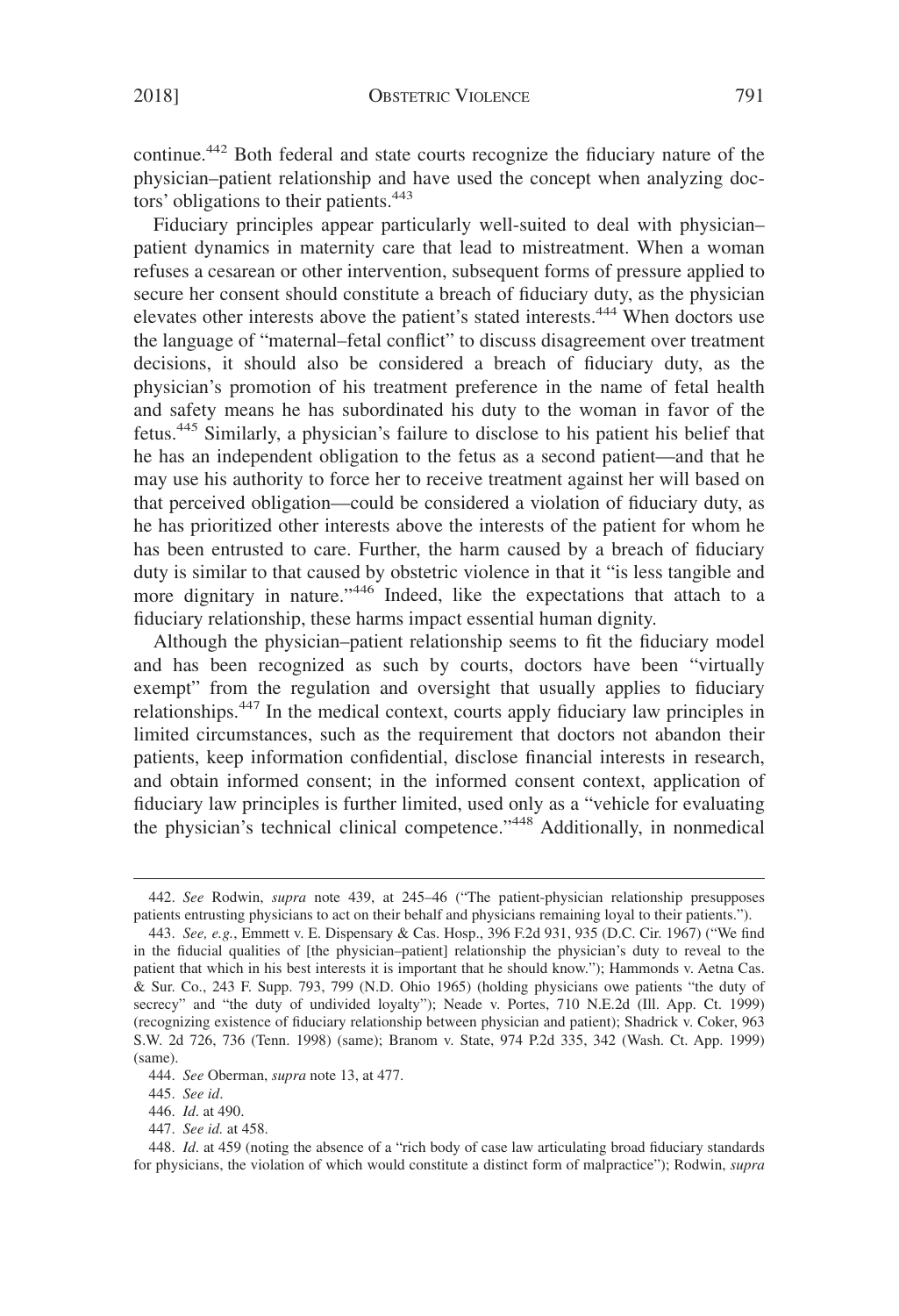continue.[442] Both federal and state courts recognize the fiduciary nature of the physician–patient relationship and have used the concept when analyzing doctors' obligations to their patients.[443]

Fiduciary principles appear particularly well-suited to deal with physician–patient dynamics in maternity care that lead to mistreatment. When a woman refuses a cesarean or other intervention, subsequent forms of pressure applied to secure her consent should constitute a breach of fiduciary duty, as the physician elevates other interests above the patient's stated interests.[444] When doctors use the language of "maternal–fetal conflict" to discuss disagreement over treatment decisions, it should also be considered a breach of fiduciary duty, as the physician's promotion of his treatment preference in the name of fetal health and safety means he has subordinated his duty to the woman in favor of the fetus.[445] Similarly, a physician's failure to disclose to his patient his belief that he has an independent obligation to the fetus as a second patient—and that he may use his authority to force her to receive treatment against her will based on that perceived obligation—could be considered a violation of fiduciary duty, as he has prioritized other interests above the interests of the patient for whom he has been entrusted to care. Further, the harm caused by a breach of fiduciary duty is similar to that caused by obstetric violence in that it "is less tangible and more dignitary in nature."[446] Indeed, like the expectations that attach to a fiduciary relationship, these harms impact essential human dignity.

Although the physician–patient relationship seems to fit the fiduciary model and has been recognized as such by courts, doctors have been "virtually exempt" from the regulation and oversight that usually applies to fiduciary relationships.[447] In the medical context, courts apply fiduciary law principles in limited circumstances, such as the requirement that doctors not abandon their patients, keep information confidential, disclose financial interests in research, and obtain informed consent; in the informed consent context, application of fiduciary law principles is further limited, used only as a "vehicle for evaluating the physician's technical clinical competence."[448] Additionally, in nonmedical

---

442. *See* Rodwin, *supra* note 439, at 245–46 ("The patient-physician relationship presupposes patients entrusting physicians to act on their behalf and physicians remaining loyal to their patients.").

443. *See, e.g.*, Emmett v. E. Dispensary & Cas. Hosp., 396 F.2d 931, 935 (D.C. Cir. 1967) ("We find in the fiducial qualities of [the physician–patient] relationship the physician's duty to reveal to the patient that which in his best interests it is important that he should know."); Hammonds v. Aetna Cas. & Sur. Co., 243 F. Supp. 793, 799 (N.D. Ohio 1965) (holding physicians owe patients "the duty of secrecy" and "the duty of undivided loyalty"); Neade v. Portes, 710 N.E.2d (Ill. App. Ct. 1999) (recognizing existence of fiduciary relationship between physician and patient); Shadrick v. Coker, 963 S.W. 2d 726, 736 (Tenn. 1998) (same); Branom v. State, 974 P.2d 335, 342 (Wash. Ct. App. 1999) (same).

444. *See* Oberman, *supra* note 13, at 477.

445. *See id*.

446. *Id*. at 490.

447. *See id.* at 458.

448. *Id*. at 459 (noting the absence of a "rich body of case law articulating broad fiduciary standards for physicians, the violation of which would constitute a distinct form of malpractice"); Rodwin, *supra*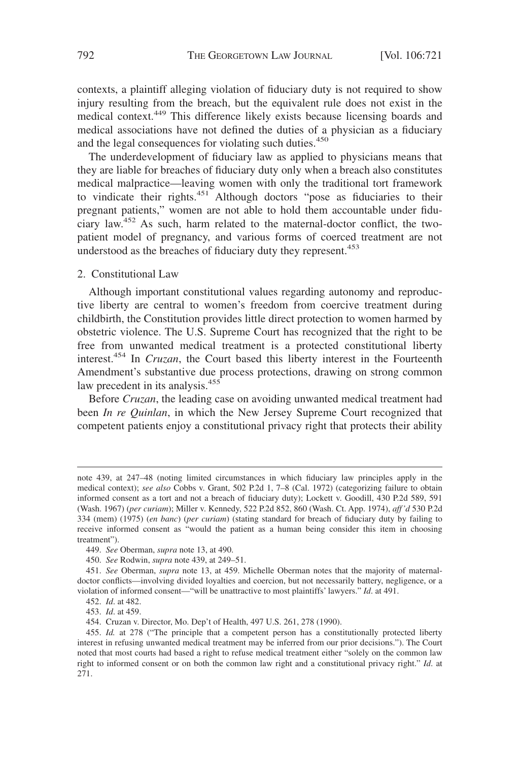contexts, a plaintiff alleging violation of fiduciary duty is not required to show injury resulting from the breach, but the equivalent rule does not exist in the medical context.[449] This difference likely exists because licensing boards and medical associations have not defined the duties of a physician as a fiduciary and the legal consequences for violating such duties.[450]

The underdevelopment of fiduciary law as applied to physicians means that they are liable for breaches of fiduciary duty only when a breach also constitutes medical malpractice—leaving women with only the traditional tort framework to vindicate their rights.[451] Although doctors "pose as fiduciaries to their pregnant patients," women are not able to hold them accountable under fiduciary law.[452] As such, harm related to the maternal-doctor conflict, the two-patient model of pregnancy, and various forms of coerced treatment are not understood as the breaches of fiduciary duty they represent.[453]

### 2. Constitutional Law

Although important constitutional values regarding autonomy and reproductive liberty are central to women's freedom from coercive treatment during childbirth, the Constitution provides little direct protection to women harmed by obstetric violence. The U.S. Supreme Court has recognized that the right to be free from unwanted medical treatment is a protected constitutional liberty interest.[454] In *Cruzan*, the Court based this liberty interest in the Fourteenth Amendment's substantive due process protections, drawing on strong common law precedent in its analysis.[455]

Before *Cruzan*, the leading case on avoiding unwanted medical treatment had been *In re Quinlan*, in which the New Jersey Supreme Court recognized that competent patients enjoy a constitutional privacy right that protects their ability

---

note 439, at 247–48 (noting limited circumstances in which fiduciary law principles apply in the medical context); *see also* Cobbs v. Grant, 502 P.2d 1, 7–8 (Cal. 1972) (categorizing failure to obtain informed consent as a tort and not a breach of fiduciary duty); Lockett v. Goodill, 430 P.2d 589, 591 (Wash. 1967) (*per curiam*); Miller v. Kennedy, 522 P.2d 852, 860 (Wash. Ct. App. 1974), *aff'd* 530 P.2d 334 (mem) (1975) (*en banc*) (*per curiam*) (stating standard for breach of fiduciary duty by failing to receive informed consent as "would the patient as a human being consider this item in choosing treatment").

449. *See* Oberman, *supra* note 13, at 490.

450. *See* Rodwin, *supra* note 439, at 249–51.

451. *See* Oberman, *supra* note 13, at 459. Michelle Oberman notes that the majority of maternal-doctor conflicts—involving divided loyalties and coercion, but not necessarily battery, negligence, or a violation of informed consent—"will be unattractive to most plaintiffs' lawyers." *Id*. at 491.

452. *Id*. at 482.

453. *Id*. at 459.

454. Cruzan v. Director, Mo. Dep't of Health, 497 U.S. 261, 278 (1990).

455. *Id.* at 278 ("The principle that a competent person has a constitutionally protected liberty interest in refusing unwanted medical treatment may be inferred from our prior decisions."). The Court noted that most courts had based a right to refuse medical treatment either "solely on the common law right to informed consent or on both the common law right and a constitutional privacy right." *Id*. at 271.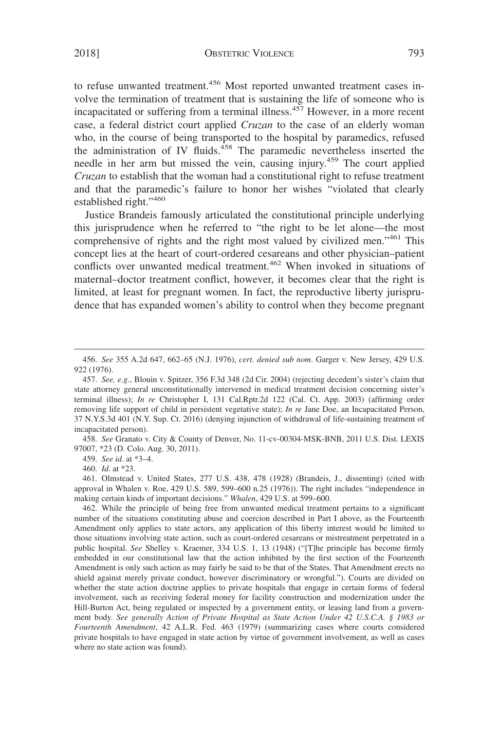to refuse unwanted treatment.[456] Most reported unwanted treatment cases involve the termination of treatment that is sustaining the life of someone who is incapacitated or suffering from a terminal illness.[457] However, in a more recent case, a federal district court applied *Cruzan* to the case of an elderly woman who, in the course of being transported to the hospital by paramedics, refused the administration of IV fluids.[458] The paramedic nevertheless inserted the needle in her arm but missed the vein, causing injury.[459] The court applied *Cruzan* to establish that the woman had a constitutional right to refuse treatment and that the paramedic's failure to honor her wishes "violated that clearly established right."[460]

Justice Brandeis famously articulated the constitutional principle underlying this jurisprudence when he referred to "the right to be let alone—the most comprehensive of rights and the right most valued by civilized men."[461] This concept lies at the heart of court-ordered cesareans and other physician–patient conflicts over unwanted medical treatment.[462] When invoked in situations of maternal–doctor treatment conflict, however, it becomes clear that the right is limited, at least for pregnant women. In fact, the reproductive liberty jurisprudence that has expanded women's ability to control when they become pregnant

---

456. *See* 355 A.2d 647, 662–65 (N.J. 1976), *cert. denied sub nom*. Garger v. New Jersey, 429 U.S. 922 (1976).

457. *See, e.g.*, Blouin v. Spitzer, 356 F.3d 348 (2d Cir. 2004) (rejecting decedent's sister's claim that state attorney general unconstitutionally intervened in medical treatment decision concerning sister's terminal illness); *In re* Christopher I, 131 Cal.Rptr.2d 122 (Cal. Ct. App. 2003) (affirming order removing life support of child in persistent vegetative state); *In re* Jane Doe, an Incapacitated Person, 37 N.Y.S.3d 401 (N.Y. Sup. Ct. 2016) (denying injunction of withdrawal of life-sustaining treatment of incapacitated person).

458. *See* Granato v. City & County of Denver, No. 11-cv-00304-MSK-BNB, 2011 U.S. Dist. LEXIS 97007, *23 (D. Colo. Aug. 30, 2011).

459. *See id*. at *3–4.

460. *Id*. at *23.

461. Olmstead v. United States, 277 U.S. 438, 478 (1928) (Brandeis, J., dissenting) (cited with approval in Whalen v. Roe, 429 U.S. 589, 599–600 n.25 (1976)). The right includes "independence in making certain kinds of important decisions." *Whalen*, 429 U.S. at 599–600.

462. While the principle of being free from unwanted medical treatment pertains to a significant number of the situations constituting abuse and coercion described in Part I above, as the Fourteenth Amendment only applies to state actors, any application of this liberty interest would be limited to those situations involving state action, such as court-ordered cesareans or mistreatment perpetrated in a public hospital. *See* Shelley v. Kraemer, 334 U.S. 1, 13 (1948) ("[T]he principle has become firmly embedded in our constitutional law that the action inhibited by the first section of the Fourteenth Amendment is only such action as may fairly be said to be that of the States. That Amendment erects no shield against merely private conduct, however discriminatory or wrongful."). Courts are divided on whether the state action doctrine applies to private hospitals that engage in certain forms of federal involvement, such as receiving federal money for facility construction and modernization under the Hill-Burton Act, being regulated or inspected by a government entity, or leasing land from a government body. *See generally Action of Private Hospital as State Action Under 42 U.S.C.A. § 1983 or Fourteenth Amendment*, 42 A.L.R. Fed. 463 (1979) (summarizing cases where courts considered private hospitals to have engaged in state action by virtue of government involvement, as well as cases where no state action was found).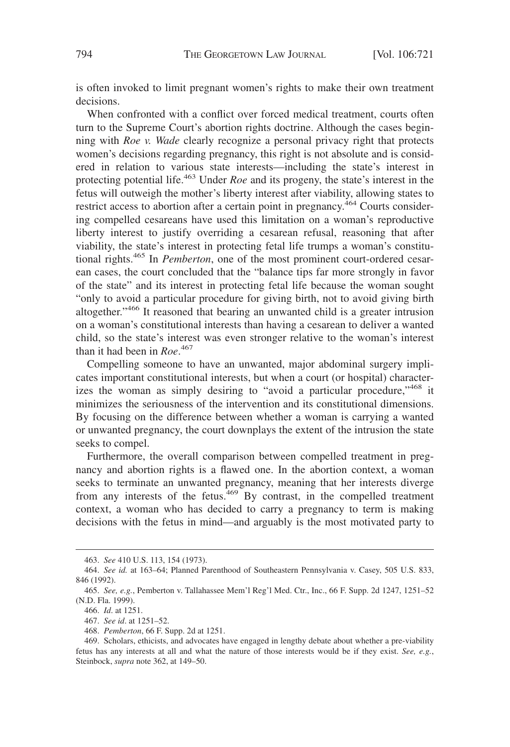is often invoked to limit pregnant women's rights to make their own treatment decisions.

When confronted with a conflict over forced medical treatment, courts often turn to the Supreme Court's abortion rights doctrine. Although the cases beginning with *Roe v. Wade* clearly recognize a personal privacy right that protects women's decisions regarding pregnancy, this right is not absolute and is considered in relation to various state interests—including the state's interest in protecting potential life.[463] Under *Roe* and its progeny, the state's interest in the fetus will outweigh the mother's liberty interest after viability, allowing states to restrict access to abortion after a certain point in pregnancy.[464] Courts considering compelled cesareans have used this limitation on a woman's reproductive liberty interest to justify overriding a cesarean refusal, reasoning that after viability, the state's interest in protecting fetal life trumps a woman's constitutional rights.[465] In *Pemberton*, one of the most prominent court-ordered cesarean cases, the court concluded that the "balance tips far more strongly in favor of the state" and its interest in protecting fetal life because the woman sought "only to avoid a particular procedure for giving birth, not to avoid giving birth altogether."[466] It reasoned that bearing an unwanted child is a greater intrusion on a woman's constitutional interests than having a cesarean to deliver a wanted child, so the state's interest was even stronger relative to the woman's interest than it had been in *Roe*.[467]

Compelling someone to have an unwanted, major abdominal surgery implicates important constitutional interests, but when a court (or hospital) characterizes the woman as simply desiring to "avoid a particular procedure,"[468] it minimizes the seriousness of the intervention and its constitutional dimensions. By focusing on the difference between whether a woman is carrying a wanted or unwanted pregnancy, the court downplays the extent of the intrusion the state seeks to compel.

Furthermore, the overall comparison between compelled treatment in pregnancy and abortion rights is a flawed one. In the abortion context, a woman seeks to terminate an unwanted pregnancy, meaning that her interests diverge from any interests of the fetus.[469] By contrast, in the compelled treatment context, a woman who has decided to carry a pregnancy to term is making decisions with the fetus in mind—and arguably is the most motivated party to

---

463. *See* 410 U.S. 113, 154 (1973).

464. *See id.* at 163–64; Planned Parenthood of Southeastern Pennsylvania v. Casey, 505 U.S. 833, 846 (1992).

465. *See, e.g.*, Pemberton v. Tallahassee Mem'l Reg'l Med. Ctr., Inc., 66 F. Supp. 2d 1247, 1251–52 (N.D. Fla. 1999).

466. *Id*. at 1251.

467. *See id*. at 1251–52.

468. *Pemberton*, 66 F. Supp. 2d at 1251.

469. Scholars, ethicists, and advocates have engaged in lengthy debate about whether a pre-viability fetus has any interests at all and what the nature of those interests would be if they exist. *See, e.g.*, Steinbock, *supra* note 362, at 149–50.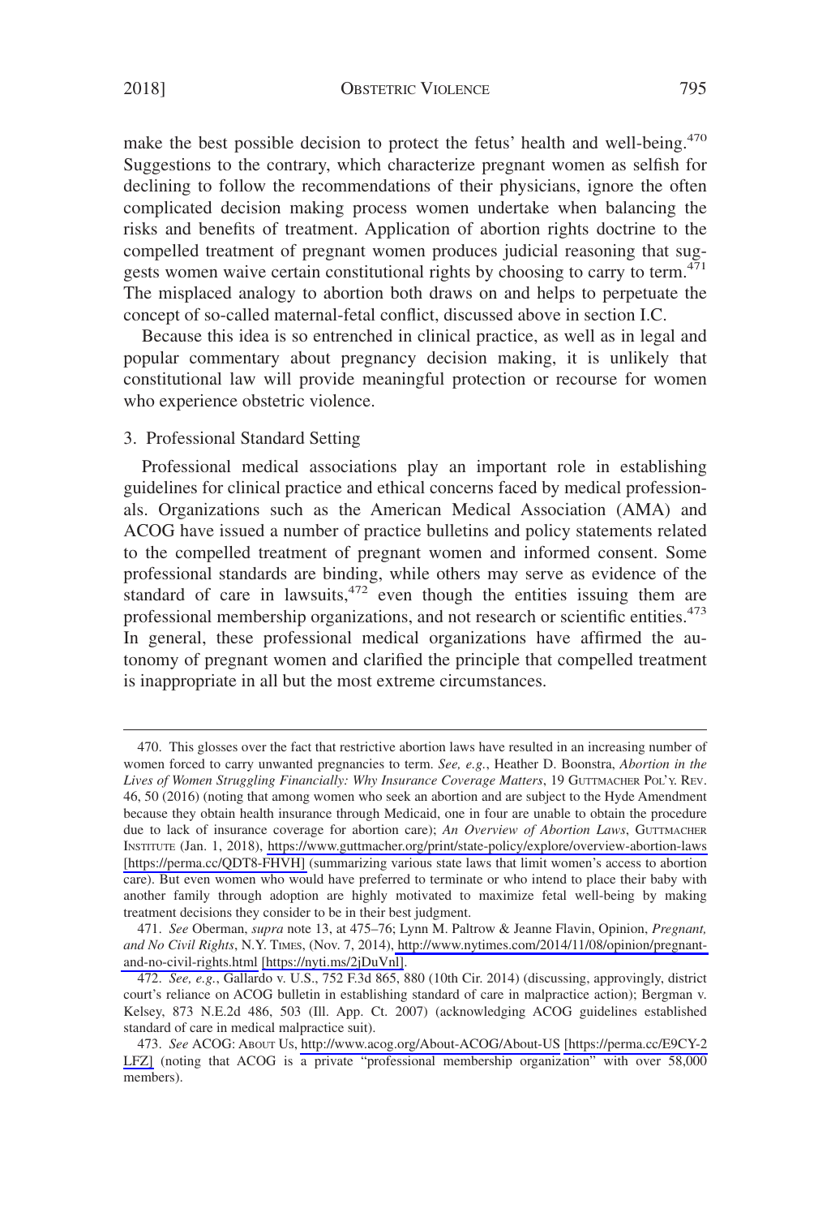make the best possible decision to protect the fetus' health and well-being.[470] Suggestions to the contrary, which characterize pregnant women as selfish for declining to follow the recommendations of their physicians, ignore the often complicated decision making process women undertake when balancing the risks and benefits of treatment. Application of abortion rights doctrine to the compelled treatment of pregnant women produces judicial reasoning that suggests women waive certain constitutional rights by choosing to carry to term.[471] The misplaced analogy to abortion both draws on and helps to perpetuate the concept of so-called maternal-fetal conflict, discussed above in section I.C.

Because this idea is so entrenched in clinical practice, as well as in legal and popular commentary about pregnancy decision making, it is unlikely that constitutional law will provide meaningful protection or recourse for women who experience obstetric violence.

### 3. Professional Standard Setting

Professional medical associations play an important role in establishing guidelines for clinical practice and ethical concerns faced by medical professionals. Organizations such as the American Medical Association (AMA) and ACOG have issued a number of practice bulletins and policy statements related to the compelled treatment of pregnant women and informed consent. Some professional standards are binding, while others may serve as evidence of the standard of care in lawsuits,[472] even though the entities issuing them are professional membership organizations, and not research or scientific entities.[473] In general, these professional medical organizations have affirmed the autonomy of pregnant women and clarified the principle that compelled treatment is inappropriate in all but the most extreme circumstances.

---

470. This glosses over the fact that restrictive abortion laws have resulted in an increasing number of women forced to carry unwanted pregnancies to term. *See, e.g.*, Heather D. Boonstra, *Abortion in the Lives of Women Struggling Financially: Why Insurance Coverage Matters*, 19 GUTTMACHER POL'Y. REV. 46, 50 (2016) (noting that among women who seek an abortion and are subject to the Hyde Amendment because they obtain health insurance through Medicaid, one in four are unable to obtain the procedure due to lack of insurance coverage for abortion care); *An Overview of Abortion Laws*, GUTTMACHER INSTITUTE (Jan. 1, 2018), https://www.guttmacher.org/print/state-policy/explore/overview-abortion-laws [https://perma.cc/QDT8-FHVH] (summarizing various state laws that limit women's access to abortion care). But even women who would have preferred to terminate or who intend to place their baby with another family through adoption are highly motivated to maximize fetal well-being by making treatment decisions they consider to be in their best judgment.

471. *See* Oberman, *supra* note 13, at 475–76; Lynn M. Paltrow & Jeanne Flavin, Opinion, *Pregnant, and No Civil Rights*, N.Y. TIMES, (Nov. 7, 2014), http://www.nytimes.com/2014/11/08/opinion/pregnant-and-no-civil-rights.html [https://nyti.ms/2jDuVnl].

472. *See, e.g.*, Gallardo v. U.S., 752 F.3d 865, 880 (10th Cir. 2014) (discussing, approvingly, district court's reliance on ACOG bulletin in establishing standard of care in malpractice action); Bergman v. Kelsey, 873 N.E.2d 486, 503 (Ill. App. Ct. 2007) (acknowledging ACOG guidelines established standard of care in medical malpractice suit).

473. *See* ACOG: ABOUT US, http://www.acog.org/About-ACOG/About-US [https://perma.cc/E9CY-2LFZ] (noting that ACOG is a private "professional membership organization" with over 58,000 members).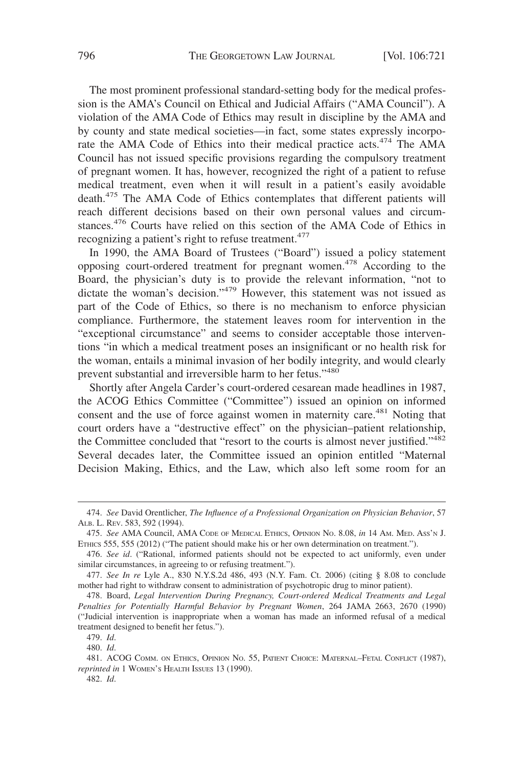The most prominent professional standard-setting body for the medical profession is the AMA's Council on Ethical and Judicial Affairs ("AMA Council"). A violation of the AMA Code of Ethics may result in discipline by the AMA and by county and state medical societies—in fact, some states expressly incorporate the AMA Code of Ethics into their medical practice acts.[474] The AMA Council has not issued specific provisions regarding the compulsory treatment of pregnant women. It has, however, recognized the right of a patient to refuse medical treatment, even when it will result in a patient's easily avoidable death.[475] The AMA Code of Ethics contemplates that different patients will reach different decisions based on their own personal values and circumstances.[476] Courts have relied on this section of the AMA Code of Ethics in recognizing a patient's right to refuse treatment.[477]

In 1990, the AMA Board of Trustees ("Board") issued a policy statement opposing court-ordered treatment for pregnant women.[478] According to the Board, the physician's duty is to provide the relevant information, "not to dictate the woman's decision."[479] However, this statement was not issued as part of the Code of Ethics, so there is no mechanism to enforce physician compliance. Furthermore, the statement leaves room for intervention in the "exceptional circumstance" and seems to consider acceptable those interventions "in which a medical treatment poses an insignificant or no health risk for the woman, entails a minimal invasion of her bodily integrity, and would clearly prevent substantial and irreversible harm to her fetus."[480]

Shortly after Angela Carder's court-ordered cesarean made headlines in 1987, the ACOG Ethics Committee ("Committee") issued an opinion on informed consent and the use of force against women in maternity care.[481] Noting that court orders have a "destructive effect" on the physician–patient relationship, the Committee concluded that "resort to the courts is almost never justified."[482] Several decades later, the Committee issued an opinion entitled "Maternal Decision Making, Ethics, and the Law, which also left some room for an

---

474. *See* David Orentlicher, *The Influence of a Professional Organization on Physician Behavior*, 57 ALB. L. REV. 583, 592 (1994).

475. *See* AMA Council, AMA CODE OF MEDICAL ETHICS, OPINION NO. 8.08, *in* 14 AM. MED. ASS'N J. ETHICS 555, 555 (2012) ("The patient should make his or her own determination on treatment.").

476. *See id*. ("Rational, informed patients should not be expected to act uniformly, even under similar circumstances, in agreeing to or refusing treatment.").

477. *See In re* Lyle A., 830 N.Y.S.2d 486, 493 (N.Y. Fam. Ct. 2006) (citing § 8.08 to conclude mother had right to withdraw consent to administration of psychotropic drug to minor patient).

478. Board, *Legal Intervention During Pregnancy, Court-ordered Medical Treatments and Legal Penalties for Potentially Harmful Behavior by Pregnant Women*, 264 JAMA 2663, 2670 (1990) ("Judicial intervention is inappropriate when a woman has made an informed refusal of a medical treatment designed to benefit her fetus.").

479. *Id*.

480. *Id*.

481. ACOG COMM. ON ETHICS, OPINION NO. 55, PATIENT CHOICE: MATERNAL–FETAL CONFLICT (1987), *reprinted in* 1 WOMEN'S HEALTH ISSUES 13 (1990).

482. *Id*.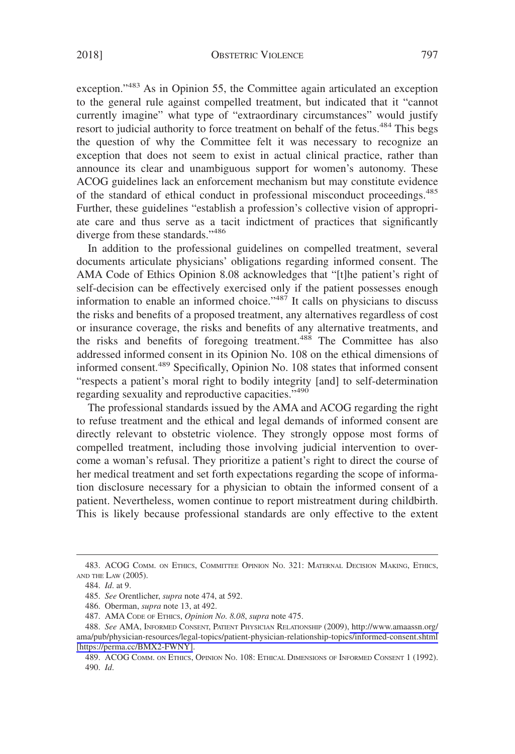exception."[483] As in Opinion 55, the Committee again articulated an exception to the general rule against compelled treatment, but indicated that it "cannot currently imagine" what type of "extraordinary circumstances" would justify resort to judicial authority to force treatment on behalf of the fetus.[484] This begs the question of why the Committee felt it was necessary to recognize an exception that does not seem to exist in actual clinical practice, rather than announce its clear and unambiguous support for women's autonomy. These ACOG guidelines lack an enforcement mechanism but may constitute evidence of the standard of ethical conduct in professional misconduct proceedings.[485] Further, these guidelines "establish a profession's collective vision of appropriate care and thus serve as a tacit indictment of practices that significantly diverge from these standards."[486]

In addition to the professional guidelines on compelled treatment, several documents articulate physicians' obligations regarding informed consent. The AMA Code of Ethics Opinion 8.08 acknowledges that "[t]he patient's right of self-decision can be effectively exercised only if the patient possesses enough information to enable an informed choice."[487] It calls on physicians to discuss the risks and benefits of a proposed treatment, any alternatives regardless of cost or insurance coverage, the risks and benefits of any alternative treatments, and the risks and benefits of foregoing treatment.[488] The Committee has also addressed informed consent in its Opinion No. 108 on the ethical dimensions of informed consent.[489] Specifically, Opinion No. 108 states that informed consent "respects a patient's moral right to bodily integrity [and] to self-determination regarding sexuality and reproductive capacities."[490]

The professional standards issued by the AMA and ACOG regarding the right to refuse treatment and the ethical and legal demands of informed consent are directly relevant to obstetric violence. They strongly oppose most forms of compelled treatment, including those involving judicial intervention to overcome a woman's refusal. They prioritize a patient's right to direct the course of her medical treatment and set forth expectations regarding the scope of information disclosure necessary for a physician to obtain the informed consent of a patient. Nevertheless, women continue to report mistreatment during childbirth. This is likely because professional standards are only effective to the extent

---

483. ACOG COMM. ON ETHICS, COMMITTEE OPINION NO. 321: MATERNAL DECISION MAKING, ETHICS, AND THE LAW (2005).

484. *Id*. at 9.

485. *See* Orentlicher, *supra* note 474, at 592.

486. Oberman, *supra* note 13, at 492.

487. AMA CODE OF ETHICS, *Opinion No. 8.08*, *supra* note 475.

488. *See* AMA, INFORMED CONSENT, PATIENT PHYSICIAN RELATIONSHIP (2009), http://www.amaassn.org/ama/pub/physician-resources/legal-topics/patient-physician-relationship-topics/informed-consent.shtml [https://perma.cc/BMX2-FWNY].

489. ACOG COMM. ON ETHICS, OPINION NO. 108: ETHICAL DIMENSIONS OF INFORMED CONSENT 1 (1992).

490. *Id*.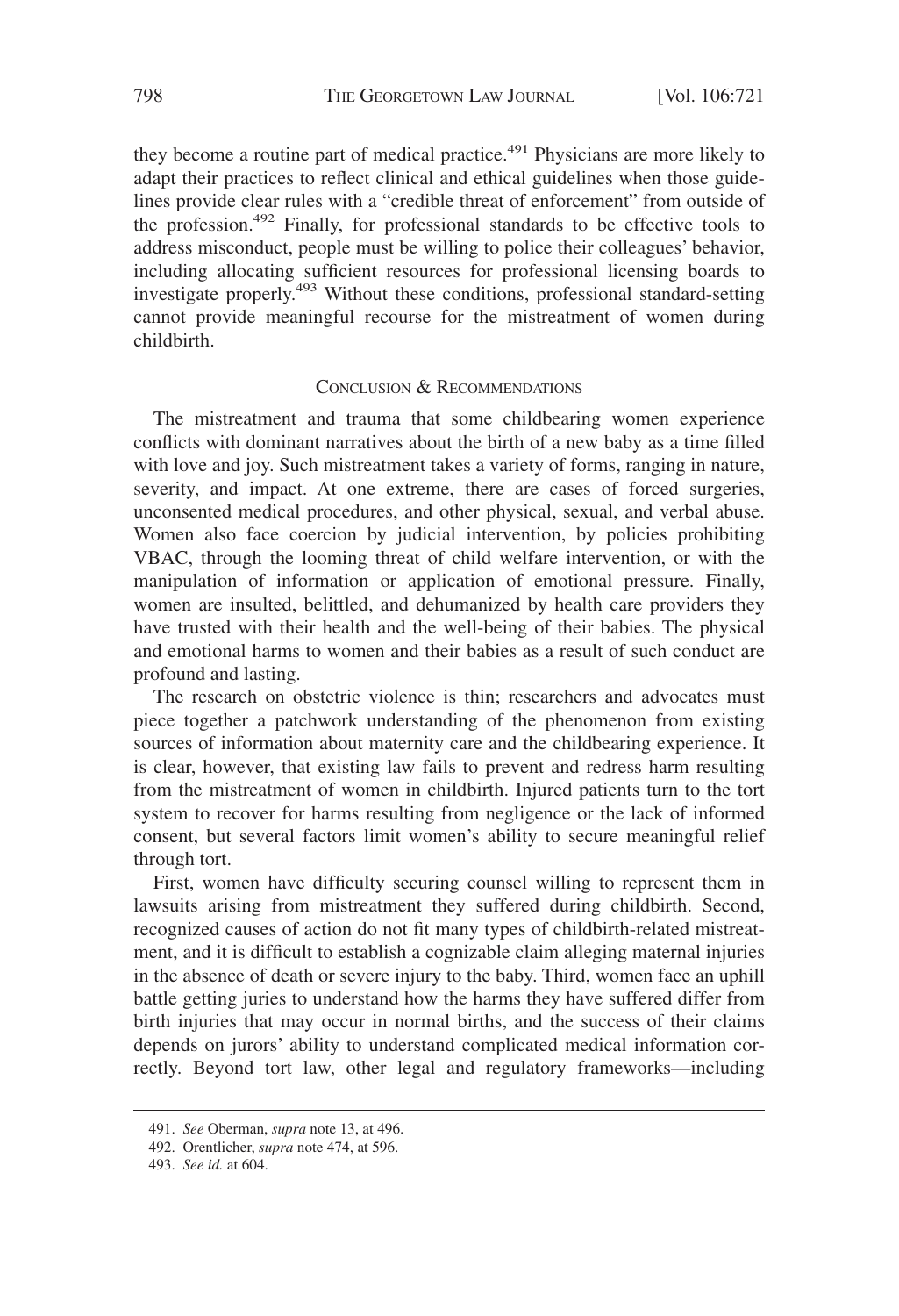they become a routine part of medical practice.[491] Physicians are more likely to adapt their practices to reflect clinical and ethical guidelines when those guidelines provide clear rules with a "credible threat of enforcement" from outside of the profession.[492] Finally, for professional standards to be effective tools to address misconduct, people must be willing to police their colleagues' behavior, including allocating sufficient resources for professional licensing boards to investigate properly.[493] Without these conditions, professional standard-setting cannot provide meaningful recourse for the mistreatment of women during childbirth.

## Conclusion & Recommendations

The mistreatment and trauma that some childbearing women experience conflicts with dominant narratives about the birth of a new baby as a time filled with love and joy. Such mistreatment takes a variety of forms, ranging in nature, severity, and impact. At one extreme, there are cases of forced surgeries, unconsented medical procedures, and other physical, sexual, and verbal abuse. Women also face coercion by judicial intervention, by policies prohibiting VBAC, through the looming threat of child welfare intervention, or with the manipulation of information or application of emotional pressure. Finally, women are insulted, belittled, and dehumanized by health care providers they have trusted with their health and the well-being of their babies. The physical and emotional harms to women and their babies as a result of such conduct are profound and lasting.

The research on obstetric violence is thin; researchers and advocates must piece together a patchwork understanding of the phenomenon from existing sources of information about maternity care and the childbearing experience. It is clear, however, that existing law fails to prevent and redress harm resulting from the mistreatment of women in childbirth. Injured patients turn to the tort system to recover for harms resulting from negligence or the lack of informed consent, but several factors limit women's ability to secure meaningful relief through tort.

First, women have difficulty securing counsel willing to represent them in lawsuits arising from mistreatment they suffered during childbirth. Second, recognized causes of action do not fit many types of childbirth-related mistreatment, and it is difficult to establish a cognizable claim alleging maternal injuries in the absence of death or severe injury to the baby. Third, women face an uphill battle getting juries to understand how the harms they have suffered differ from birth injuries that may occur in normal births, and the success of their claims depends on jurors' ability to understand complicated medical information correctly. Beyond tort law, other legal and regulatory frameworks—including

---

491. *See* Oberman, *supra* note 13, at 496.

492. Orentlicher, *supra* note 474, at 596.

493. *See id.* at 604.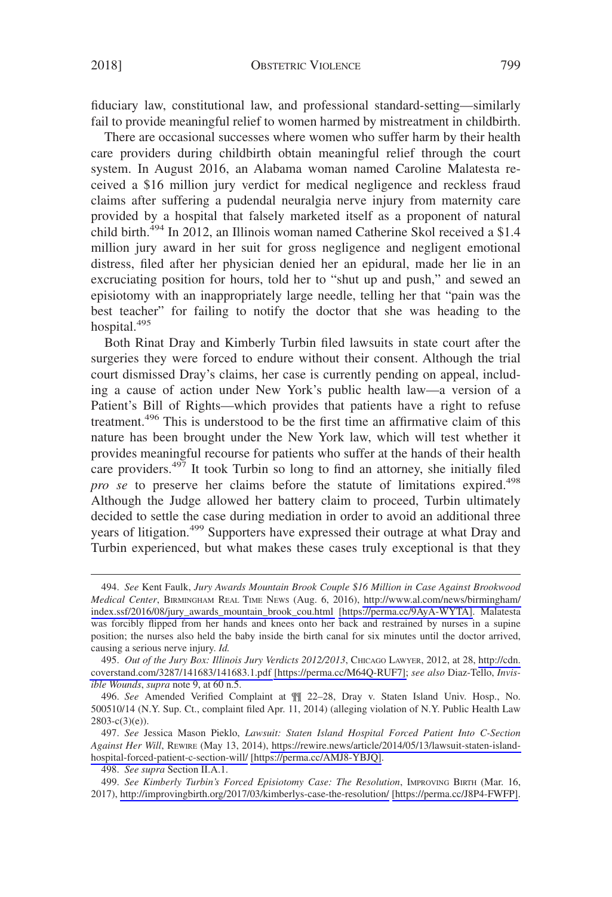fiduciary law, constitutional law, and professional standard-setting—similarly fail to provide meaningful relief to women harmed by mistreatment in childbirth.

There are occasional successes where women who suffer harm by their health care providers during childbirth obtain meaningful relief through the court system. In August 2016, an Alabama woman named Caroline Malatesta received a $16 million jury verdict for medical negligence and reckless fraud claims after suffering a pudendal neuralgia nerve injury from maternity care provided by a hospital that falsely marketed itself as a proponent of natural child birth.[494] In 2012, an Illinois woman named Catherine Skol received a $1.4 million jury award in her suit for gross negligence and negligent emotional distress, filed after her physician denied her an epidural, made her lie in an excruciating position for hours, told her to "shut up and push," and sewed an episiotomy with an inappropriately large needle, telling her that "pain was the best teacher" for failing to notify the doctor that she was heading to the hospital.[495]

Both Rinat Dray and Kimberly Turbin filed lawsuits in state court after the surgeries they were forced to endure without their consent. Although the trial court dismissed Dray's claims, her case is currently pending on appeal, including a cause of action under New York's public health law—a version of a Patient's Bill of Rights—which provides that patients have a right to refuse treatment.[496] This is understood to be the first time an affirmative claim of this nature has been brought under the New York law, which will test whether it provides meaningful recourse for patients who suffer at the hands of their health care providers.[497] It took Turbin so long to find an attorney, she initially filed *pro se* to preserve her claims before the statute of limitations expired.[498] Although the Judge allowed her battery claim to proceed, Turbin ultimately decided to settle the case during mediation in order to avoid an additional three years of litigation.[499] Supporters have expressed their outrage at what Dray and Turbin experienced, but what makes these cases truly exceptional is that they

---

494. *See* Kent Faulk, *Jury Awards Mountain Brook Couple $16 Million in Case Against Brookwood Medical Center*, BIRMINGHAM REAL TIME NEWS (Aug. 6, 2016), http://www.al.com/news/birmingham/index.ssf/2016/08/jury_awards_mountain_brook_cou.html [https://perma.cc/9AyA-WYTA]. Malatesta was forcibly flipped from her hands and knees onto her back and restrained by nurses in a supine position; the nurses also held the baby inside the birth canal for six minutes until the doctor arrived, causing a serious nerve injury. *Id.*

495. *Out of the Jury Box: Illinois Jury Verdicts 2012/2013*, CHICAGO LAWYER, 2012, at 28, http://cdn.coverstand.com/3287/141683/141683.1.pdf [https://perma.cc/M64Q-RUF7]; *see also* Diaz-Tello, *Invisible Wounds*, *supra* note 9, at 60 n.5.

496. *See* Amended Verified Complaint at ¶¶ 22–28, Dray v. Staten Island Univ. Hosp., No. 500510/14 (N.Y. Sup. Ct., complaint filed Apr. 11, 2014) (alleging violation of N.Y. Public Health Law 2803-c(3)(e)).

497. *See* Jessica Mason Pieklo, *Lawsuit: Staten Island Hospital Forced Patient Into C-Section Against Her Will*, REWIRE (May 13, 2014), https://rewire.news/article/2014/05/13/lawsuit-staten-island-hospital-forced-patient-c-section-will/ [https://perma.cc/AMJ8-YBJQ].

498. *See supra* Section II.A.1.

499. *See Kimberly Turbin's Forced Episiotomy Case: The Resolution*, IMPROVING BIRTH (Mar. 16, 2017), http://improvingbirth.org/2017/03/kimberlys-case-the-resolution/ [https://perma.cc/J8P4-FWFP].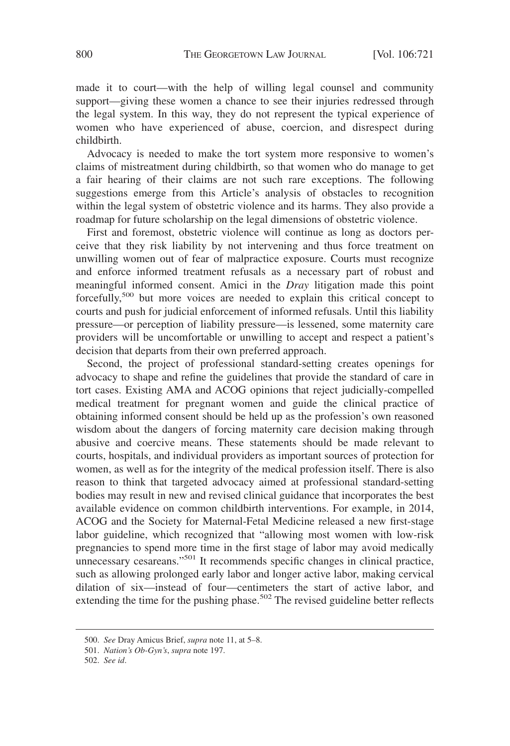made it to court—with the help of willing legal counsel and community support—giving these women a chance to see their injuries redressed through the legal system. In this way, they do not represent the typical experience of women who have experienced of abuse, coercion, and disrespect during childbirth.

Advocacy is needed to make the tort system more responsive to women's claims of mistreatment during childbirth, so that women who do manage to get a fair hearing of their claims are not such rare exceptions. The following suggestions emerge from this Article's analysis of obstacles to recognition within the legal system of obstetric violence and its harms. They also provide a roadmap for future scholarship on the legal dimensions of obstetric violence.

First and foremost, obstetric violence will continue as long as doctors perceive that they risk liability by not intervening and thus force treatment on unwilling women out of fear of malpractice exposure. Courts must recognize and enforce informed treatment refusals as a necessary part of robust and meaningful informed consent. Amici in the *Dray* litigation made this point forcefully,[500] but more voices are needed to explain this critical concept to courts and push for judicial enforcement of informed refusals. Until this liability pressure—or perception of liability pressure—is lessened, some maternity care providers will be uncomfortable or unwilling to accept and respect a patient's decision that departs from their own preferred approach.

Second, the project of professional standard-setting creates openings for advocacy to shape and refine the guidelines that provide the standard of care in tort cases. Existing AMA and ACOG opinions that reject judicially-compelled medical treatment for pregnant women and guide the clinical practice of obtaining informed consent should be held up as the profession's own reasoned wisdom about the dangers of forcing maternity care decision making through abusive and coercive means. These statements should be made relevant to courts, hospitals, and individual providers as important sources of protection for women, as well as for the integrity of the medical profession itself. There is also reason to think that targeted advocacy aimed at professional standard-setting bodies may result in new and revised clinical guidance that incorporates the best available evidence on common childbirth interventions. For example, in 2014, ACOG and the Society for Maternal-Fetal Medicine released a new first-stage labor guideline, which recognized that "allowing most women with low-risk pregnancies to spend more time in the first stage of labor may avoid medically unnecessary cesareans."[501] It recommends specific changes in clinical practice, such as allowing prolonged early labor and longer active labor, making cervical dilation of six—instead of four—centimeters the start of active labor, and extending the time for the pushing phase.[502] The revised guideline better reflects

500. *See* Dray Amicus Brief, *supra* note 11, at 5–8.

501. *Nation's Ob-Gyn's*, *supra* note 197.

502. *See id*.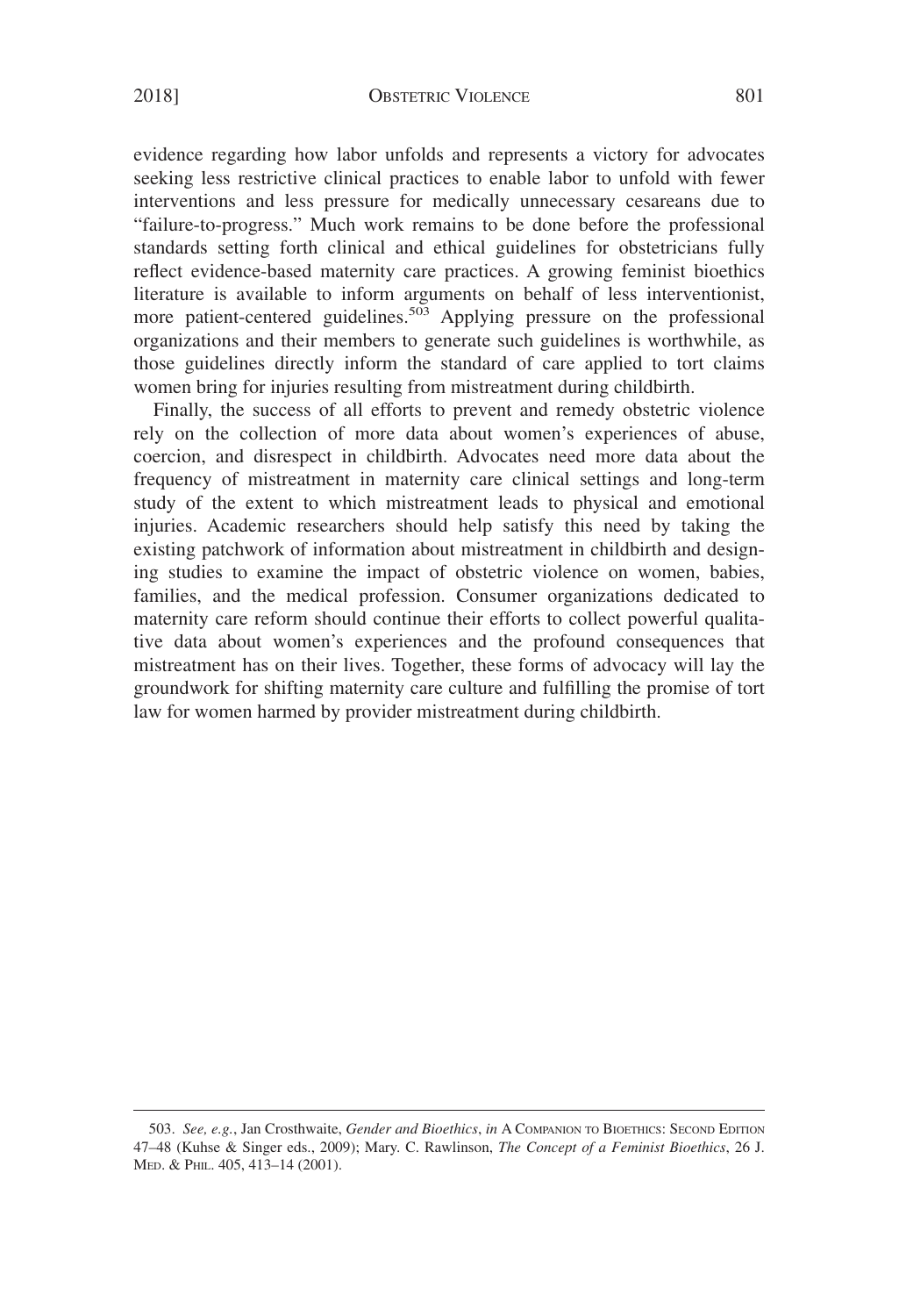evidence regarding how labor unfolds and represents a victory for advocates seeking less restrictive clinical practices to enable labor to unfold with fewer interventions and less pressure for medically unnecessary cesareans due to "failure-to-progress." Much work remains to be done before the professional standards setting forth clinical and ethical guidelines for obstetricians fully reflect evidence-based maternity care practices. A growing feminist bioethics literature is available to inform arguments on behalf of less interventionist, more patient-centered guidelines.[503] Applying pressure on the professional organizations and their members to generate such guidelines is worthwhile, as those guidelines directly inform the standard of care applied to tort claims women bring for injuries resulting from mistreatment during childbirth.

Finally, the success of all efforts to prevent and remedy obstetric violence rely on the collection of more data about women's experiences of abuse, coercion, and disrespect in childbirth. Advocates need more data about the frequency of mistreatment in maternity care clinical settings and long-term study of the extent to which mistreatment leads to physical and emotional injuries. Academic researchers should help satisfy this need by taking the existing patchwork of information about mistreatment in childbirth and designing studies to examine the impact of obstetric violence on women, babies, families, and the medical profession. Consumer organizations dedicated to maternity care reform should continue their efforts to collect powerful qualitative data about women's experiences and the profound consequences that mistreatment has on their lives. Together, these forms of advocacy will lay the groundwork for shifting maternity care culture and fulfilling the promise of tort law for women harmed by provider mistreatment during childbirth.

503. *See, e.g.*, Jan Crosthwaite, *Gender and Bioethics*, *in* A COMPANION TO BIOETHICS: SECOND EDITION 47–48 (Kuhse & Singer eds., 2009); Mary. C. Rawlinson, *The Concept of a Feminist Bioethics*, 26 J. MED. & PHIL. 405, 413–14 (2001).